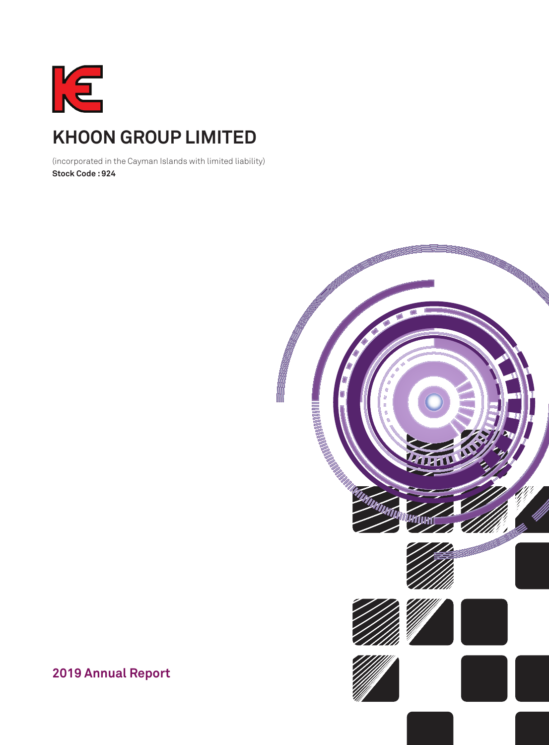# KHOON GROUP LIMITED

(incorporated in the Cayman Islands with limited liability)

**Stock Code : 924**

**2019 Annual Report**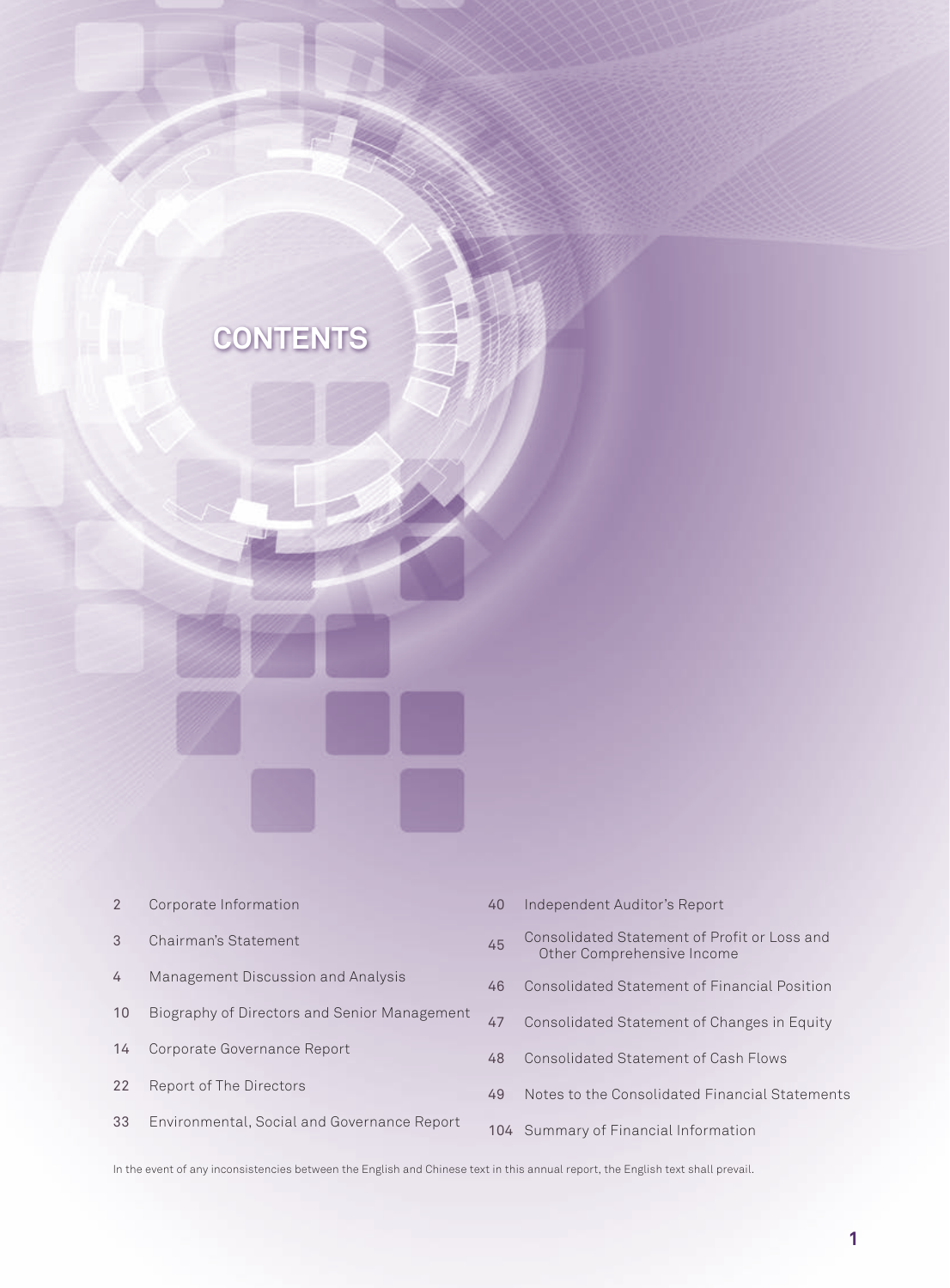# CONTENTS

| | |
|---|---|
| 2 | Corporate Information |
| 3 | Chairman's Statement |
| 4 | Management Discussion and Analysis |
| 10 | Biography of Directors and Senior Management |
| 14 | Corporate Governance Report |
| 22 | Report of The Directors |
| 33 | Environmental, Social and Governance Report |
| 40 | Independent Auditor's Report |
| 45 | Consolidated Statement of Profit or Loss and Other Comprehensive Income |
| 46 | Consolidated Statement of Financial Position |
| 47 | Consolidated Statement of Changes in Equity |
| 48 | Consolidated Statement of Cash Flows |
| 49 | Notes to the Consolidated Financial Statements |
| 104 | Summary of Financial Information |

In the event of any inconsistencies between the English and Chinese text in this annual report, the English text shall prevail.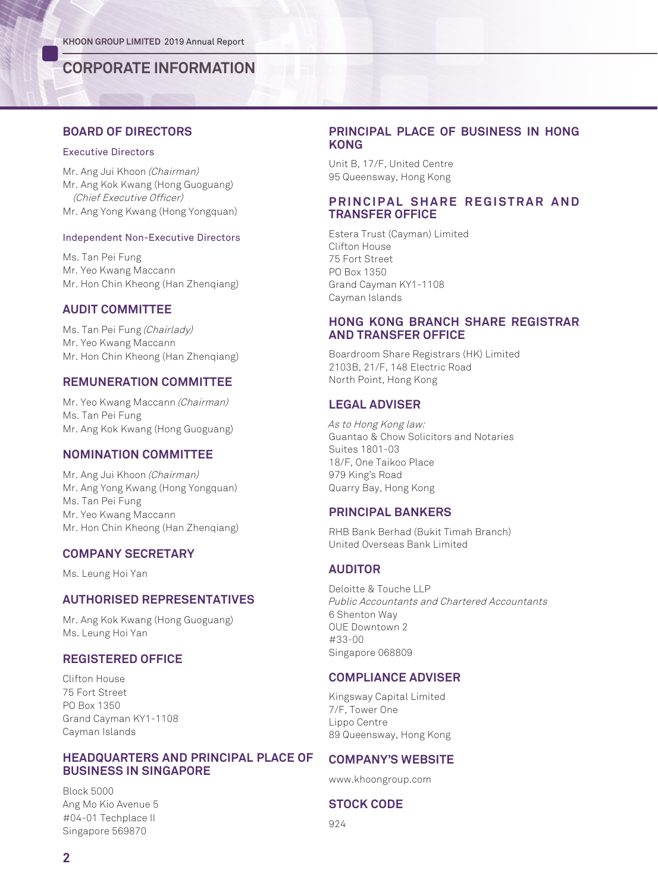# CORPORATE INFORMATION

## BOARD OF DIRECTORS

### Executive Directors

Mr. Ang Jui Khoon *(Chairman)*
Mr. Ang Kok Kwang (Hong Guoguang) *(Chief Executive Officer)*
Mr. Ang Yong Kwang (Hong Yongquan)

### Independent Non-Executive Directors

Ms. Tan Pei Fung
Mr. Yeo Kwang Maccann
Mr. Hon Chin Kheong (Han Zhenqiang)

## AUDIT COMMITTEE

Ms. Tan Pei Fung *(Chairlady)*
Mr. Yeo Kwang Maccann
Mr. Hon Chin Kheong (Han Zhenqiang)

## REMUNERATION COMMITTEE

Mr. Yeo Kwang Maccann *(Chairman)*
Ms. Tan Pei Fung
Mr. Ang Kok Kwang (Hong Guoguang)

## NOMINATION COMMITTEE

Mr. Ang Jui Khoon *(Chairman)*
Mr. Ang Yong Kwang (Hong Yongquan)
Ms. Tan Pei Fung
Mr. Yeo Kwang Maccann
Mr. Hon Chin Kheong (Han Zhenqiang)

## COMPANY SECRETARY

Ms. Leung Hoi Yan

## AUTHORISED REPRESENTATIVES

Mr. Ang Kok Kwang (Hong Guoguang)
Ms. Leung Hoi Yan

## REGISTERED OFFICE

Clifton House
75 Fort Street
PO Box 1350
Grand Cayman KY1-1108
Cayman Islands

## HEADQUARTERS AND PRINCIPAL PLACE OF BUSINESS IN SINGAPORE

Block 5000
Ang Mo Kio Avenue 5
#04-01 Techplace II
Singapore 569870

## PRINCIPAL PLACE OF BUSINESS IN HONG KONG

Unit B, 17/F, United Centre
95 Queensway, Hong Kong

## PRINCIPAL SHARE REGISTRAR AND TRANSFER OFFICE

Estera Trust (Cayman) Limited
Clifton House
75 Fort Street
PO Box 1350
Grand Cayman KY1-1108
Cayman Islands

## HONG KONG BRANCH SHARE REGISTRAR AND TRANSFER OFFICE

Boardroom Share Registrars (HK) Limited
2103B, 21/F, 148 Electric Road
North Point, Hong Kong

## LEGAL ADVISER

*As to Hong Kong law:*
Guantao & Chow Solicitors and Notaries
Suites 1801-03
18/F, One Taikoo Place
979 King's Road
Quarry Bay, Hong Kong

## PRINCIPAL BANKERS

RHB Bank Berhad (Bukit Timah Branch)
United Overseas Bank Limited

## AUDITOR

Deloitte & Touche LLP
*Public Accountants and Chartered Accountants*
6 Shenton Way
OUE Downtown 2
#33-00
Singapore 068809

## COMPLIANCE ADVISER

Kingsway Capital Limited
7/F, Tower One
Lippo Centre
89 Queensway, Hong Kong

## COMPANY'S WEBSITE

www.khoongroup.com

## STOCK CODE

924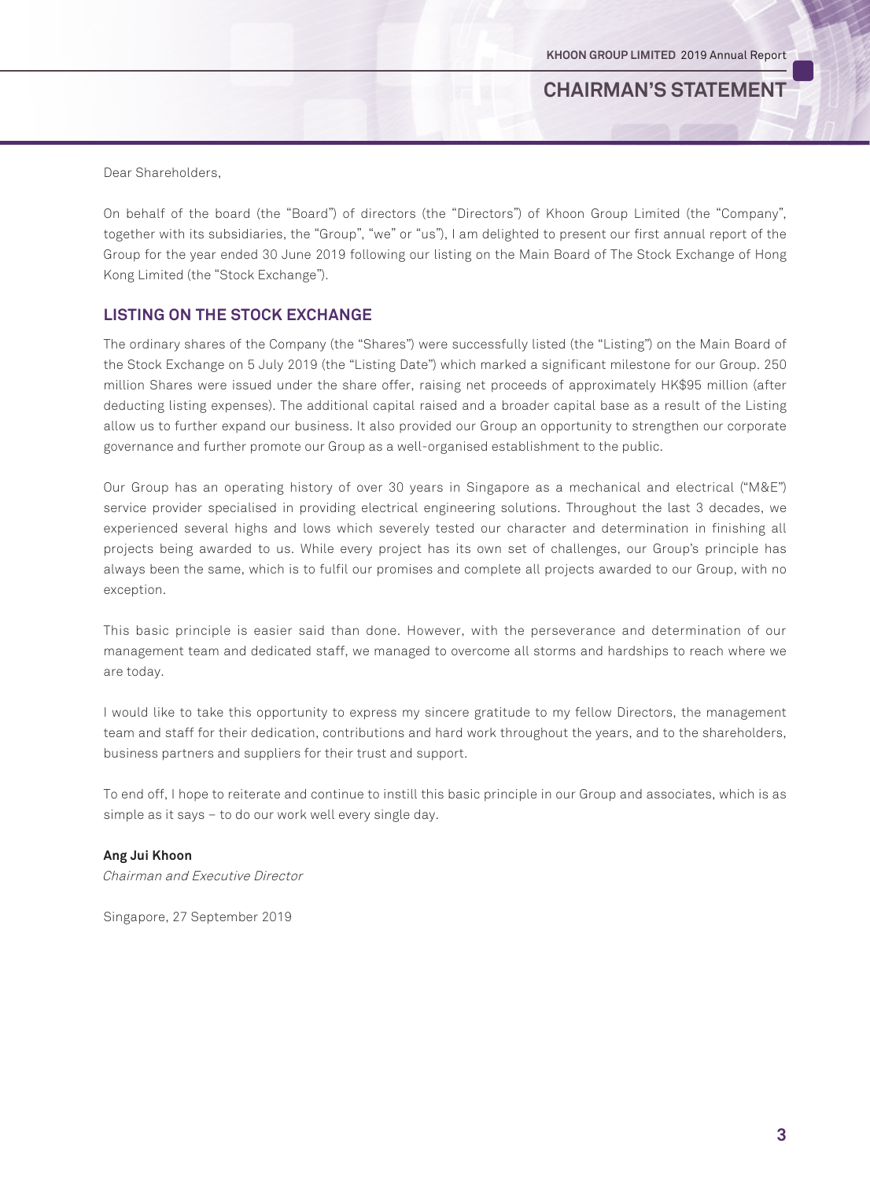# CHAIRMAN'S STATEMENT

Dear Shareholders,

On behalf of the board (the "Board") of directors (the "Directors") of Khoon Group Limited (the "Company", together with its subsidiaries, the "Group", "we" or "us"), I am delighted to present our first annual report of the Group for the year ended 30 June 2019 following our listing on the Main Board of The Stock Exchange of Hong Kong Limited (the "Stock Exchange").

## LISTING ON THE STOCK EXCHANGE

The ordinary shares of the Company (the "Shares") were successfully listed (the "Listing") on the Main Board of the Stock Exchange on 5 July 2019 (the "Listing Date") which marked a significant milestone for our Group. 250 million Shares were issued under the share offer, raising net proceeds of approximately HK$95 million (after deducting listing expenses). The additional capital raised and a broader capital base as a result of the Listing allow us to further expand our business. It also provided our Group an opportunity to strengthen our corporate governance and further promote our Group as a well-organised establishment to the public.

Our Group has an operating history of over 30 years in Singapore as a mechanical and electrical ("M&E") service provider specialised in providing electrical engineering solutions. Throughout the last 3 decades, we experienced several highs and lows which severely tested our character and determination in finishing all projects being awarded to us. While every project has its own set of challenges, our Group's principle has always been the same, which is to fulfil our promises and complete all projects awarded to our Group, with no exception.

This basic principle is easier said than done. However, with the perseverance and determination of our management team and dedicated staff, we managed to overcome all storms and hardships to reach where we are today.

I would like to take this opportunity to express my sincere gratitude to my fellow Directors, the management team and staff for their dedication, contributions and hard work throughout the years, and to the shareholders, business partners and suppliers for their trust and support.

To end off, I hope to reiterate and continue to instill this basic principle in our Group and associates, which is as simple as it says – to do our work well every single day.

**Ang Jui Khoon**
*Chairman and Executive Director*

Singapore, 27 September 2019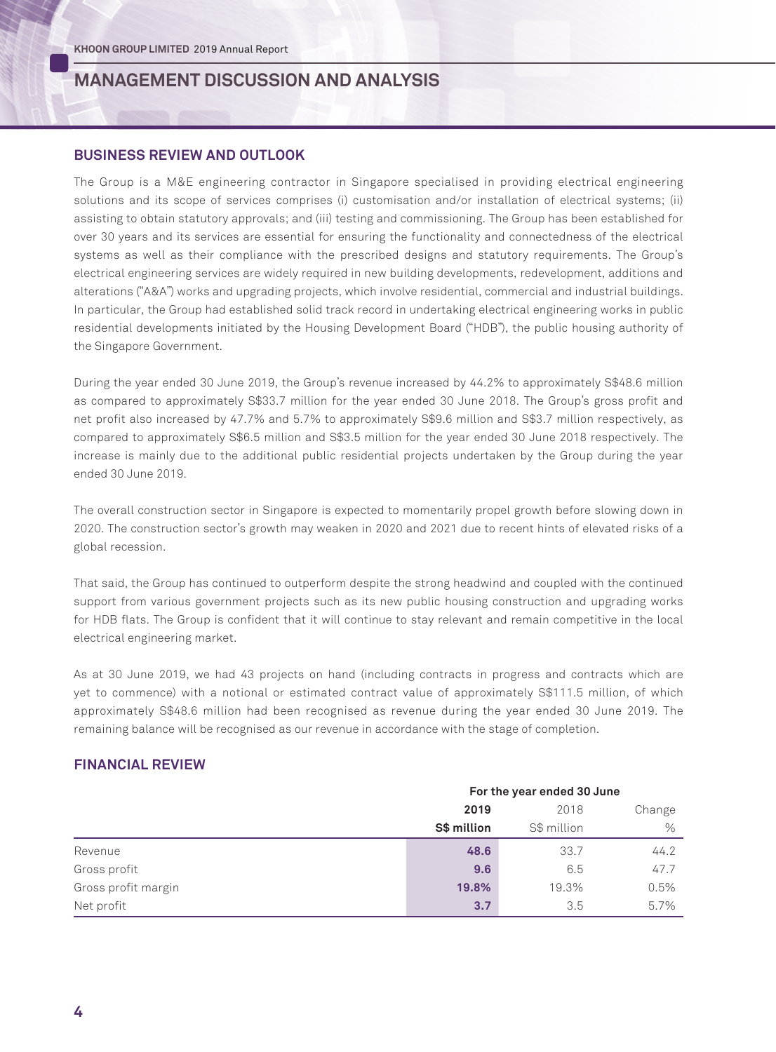# MANAGEMENT DISCUSSION AND ANALYSIS

## BUSINESS REVIEW AND OUTLOOK

The Group is a M&E engineering contractor in Singapore specialised in providing electrical engineering solutions and its scope of services comprises (i) customisation and/or installation of electrical systems; (ii) assisting to obtain statutory approvals; and (iii) testing and commissioning. The Group has been established for over 30 years and its services are essential for ensuring the functionality and connectedness of the electrical systems as well as their compliance with the prescribed designs and statutory requirements. The Group's electrical engineering services are widely required in new building developments, redevelopment, additions and alterations ("A&A") works and upgrading projects, which involve residential, commercial and industrial buildings. In particular, the Group had established solid track record in undertaking electrical engineering works in public residential developments initiated by the Housing Development Board ("HDB"), the public housing authority of the Singapore Government.

During the year ended 30 June 2019, the Group's revenue increased by 44.2% to approximately S$48.6 million as compared to approximately S$33.7 million for the year ended 30 June 2018. The Group's gross profit and net profit also increased by 47.7% and 5.7% to approximately S$9.6 million and S$3.7 million respectively, as compared to approximately S$6.5 million and S$3.5 million for the year ended 30 June 2018 respectively. The increase is mainly due to the additional public residential projects undertaken by the Group during the year ended 30 June 2019.

The overall construction sector in Singapore is expected to momentarily propel growth before slowing down in 2020. The construction sector's growth may weaken in 2020 and 2021 due to recent hints of elevated risks of a global recession.

That said, the Group has continued to outperform despite the strong headwind and coupled with the continued support from various government projects such as its new public housing construction and upgrading works for HDB flats. The Group is confident that it will continue to stay relevant and remain competitive in the local electrical engineering market.

As at 30 June 2019, we had 43 projects on hand (including contracts in progress and contracts which are yet to commence) with a notional or estimated contract value of approximately S$111.5 million, of which approximately S$48.6 million had been recognised as revenue during the year ended 30 June 2019. The remaining balance will be recognised as our revenue in accordance with the stage of completion.

## FINANCIAL REVIEW

| | For the year ended 30 June | | |
|---|---|---|---|
| | **2019** | 2018 | Change |
| | **S$ million** | S$ million | % |
| Revenue | **48.6** | 33.7 | 44.2 |
| Gross profit | **9.6** | 6.5 | 47.7 |
| Gross profit margin | **19.8%** | 19.3% | 0.5% |
| Net profit | **3.7** | 3.5 | 5.7% |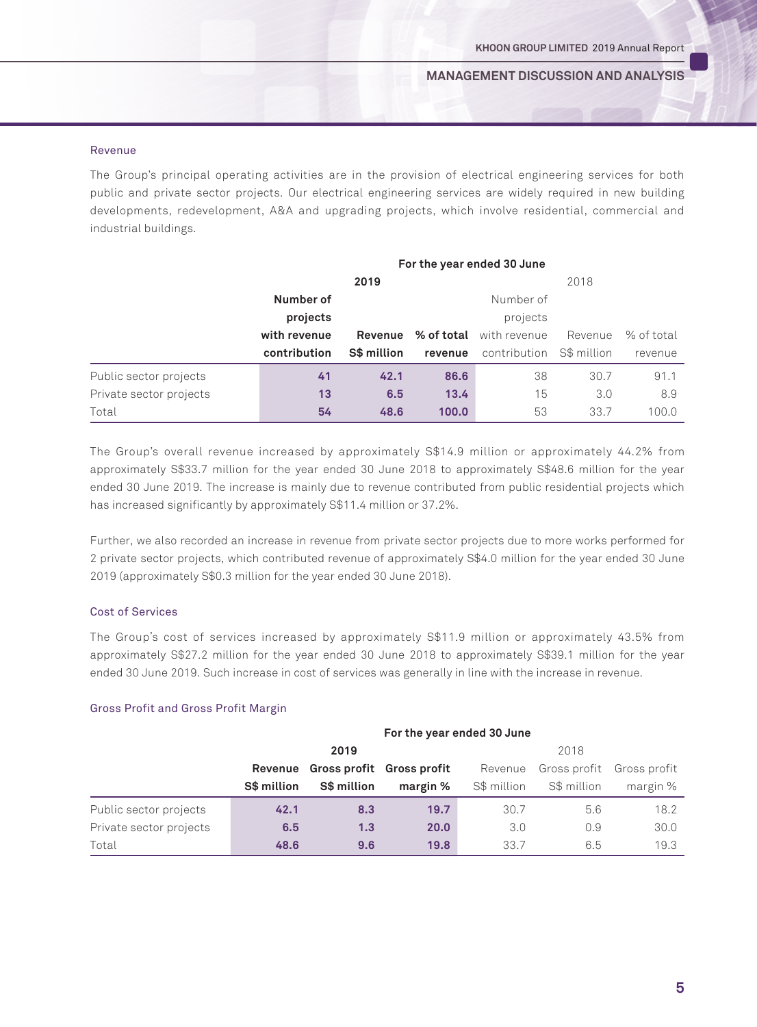### Revenue

The Group's principal operating activities are in the provision of electrical engineering services for both public and private sector projects. Our electrical engineering services are widely required in new building developments, redevelopment, A&A and upgrading projects, which involve residential, commercial and industrial buildings.

| | For the year ended 30 June | | | | | |
|---|---|---|---|---|---|---|
| | **2019** | | | 2018 | | |
| | **Number of projects with revenue contribution** | **Revenue S$ million** | **% of total revenue** | Number of projects with revenue contribution | Revenue S$ million | % of total revenue |
| Public sector projects | **41** | **42.1** | **86.6** | 38 | 30.7 | 91.1 |
| Private sector projects | **13** | **6.5** | **13.4** | 15 | 3.0 | 8.9 |
| Total | **54** | **48.6** | **100.0** | 53 | 33.7 | 100.0 |

The Group's overall revenue increased by approximately S$14.9 million or approximately 44.2% from approximately S$33.7 million for the year ended 30 June 2018 to approximately S$48.6 million for the year ended 30 June 2019. The increase is mainly due to revenue contributed from public residential projects which has increased significantly by approximately S$11.4 million or 37.2%.

Further, we also recorded an increase in revenue from private sector projects due to more works performed for 2 private sector projects, which contributed revenue of approximately S$4.0 million for the year ended 30 June 2019 (approximately S$0.3 million for the year ended 30 June 2018).

### Cost of Services

The Group's cost of services increased by approximately S$11.9 million or approximately 43.5% from approximately S$27.2 million for the year ended 30 June 2018 to approximately S$39.1 million for the year ended 30 June 2019. Such increase in cost of services was generally in line with the increase in revenue.

### Gross Profit and Gross Profit Margin

| | For the year ended 30 June | | | | | |
|---|---|---|---|---|---|---|
| | **2019** | | | 2018 | | |
| | **Revenue S$ million** | **Gross profit S$ million** | **Gross profit margin %** | Revenue S$ million | Gross profit S$ million | Gross profit margin % |
| Public sector projects | **42.1** | **8.3** | **19.7** | 30.7 | 5.6 | 18.2 |
| Private sector projects | **6.5** | **1.3** | **20.0** | 3.0 | 0.9 | 30.0 |
| Total | **48.6** | **9.6** | **19.8** | 33.7 | 6.5 | 19.3 |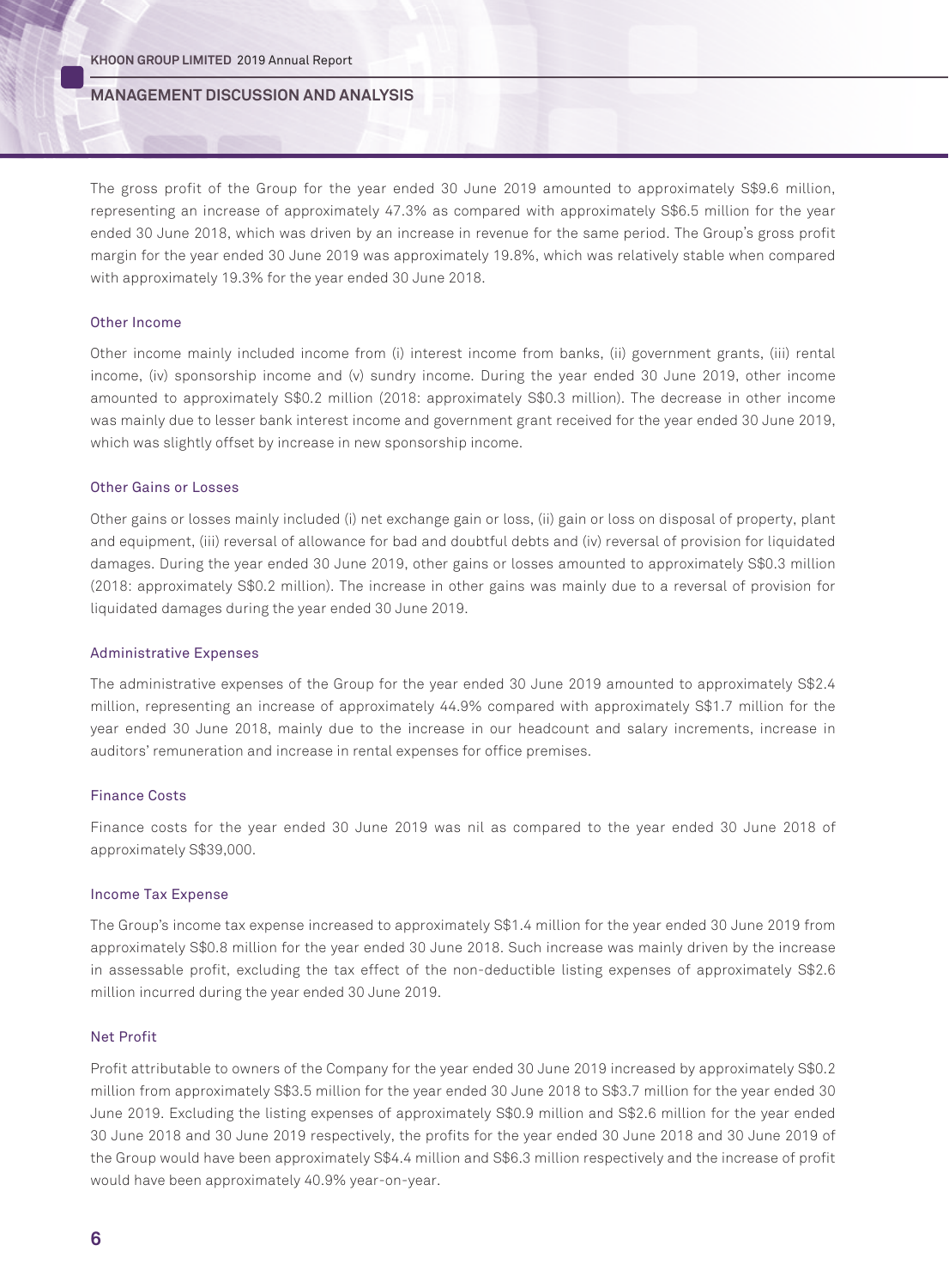The gross profit of the Group for the year ended 30 June 2019 amounted to approximately S$9.6 million, representing an increase of approximately 47.3% as compared with approximately S$6.5 million for the year ended 30 June 2018, which was driven by an increase in revenue for the same period. The Group's gross profit margin for the year ended 30 June 2019 was approximately 19.8%, which was relatively stable when compared with approximately 19.3% for the year ended 30 June 2018.

### Other Income

Other income mainly included income from (i) interest income from banks, (ii) government grants, (iii) rental income, (iv) sponsorship income and (v) sundry income. During the year ended 30 June 2019, other income amounted to approximately S$0.2 million (2018: approximately S$0.3 million). The decrease in other income was mainly due to lesser bank interest income and government grant received for the year ended 30 June 2019, which was slightly offset by increase in new sponsorship income.

### Other Gains or Losses

Other gains or losses mainly included (i) net exchange gain or loss, (ii) gain or loss on disposal of property, plant and equipment, (iii) reversal of allowance for bad and doubtful debts and (iv) reversal of provision for liquidated damages. During the year ended 30 June 2019, other gains or losses amounted to approximately S$0.3 million (2018: approximately S$0.2 million). The increase in other gains was mainly due to a reversal of provision for liquidated damages during the year ended 30 June 2019.

### Administrative Expenses

The administrative expenses of the Group for the year ended 30 June 2019 amounted to approximately S$2.4 million, representing an increase of approximately 44.9% compared with approximately S$1.7 million for the year ended 30 June 2018, mainly due to the increase in our headcount and salary increments, increase in auditors' remuneration and increase in rental expenses for office premises.

### Finance Costs

Finance costs for the year ended 30 June 2019 was nil as compared to the year ended 30 June 2018 of approximately S$39,000.

### Income Tax Expense

The Group's income tax expense increased to approximately S$1.4 million for the year ended 30 June 2019 from approximately S$0.8 million for the year ended 30 June 2018. Such increase was mainly driven by the increase in assessable profit, excluding the tax effect of the non-deductible listing expenses of approximately S$2.6 million incurred during the year ended 30 June 2019.

### Net Profit

Profit attributable to owners of the Company for the year ended 30 June 2019 increased by approximately S$0.2 million from approximately S$3.5 million for the year ended 30 June 2018 to S$3.7 million for the year ended 30 June 2019. Excluding the listing expenses of approximately S$0.9 million and S$2.6 million for the year ended 30 June 2018 and 30 June 2019 respectively, the profits for the year ended 30 June 2018 and 30 June 2019 of the Group would have been approximately S$4.4 million and S$6.3 million respectively and the increase of profit would have been approximately 40.9% year-on-year.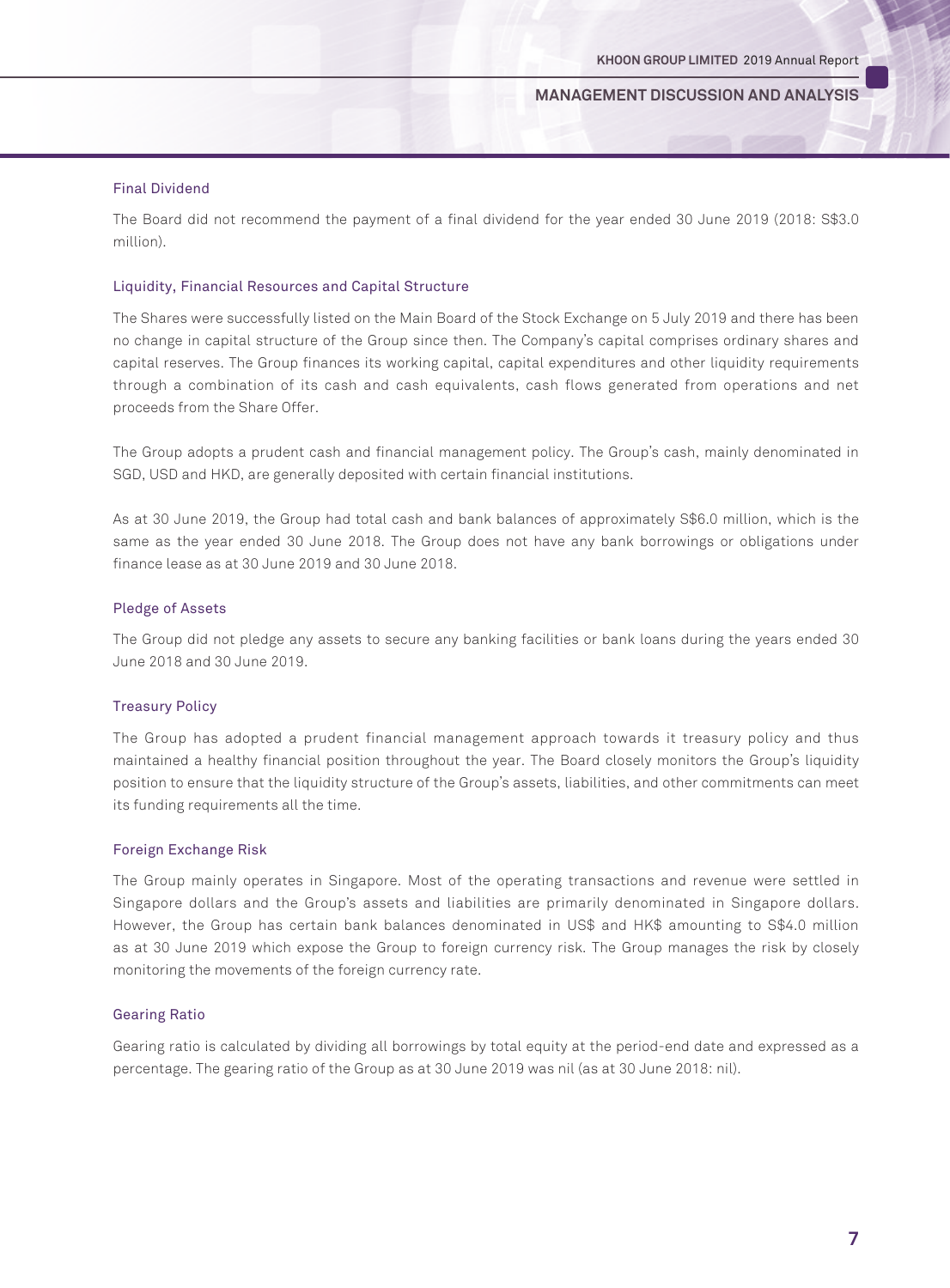### Final Dividend

The Board did not recommend the payment of a final dividend for the year ended 30 June 2019 (2018: S$3.0 million).

### Liquidity, Financial Resources and Capital Structure

The Shares were successfully listed on the Main Board of the Stock Exchange on 5 July 2019 and there has been no change in capital structure of the Group since then. The Company's capital comprises ordinary shares and capital reserves. The Group finances its working capital, capital expenditures and other liquidity requirements through a combination of its cash and cash equivalents, cash flows generated from operations and net proceeds from the Share Offer.

The Group adopts a prudent cash and financial management policy. The Group's cash, mainly denominated in SGD, USD and HKD, are generally deposited with certain financial institutions.

As at 30 June 2019, the Group had total cash and bank balances of approximately S$6.0 million, which is the same as the year ended 30 June 2018. The Group does not have any bank borrowings or obligations under finance lease as at 30 June 2019 and 30 June 2018.

### Pledge of Assets

The Group did not pledge any assets to secure any banking facilities or bank loans during the years ended 30 June 2018 and 30 June 2019.

### Treasury Policy

The Group has adopted a prudent financial management approach towards it treasury policy and thus maintained a healthy financial position throughout the year. The Board closely monitors the Group's liquidity position to ensure that the liquidity structure of the Group's assets, liabilities, and other commitments can meet its funding requirements all the time.

### Foreign Exchange Risk

The Group mainly operates in Singapore. Most of the operating transactions and revenue were settled in Singapore dollars and the Group's assets and liabilities are primarily denominated in Singapore dollars. However, the Group has certain bank balances denominated in US$ and HK$ amounting to S$4.0 million as at 30 June 2019 which expose the Group to foreign currency risk. The Group manages the risk by closely monitoring the movements of the foreign currency rate.

### Gearing Ratio

Gearing ratio is calculated by dividing all borrowings by total equity at the period-end date and expressed as a percentage. The gearing ratio of the Group as at 30 June 2019 was nil (as at 30 June 2018: nil).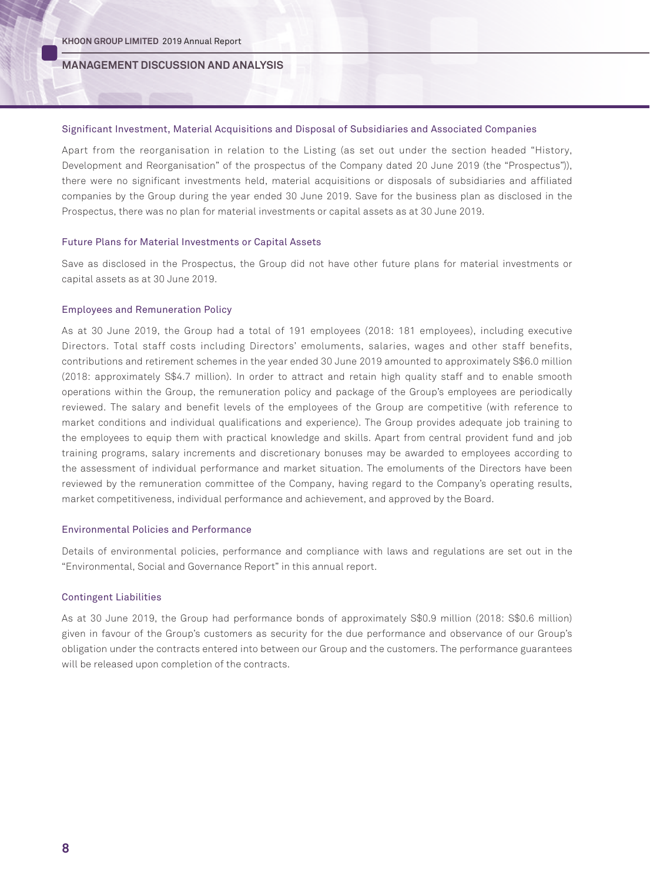### Significant Investment, Material Acquisitions and Disposal of Subsidiaries and Associated Companies

Apart from the reorganisation in relation to the Listing (as set out under the section headed "History, Development and Reorganisation" of the prospectus of the Company dated 20 June 2019 (the "Prospectus")), there were no significant investments held, material acquisitions or disposals of subsidiaries and affiliated companies by the Group during the year ended 30 June 2019. Save for the business plan as disclosed in the Prospectus, there was no plan for material investments or capital assets as at 30 June 2019.

### Future Plans for Material Investments or Capital Assets

Save as disclosed in the Prospectus, the Group did not have other future plans for material investments or capital assets as at 30 June 2019.

### Employees and Remuneration Policy

As at 30 June 2019, the Group had a total of 191 employees (2018: 181 employees), including executive Directors. Total staff costs including Directors' emoluments, salaries, wages and other staff benefits, contributions and retirement schemes in the year ended 30 June 2019 amounted to approximately S$6.0 million (2018: approximately S$4.7 million). In order to attract and retain high quality staff and to enable smooth operations within the Group, the remuneration policy and package of the Group's employees are periodically reviewed. The salary and benefit levels of the employees of the Group are competitive (with reference to market conditions and individual qualifications and experience). The Group provides adequate job training to the employees to equip them with practical knowledge and skills. Apart from central provident fund and job training programs, salary increments and discretionary bonuses may be awarded to employees according to the assessment of individual performance and market situation. The emoluments of the Directors have been reviewed by the remuneration committee of the Company, having regard to the Company's operating results, market competitiveness, individual performance and achievement, and approved by the Board.

### Environmental Policies and Performance

Details of environmental policies, performance and compliance with laws and regulations are set out in the "Environmental, Social and Governance Report" in this annual report.

### Contingent Liabilities

As at 30 June 2019, the Group had performance bonds of approximately S$0.9 million (2018: S$0.6 million) given in favour of the Group's customers as security for the due performance and observance of our Group's obligation under the contracts entered into between our Group and the customers. The performance guarantees will be released upon completion of the contracts.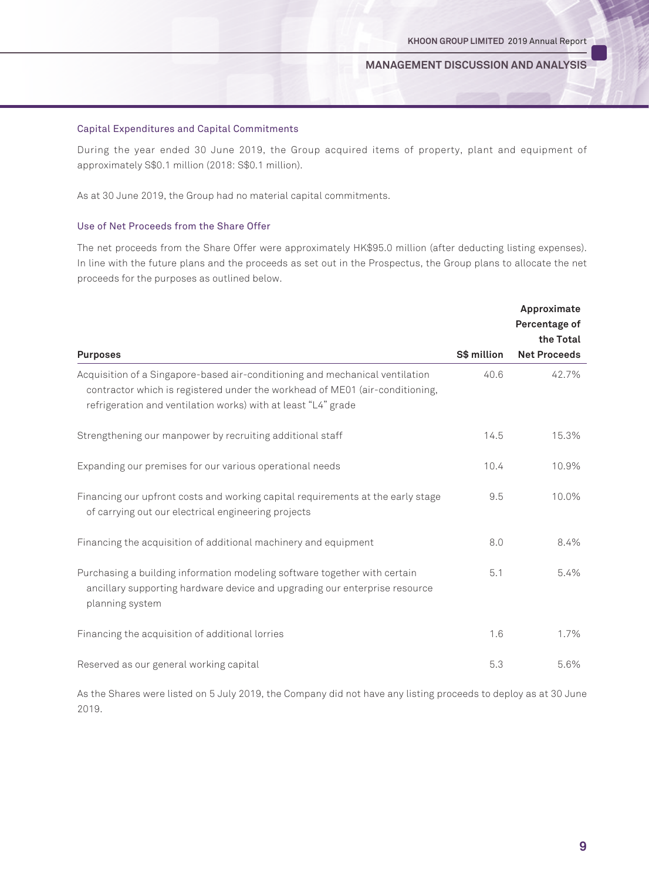### Capital Expenditures and Capital Commitments

During the year ended 30 June 2019, the Group acquired items of property, plant and equipment of approximately S$0.1 million (2018: S$0.1 million).

As at 30 June 2019, the Group had no material capital commitments.

### Use of Net Proceeds from the Share Offer

The net proceeds from the Share Offer were approximately HK$95.0 million (after deducting listing expenses). In line with the future plans and the proceeds as set out in the Prospectus, the Group plans to allocate the net proceeds for the purposes as outlined below.

| Purposes | S$ million | Approximate Percentage of the Total Net Proceeds |
|---|---|---|
| Acquisition of a Singapore-based air-conditioning and mechanical ventilation contractor which is registered under the workhead of ME01 (air-conditioning, refrigeration and ventilation works) with at least "L4" grade | 40.6 | 42.7% |
| Strengthening our manpower by recruiting additional staff | 14.5 | 15.3% |
| Expanding our premises for our various operational needs | 10.4 | 10.9% |
| Financing our upfront costs and working capital requirements at the early stage of carrying out our electrical engineering projects | 9.5 | 10.0% |
| Financing the acquisition of additional machinery and equipment | 8.0 | 8.4% |
| Purchasing a building information modeling software together with certain ancillary supporting hardware device and upgrading our enterprise resource planning system | 5.1 | 5.4% |
| Financing the acquisition of additional lorries | 1.6 | 1.7% |
| Reserved as our general working capital | 5.3 | 5.6% |

As the Shares were listed on 5 July 2019, the Company did not have any listing proceeds to deploy as at 30 June 2019.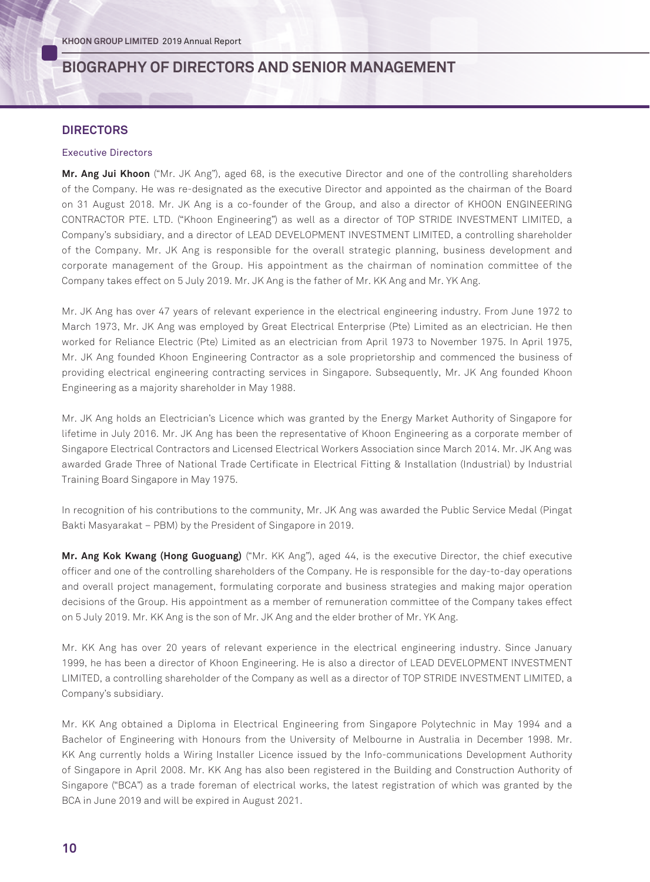# BIOGRAPHY OF DIRECTORS AND SENIOR MANAGEMENT

## DIRECTORS

### Executive Directors

**Mr. Ang Jui Khoon** ("Mr. JK Ang"), aged 68, is the executive Director and one of the controlling shareholders of the Company. He was re-designated as the executive Director and appointed as the chairman of the Board on 31 August 2018. Mr. JK Ang is a co-founder of the Group, and also a director of KHOON ENGINEERING CONTRACTOR PTE. LTD. ("Khoon Engineering") as well as a director of TOP STRIDE INVESTMENT LIMITED, a Company's subsidiary, and a director of LEAD DEVELOPMENT INVESTMENT LIMITED, a controlling shareholder of the Company. Mr. JK Ang is responsible for the overall strategic planning, business development and corporate management of the Group. His appointment as the chairman of nomination committee of the Company takes effect on 5 July 2019. Mr. JK Ang is the father of Mr. KK Ang and Mr. YK Ang.

Mr. JK Ang has over 47 years of relevant experience in the electrical engineering industry. From June 1972 to March 1973, Mr. JK Ang was employed by Great Electrical Enterprise (Pte) Limited as an electrician. He then worked for Reliance Electric (Pte) Limited as an electrician from April 1973 to November 1975. In April 1975, Mr. JK Ang founded Khoon Engineering Contractor as a sole proprietorship and commenced the business of providing electrical engineering contracting services in Singapore. Subsequently, Mr. JK Ang founded Khoon Engineering as a majority shareholder in May 1988.

Mr. JK Ang holds an Electrician's Licence which was granted by the Energy Market Authority of Singapore for lifetime in July 2016. Mr. JK Ang has been the representative of Khoon Engineering as a corporate member of Singapore Electrical Contractors and Licensed Electrical Workers Association since March 2014. Mr. JK Ang was awarded Grade Three of National Trade Certificate in Electrical Fitting & Installation (Industrial) by Industrial Training Board Singapore in May 1975.

In recognition of his contributions to the community, Mr. JK Ang was awarded the Public Service Medal (Pingat Bakti Masyarakat – PBM) by the President of Singapore in 2019.

**Mr. Ang Kok Kwang (Hong Guoguang)** ("Mr. KK Ang"), aged 44, is the executive Director, the chief executive officer and one of the controlling shareholders of the Company. He is responsible for the day-to-day operations and overall project management, formulating corporate and business strategies and making major operation decisions of the Group. His appointment as a member of remuneration committee of the Company takes effect on 5 July 2019. Mr. KK Ang is the son of Mr. JK Ang and the elder brother of Mr. YK Ang.

Mr. KK Ang has over 20 years of relevant experience in the electrical engineering industry. Since January 1999, he has been a director of Khoon Engineering. He is also a director of LEAD DEVELOPMENT INVESTMENT LIMITED, a controlling shareholder of the Company as well as a director of TOP STRIDE INVESTMENT LIMITED, a Company's subsidiary.

Mr. KK Ang obtained a Diploma in Electrical Engineering from Singapore Polytechnic in May 1994 and a Bachelor of Engineering with Honours from the University of Melbourne in Australia in December 1998. Mr. KK Ang currently holds a Wiring Installer Licence issued by the Info-communications Development Authority of Singapore in April 2008. Mr. KK Ang has also been registered in the Building and Construction Authority of Singapore ("BCA") as a trade foreman of electrical works, the latest registration of which was granted by the BCA in June 2019 and will be expired in August 2021.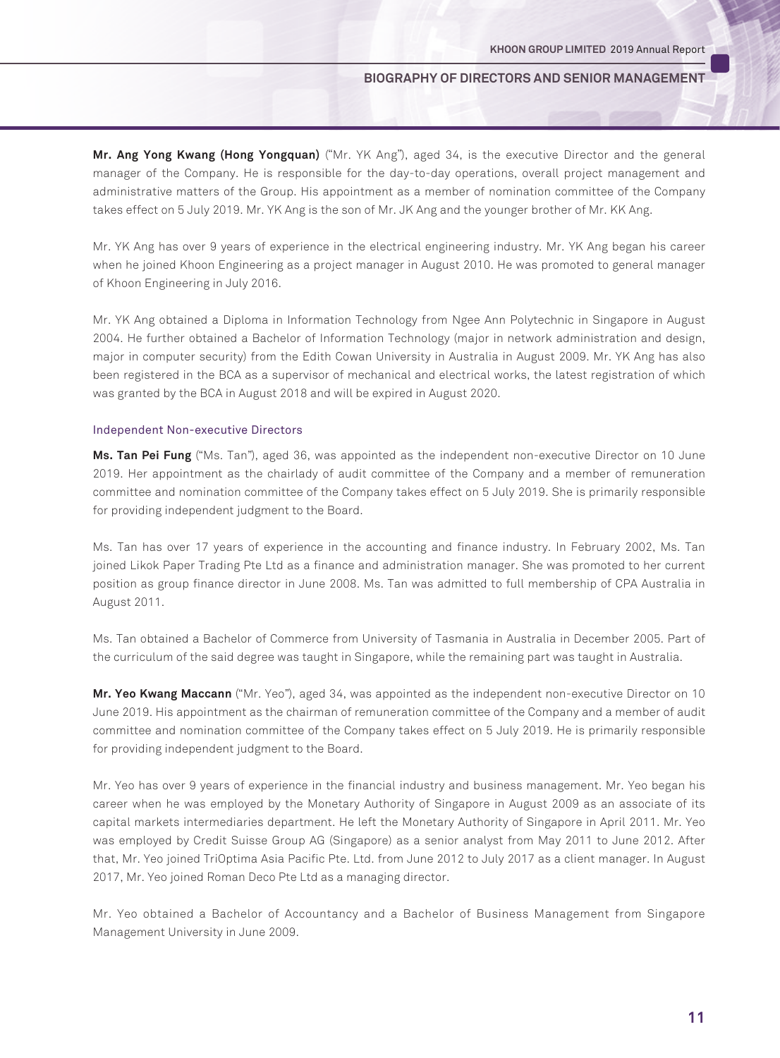**Mr. Ang Yong Kwang (Hong Yongquan)** ("Mr. YK Ang"), aged 34, is the executive Director and the general manager of the Company. He is responsible for the day-to-day operations, overall project management and administrative matters of the Group. His appointment as a member of nomination committee of the Company takes effect on 5 July 2019. Mr. YK Ang is the son of Mr. JK Ang and the younger brother of Mr. KK Ang.

Mr. YK Ang has over 9 years of experience in the electrical engineering industry. Mr. YK Ang began his career when he joined Khoon Engineering as a project manager in August 2010. He was promoted to general manager of Khoon Engineering in July 2016.

Mr. YK Ang obtained a Diploma in Information Technology from Ngee Ann Polytechnic in Singapore in August 2004. He further obtained a Bachelor of Information Technology (major in network administration and design, major in computer security) from the Edith Cowan University in Australia in August 2009. Mr. YK Ang has also been registered in the BCA as a supervisor of mechanical and electrical works, the latest registration of which was granted by the BCA in August 2018 and will be expired in August 2020.

### Independent Non-executive Directors

**Ms. Tan Pei Fung** ("Ms. Tan"), aged 36, was appointed as the independent non-executive Director on 10 June 2019. Her appointment as the chairlady of audit committee of the Company and a member of remuneration committee and nomination committee of the Company takes effect on 5 July 2019. She is primarily responsible for providing independent judgment to the Board.

Ms. Tan has over 17 years of experience in the accounting and finance industry. In February 2002, Ms. Tan joined Likok Paper Trading Pte Ltd as a finance and administration manager. She was promoted to her current position as group finance director in June 2008. Ms. Tan was admitted to full membership of CPA Australia in August 2011.

Ms. Tan obtained a Bachelor of Commerce from University of Tasmania in Australia in December 2005. Part of the curriculum of the said degree was taught in Singapore, while the remaining part was taught in Australia.

**Mr. Yeo Kwang Maccann** ("Mr. Yeo"), aged 34, was appointed as the independent non-executive Director on 10 June 2019. His appointment as the chairman of remuneration committee of the Company and a member of audit committee and nomination committee of the Company takes effect on 5 July 2019. He is primarily responsible for providing independent judgment to the Board.

Mr. Yeo has over 9 years of experience in the financial industry and business management. Mr. Yeo began his career when he was employed by the Monetary Authority of Singapore in August 2009 as an associate of its capital markets intermediaries department. He left the Monetary Authority of Singapore in April 2011. Mr. Yeo was employed by Credit Suisse Group AG (Singapore) as a senior analyst from May 2011 to June 2012. After that, Mr. Yeo joined TriOptima Asia Pacific Pte. Ltd. from June 2012 to July 2017 as a client manager. In August 2017, Mr. Yeo joined Roman Deco Pte Ltd as a managing director.

Mr. Yeo obtained a Bachelor of Accountancy and a Bachelor of Business Management from Singapore Management University in June 2009.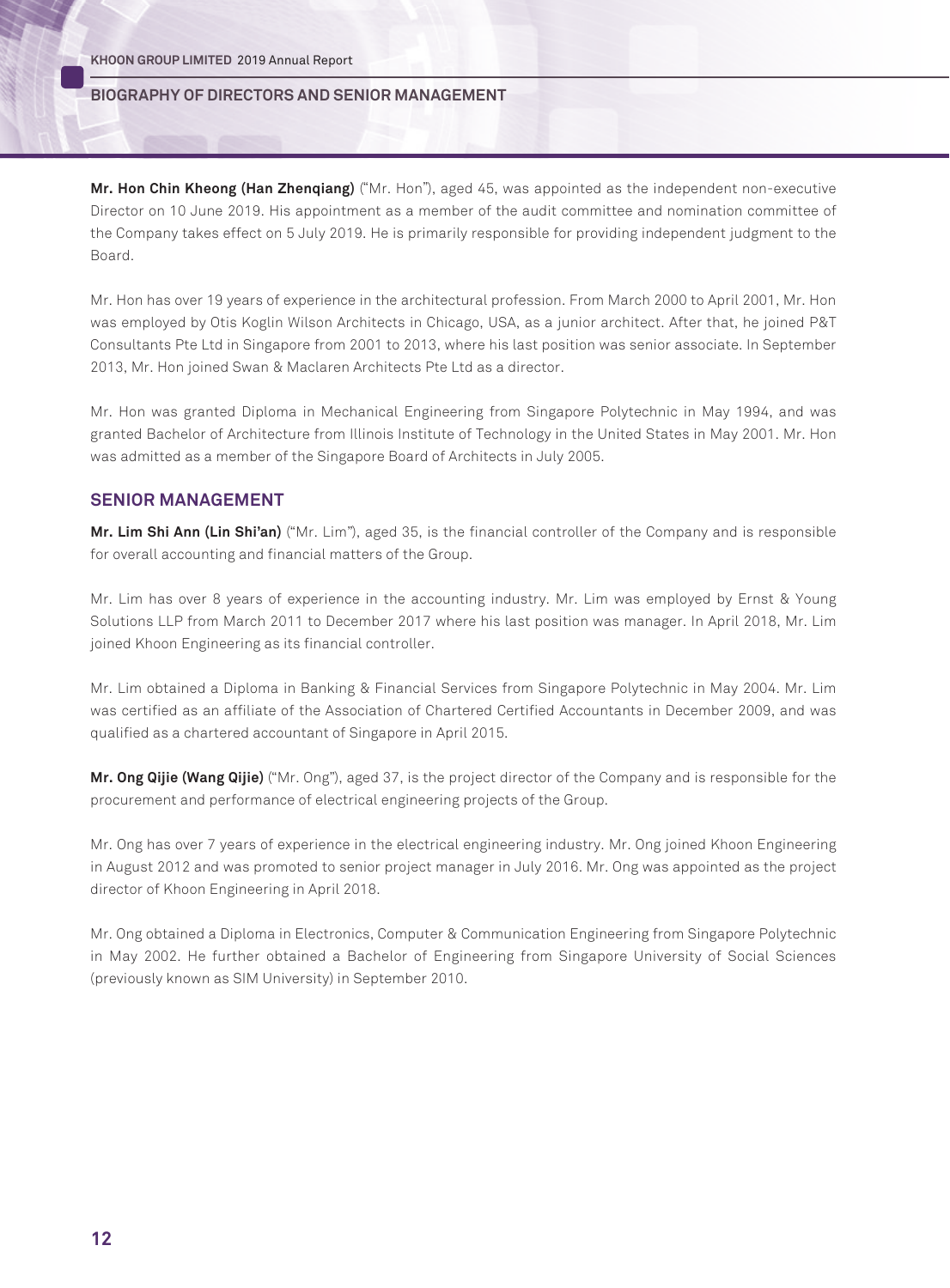**Mr. Hon Chin Kheong (Han Zhenqiang)** ("Mr. Hon"), aged 45, was appointed as the independent non-executive Director on 10 June 2019. His appointment as a member of the audit committee and nomination committee of the Company takes effect on 5 July 2019. He is primarily responsible for providing independent judgment to the Board.

Mr. Hon has over 19 years of experience in the architectural profession. From March 2000 to April 2001, Mr. Hon was employed by Otis Koglin Wilson Architects in Chicago, USA, as a junior architect. After that, he joined P&T Consultants Pte Ltd in Singapore from 2001 to 2013, where his last position was senior associate. In September 2013, Mr. Hon joined Swan & Maclaren Architects Pte Ltd as a director.

Mr. Hon was granted Diploma in Mechanical Engineering from Singapore Polytechnic in May 1994, and was granted Bachelor of Architecture from Illinois Institute of Technology in the United States in May 2001. Mr. Hon was admitted as a member of the Singapore Board of Architects in July 2005.

## SENIOR MANAGEMENT

**Mr. Lim Shi Ann (Lin Shi'an)** ("Mr. Lim"), aged 35, is the financial controller of the Company and is responsible for overall accounting and financial matters of the Group.

Mr. Lim has over 8 years of experience in the accounting industry. Mr. Lim was employed by Ernst & Young Solutions LLP from March 2011 to December 2017 where his last position was manager. In April 2018, Mr. Lim joined Khoon Engineering as its financial controller.

Mr. Lim obtained a Diploma in Banking & Financial Services from Singapore Polytechnic in May 2004. Mr. Lim was certified as an affiliate of the Association of Chartered Certified Accountants in December 2009, and was qualified as a chartered accountant of Singapore in April 2015.

**Mr. Ong Qijie (Wang Qijie)** ("Mr. Ong"), aged 37, is the project director of the Company and is responsible for the procurement and performance of electrical engineering projects of the Group.

Mr. Ong has over 7 years of experience in the electrical engineering industry. Mr. Ong joined Khoon Engineering in August 2012 and was promoted to senior project manager in July 2016. Mr. Ong was appointed as the project director of Khoon Engineering in April 2018.

Mr. Ong obtained a Diploma in Electronics, Computer & Communication Engineering from Singapore Polytechnic in May 2002. He further obtained a Bachelor of Engineering from Singapore University of Social Sciences (previously known as SIM University) in September 2010.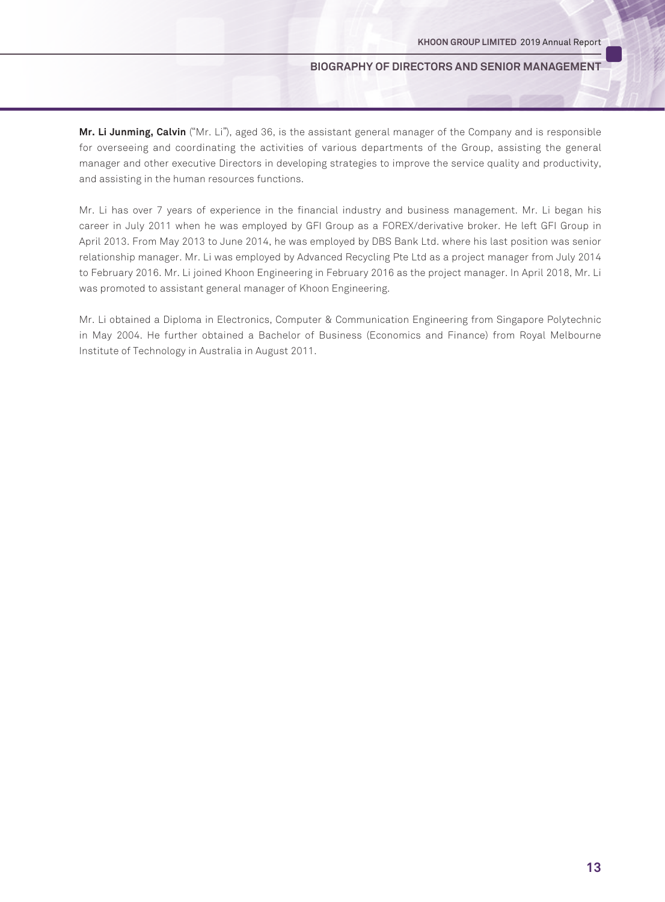**Mr. Li Junming, Calvin** ("Mr. Li"), aged 36, is the assistant general manager of the Company and is responsible for overseeing and coordinating the activities of various departments of the Group, assisting the general manager and other executive Directors in developing strategies to improve the service quality and productivity, and assisting in the human resources functions.

Mr. Li has over 7 years of experience in the financial industry and business management. Mr. Li began his career in July 2011 when he was employed by GFI Group as a FOREX/derivative broker. He left GFI Group in April 2013. From May 2013 to June 2014, he was employed by DBS Bank Ltd. where his last position was senior relationship manager. Mr. Li was employed by Advanced Recycling Pte Ltd as a project manager from July 2014 to February 2016. Mr. Li joined Khoon Engineering in February 2016 as the project manager. In April 2018, Mr. Li was promoted to assistant general manager of Khoon Engineering.

Mr. Li obtained a Diploma in Electronics, Computer & Communication Engineering from Singapore Polytechnic in May 2004. He further obtained a Bachelor of Business (Economics and Finance) from Royal Melbourne Institute of Technology in Australia in August 2011.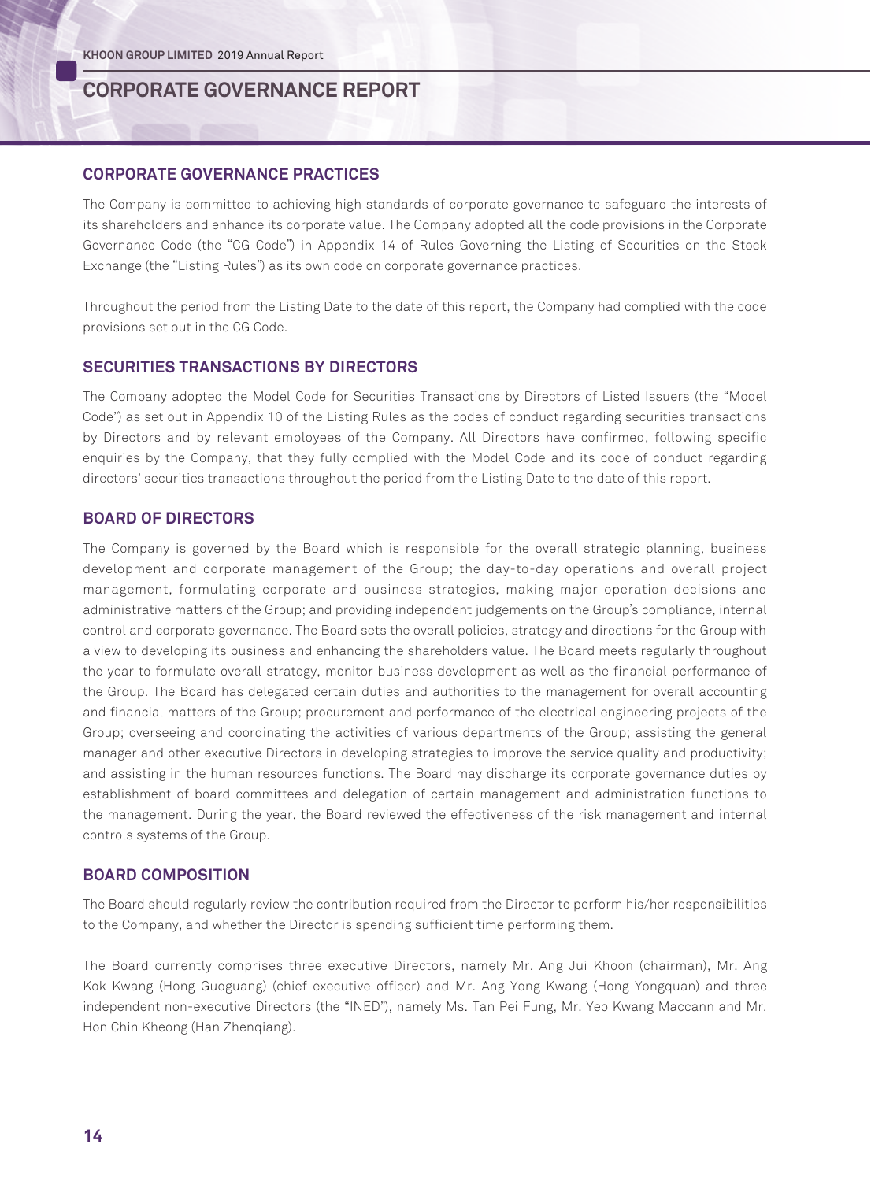# CORPORATE GOVERNANCE REPORT

## CORPORATE GOVERNANCE PRACTICES

The Company is committed to achieving high standards of corporate governance to safeguard the interests of its shareholders and enhance its corporate value. The Company adopted all the code provisions in the Corporate Governance Code (the "CG Code") in Appendix 14 of Rules Governing the Listing of Securities on the Stock Exchange (the "Listing Rules") as its own code on corporate governance practices.

Throughout the period from the Listing Date to the date of this report, the Company had complied with the code provisions set out in the CG Code.

## SECURITIES TRANSACTIONS BY DIRECTORS

The Company adopted the Model Code for Securities Transactions by Directors of Listed Issuers (the "Model Code") as set out in Appendix 10 of the Listing Rules as the codes of conduct regarding securities transactions by Directors and by relevant employees of the Company. All Directors have confirmed, following specific enquiries by the Company, that they fully complied with the Model Code and its code of conduct regarding directors' securities transactions throughout the period from the Listing Date to the date of this report.

## BOARD OF DIRECTORS

The Company is governed by the Board which is responsible for the overall strategic planning, business development and corporate management of the Group; the day-to-day operations and overall project management, formulating corporate and business strategies, making major operation decisions and administrative matters of the Group; and providing independent judgements on the Group's compliance, internal control and corporate governance. The Board sets the overall policies, strategy and directions for the Group with a view to developing its business and enhancing the shareholders value. The Board meets regularly throughout the year to formulate overall strategy, monitor business development as well as the financial performance of the Group. The Board has delegated certain duties and authorities to the management for overall accounting and financial matters of the Group; procurement and performance of the electrical engineering projects of the Group; overseeing and coordinating the activities of various departments of the Group; assisting the general manager and other executive Directors in developing strategies to improve the service quality and productivity; and assisting in the human resources functions. The Board may discharge its corporate governance duties by establishment of board committees and delegation of certain management and administration functions to the management. During the year, the Board reviewed the effectiveness of the risk management and internal controls systems of the Group.

## BOARD COMPOSITION

The Board should regularly review the contribution required from the Director to perform his/her responsibilities to the Company, and whether the Director is spending sufficient time performing them.

The Board currently comprises three executive Directors, namely Mr. Ang Jui Khoon (chairman), Mr. Ang Kok Kwang (Hong Guoguang) (chief executive officer) and Mr. Ang Yong Kwang (Hong Yongquan) and three independent non-executive Directors (the "INED"), namely Ms. Tan Pei Fung, Mr. Yeo Kwang Maccann and Mr. Hon Chin Kheong (Han Zhenqiang).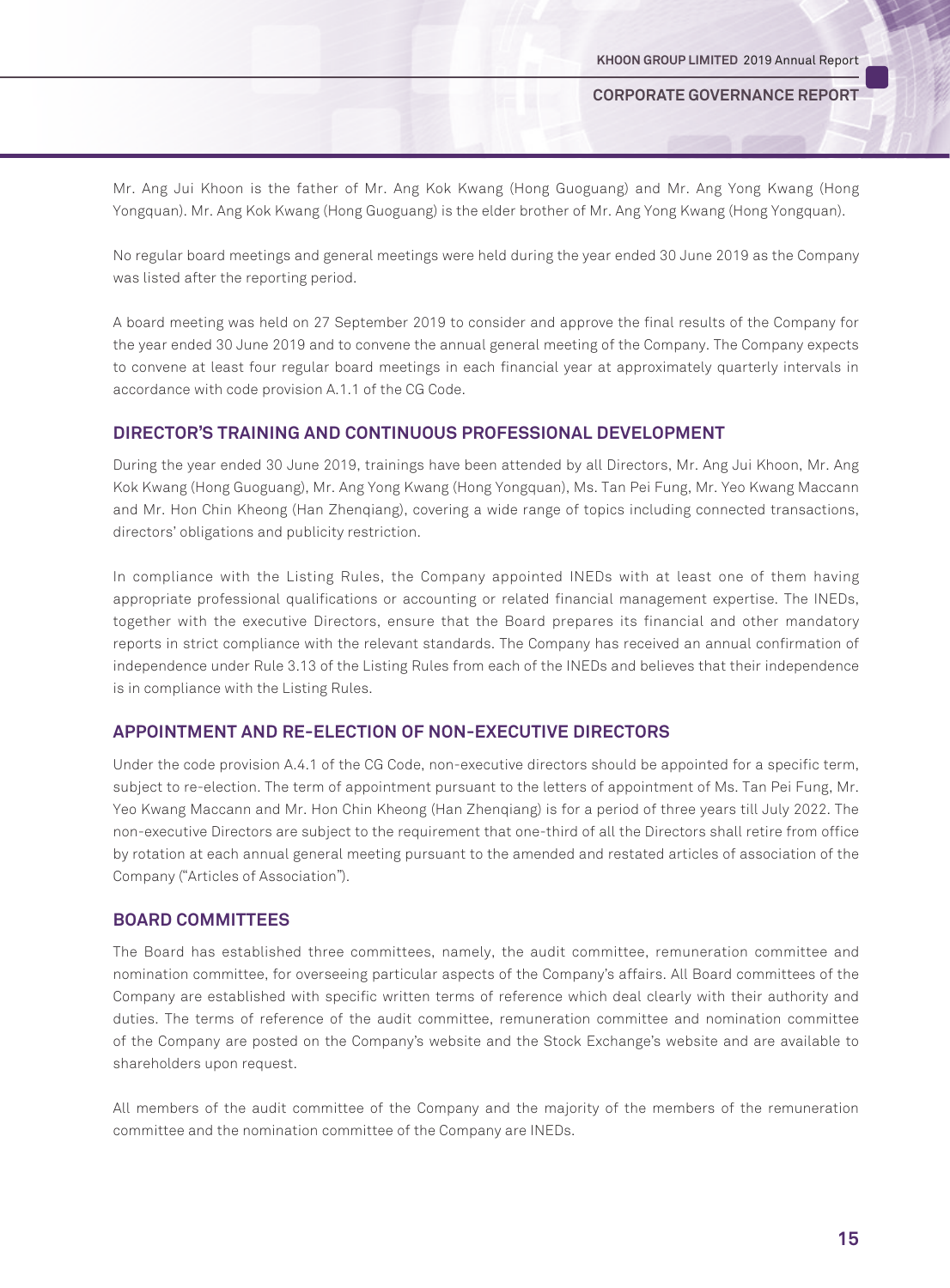Mr. Ang Jui Khoon is the father of Mr. Ang Kok Kwang (Hong Guoguang) and Mr. Ang Yong Kwang (Hong Yongquan). Mr. Ang Kok Kwang (Hong Guoguang) is the elder brother of Mr. Ang Yong Kwang (Hong Yongquan).

No regular board meetings and general meetings were held during the year ended 30 June 2019 as the Company was listed after the reporting period.

A board meeting was held on 27 September 2019 to consider and approve the final results of the Company for the year ended 30 June 2019 and to convene the annual general meeting of the Company. The Company expects to convene at least four regular board meetings in each financial year at approximately quarterly intervals in accordance with code provision A.1.1 of the CG Code.

## DIRECTOR'S TRAINING AND CONTINUOUS PROFESSIONAL DEVELOPMENT

During the year ended 30 June 2019, trainings have been attended by all Directors, Mr. Ang Jui Khoon, Mr. Ang Kok Kwang (Hong Guoguang), Mr. Ang Yong Kwang (Hong Yongquan), Ms. Tan Pei Fung, Mr. Yeo Kwang Maccann and Mr. Hon Chin Kheong (Han Zhenqiang), covering a wide range of topics including connected transactions, directors' obligations and publicity restriction.

In compliance with the Listing Rules, the Company appointed INEDs with at least one of them having appropriate professional qualifications or accounting or related financial management expertise. The INEDs, together with the executive Directors, ensure that the Board prepares its financial and other mandatory reports in strict compliance with the relevant standards. The Company has received an annual confirmation of independence under Rule 3.13 of the Listing Rules from each of the INEDs and believes that their independence is in compliance with the Listing Rules.

## APPOINTMENT AND RE-ELECTION OF NON-EXECUTIVE DIRECTORS

Under the code provision A.4.1 of the CG Code, non-executive directors should be appointed for a specific term, subject to re-election. The term of appointment pursuant to the letters of appointment of Ms. Tan Pei Fung, Mr. Yeo Kwang Maccann and Mr. Hon Chin Kheong (Han Zhenqiang) is for a period of three years till July 2022. The non-executive Directors are subject to the requirement that one-third of all the Directors shall retire from office by rotation at each annual general meeting pursuant to the amended and restated articles of association of the Company ("Articles of Association").

## BOARD COMMITTEES

The Board has established three committees, namely, the audit committee, remuneration committee and nomination committee, for overseeing particular aspects of the Company's affairs. All Board committees of the Company are established with specific written terms of reference which deal clearly with their authority and duties. The terms of reference of the audit committee, remuneration committee and nomination committee of the Company are posted on the Company's website and the Stock Exchange's website and are available to shareholders upon request.

All members of the audit committee of the Company and the majority of the members of the remuneration committee and the nomination committee of the Company are INEDs.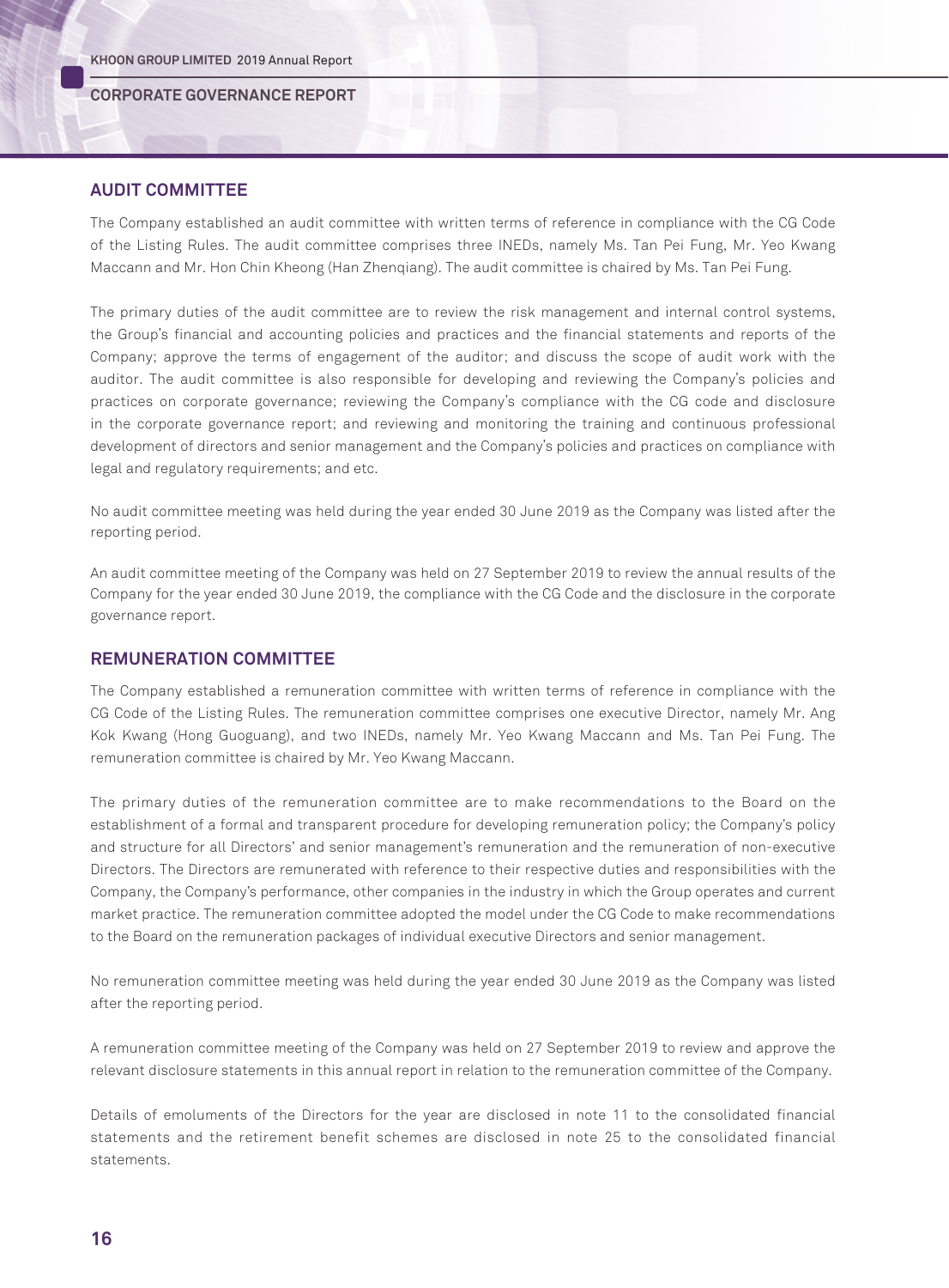## AUDIT COMMITTEE

The Company established an audit committee with written terms of reference in compliance with the CG Code of the Listing Rules. The audit committee comprises three INEDs, namely Ms. Tan Pei Fung, Mr. Yeo Kwang Maccann and Mr. Hon Chin Kheong (Han Zhenqiang). The audit committee is chaired by Ms. Tan Pei Fung.

The primary duties of the audit committee are to review the risk management and internal control systems, the Group's financial and accounting policies and practices and the financial statements and reports of the Company; approve the terms of engagement of the auditor; and discuss the scope of audit work with the auditor. The audit committee is also responsible for developing and reviewing the Company's policies and practices on corporate governance; reviewing the Company's compliance with the CG code and disclosure in the corporate governance report; and reviewing and monitoring the training and continuous professional development of directors and senior management and the Company's policies and practices on compliance with legal and regulatory requirements; and etc.

No audit committee meeting was held during the year ended 30 June 2019 as the Company was listed after the reporting period.

An audit committee meeting of the Company was held on 27 September 2019 to review the annual results of the Company for the year ended 30 June 2019, the compliance with the CG Code and the disclosure in the corporate governance report.

## REMUNERATION COMMITTEE

The Company established a remuneration committee with written terms of reference in compliance with the CG Code of the Listing Rules. The remuneration committee comprises one executive Director, namely Mr. Ang Kok Kwang (Hong Guoguang), and two INEDs, namely Mr. Yeo Kwang Maccann and Ms. Tan Pei Fung. The remuneration committee is chaired by Mr. Yeo Kwang Maccann.

The primary duties of the remuneration committee are to make recommendations to the Board on the establishment of a formal and transparent procedure for developing remuneration policy; the Company's policy and structure for all Directors' and senior management's remuneration and the remuneration of non-executive Directors. The Directors are remunerated with reference to their respective duties and responsibilities with the Company, the Company's performance, other companies in the industry in which the Group operates and current market practice. The remuneration committee adopted the model under the CG Code to make recommendations to the Board on the remuneration packages of individual executive Directors and senior management.

No remuneration committee meeting was held during the year ended 30 June 2019 as the Company was listed after the reporting period.

A remuneration committee meeting of the Company was held on 27 September 2019 to review and approve the relevant disclosure statements in this annual report in relation to the remuneration committee of the Company.

Details of emoluments of the Directors for the year are disclosed in note 11 to the consolidated financial statements and the retirement benefit schemes are disclosed in note 25 to the consolidated financial statements.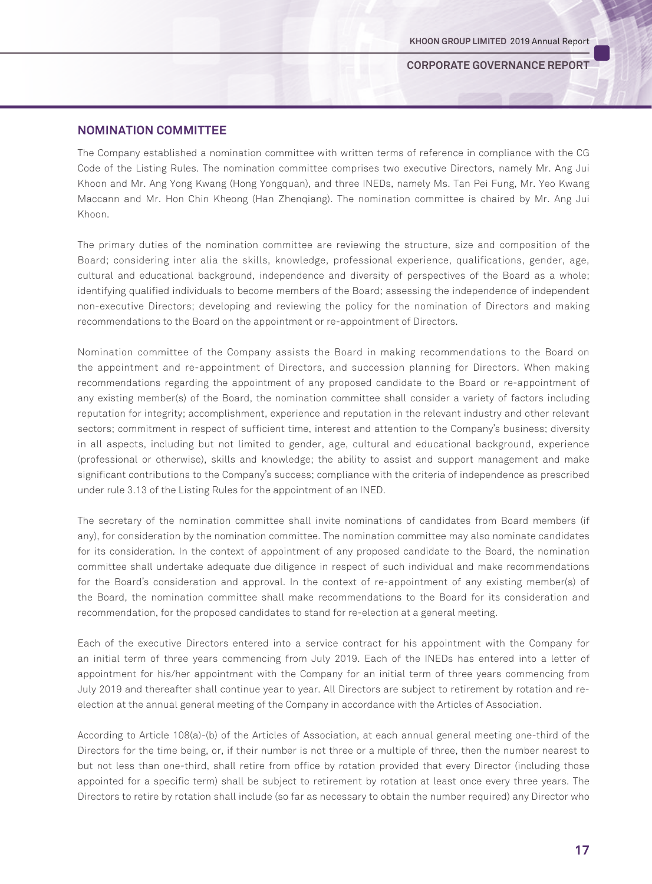## NOMINATION COMMITTEE

The Company established a nomination committee with written terms of reference in compliance with the CG Code of the Listing Rules. The nomination committee comprises two executive Directors, namely Mr. Ang Jui Khoon and Mr. Ang Yong Kwang (Hong Yongquan), and three INEDs, namely Ms. Tan Pei Fung, Mr. Yeo Kwang Maccann and Mr. Hon Chin Kheong (Han Zhenqiang). The nomination committee is chaired by Mr. Ang Jui Khoon.

The primary duties of the nomination committee are reviewing the structure, size and composition of the Board; considering inter alia the skills, knowledge, professional experience, qualifications, gender, age, cultural and educational background, independence and diversity of perspectives of the Board as a whole; identifying qualified individuals to become members of the Board; assessing the independence of independent non-executive Directors; developing and reviewing the policy for the nomination of Directors and making recommendations to the Board on the appointment or re-appointment of Directors.

Nomination committee of the Company assists the Board in making recommendations to the Board on the appointment and re-appointment of Directors, and succession planning for Directors. When making recommendations regarding the appointment of any proposed candidate to the Board or re-appointment of any existing member(s) of the Board, the nomination committee shall consider a variety of factors including reputation for integrity; accomplishment, experience and reputation in the relevant industry and other relevant sectors; commitment in respect of sufficient time, interest and attention to the Company's business; diversity in all aspects, including but not limited to gender, age, cultural and educational background, experience (professional or otherwise), skills and knowledge; the ability to assist and support management and make significant contributions to the Company's success; compliance with the criteria of independence as prescribed under rule 3.13 of the Listing Rules for the appointment of an INED.

The secretary of the nomination committee shall invite nominations of candidates from Board members (if any), for consideration by the nomination committee. The nomination committee may also nominate candidates for its consideration. In the context of appointment of any proposed candidate to the Board, the nomination committee shall undertake adequate due diligence in respect of such individual and make recommendations for the Board's consideration and approval. In the context of re-appointment of any existing member(s) of the Board, the nomination committee shall make recommendations to the Board for its consideration and recommendation, for the proposed candidates to stand for re-election at a general meeting.

Each of the executive Directors entered into a service contract for his appointment with the Company for an initial term of three years commencing from July 2019. Each of the INEDs has entered into a letter of appointment for his/her appointment with the Company for an initial term of three years commencing from July 2019 and thereafter shall continue year to year. All Directors are subject to retirement by rotation and re-election at the annual general meeting of the Company in accordance with the Articles of Association.

According to Article 108(a)-(b) of the Articles of Association, at each annual general meeting one-third of the Directors for the time being, or, if their number is not three or a multiple of three, then the number nearest to but not less than one-third, shall retire from office by rotation provided that every Director (including those appointed for a specific term) shall be subject to retirement by rotation at least once every three years. The Directors to retire by rotation shall include (so far as necessary to obtain the number required) any Director who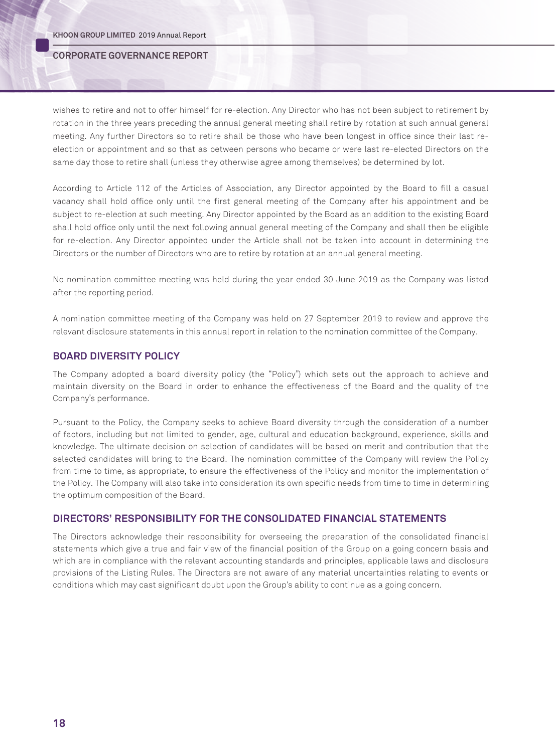wishes to retire and not to offer himself for re-election. Any Director who has not been subject to retirement by rotation in the three years preceding the annual general meeting shall retire by rotation at such annual general meeting. Any further Directors so to retire shall be those who have been longest in office since their last re-election or appointment and so that as between persons who became or were last re-elected Directors on the same day those to retire shall (unless they otherwise agree among themselves) be determined by lot.

According to Article 112 of the Articles of Association, any Director appointed by the Board to fill a casual vacancy shall hold office only until the first general meeting of the Company after his appointment and be subject to re-election at such meeting. Any Director appointed by the Board as an addition to the existing Board shall hold office only until the next following annual general meeting of the Company and shall then be eligible for re-election. Any Director appointed under the Article shall not be taken into account in determining the Directors or the number of Directors who are to retire by rotation at an annual general meeting.

No nomination committee meeting was held during the year ended 30 June 2019 as the Company was listed after the reporting period.

A nomination committee meeting of the Company was held on 27 September 2019 to review and approve the relevant disclosure statements in this annual report in relation to the nomination committee of the Company.

## BOARD DIVERSITY POLICY

The Company adopted a board diversity policy (the "Policy") which sets out the approach to achieve and maintain diversity on the Board in order to enhance the effectiveness of the Board and the quality of the Company's performance.

Pursuant to the Policy, the Company seeks to achieve Board diversity through the consideration of a number of factors, including but not limited to gender, age, cultural and education background, experience, skills and knowledge. The ultimate decision on selection of candidates will be based on merit and contribution that the selected candidates will bring to the Board. The nomination committee of the Company will review the Policy from time to time, as appropriate, to ensure the effectiveness of the Policy and monitor the implementation of the Policy. The Company will also take into consideration its own specific needs from time to time in determining the optimum composition of the Board.

## DIRECTORS' RESPONSIBILITY FOR THE CONSOLIDATED FINANCIAL STATEMENTS

The Directors acknowledge their responsibility for overseeing the preparation of the consolidated financial statements which give a true and fair view of the financial position of the Group on a going concern basis and which are in compliance with the relevant accounting standards and principles, applicable laws and disclosure provisions of the Listing Rules. The Directors are not aware of any material uncertainties relating to events or conditions which may cast significant doubt upon the Group's ability to continue as a going concern.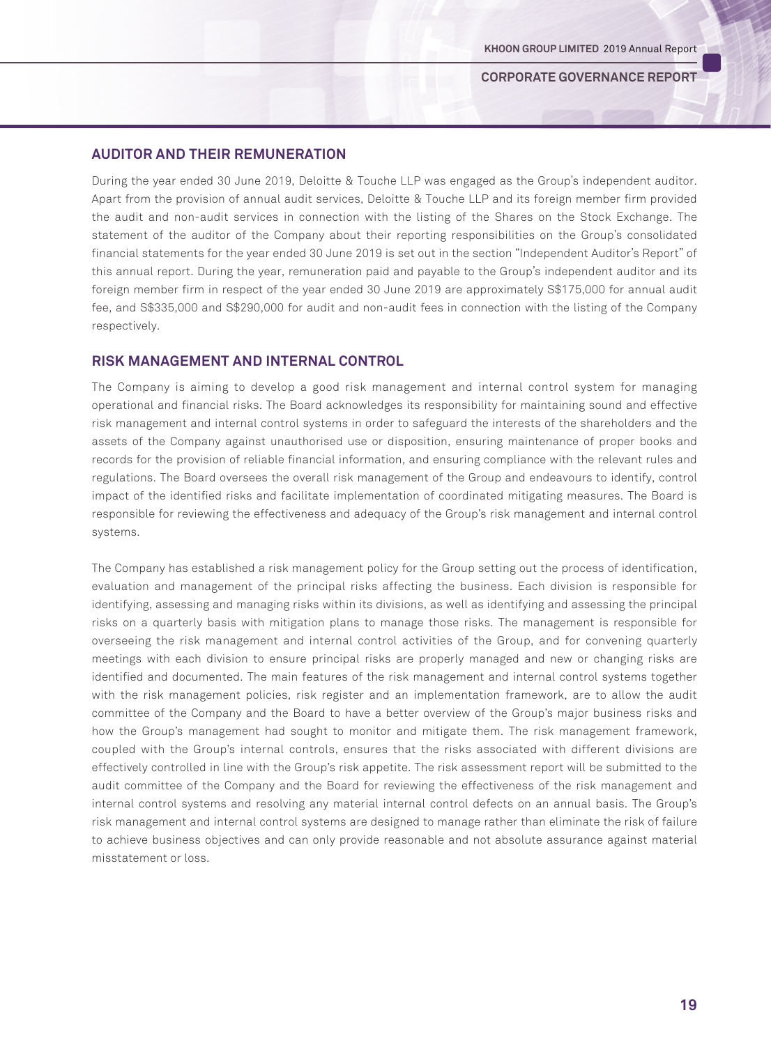## AUDITOR AND THEIR REMUNERATION

During the year ended 30 June 2019, Deloitte & Touche LLP was engaged as the Group's independent auditor. Apart from the provision of annual audit services, Deloitte & Touche LLP and its foreign member firm provided the audit and non-audit services in connection with the listing of the Shares on the Stock Exchange. The statement of the auditor of the Company about their reporting responsibilities on the Group's consolidated financial statements for the year ended 30 June 2019 is set out in the section "Independent Auditor's Report" of this annual report. During the year, remuneration paid and payable to the Group's independent auditor and its foreign member firm in respect of the year ended 30 June 2019 are approximately S$175,000 for annual audit fee, and S$335,000 and S$290,000 for audit and non-audit fees in connection with the listing of the Company respectively.

## RISK MANAGEMENT AND INTERNAL CONTROL

The Company is aiming to develop a good risk management and internal control system for managing operational and financial risks. The Board acknowledges its responsibility for maintaining sound and effective risk management and internal control systems in order to safeguard the interests of the shareholders and the assets of the Company against unauthorised use or disposition, ensuring maintenance of proper books and records for the provision of reliable financial information, and ensuring compliance with the relevant rules and regulations. The Board oversees the overall risk management of the Group and endeavours to identify, control impact of the identified risks and facilitate implementation of coordinated mitigating measures. The Board is responsible for reviewing the effectiveness and adequacy of the Group's risk management and internal control systems.

The Company has established a risk management policy for the Group setting out the process of identification, evaluation and management of the principal risks affecting the business. Each division is responsible for identifying, assessing and managing risks within its divisions, as well as identifying and assessing the principal risks on a quarterly basis with mitigation plans to manage those risks. The management is responsible for overseeing the risk management and internal control activities of the Group, and for convening quarterly meetings with each division to ensure principal risks are properly managed and new or changing risks are identified and documented. The main features of the risk management and internal control systems together with the risk management policies, risk register and an implementation framework, are to allow the audit committee of the Company and the Board to have a better overview of the Group's major business risks and how the Group's management had sought to monitor and mitigate them. The risk management framework, coupled with the Group's internal controls, ensures that the risks associated with different divisions are effectively controlled in line with the Group's risk appetite. The risk assessment report will be submitted to the audit committee of the Company and the Board for reviewing the effectiveness of the risk management and internal control systems and resolving any material internal control defects on an annual basis. The Group's risk management and internal control systems are designed to manage rather than eliminate the risk of failure to achieve business objectives and can only provide reasonable and not absolute assurance against material misstatement or loss.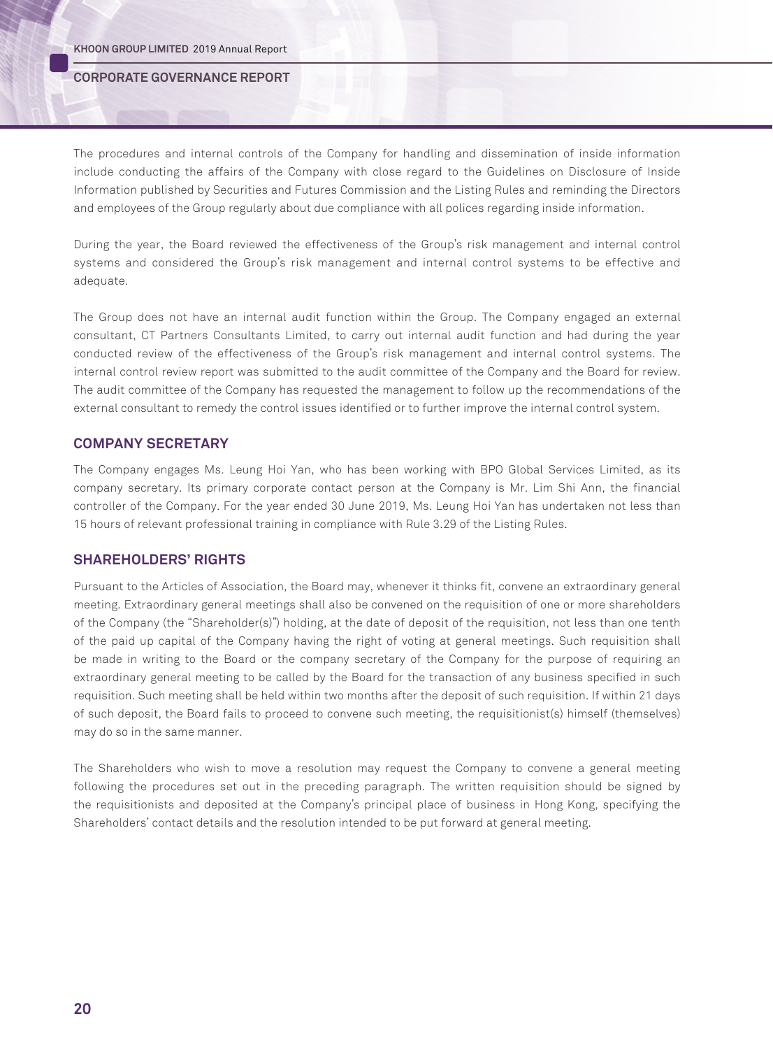The procedures and internal controls of the Company for handling and dissemination of inside information include conducting the affairs of the Company with close regard to the Guidelines on Disclosure of Inside Information published by Securities and Futures Commission and the Listing Rules and reminding the Directors and employees of the Group regularly about due compliance with all polices regarding inside information.

During the year, the Board reviewed the effectiveness of the Group's risk management and internal control systems and considered the Group's risk management and internal control systems to be effective and adequate.

The Group does not have an internal audit function within the Group. The Company engaged an external consultant, CT Partners Consultants Limited, to carry out internal audit function and had during the year conducted review of the effectiveness of the Group's risk management and internal control systems. The internal control review report was submitted to the audit committee of the Company and the Board for review. The audit committee of the Company has requested the management to follow up the recommendations of the external consultant to remedy the control issues identified or to further improve the internal control system.

## COMPANY SECRETARY

The Company engages Ms. Leung Hoi Yan, who has been working with BPO Global Services Limited, as its company secretary. Its primary corporate contact person at the Company is Mr. Lim Shi Ann, the financial controller of the Company. For the year ended 30 June 2019, Ms. Leung Hoi Yan has undertaken not less than 15 hours of relevant professional training in compliance with Rule 3.29 of the Listing Rules.

## SHAREHOLDERS' RIGHTS

Pursuant to the Articles of Association, the Board may, whenever it thinks fit, convene an extraordinary general meeting. Extraordinary general meetings shall also be convened on the requisition of one or more shareholders of the Company (the "Shareholder(s)") holding, at the date of deposit of the requisition, not less than one tenth of the paid up capital of the Company having the right of voting at general meetings. Such requisition shall be made in writing to the Board or the company secretary of the Company for the purpose of requiring an extraordinary general meeting to be called by the Board for the transaction of any business specified in such requisition. Such meeting shall be held within two months after the deposit of such requisition. If within 21 days of such deposit, the Board fails to proceed to convene such meeting, the requisitionist(s) himself (themselves) may do so in the same manner.

The Shareholders who wish to move a resolution may request the Company to convene a general meeting following the procedures set out in the preceding paragraph. The written requisition should be signed by the requisitionists and deposited at the Company's principal place of business in Hong Kong, specifying the Shareholders' contact details and the resolution intended to be put forward at general meeting.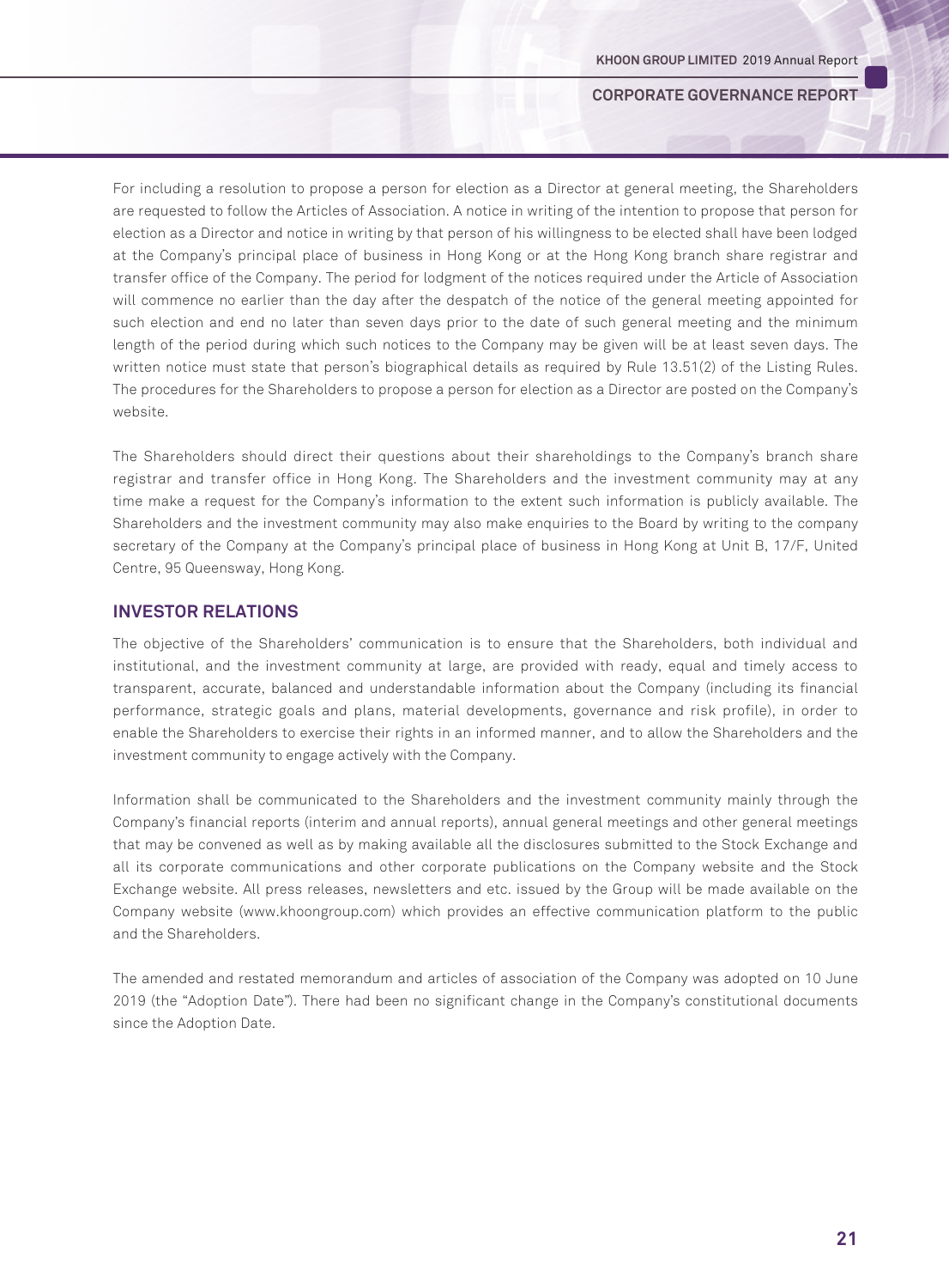For including a resolution to propose a person for election as a Director at general meeting, the Shareholders are requested to follow the Articles of Association. A notice in writing of the intention to propose that person for election as a Director and notice in writing by that person of his willingness to be elected shall have been lodged at the Company's principal place of business in Hong Kong or at the Hong Kong branch share registrar and transfer office of the Company. The period for lodgment of the notices required under the Article of Association will commence no earlier than the day after the despatch of the notice of the general meeting appointed for such election and end no later than seven days prior to the date of such general meeting and the minimum length of the period during which such notices to the Company may be given will be at least seven days. The written notice must state that person's biographical details as required by Rule 13.51(2) of the Listing Rules. The procedures for the Shareholders to propose a person for election as a Director are posted on the Company's website.

The Shareholders should direct their questions about their shareholdings to the Company's branch share registrar and transfer office in Hong Kong. The Shareholders and the investment community may at any time make a request for the Company's information to the extent such information is publicly available. The Shareholders and the investment community may also make enquiries to the Board by writing to the company secretary of the Company at the Company's principal place of business in Hong Kong at Unit B, 17/F, United Centre, 95 Queensway, Hong Kong.

## INVESTOR RELATIONS

The objective of the Shareholders' communication is to ensure that the Shareholders, both individual and institutional, and the investment community at large, are provided with ready, equal and timely access to transparent, accurate, balanced and understandable information about the Company (including its financial performance, strategic goals and plans, material developments, governance and risk profile), in order to enable the Shareholders to exercise their rights in an informed manner, and to allow the Shareholders and the investment community to engage actively with the Company.

Information shall be communicated to the Shareholders and the investment community mainly through the Company's financial reports (interim and annual reports), annual general meetings and other general meetings that may be convened as well as by making available all the disclosures submitted to the Stock Exchange and all its corporate communications and other corporate publications on the Company website and the Stock Exchange website. All press releases, newsletters and etc. issued by the Group will be made available on the Company website (www.khoongroup.com) which provides an effective communication platform to the public and the Shareholders.

The amended and restated memorandum and articles of association of the Company was adopted on 10 June 2019 (the "Adoption Date"). There had been no significant change in the Company's constitutional documents since the Adoption Date.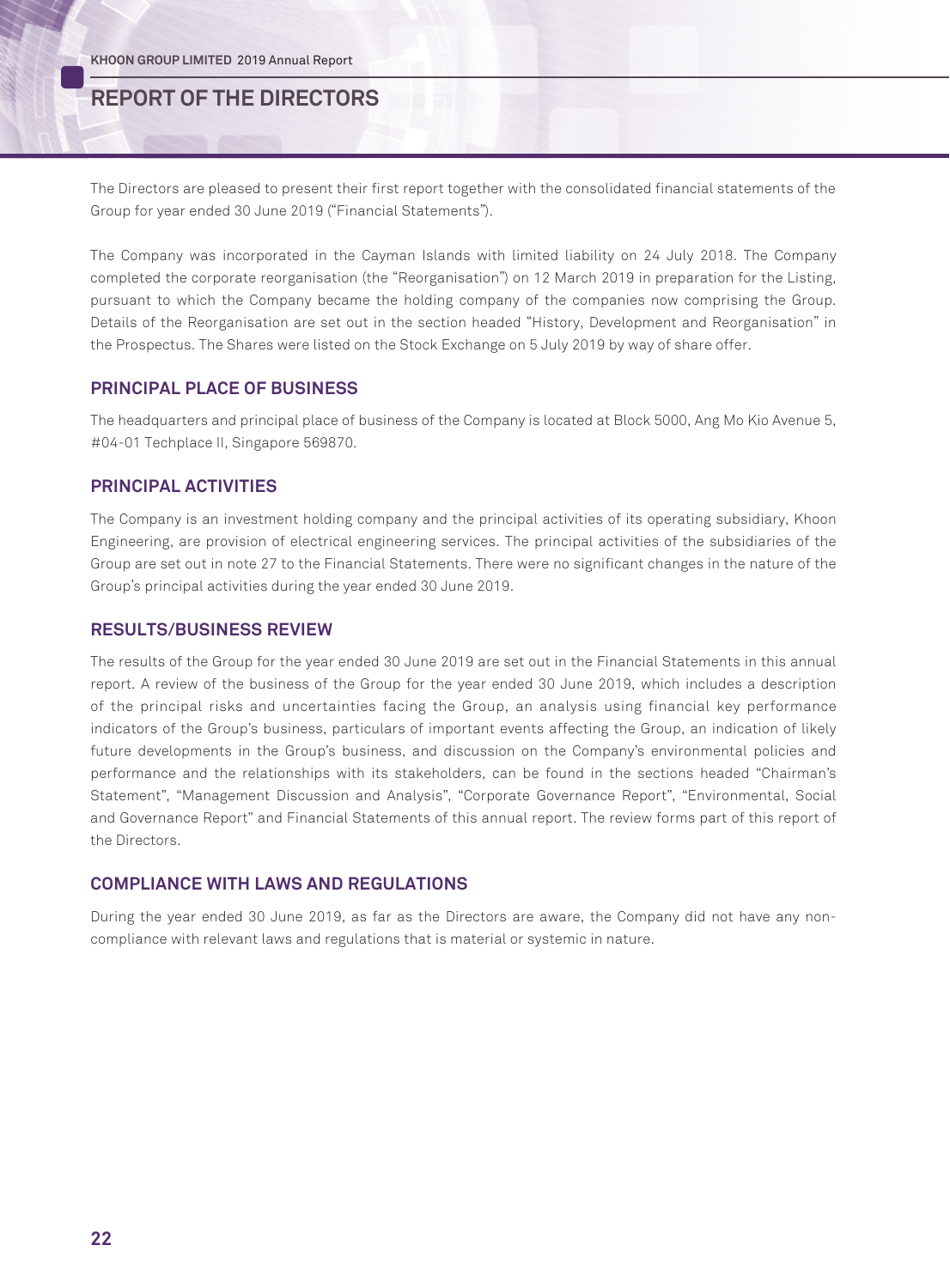# REPORT OF THE DIRECTORS

The Directors are pleased to present their first report together with the consolidated financial statements of the Group for year ended 30 June 2019 ("Financial Statements").

The Company was incorporated in the Cayman Islands with limited liability on 24 July 2018. The Company completed the corporate reorganisation (the "Reorganisation") on 12 March 2019 in preparation for the Listing, pursuant to which the Company became the holding company of the companies now comprising the Group. Details of the Reorganisation are set out in the section headed "History, Development and Reorganisation" in the Prospectus. The Shares were listed on the Stock Exchange on 5 July 2019 by way of share offer.

## PRINCIPAL PLACE OF BUSINESS

The headquarters and principal place of business of the Company is located at Block 5000, Ang Mo Kio Avenue 5, #04-01 Techplace II, Singapore 569870.

## PRINCIPAL ACTIVITIES

The Company is an investment holding company and the principal activities of its operating subsidiary, Khoon Engineering, are provision of electrical engineering services. The principal activities of the subsidiaries of the Group are set out in note 27 to the Financial Statements. There were no significant changes in the nature of the Group's principal activities during the year ended 30 June 2019.

## RESULTS/BUSINESS REVIEW

The results of the Group for the year ended 30 June 2019 are set out in the Financial Statements in this annual report. A review of the business of the Group for the year ended 30 June 2019, which includes a description of the principal risks and uncertainties facing the Group, an analysis using financial key performance indicators of the Group's business, particulars of important events affecting the Group, an indication of likely future developments in the Group's business, and discussion on the Company's environmental policies and performance and the relationships with its stakeholders, can be found in the sections headed "Chairman's Statement", "Management Discussion and Analysis", "Corporate Governance Report", "Environmental, Social and Governance Report" and Financial Statements of this annual report. The review forms part of this report of the Directors.

## COMPLIANCE WITH LAWS AND REGULATIONS

During the year ended 30 June 2019, as far as the Directors are aware, the Company did not have any non-compliance with relevant laws and regulations that is material or systemic in nature.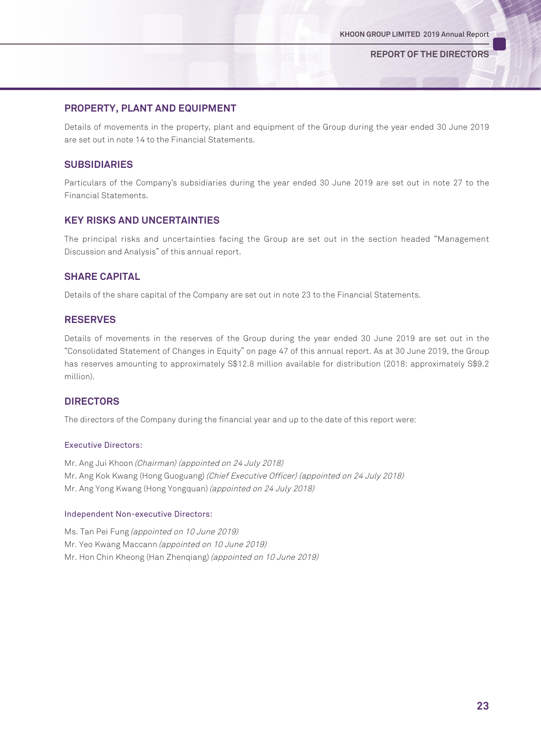## PROPERTY, PLANT AND EQUIPMENT

Details of movements in the property, plant and equipment of the Group during the year ended 30 June 2019 are set out in note 14 to the Financial Statements.

## SUBSIDIARIES

Particulars of the Company's subsidiaries during the year ended 30 June 2019 are set out in note 27 to the Financial Statements.

## KEY RISKS AND UNCERTAINTIES

The principal risks and uncertainties facing the Group are set out in the section headed "Management Discussion and Analysis" of this annual report.

## SHARE CAPITAL

Details of the share capital of the Company are set out in note 23 to the Financial Statements.

## RESERVES

Details of movements in the reserves of the Group during the year ended 30 June 2019 are set out in the "Consolidated Statement of Changes in Equity" on page 47 of this annual report. As at 30 June 2019, the Group has reserves amounting to approximately S$12.8 million available for distribution (2018: approximately S$9.2 million).

## DIRECTORS

The directors of the Company during the financial year and up to the date of this report were:

### Executive Directors:

Mr. Ang Jui Khoon *(Chairman) (appointed on 24 July 2018)*
Mr. Ang Kok Kwang (Hong Guoguang) *(Chief Executive Officer) (appointed on 24 July 2018)*
Mr. Ang Yong Kwang (Hong Yongquan) *(appointed on 24 July 2018)*

### Independent Non-executive Directors:

Ms. Tan Pei Fung *(appointed on 10 June 2019)*
Mr. Yeo Kwang Maccann *(appointed on 10 June 2019)*
Mr. Hon Chin Kheong (Han Zhenqiang) *(appointed on 10 June 2019)*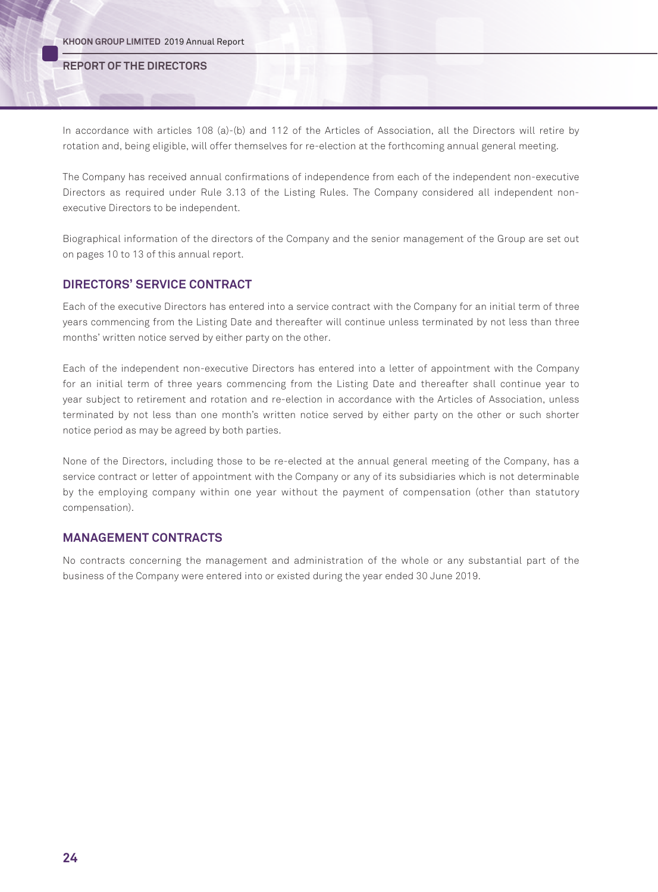In accordance with articles 108 (a)-(b) and 112 of the Articles of Association, all the Directors will retire by rotation and, being eligible, will offer themselves for re-election at the forthcoming annual general meeting.

The Company has received annual confirmations of independence from each of the independent non-executive Directors as required under Rule 3.13 of the Listing Rules. The Company considered all independent non-executive Directors to be independent.

Biographical information of the directors of the Company and the senior management of the Group are set out on pages 10 to 13 of this annual report.

## DIRECTORS' SERVICE CONTRACT

Each of the executive Directors has entered into a service contract with the Company for an initial term of three years commencing from the Listing Date and thereafter will continue unless terminated by not less than three months' written notice served by either party on the other.

Each of the independent non-executive Directors has entered into a letter of appointment with the Company for an initial term of three years commencing from the Listing Date and thereafter shall continue year to year subject to retirement and rotation and re-election in accordance with the Articles of Association, unless terminated by not less than one month's written notice served by either party on the other or such shorter notice period as may be agreed by both parties.

None of the Directors, including those to be re-elected at the annual general meeting of the Company, has a service contract or letter of appointment with the Company or any of its subsidiaries which is not determinable by the employing company within one year without the payment of compensation (other than statutory compensation).

## MANAGEMENT CONTRACTS

No contracts concerning the management and administration of the whole or any substantial part of the business of the Company were entered into or existed during the year ended 30 June 2019.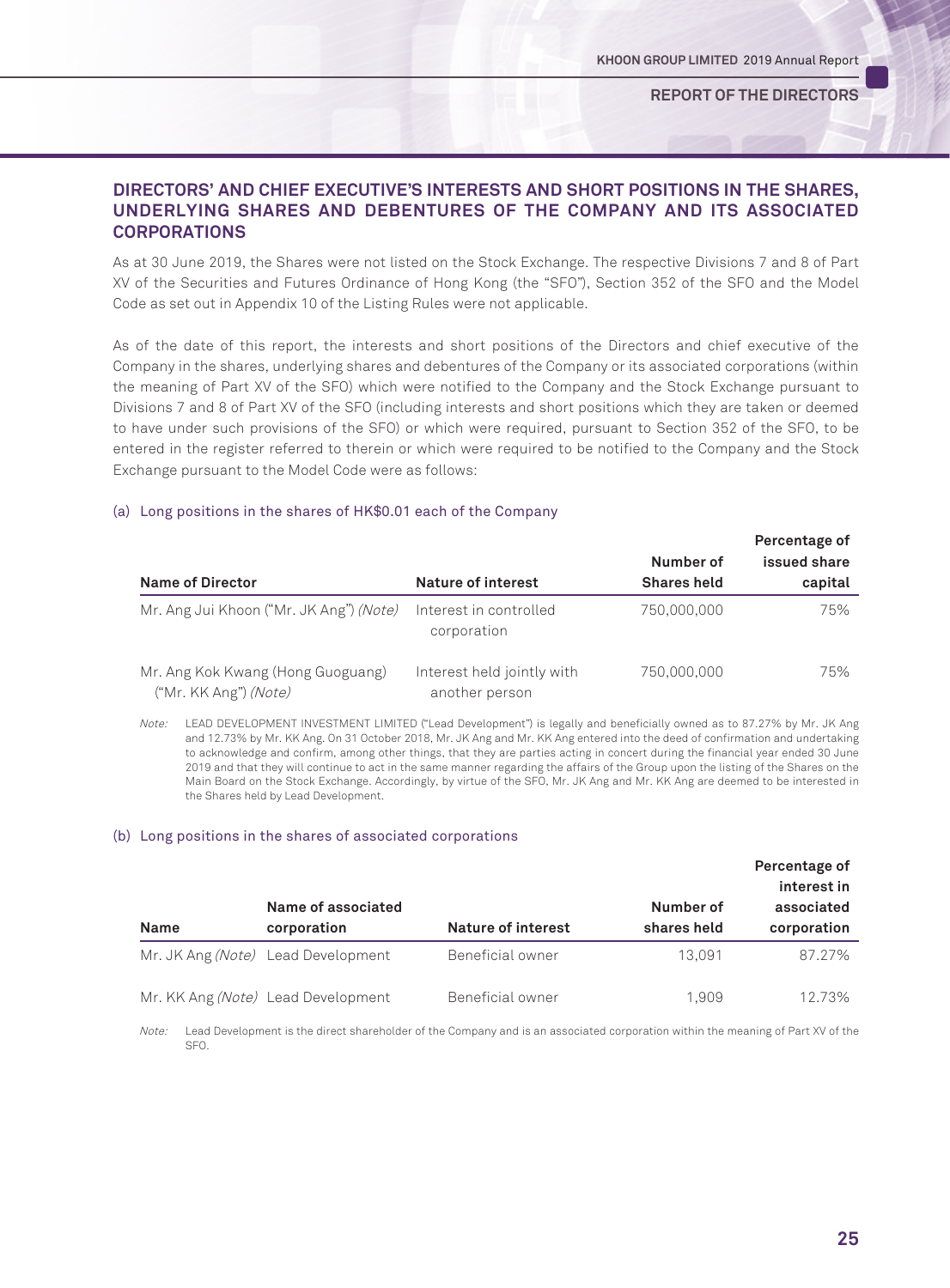## DIRECTORS' AND CHIEF EXECUTIVE'S INTERESTS AND SHORT POSITIONS IN THE SHARES, UNDERLYING SHARES AND DEBENTURES OF THE COMPANY AND ITS ASSOCIATED CORPORATIONS

As at 30 June 2019, the Shares were not listed on the Stock Exchange. The respective Divisions 7 and 8 of Part XV of the Securities and Futures Ordinance of Hong Kong (the "SFO"), Section 352 of the SFO and the Model Code as set out in Appendix 10 of the Listing Rules were not applicable.

As of the date of this report, the interests and short positions of the Directors and chief executive of the Company in the shares, underlying shares and debentures of the Company or its associated corporations (within the meaning of Part XV of the SFO) which were notified to the Company and the Stock Exchange pursuant to Divisions 7 and 8 of Part XV of the SFO (including interests and short positions which they are taken or deemed to have under such provisions of the SFO) or which were required, pursuant to Section 352 of the SFO, to be entered in the register referred to therein or which were required to be notified to the Company and the Stock Exchange pursuant to the Model Code were as follows:

### (a) Long positions in the shares of HK$0.01 each of the Company

| Name of Director | Nature of interest | Number of Shares held | Percentage of issued share capital |
|---|---|---|---|
| Mr. Ang Jui Khoon ("Mr. JK Ang") *(Note)* | Interest in controlled corporation | 750,000,000 | 75% |
| Mr. Ang Kok Kwang (Hong Guoguang) ("Mr. KK Ang") *(Note)* | Interest held jointly with another person | 750,000,000 | 75% |

*Note:* LEAD DEVELOPMENT INVESTMENT LIMITED ("Lead Development") is legally and beneficially owned as to 87.27% by Mr. JK Ang and 12.73% by Mr. KK Ang. On 31 October 2018, Mr. JK Ang and Mr. KK Ang entered into the deed of confirmation and undertaking to acknowledge and confirm, among other things, that they are parties acting in concert during the financial year ended 30 June 2019 and that they will continue to act in the same manner regarding the affairs of the Group upon the listing of the Shares on the Main Board on the Stock Exchange. Accordingly, by virtue of the SFO, Mr. JK Ang and Mr. KK Ang are deemed to be interested in the Shares held by Lead Development.

### (b) Long positions in the shares of associated corporations

| Name | Name of associated corporation | Nature of interest | Number of shares held | Percentage of interest in associated corporation |
|---|---|---|---|---|
| Mr. JK Ang *(Note)* | Lead Development | Beneficial owner | 13,091 | 87.27% |
| Mr. KK Ang *(Note)* | Lead Development | Beneficial owner | 1,909 | 12.73% |

*Note:* Lead Development is the direct shareholder of the Company and is an associated corporation within the meaning of Part XV of the SFO.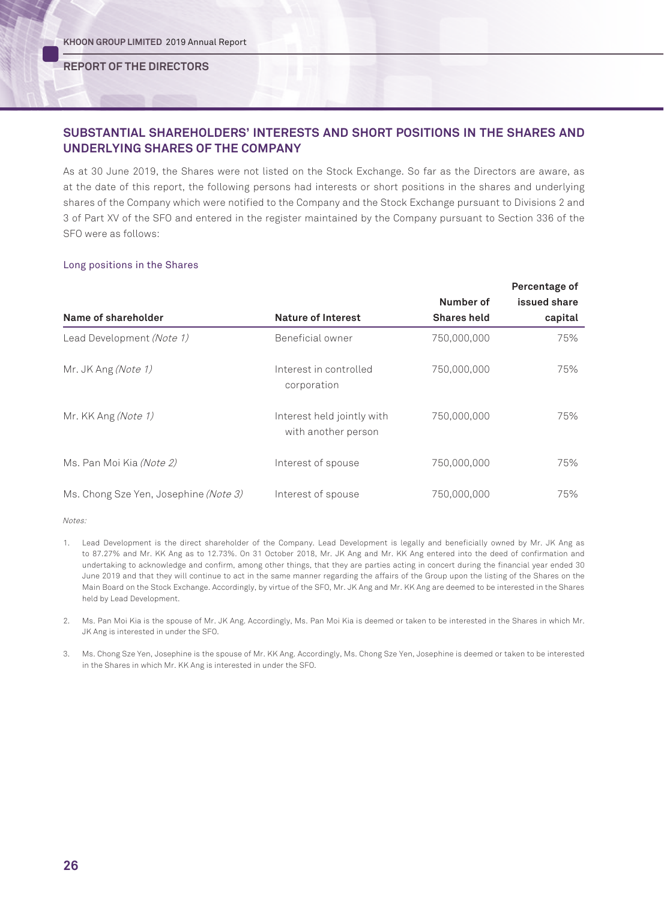## SUBSTANTIAL SHAREHOLDERS' INTERESTS AND SHORT POSITIONS IN THE SHARES AND UNDERLYING SHARES OF THE COMPANY

As at 30 June 2019, the Shares were not listed on the Stock Exchange. So far as the Directors are aware, as at the date of this report, the following persons had interests or short positions in the shares and underlying shares of the Company which were notified to the Company and the Stock Exchange pursuant to Divisions 2 and 3 of Part XV of the SFO and entered in the register maintained by the Company pursuant to Section 336 of the SFO were as follows:

### Long positions in the Shares

| Name of shareholder | Nature of Interest | Number of Shares held | Percentage of issued share capital |
|---|---|---|---|
| Lead Development *(Note 1)* | Beneficial owner | 750,000,000 | 75% |
| Mr. JK Ang *(Note 1)* | Interest in controlled corporation | 750,000,000 | 75% |
| Mr. KK Ang *(Note 1)* | Interest held jointly with another person | 750,000,000 | 75% |
| Ms. Pan Moi Kia *(Note 2)* | Interest of spouse | 750,000,000 | 75% |
| Ms. Chong Sze Yen, Josephine *(Note 3)* | Interest of spouse | 750,000,000 | 75% |

*Notes:*

1. Lead Development is the direct shareholder of the Company. Lead Development is legally and beneficially owned by Mr. JK Ang as to 87.27% and Mr. KK Ang as to 12.73%. On 31 October 2018, Mr. JK Ang and Mr. KK Ang entered into the deed of confirmation and undertaking to acknowledge and confirm, among other things, that they are parties acting in concert during the financial year ended 30 June 2019 and that they will continue to act in the same manner regarding the affairs of the Group upon the listing of the Shares on the Main Board on the Stock Exchange. Accordingly, by virtue of the SFO, Mr. JK Ang and Mr. KK Ang are deemed to be interested in the Shares held by Lead Development.

2. Ms. Pan Moi Kia is the spouse of Mr. JK Ang. Accordingly, Ms. Pan Moi Kia is deemed or taken to be interested in the Shares in which Mr. JK Ang is interested in under the SFO.

3. Ms. Chong Sze Yen, Josephine is the spouse of Mr. KK Ang. Accordingly, Ms. Chong Sze Yen, Josephine is deemed or taken to be interested in the Shares in which Mr. KK Ang is interested in under the SFO.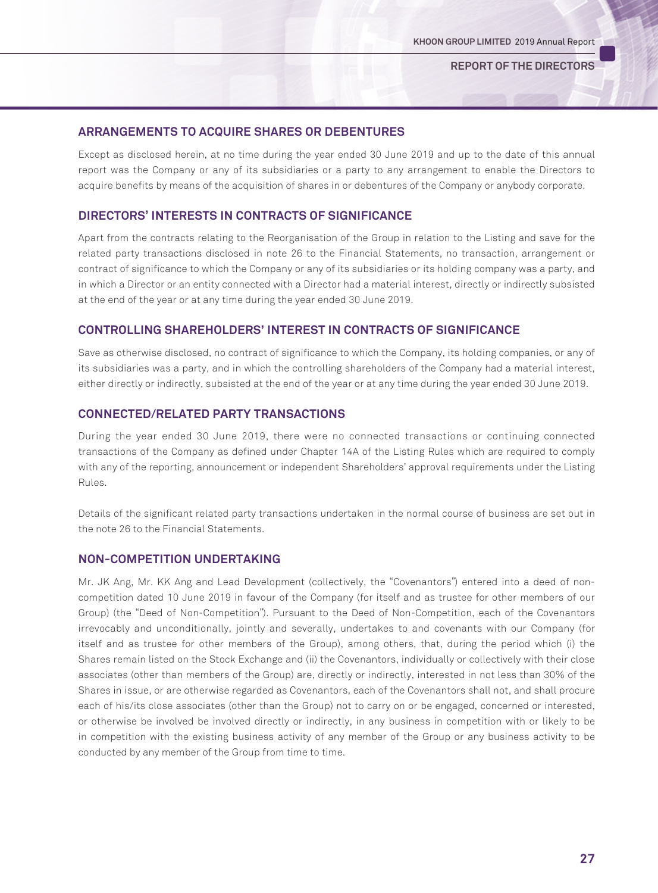## ARRANGEMENTS TO ACQUIRE SHARES OR DEBENTURES

Except as disclosed herein, at no time during the year ended 30 June 2019 and up to the date of this annual report was the Company or any of its subsidiaries or a party to any arrangement to enable the Directors to acquire benefits by means of the acquisition of shares in or debentures of the Company or anybody corporate.

## DIRECTORS' INTERESTS IN CONTRACTS OF SIGNIFICANCE

Apart from the contracts relating to the Reorganisation of the Group in relation to the Listing and save for the related party transactions disclosed in note 26 to the Financial Statements, no transaction, arrangement or contract of significance to which the Company or any of its subsidiaries or its holding company was a party, and in which a Director or an entity connected with a Director had a material interest, directly or indirectly subsisted at the end of the year or at any time during the year ended 30 June 2019.

## CONTROLLING SHAREHOLDERS' INTEREST IN CONTRACTS OF SIGNIFICANCE

Save as otherwise disclosed, no contract of significance to which the Company, its holding companies, or any of its subsidiaries was a party, and in which the controlling shareholders of the Company had a material interest, either directly or indirectly, subsisted at the end of the year or at any time during the year ended 30 June 2019.

## CONNECTED/RELATED PARTY TRANSACTIONS

During the year ended 30 June 2019, there were no connected transactions or continuing connected transactions of the Company as defined under Chapter 14A of the Listing Rules which are required to comply with any of the reporting, announcement or independent Shareholders' approval requirements under the Listing Rules.

Details of the significant related party transactions undertaken in the normal course of business are set out in the note 26 to the Financial Statements.

## NON-COMPETITION UNDERTAKING

Mr. JK Ang, Mr. KK Ang and Lead Development (collectively, the "Covenantors") entered into a deed of non-competition dated 10 June 2019 in favour of the Company (for itself and as trustee for other members of our Group) (the "Deed of Non-Competition"). Pursuant to the Deed of Non-Competition, each of the Covenantors irrevocably and unconditionally, jointly and severally, undertakes to and covenants with our Company (for itself and as trustee for other members of the Group), among others, that, during the period which (i) the Shares remain listed on the Stock Exchange and (ii) the Covenantors, individually or collectively with their close associates (other than members of the Group) are, directly or indirectly, interested in not less than 30% of the Shares in issue, or are otherwise regarded as Covenantors, each of the Covenantors shall not, and shall procure each of his/its close associates (other than the Group) not to carry on or be engaged, concerned or interested, or otherwise be involved be involved directly or indirectly, in any business in competition with or likely to be in competition with the existing business activity of any member of the Group or any business activity to be conducted by any member of the Group from time to time.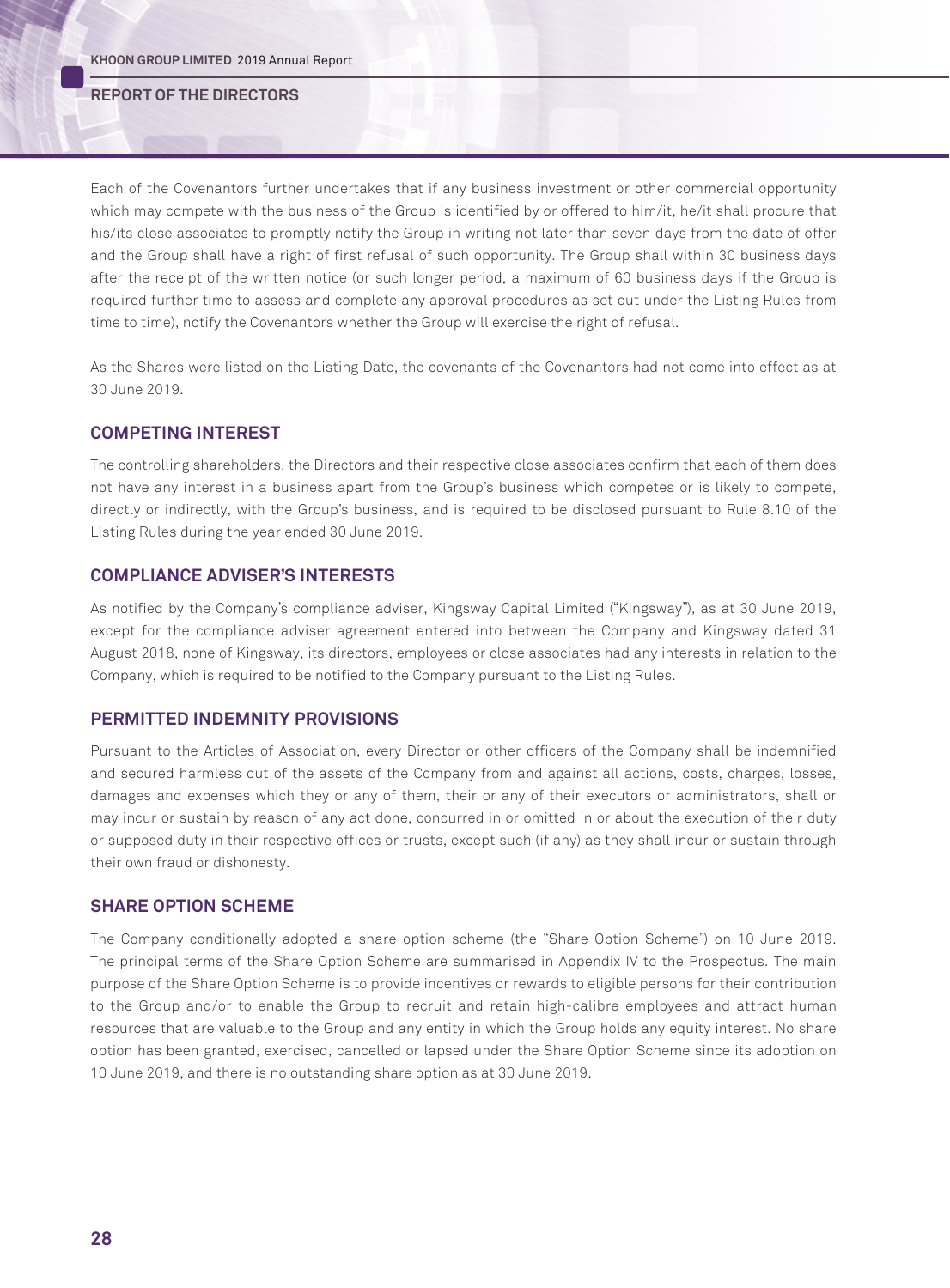Each of the Covenantors further undertakes that if any business investment or other commercial opportunity which may compete with the business of the Group is identified by or offered to him/it, he/it shall procure that his/its close associates to promptly notify the Group in writing not later than seven days from the date of offer and the Group shall have a right of first refusal of such opportunity. The Group shall within 30 business days after the receipt of the written notice (or such longer period, a maximum of 60 business days if the Group is required further time to assess and complete any approval procedures as set out under the Listing Rules from time to time), notify the Covenantors whether the Group will exercise the right of refusal.

As the Shares were listed on the Listing Date, the covenants of the Covenantors had not come into effect as at 30 June 2019.

## COMPETING INTEREST

The controlling shareholders, the Directors and their respective close associates confirm that each of them does not have any interest in a business apart from the Group's business which competes or is likely to compete, directly or indirectly, with the Group's business, and is required to be disclosed pursuant to Rule 8.10 of the Listing Rules during the year ended 30 June 2019.

## COMPLIANCE ADVISER'S INTERESTS

As notified by the Company's compliance adviser, Kingsway Capital Limited ("Kingsway"), as at 30 June 2019, except for the compliance adviser agreement entered into between the Company and Kingsway dated 31 August 2018, none of Kingsway, its directors, employees or close associates had any interests in relation to the Company, which is required to be notified to the Company pursuant to the Listing Rules.

## PERMITTED INDEMNITY PROVISIONS

Pursuant to the Articles of Association, every Director or other officers of the Company shall be indemnified and secured harmless out of the assets of the Company from and against all actions, costs, charges, losses, damages and expenses which they or any of them, their or any of their executors or administrators, shall or may incur or sustain by reason of any act done, concurred in or omitted in or about the execution of their duty or supposed duty in their respective offices or trusts, except such (if any) as they shall incur or sustain through their own fraud or dishonesty.

## SHARE OPTION SCHEME

The Company conditionally adopted a share option scheme (the "Share Option Scheme") on 10 June 2019. The principal terms of the Share Option Scheme are summarised in Appendix IV to the Prospectus. The main purpose of the Share Option Scheme is to provide incentives or rewards to eligible persons for their contribution to the Group and/or to enable the Group to recruit and retain high-calibre employees and attract human resources that are valuable to the Group and any entity in which the Group holds any equity interest. No share option has been granted, exercised, cancelled or lapsed under the Share Option Scheme since its adoption on 10 June 2019, and there is no outstanding share option as at 30 June 2019.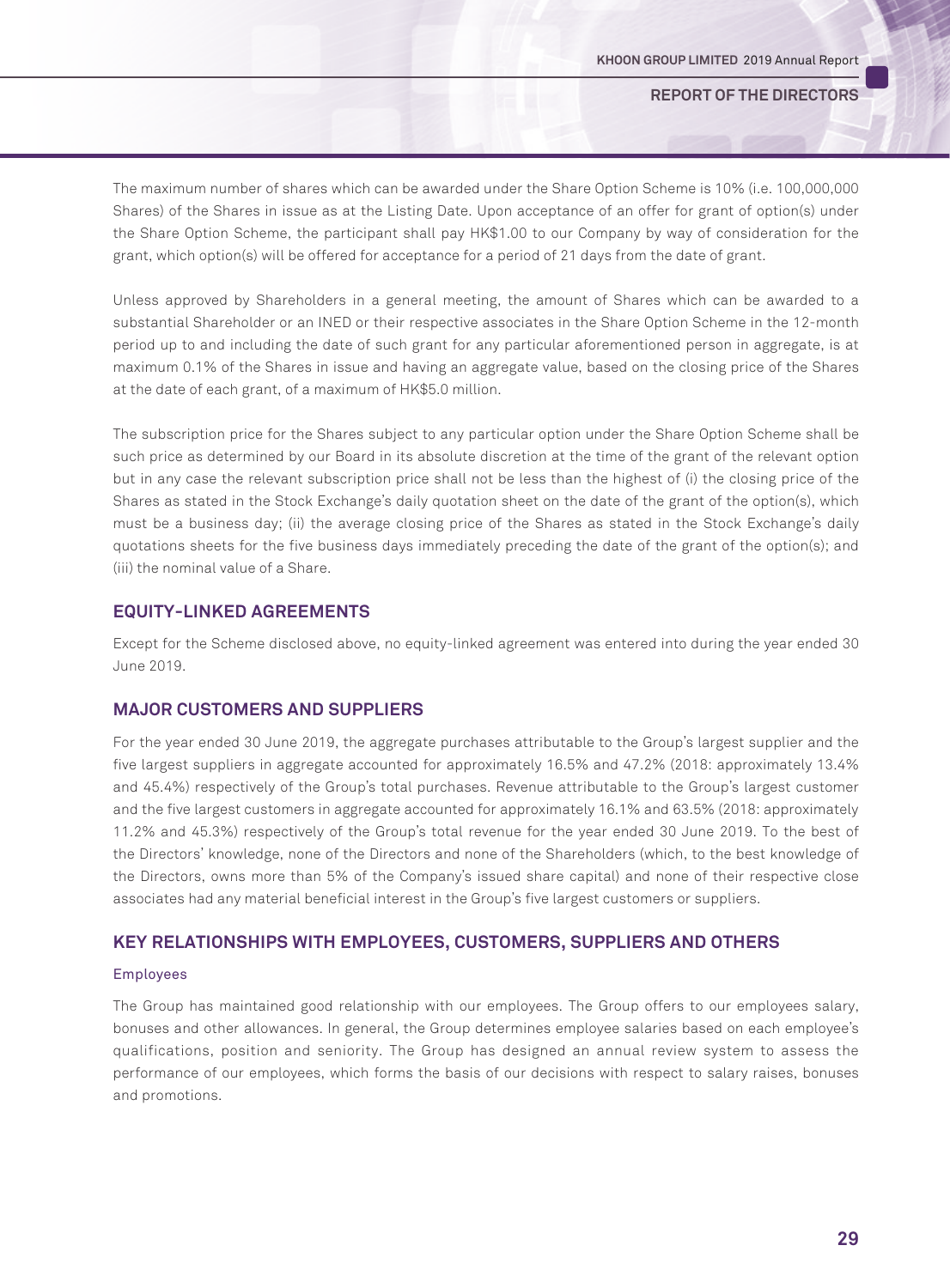The maximum number of shares which can be awarded under the Share Option Scheme is 10% (i.e. 100,000,000 Shares) of the Shares in issue as at the Listing Date. Upon acceptance of an offer for grant of option(s) under the Share Option Scheme, the participant shall pay HK$1.00 to our Company by way of consideration for the grant, which option(s) will be offered for acceptance for a period of 21 days from the date of grant.

Unless approved by Shareholders in a general meeting, the amount of Shares which can be awarded to a substantial Shareholder or an INED or their respective associates in the Share Option Scheme in the 12-month period up to and including the date of such grant for any particular aforementioned person in aggregate, is at maximum 0.1% of the Shares in issue and having an aggregate value, based on the closing price of the Shares at the date of each grant, of a maximum of HK$5.0 million.

The subscription price for the Shares subject to any particular option under the Share Option Scheme shall be such price as determined by our Board in its absolute discretion at the time of the grant of the relevant option but in any case the relevant subscription price shall not be less than the highest of (i) the closing price of the Shares as stated in the Stock Exchange's daily quotation sheet on the date of the grant of the option(s), which must be a business day; (ii) the average closing price of the Shares as stated in the Stock Exchange's daily quotations sheets for the five business days immediately preceding the date of the grant of the option(s); and (iii) the nominal value of a Share.

## EQUITY-LINKED AGREEMENTS

Except for the Scheme disclosed above, no equity-linked agreement was entered into during the year ended 30 June 2019.

## MAJOR CUSTOMERS AND SUPPLIERS

For the year ended 30 June 2019, the aggregate purchases attributable to the Group's largest supplier and the five largest suppliers in aggregate accounted for approximately 16.5% and 47.2% (2018: approximately 13.4% and 45.4%) respectively of the Group's total purchases. Revenue attributable to the Group's largest customer and the five largest customers in aggregate accounted for approximately 16.1% and 63.5% (2018: approximately 11.2% and 45.3%) respectively of the Group's total revenue for the year ended 30 June 2019. To the best of the Directors' knowledge, none of the Directors and none of the Shareholders (which, to the best knowledge of the Directors, owns more than 5% of the Company's issued share capital) and none of their respective close associates had any material beneficial interest in the Group's five largest customers or suppliers.

## KEY RELATIONSHIPS WITH EMPLOYEES, CUSTOMERS, SUPPLIERS AND OTHERS

### Employees

The Group has maintained good relationship with our employees. The Group offers to our employees salary, bonuses and other allowances. In general, the Group determines employee salaries based on each employee's qualifications, position and seniority. The Group has designed an annual review system to assess the performance of our employees, which forms the basis of our decisions with respect to salary raises, bonuses and promotions.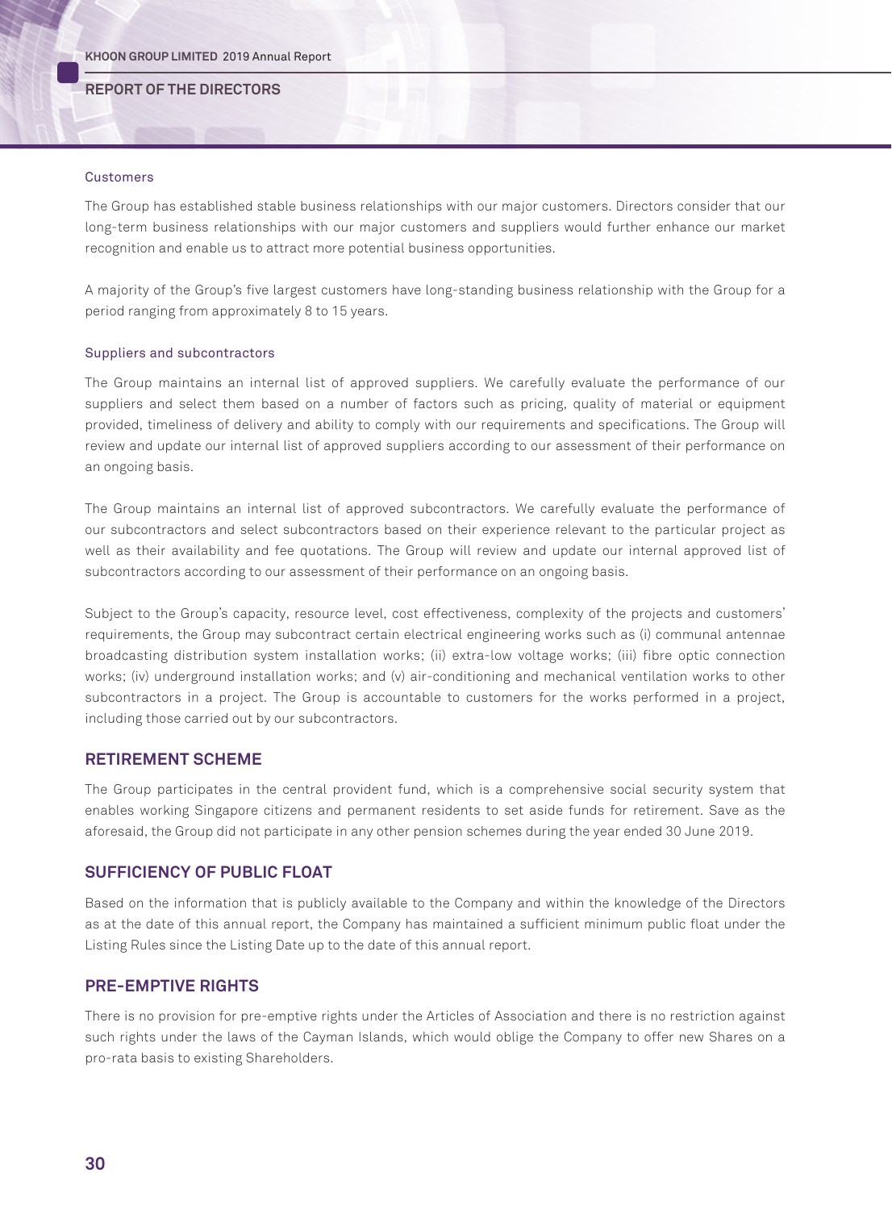### Customers

The Group has established stable business relationships with our major customers. Directors consider that our long-term business relationships with our major customers and suppliers would further enhance our market recognition and enable us to attract more potential business opportunities.

A majority of the Group's five largest customers have long-standing business relationship with the Group for a period ranging from approximately 8 to 15 years.

### Suppliers and subcontractors

The Group maintains an internal list of approved suppliers. We carefully evaluate the performance of our suppliers and select them based on a number of factors such as pricing, quality of material or equipment provided, timeliness of delivery and ability to comply with our requirements and specifications. The Group will review and update our internal list of approved suppliers according to our assessment of their performance on an ongoing basis.

The Group maintains an internal list of approved subcontractors. We carefully evaluate the performance of our subcontractors and select subcontractors based on their experience relevant to the particular project as well as their availability and fee quotations. The Group will review and update our internal approved list of subcontractors according to our assessment of their performance on an ongoing basis.

Subject to the Group's capacity, resource level, cost effectiveness, complexity of the projects and customers' requirements, the Group may subcontract certain electrical engineering works such as (i) communal antennae broadcasting distribution system installation works; (ii) extra-low voltage works; (iii) fibre optic connection works; (iv) underground installation works; and (v) air-conditioning and mechanical ventilation works to other subcontractors in a project. The Group is accountable to customers for the works performed in a project, including those carried out by our subcontractors.

## RETIREMENT SCHEME

The Group participates in the central provident fund, which is a comprehensive social security system that enables working Singapore citizens and permanent residents to set aside funds for retirement. Save as the aforesaid, the Group did not participate in any other pension schemes during the year ended 30 June 2019.

## SUFFICIENCY OF PUBLIC FLOAT

Based on the information that is publicly available to the Company and within the knowledge of the Directors as at the date of this annual report, the Company has maintained a sufficient minimum public float under the Listing Rules since the Listing Date up to the date of this annual report.

## PRE-EMPTIVE RIGHTS

There is no provision for pre-emptive rights under the Articles of Association and there is no restriction against such rights under the laws of the Cayman Islands, which would oblige the Company to offer new Shares on a pro-rata basis to existing Shareholders.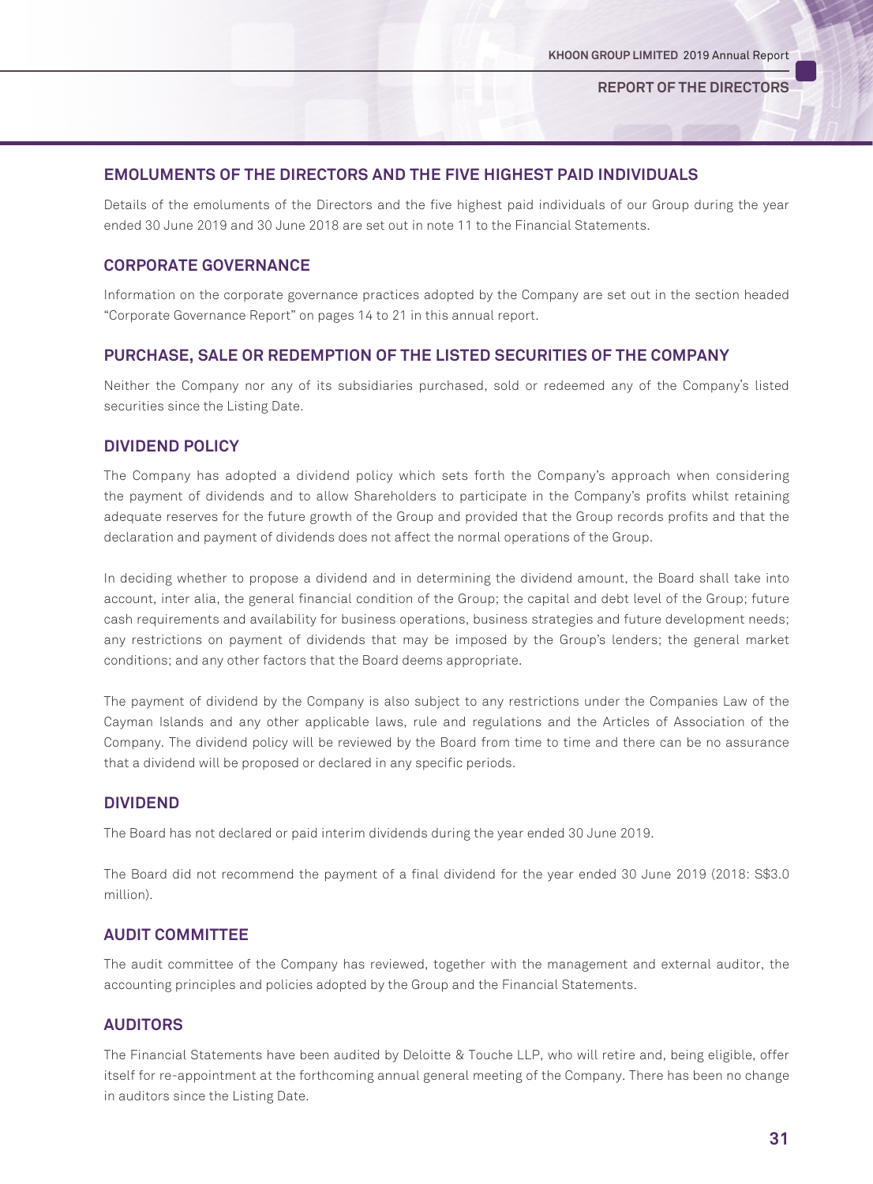## EMOLUMENTS OF THE DIRECTORS AND THE FIVE HIGHEST PAID INDIVIDUALS

Details of the emoluments of the Directors and the five highest paid individuals of our Group during the year ended 30 June 2019 and 30 June 2018 are set out in note 11 to the Financial Statements.

## CORPORATE GOVERNANCE

Information on the corporate governance practices adopted by the Company are set out in the section headed "Corporate Governance Report" on pages 14 to 21 in this annual report.

## PURCHASE, SALE OR REDEMPTION OF THE LISTED SECURITIES OF THE COMPANY

Neither the Company nor any of its subsidiaries purchased, sold or redeemed any of the Company's listed securities since the Listing Date.

## DIVIDEND POLICY

The Company has adopted a dividend policy which sets forth the Company's approach when considering the payment of dividends and to allow Shareholders to participate in the Company's profits whilst retaining adequate reserves for the future growth of the Group and provided that the Group records profits and that the declaration and payment of dividends does not affect the normal operations of the Group.

In deciding whether to propose a dividend and in determining the dividend amount, the Board shall take into account, inter alia, the general financial condition of the Group; the capital and debt level of the Group; future cash requirements and availability for business operations, business strategies and future development needs; any restrictions on payment of dividends that may be imposed by the Group's lenders; the general market conditions; and any other factors that the Board deems appropriate.

The payment of dividend by the Company is also subject to any restrictions under the Companies Law of the Cayman Islands and any other applicable laws, rule and regulations and the Articles of Association of the Company. The dividend policy will be reviewed by the Board from time to time and there can be no assurance that a dividend will be proposed or declared in any specific periods.

## DIVIDEND

The Board has not declared or paid interim dividends during the year ended 30 June 2019.

The Board did not recommend the payment of a final dividend for the year ended 30 June 2019 (2018: S$3.0 million).

## AUDIT COMMITTEE

The audit committee of the Company has reviewed, together with the management and external auditor, the accounting principles and policies adopted by the Group and the Financial Statements.

## AUDITORS

The Financial Statements have been audited by Deloitte & Touche LLP, who will retire and, being eligible, offer itself for re-appointment at the forthcoming annual general meeting of the Company. There has been no change in auditors since the Listing Date.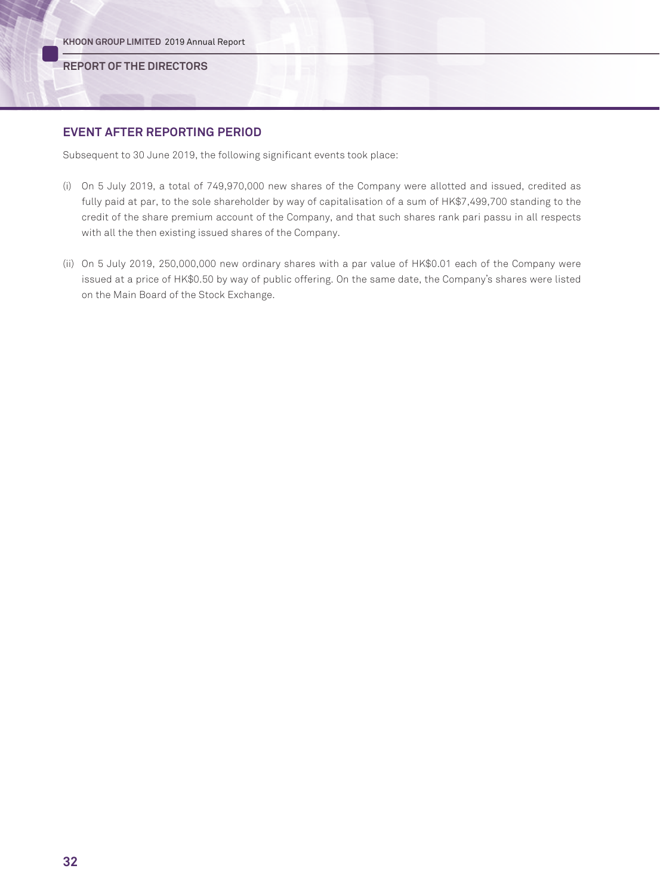## EVENT AFTER REPORTING PERIOD

Subsequent to 30 June 2019, the following significant events took place:

(i) On 5 July 2019, a total of 749,970,000 new shares of the Company were allotted and issued, credited as fully paid at par, to the sole shareholder by way of capitalisation of a sum of HK$7,499,700 standing to the credit of the share premium account of the Company, and that such shares rank pari passu in all respects with all the then existing issued shares of the Company.

(ii) On 5 July 2019, 250,000,000 new ordinary shares with a par value of HK$0.01 each of the Company were issued at a price of HK$0.50 by way of public offering. On the same date, the Company's shares were listed on the Main Board of the Stock Exchange.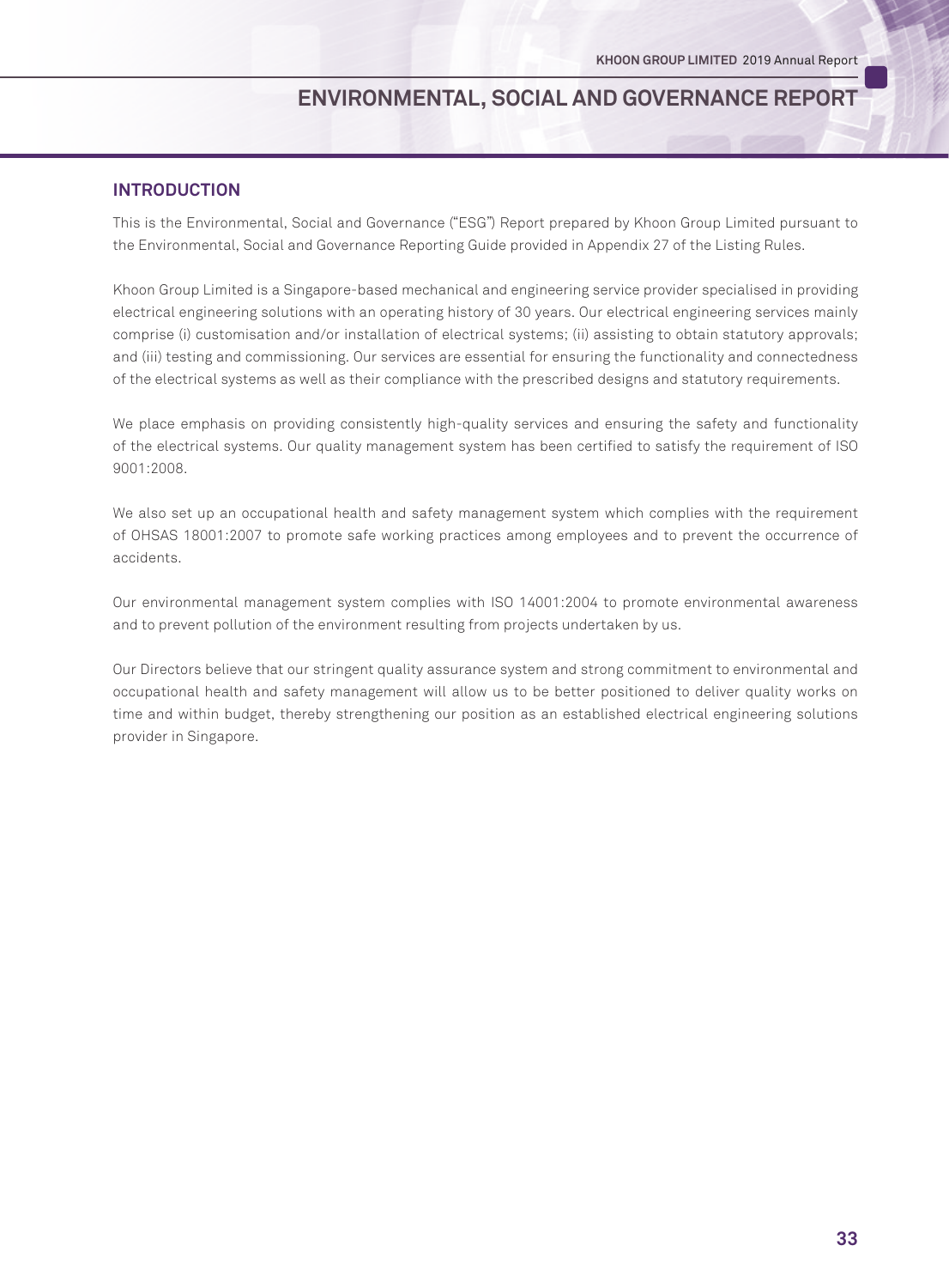# ENVIRONMENTAL, SOCIAL AND GOVERNANCE REPORT

## INTRODUCTION

This is the Environmental, Social and Governance ("ESG") Report prepared by Khoon Group Limited pursuant to the Environmental, Social and Governance Reporting Guide provided in Appendix 27 of the Listing Rules.

Khoon Group Limited is a Singapore-based mechanical and engineering service provider specialised in providing electrical engineering solutions with an operating history of 30 years. Our electrical engineering services mainly comprise (i) customisation and/or installation of electrical systems; (ii) assisting to obtain statutory approvals; and (iii) testing and commissioning. Our services are essential for ensuring the functionality and connectedness of the electrical systems as well as their compliance with the prescribed designs and statutory requirements.

We place emphasis on providing consistently high-quality services and ensuring the safety and functionality of the electrical systems. Our quality management system has been certified to satisfy the requirement of ISO 9001:2008.

We also set up an occupational health and safety management system which complies with the requirement of OHSAS 18001:2007 to promote safe working practices among employees and to prevent the occurrence of accidents.

Our environmental management system complies with ISO 14001:2004 to promote environmental awareness and to prevent pollution of the environment resulting from projects undertaken by us.

Our Directors believe that our stringent quality assurance system and strong commitment to environmental and occupational health and safety management will allow us to be better positioned to deliver quality works on time and within budget, thereby strengthening our position as an established electrical engineering solutions provider in Singapore.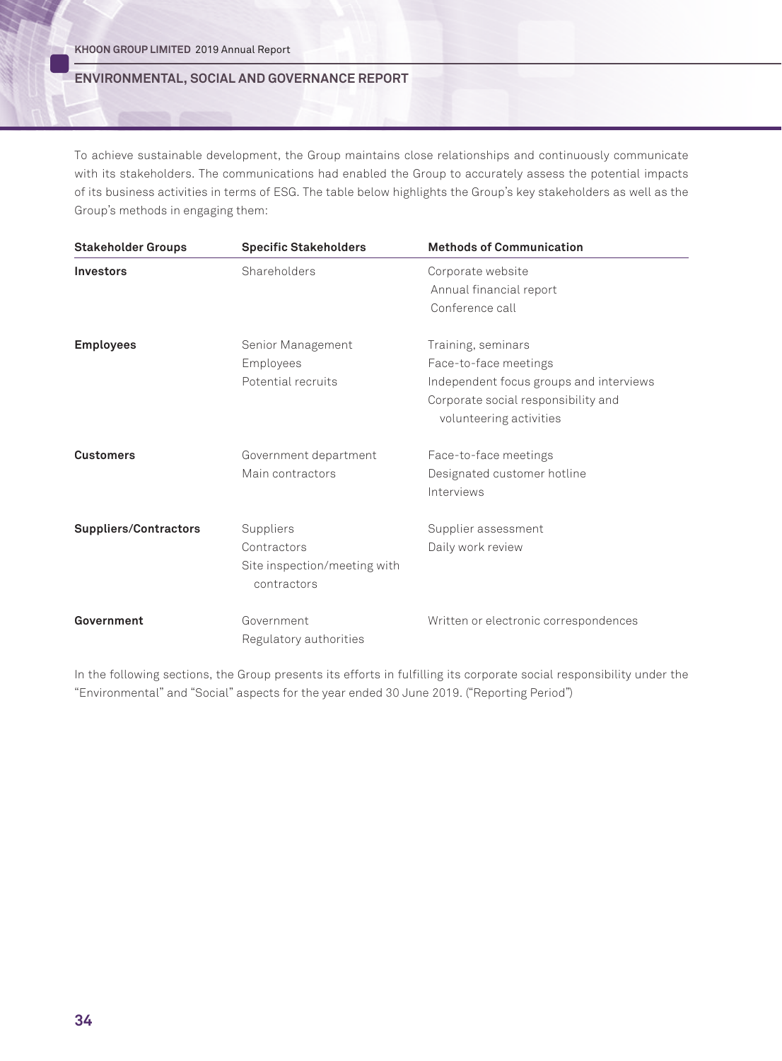To achieve sustainable development, the Group maintains close relationships and continuously communicate with its stakeholders. The communications had enabled the Group to accurately assess the potential impacts of its business activities in terms of ESG. The table below highlights the Group's key stakeholders as well as the Group's methods in engaging them:

| Stakeholder Groups | Specific Stakeholders | Methods of Communication |
|---|---|---|
| **Investors** | Shareholders | Corporate website<br>Annual financial report<br>Conference call |
| **Employees** | Senior Management<br>Employees<br>Potential recruits | Training, seminars<br>Face-to-face meetings<br>Independent focus groups and interviews<br>Corporate social responsibility and volunteering activities |
| **Customers** | Government department<br>Main contractors | Face-to-face meetings<br>Designated customer hotline<br>Interviews |
| **Suppliers/Contractors** | Suppliers<br>Contractors<br>Site inspection/meeting with contractors | Supplier assessment<br>Daily work review |
| **Government** | Government<br>Regulatory authorities | Written or electronic correspondences |

In the following sections, the Group presents its efforts in fulfilling its corporate social responsibility under the "Environmental" and "Social" aspects for the year ended 30 June 2019. ("Reporting Period")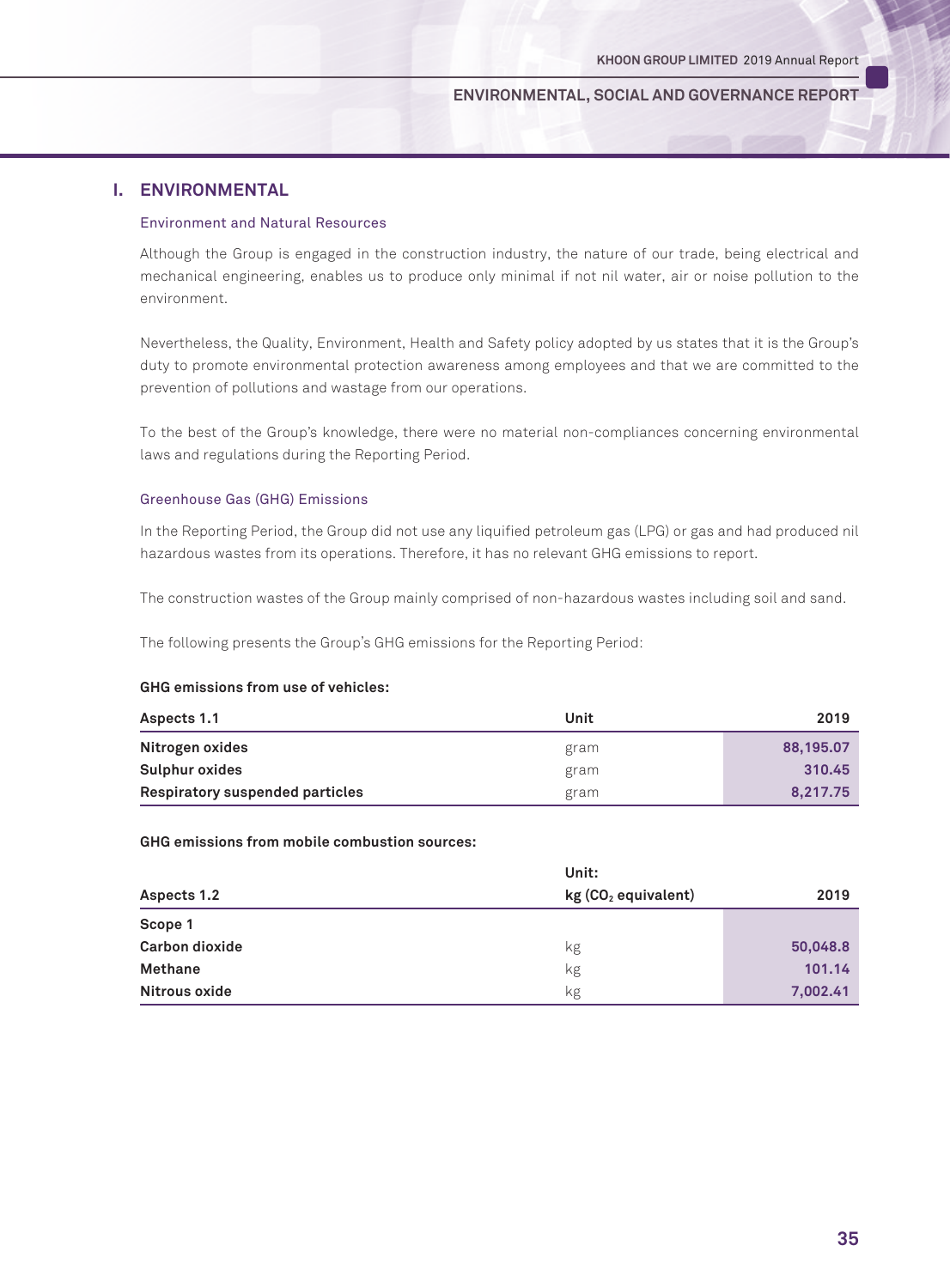# I. ENVIRONMENTAL

## Environment and Natural Resources

Although the Group is engaged in the construction industry, the nature of our trade, being electrical and mechanical engineering, enables us to produce only minimal if not nil water, air or noise pollution to the environment.

Nevertheless, the Quality, Environment, Health and Safety policy adopted by us states that it is the Group's duty to promote environmental protection awareness among employees and that we are committed to the prevention of pollutions and wastage from our operations.

To the best of the Group's knowledge, there were no material non-compliances concerning environmental laws and regulations during the Reporting Period.

## Greenhouse Gas (GHG) Emissions

In the Reporting Period, the Group did not use any liquified petroleum gas (LPG) or gas and had produced nil hazardous wastes from its operations. Therefore, it has no relevant GHG emissions to report.

The construction wastes of the Group mainly comprised of non-hazardous wastes including soil and sand.

The following presents the Group's GHG emissions for the Reporting Period:

**GHG emissions from use of vehicles:**

| Aspects 1.1 | Unit | 2019 |
|---|---|---|
| **Nitrogen oxides** | gram | **88,195.07** |
| **Sulphur oxides** | gram | **310.45** |
| **Respiratory suspended particles** | gram | **8,217.75** |

**GHG emissions from mobile combustion sources:**

| Aspects 1.2 | Unit: kg ($CO_2$ equivalent) | 2019 |
|---|---|---|
| **Scope 1** | | |
| **Carbon dioxide** | kg | **50,048.8** |
| **Methane** | kg | **101.14** |
| **Nitrous oxide** | kg | **7,002.41** |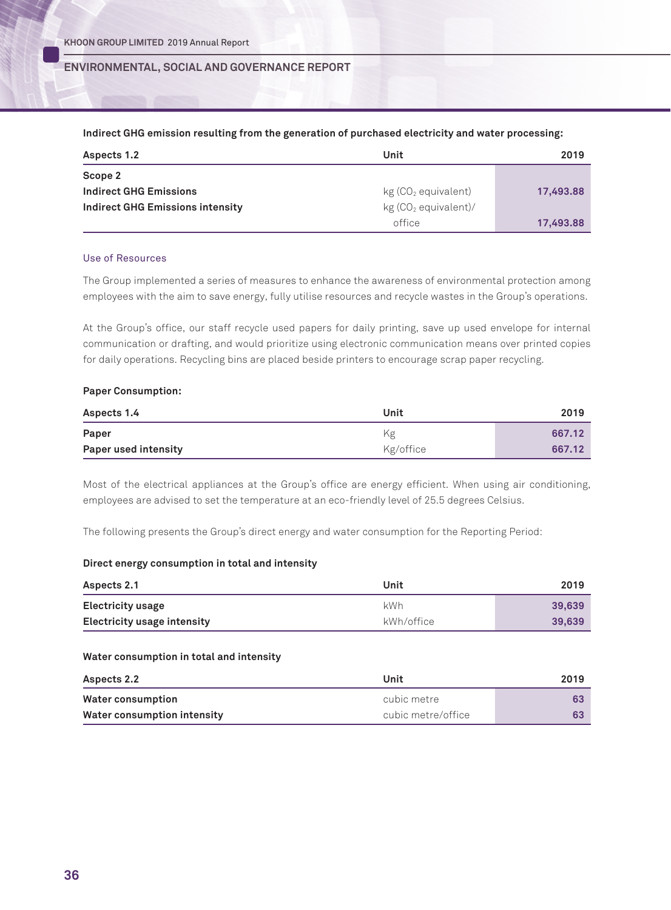**Indirect GHG emission resulting from the generation of purchased electricity and water processing:**

| Aspects 1.2 | Unit | 2019 |
|---|---|---|
| **Scope 2** | | |
| **Indirect GHG Emissions** | kg ($CO_2$ equivalent) | **17,493.88** |
| **Indirect GHG Emissions intensity** | kg ($CO_2$ equivalent)/ office | **17,493.88** |

### Use of Resources

The Group implemented a series of measures to enhance the awareness of environmental protection among employees with the aim to save energy, fully utilise resources and recycle wastes in the Group's operations.

At the Group's office, our staff recycle used papers for daily printing, save up used envelope for internal communication or drafting, and would prioritize using electronic communication means over printed copies for daily operations. Recycling bins are placed beside printers to encourage scrap paper recycling.

**Paper Consumption:**

| Aspects 1.4 | Unit | 2019 |
|---|---|---|
| **Paper** | Kg | **667.12** |
| **Paper used intensity** | Kg/office | **667.12** |

Most of the electrical appliances at the Group's office are energy efficient. When using air conditioning, employees are advised to set the temperature at an eco-friendly level of 25.5 degrees Celsius.

The following presents the Group's direct energy and water consumption for the Reporting Period:

**Direct energy consumption in total and intensity**

| Aspects 2.1 | Unit | 2019 |
|---|---|---|
| **Electricity usage** | kWh | **39,639** |
| **Electricity usage intensity** | kWh/office | **39,639** |

**Water consumption in total and intensity**

| Aspects 2.2 | Unit | 2019 |
|---|---|---|
| **Water consumption** | cubic metre | **63** |
| **Water consumption intensity** | cubic metre/office | **63** |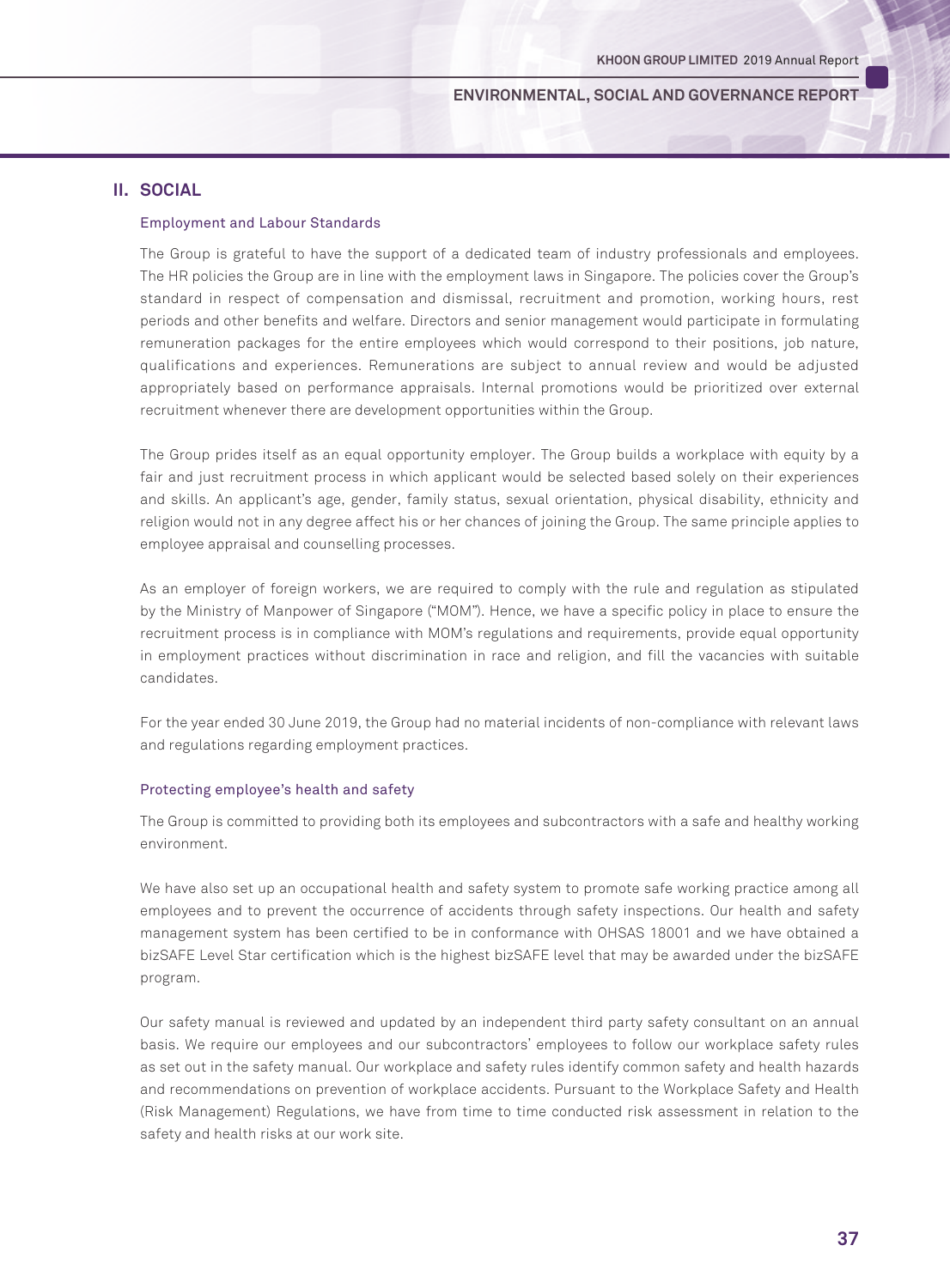## II. SOCIAL

### Employment and Labour Standards

The Group is grateful to have the support of a dedicated team of industry professionals and employees. The HR policies the Group are in line with the employment laws in Singapore. The policies cover the Group's standard in respect of compensation and dismissal, recruitment and promotion, working hours, rest periods and other benefits and welfare. Directors and senior management would participate in formulating remuneration packages for the entire employees which would correspond to their positions, job nature, qualifications and experiences. Remunerations are subject to annual review and would be adjusted appropriately based on performance appraisals. Internal promotions would be prioritized over external recruitment whenever there are development opportunities within the Group.

The Group prides itself as an equal opportunity employer. The Group builds a workplace with equity by a fair and just recruitment process in which applicant would be selected based solely on their experiences and skills. An applicant's age, gender, family status, sexual orientation, physical disability, ethnicity and religion would not in any degree affect his or her chances of joining the Group. The same principle applies to employee appraisal and counselling processes.

As an employer of foreign workers, we are required to comply with the rule and regulation as stipulated by the Ministry of Manpower of Singapore ("MOM"). Hence, we have a specific policy in place to ensure the recruitment process is in compliance with MOM's regulations and requirements, provide equal opportunity in employment practices without discrimination in race and religion, and fill the vacancies with suitable candidates.

For the year ended 30 June 2019, the Group had no material incidents of non-compliance with relevant laws and regulations regarding employment practices.

### Protecting employee's health and safety

The Group is committed to providing both its employees and subcontractors with a safe and healthy working environment.

We have also set up an occupational health and safety system to promote safe working practice among all employees and to prevent the occurrence of accidents through safety inspections. Our health and safety management system has been certified to be in conformance with OHSAS 18001 and we have obtained a bizSAFE Level Star certification which is the highest bizSAFE level that may be awarded under the bizSAFE program.

Our safety manual is reviewed and updated by an independent third party safety consultant on an annual basis. We require our employees and our subcontractors' employees to follow our workplace safety rules as set out in the safety manual. Our workplace and safety rules identify common safety and health hazards and recommendations on prevention of workplace accidents. Pursuant to the Workplace Safety and Health (Risk Management) Regulations, we have from time to time conducted risk assessment in relation to the safety and health risks at our work site.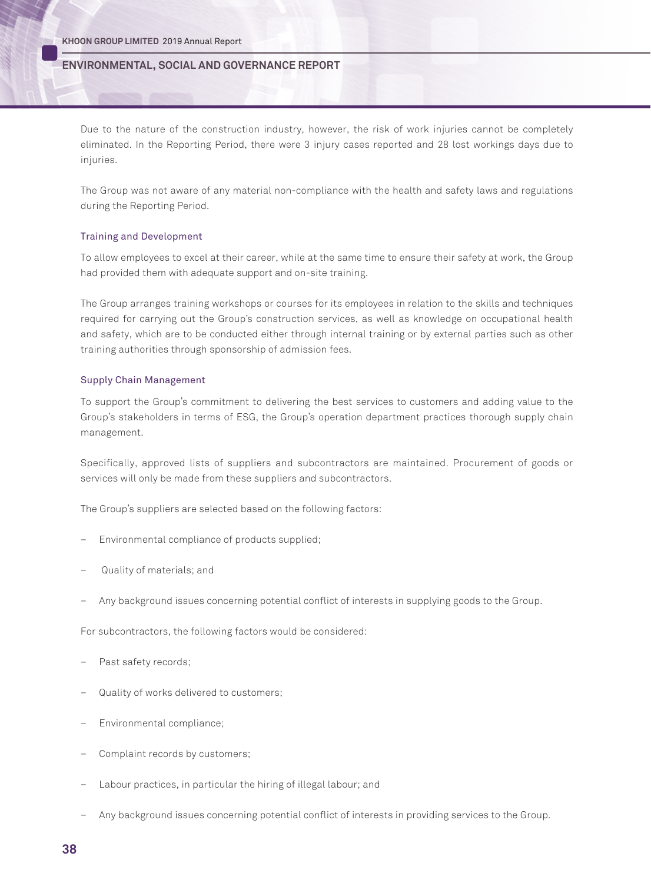Due to the nature of the construction industry, however, the risk of work injuries cannot be completely eliminated. In the Reporting Period, there were 3 injury cases reported and 28 lost workings days due to injuries.

The Group was not aware of any material non-compliance with the health and safety laws and regulations during the Reporting Period.

### Training and Development

To allow employees to excel at their career, while at the same time to ensure their safety at work, the Group had provided them with adequate support and on-site training.

The Group arranges training workshops or courses for its employees in relation to the skills and techniques required for carrying out the Group's construction services, as well as knowledge on occupational health and safety, which are to be conducted either through internal training or by external parties such as other training authorities through sponsorship of admission fees.

### Supply Chain Management

To support the Group's commitment to delivering the best services to customers and adding value to the Group's stakeholders in terms of ESG, the Group's operation department practices thorough supply chain management.

Specifically, approved lists of suppliers and subcontractors are maintained. Procurement of goods or services will only be made from these suppliers and subcontractors.

The Group's suppliers are selected based on the following factors:

- Environmental compliance of products supplied;
- Quality of materials; and
- Any background issues concerning potential conflict of interests in supplying goods to the Group.

For subcontractors, the following factors would be considered:

- Past safety records;
- Quality of works delivered to customers;
- Environmental compliance;
- Complaint records by customers;
- Labour practices, in particular the hiring of illegal labour; and
- Any background issues concerning potential conflict of interests in providing services to the Group.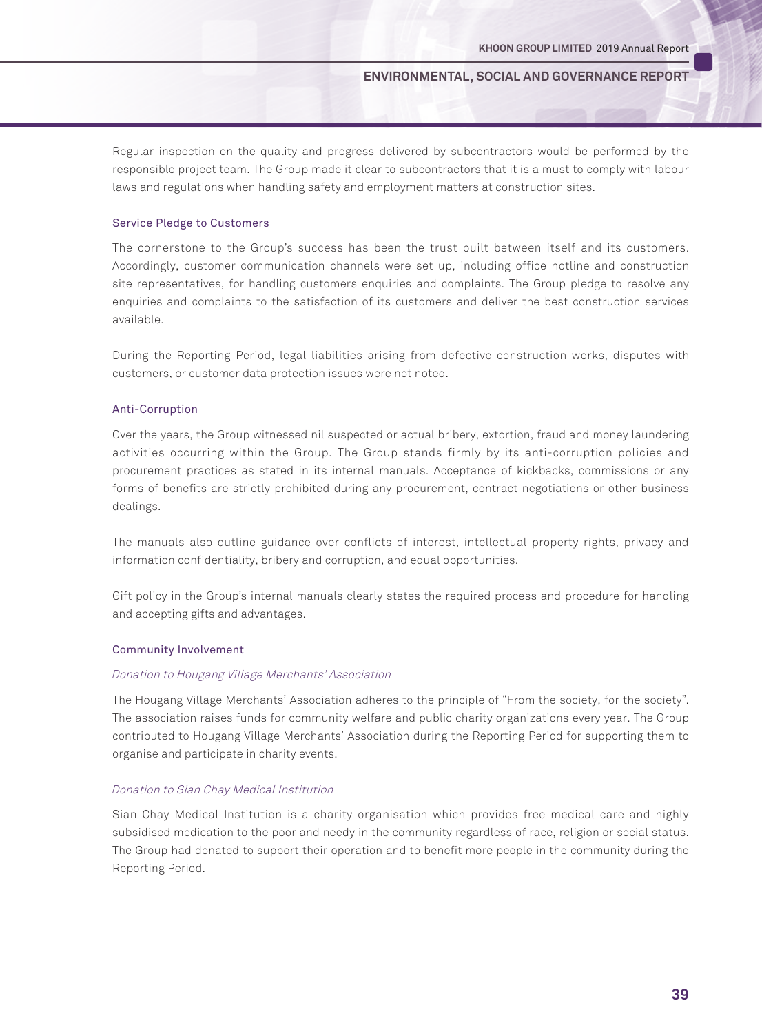Regular inspection on the quality and progress delivered by subcontractors would be performed by the responsible project team. The Group made it clear to subcontractors that it is a must to comply with labour laws and regulations when handling safety and employment matters at construction sites.

### Service Pledge to Customers

The cornerstone to the Group's success has been the trust built between itself and its customers. Accordingly, customer communication channels were set up, including office hotline and construction site representatives, for handling customers enquiries and complaints. The Group pledge to resolve any enquiries and complaints to the satisfaction of its customers and deliver the best construction services available.

During the Reporting Period, legal liabilities arising from defective construction works, disputes with customers, or customer data protection issues were not noted.

### Anti-Corruption

Over the years, the Group witnessed nil suspected or actual bribery, extortion, fraud and money laundering activities occurring within the Group. The Group stands firmly by its anti-corruption policies and procurement practices as stated in its internal manuals. Acceptance of kickbacks, commissions or any forms of benefits are strictly prohibited during any procurement, contract negotiations or other business dealings.

The manuals also outline guidance over conflicts of interest, intellectual property rights, privacy and information confidentiality, bribery and corruption, and equal opportunities.

Gift policy in the Group's internal manuals clearly states the required process and procedure for handling and accepting gifts and advantages.

### Community Involvement

*Donation to Hougang Village Merchants' Association*

The Hougang Village Merchants' Association adheres to the principle of "From the society, for the society". The association raises funds for community welfare and public charity organizations every year. The Group contributed to Hougang Village Merchants' Association during the Reporting Period for supporting them to organise and participate in charity events.

*Donation to Sian Chay Medical Institution*

Sian Chay Medical Institution is a charity organisation which provides free medical care and highly subsidised medication to the poor and needy in the community regardless of race, religion or social status. The Group had donated to support their operation and to benefit more people in the community during the Reporting Period.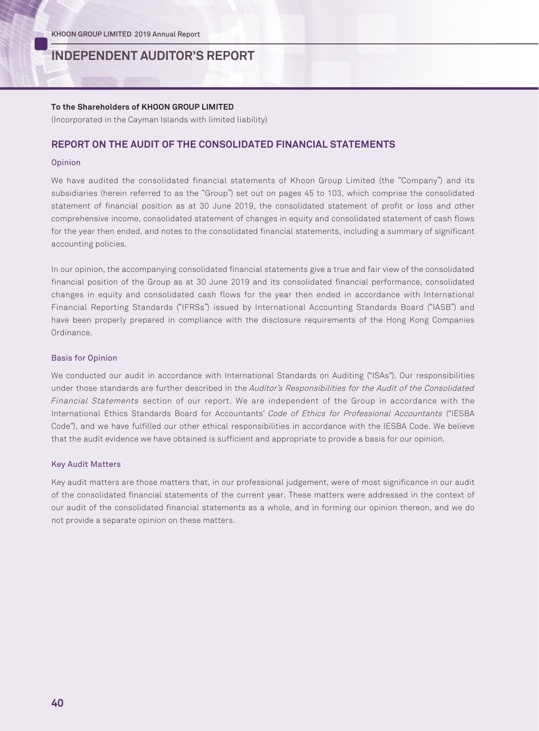# INDEPENDENT AUDITOR'S REPORT

**To the Shareholders of KHOON GROUP LIMITED**

(Incorporated in the Cayman Islands with limited liability)

## REPORT ON THE AUDIT OF THE CONSOLIDATED FINANCIAL STATEMENTS

### Opinion

We have audited the consolidated financial statements of Khoon Group Limited (the "Company") and its subsidiaries (herein referred to as the "Group") set out on pages 45 to 103, which comprise the consolidated statement of financial position as at 30 June 2019, the consolidated statement of profit or loss and other comprehensive income, consolidated statement of changes in equity and consolidated statement of cash flows for the year then ended, and notes to the consolidated financial statements, including a summary of significant accounting policies.

In our opinion, the accompanying consolidated financial statements give a true and fair view of the consolidated financial position of the Group as at 30 June 2019 and its consolidated financial performance, consolidated changes in equity and consolidated cash flows for the year then ended in accordance with International Financial Reporting Standards ("IFRSs") issued by International Accounting Standards Board ("IASB") and have been properly prepared in compliance with the disclosure requirements of the Hong Kong Companies Ordinance.

### Basis for Opinion

We conducted our audit in accordance with International Standards on Auditing ("ISAs"). Our responsibilities under those standards are further described in the *Auditor's Responsibilities for the Audit of the Consolidated Financial Statements* section of our report. We are independent of the Group in accordance with the International Ethics Standards Board for Accountants' *Code of Ethics for Professional Accountants* ("IESBA Code"), and we have fulfilled our other ethical responsibilities in accordance with the IESBA Code. We believe that the audit evidence we have obtained is sufficient and appropriate to provide a basis for our opinion.

### Key Audit Matters

Key audit matters are those matters that, in our professional judgement, were of most significance in our audit of the consolidated financial statements of the current year. These matters were addressed in the context of our audit of the consolidated financial statements as a whole, and in forming our opinion thereon, and we do not provide a separate opinion on these matters.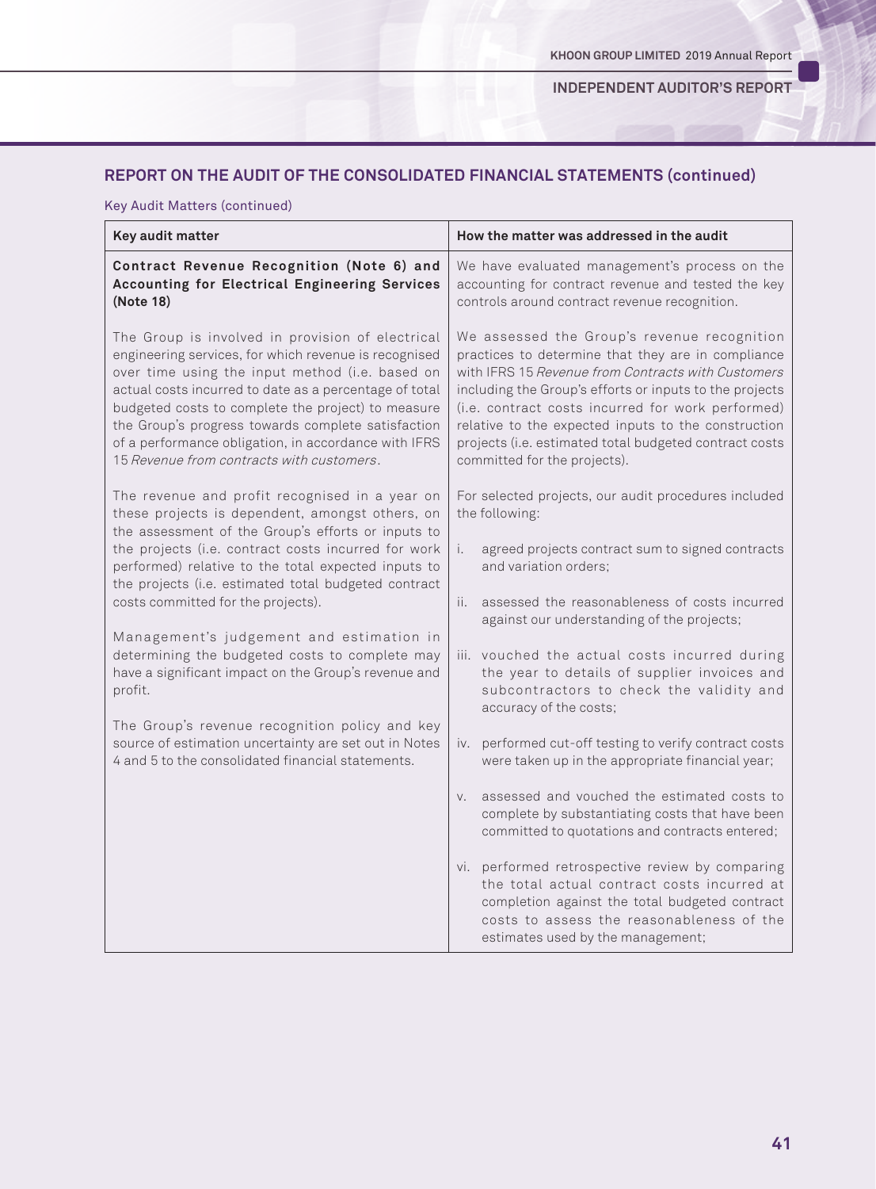## REPORT ON THE AUDIT OF THE CONSOLIDATED FINANCIAL STATEMENTS (continued)

Key Audit Matters (continued)

| Key audit matter | How the matter was addressed in the audit |
|---|---|
| **Contract Revenue Recognition (Note 6) and Accounting for Electrical Engineering Services (Note 18)**<br><br>The Group is involved in provision of electrical engineering services, for which revenue is recognised over time using the input method (i.e. based on actual costs incurred to date as a percentage of total budgeted costs to complete the project) to measure the Group's progress towards complete satisfaction of a performance obligation, in accordance with IFRS 15 *Revenue from contracts with customers*.<br><br>The revenue and profit recognised in a year on these projects is dependent, amongst others, on the assessment of the Group's efforts or inputs to the projects (i.e. contract costs incurred for work performed) relative to the total expected inputs to the projects (i.e. estimated total budgeted contract costs committed for the projects).<br><br>Management's judgement and estimation in determining the budgeted costs to complete may have a significant impact on the Group's revenue and profit.<br><br>The Group's revenue recognition policy and key source of estimation uncertainty are set out in Notes 4 and 5 to the consolidated financial statements. | We have evaluated management's process on the accounting for contract revenue and tested the key controls around contract revenue recognition.<br><br>We assessed the Group's revenue recognition practices to determine that they are in compliance with IFRS 15 *Revenue from Contracts with Customers* including the Group's efforts or inputs to the projects (i.e. contract costs incurred for work performed) relative to the expected inputs to the construction projects (i.e. estimated total budgeted contract costs committed for the projects).<br><br>For selected projects, our audit procedures included the following:<br><br>i. agreed projects contract sum to signed contracts and variation orders;<br><br>ii. assessed the reasonableness of costs incurred against our understanding of the projects;<br><br>iii. vouched the actual costs incurred during the year to details of supplier invoices and subcontractors to check the validity and accuracy of the costs;<br><br>iv. performed cut-off testing to verify contract costs were taken up in the appropriate financial year;<br><br>v. assessed and vouched the estimated costs to complete by substantiating costs that have been committed to quotations and contracts entered;<br><br>vi. performed retrospective review by comparing the total actual contract costs incurred at completion against the total budgeted contract costs to assess the reasonableness of the estimates used by the management; |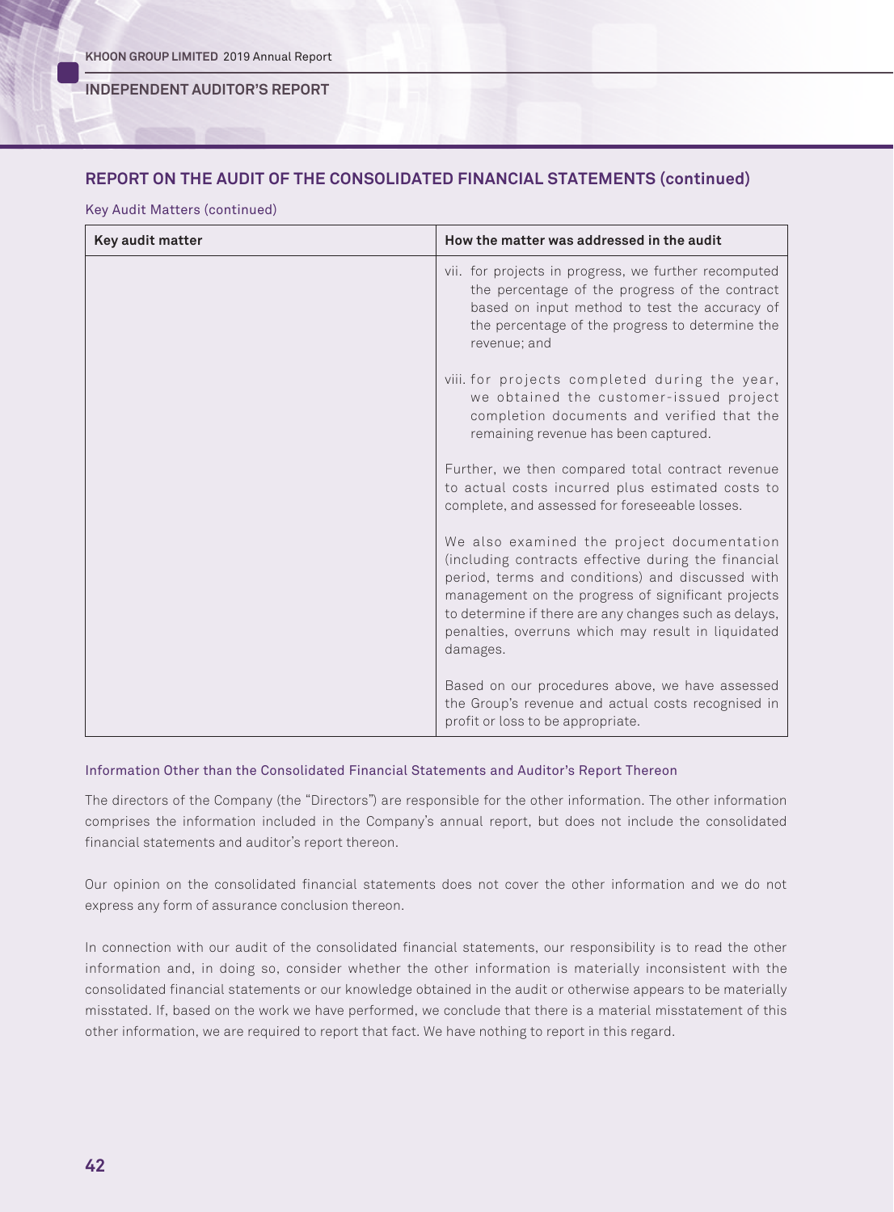## REPORT ON THE AUDIT OF THE CONSOLIDATED FINANCIAL STATEMENTS (continued)

### Key Audit Matters (continued)

| Key audit matter | How the matter was addressed in the audit |
| --- | --- |
| | vii. for projects in progress, we further recomputed the percentage of the progress of the contract based on input method to test the accuracy of the percentage of the progress to determine the revenue; and<br><br>viii. for projects completed during the year, we obtained the customer-issued project completion documents and verified that the remaining revenue has been captured.<br><br>Further, we then compared total contract revenue to actual costs incurred plus estimated costs to complete, and assessed for foreseeable losses.<br><br>We also examined the project documentation (including contracts effective during the financial period, terms and conditions) and discussed with management on the progress of significant projects to determine if there are any changes such as delays, penalties, overruns which may result in liquidated damages.<br><br>Based on our procedures above, we have assessed the Group's revenue and actual costs recognised in profit or loss to be appropriate. |

### Information Other than the Consolidated Financial Statements and Auditor's Report Thereon

The directors of the Company (the "Directors") are responsible for the other information. The other information comprises the information included in the Company's annual report, but does not include the consolidated financial statements and auditor's report thereon.

Our opinion on the consolidated financial statements does not cover the other information and we do not express any form of assurance conclusion thereon.

In connection with our audit of the consolidated financial statements, our responsibility is to read the other information and, in doing so, consider whether the other information is materially inconsistent with the consolidated financial statements or our knowledge obtained in the audit or otherwise appears to be materially misstated. If, based on the work we have performed, we conclude that there is a material misstatement of this other information, we are required to report that fact. We have nothing to report in this regard.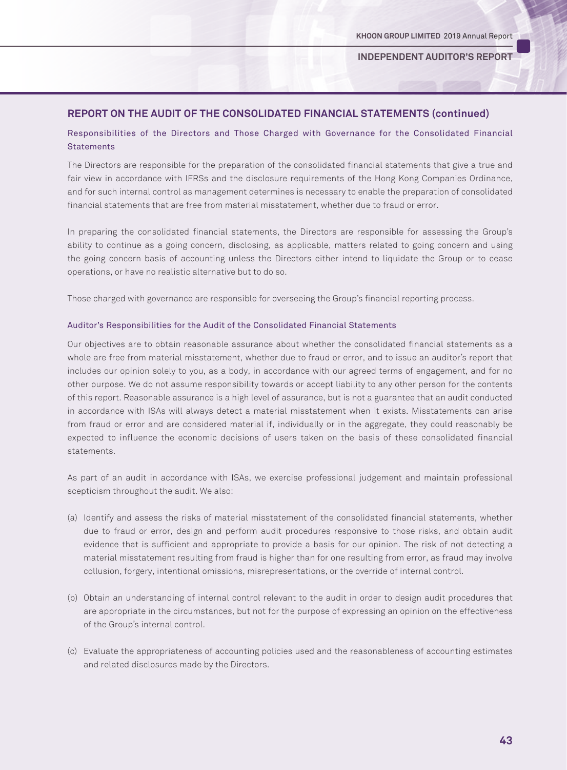## REPORT ON THE AUDIT OF THE CONSOLIDATED FINANCIAL STATEMENTS (continued)

### Responsibilities of the Directors and Those Charged with Governance for the Consolidated Financial Statements

The Directors are responsible for the preparation of the consolidated financial statements that give a true and fair view in accordance with IFRSs and the disclosure requirements of the Hong Kong Companies Ordinance, and for such internal control as management determines is necessary to enable the preparation of consolidated financial statements that are free from material misstatement, whether due to fraud or error.

In preparing the consolidated financial statements, the Directors are responsible for assessing the Group's ability to continue as a going concern, disclosing, as applicable, matters related to going concern and using the going concern basis of accounting unless the Directors either intend to liquidate the Group or to cease operations, or have no realistic alternative but to do so.

Those charged with governance are responsible for overseeing the Group's financial reporting process.

#### Auditor's Responsibilities for the Audit of the Consolidated Financial Statements

Our objectives are to obtain reasonable assurance about whether the consolidated financial statements as a whole are free from material misstatement, whether due to fraud or error, and to issue an auditor's report that includes our opinion solely to you, as a body, in accordance with our agreed terms of engagement, and for no other purpose. We do not assume responsibility towards or accept liability to any other person for the contents of this report. Reasonable assurance is a high level of assurance, but is not a guarantee that an audit conducted in accordance with ISAs will always detect a material misstatement when it exists. Misstatements can arise from fraud or error and are considered material if, individually or in the aggregate, they could reasonably be expected to influence the economic decisions of users taken on the basis of these consolidated financial statements.

As part of an audit in accordance with ISAs, we exercise professional judgement and maintain professional scepticism throughout the audit. We also:

(a) Identify and assess the risks of material misstatement of the consolidated financial statements, whether due to fraud or error, design and perform audit procedures responsive to those risks, and obtain audit evidence that is sufficient and appropriate to provide a basis for our opinion. The risk of not detecting a material misstatement resulting from fraud is higher than for one resulting from error, as fraud may involve collusion, forgery, intentional omissions, misrepresentations, or the override of internal control.

(b) Obtain an understanding of internal control relevant to the audit in order to design audit procedures that are appropriate in the circumstances, but not for the purpose of expressing an opinion on the effectiveness of the Group's internal control.

(c) Evaluate the appropriateness of accounting policies used and the reasonableness of accounting estimates and related disclosures made by the Directors.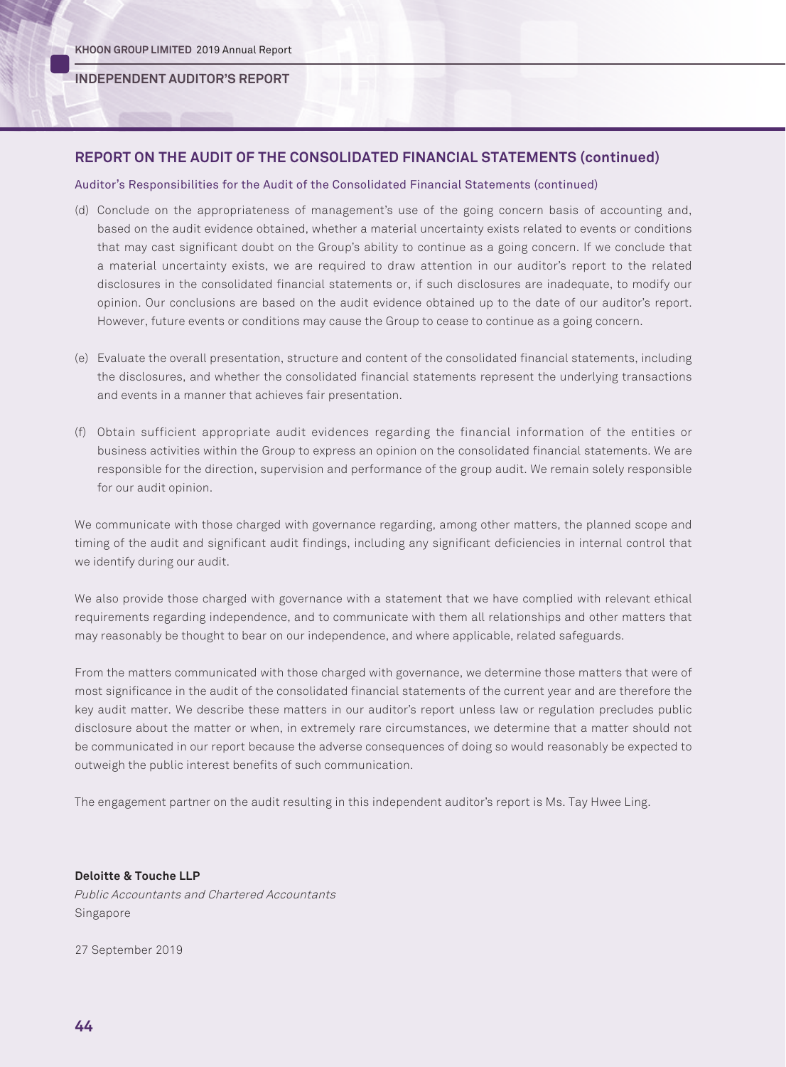## REPORT ON THE AUDIT OF THE CONSOLIDATED FINANCIAL STATEMENTS (continued)

### Auditor's Responsibilities for the Audit of the Consolidated Financial Statements (continued)

(d) Conclude on the appropriateness of management's use of the going concern basis of accounting and, based on the audit evidence obtained, whether a material uncertainty exists related to events or conditions that may cast significant doubt on the Group's ability to continue as a going concern. If we conclude that a material uncertainty exists, we are required to draw attention in our auditor's report to the related disclosures in the consolidated financial statements or, if such disclosures are inadequate, to modify our opinion. Our conclusions are based on the audit evidence obtained up to the date of our auditor's report. However, future events or conditions may cause the Group to cease to continue as a going concern.

(e) Evaluate the overall presentation, structure and content of the consolidated financial statements, including the disclosures, and whether the consolidated financial statements represent the underlying transactions and events in a manner that achieves fair presentation.

(f) Obtain sufficient appropriate audit evidences regarding the financial information of the entities or business activities within the Group to express an opinion on the consolidated financial statements. We are responsible for the direction, supervision and performance of the group audit. We remain solely responsible for our audit opinion.

We communicate with those charged with governance regarding, among other matters, the planned scope and timing of the audit and significant audit findings, including any significant deficiencies in internal control that we identify during our audit.

We also provide those charged with governance with a statement that we have complied with relevant ethical requirements regarding independence, and to communicate with them all relationships and other matters that may reasonably be thought to bear on our independence, and where applicable, related safeguards.

From the matters communicated with those charged with governance, we determine those matters that were of most significance in the audit of the consolidated financial statements of the current year and are therefore the key audit matter. We describe these matters in our auditor's report unless law or regulation precludes public disclosure about the matter or when, in extremely rare circumstances, we determine that a matter should not be communicated in our report because the adverse consequences of doing so would reasonably be expected to outweigh the public interest benefits of such communication.

The engagement partner on the audit resulting in this independent auditor's report is Ms. Tay Hwee Ling.

**Deloitte & Touche LLP**
*Public Accountants and Chartered Accountants*
Singapore

27 September 2019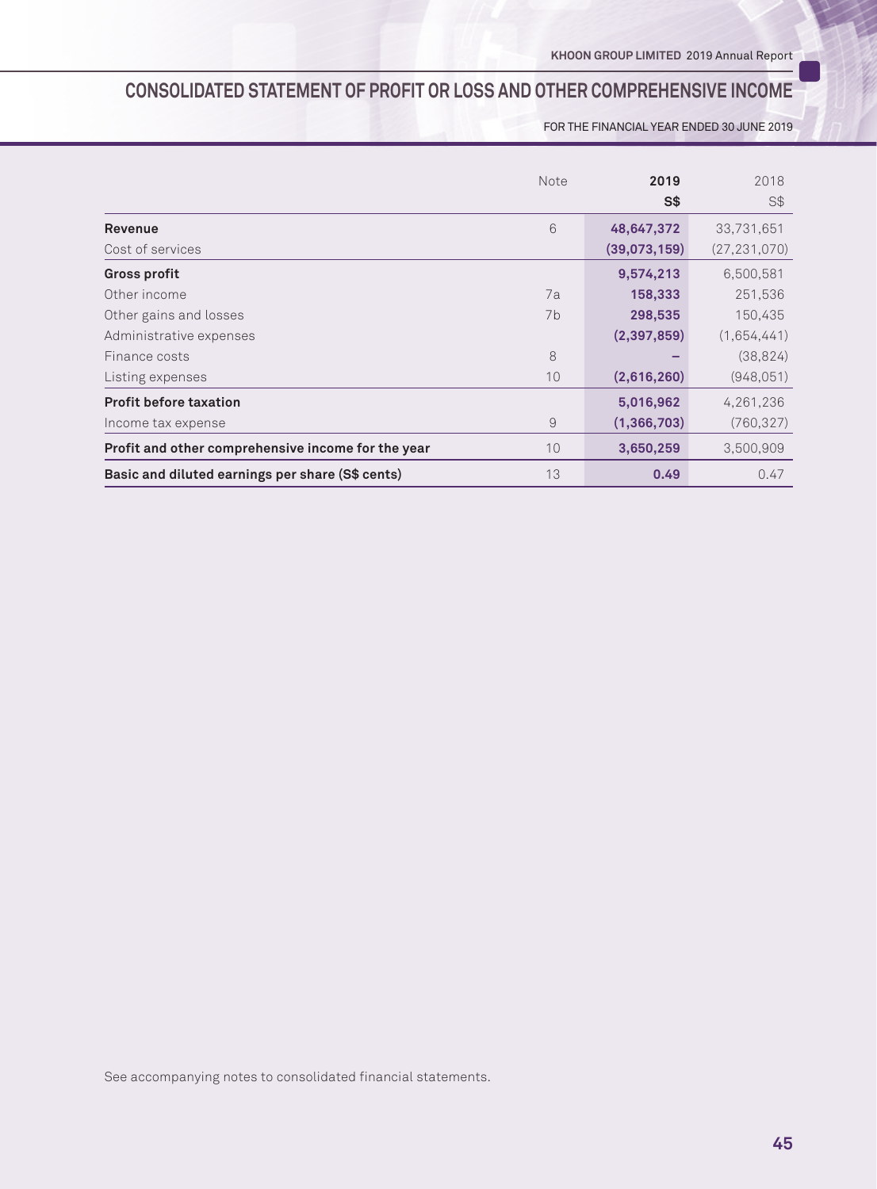# CONSOLIDATED STATEMENT OF PROFIT OR LOSS AND OTHER COMPREHENSIVE INCOME

FOR THE FINANCIAL YEAR ENDED 30 JUNE 2019

| | Note | **2019** | 2018 |
|---|---|---|---|
| | | **S$** | S$ |
| **Revenue** | 6 | **48,647,372** | 33,731,651 |
| Cost of services | | **(39,073,159)** | (27,231,070) |
| **Gross profit** | | **9,574,213** | 6,500,581 |
| Other income | 7a | **158,333** | 251,536 |
| Other gains and losses | 7b | **298,535** | 150,435 |
| Administrative expenses | | **(2,397,859)** | (1,654,441) |
| Finance costs | 8 | **–** | (38,824) |
| Listing expenses | 10 | **(2,616,260)** | (948,051) |
| **Profit before taxation** | | **5,016,962** | 4,261,236 |
| Income tax expense | 9 | **(1,366,703)** | (760,327) |
| **Profit and other comprehensive income for the year** | 10 | **3,650,259** | 3,500,909 |
| **Basic and diluted earnings per share (S$ cents)** | 13 | **0.49** | 0.47 |

See accompanying notes to consolidated financial statements.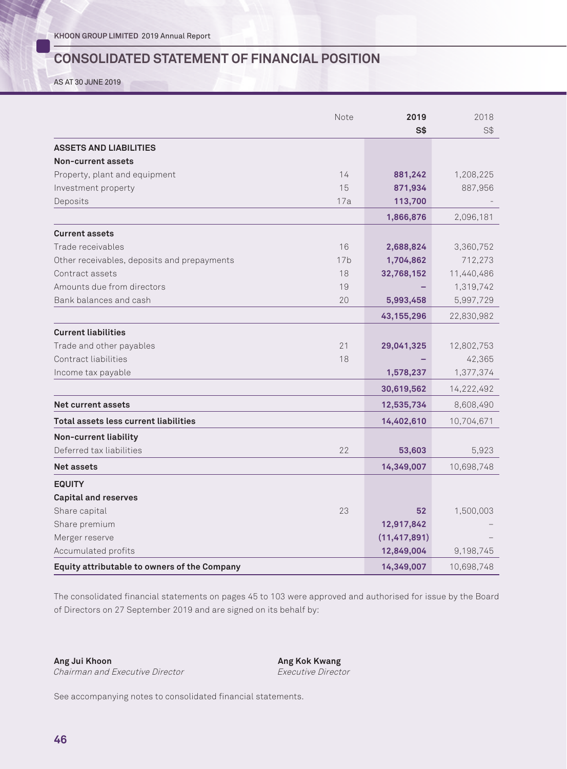# CONSOLIDATED STATEMENT OF FINANCIAL POSITION

AS AT 30 JUNE 2019

| | Note | 2019<br>S$ | 2018<br>S$ |
|---|---|---|---|
| **ASSETS AND LIABILITIES** | | | |
| **Non-current assets** | | | |
| Property, plant and equipment | 14 | **881,242** | 1,208,225 |
| Investment property | 15 | **871,934** | 887,956 |
| Deposits | 17a | **113,700** | – |
| | | **1,866,876** | 2,096,181 |
| **Current assets** | | | |
| Trade receivables | 16 | **2,688,824** | 3,360,752 |
| Other receivables, deposits and prepayments | 17b | **1,704,862** | 712,273 |
| Contract assets | 18 | **32,768,152** | 11,440,486 |
| Amounts due from directors | 19 | **–** | 1,319,742 |
| Bank balances and cash | 20 | **5,993,458** | 5,997,729 |
| | | **43,155,296** | 22,830,982 |
| **Current liabilities** | | | |
| Trade and other payables | 21 | **29,041,325** | 12,802,753 |
| Contract liabilities | 18 | **–** | 42,365 |
| Income tax payable | | **1,578,237** | 1,377,374 |
| | | **30,619,562** | 14,222,492 |
| **Net current assets** | | **12,535,734** | 8,608,490 |
| **Total assets less current liabilities** | | **14,402,610** | 10,704,671 |
| **Non-current liability** | | | |
| Deferred tax liabilities | 22 | **53,603** | 5,923 |
| **Net assets** | | **14,349,007** | 10,698,748 |
| **EQUITY** | | | |
| **Capital and reserves** | | | |
| Share capital | 23 | **52** | 1,500,003 |
| Share premium | | **12,917,842** | – |
| Merger reserve | | **(11,417,891)** | – |
| Accumulated profits | | **12,849,004** | 9,198,745 |
| **Equity attributable to owners of the Company** | | **14,349,007** | 10,698,748 |

The consolidated financial statements on pages 45 to 103 were approved and authorised for issue by the Board of Directors on 27 September 2019 and are signed on its behalf by:

**Ang Jui Khoon**
*Chairman and Executive Director*

**Ang Kok Kwang**
*Executive Director*

See accompanying notes to consolidated financial statements.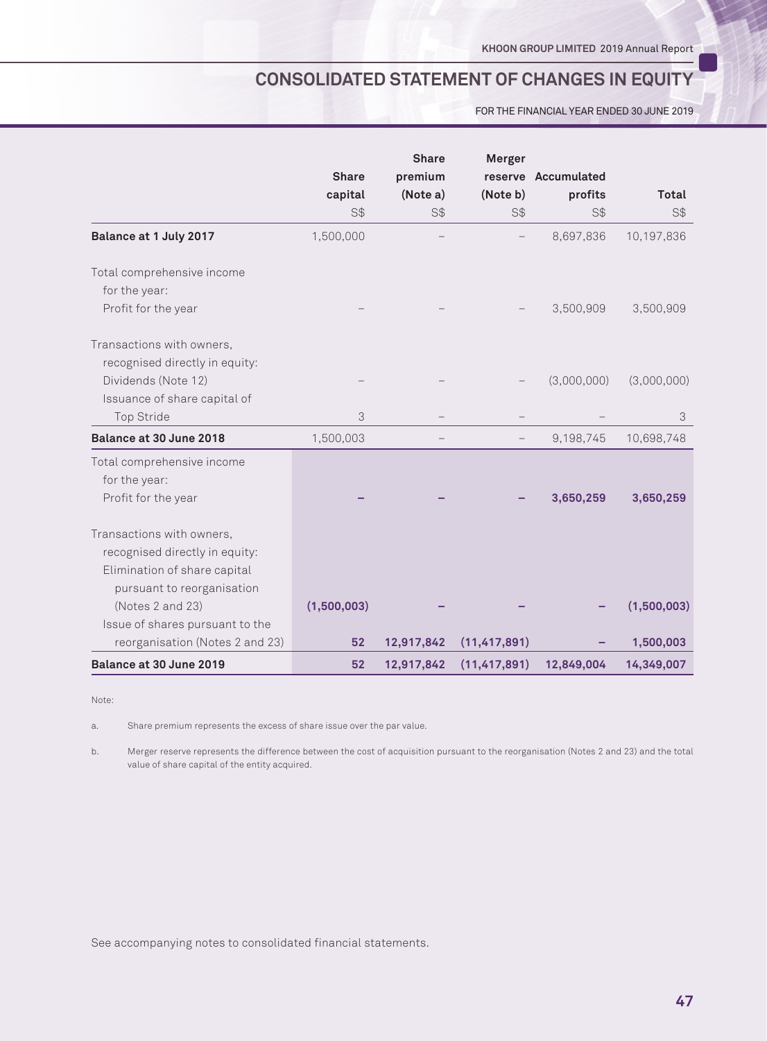# CONSOLIDATED STATEMENT OF CHANGES IN EQUITY

FOR THE FINANCIAL YEAR ENDED 30 JUNE 2019

| | Share capital | Share premium (Note a) | Merger reserve (Note b) | Accumulated profits | Total |
|---|---|---|---|---|---|
| | S$ | S$ | S$ | S$ | S$ |
| **Balance at 1 July 2017** | 1,500,000 | – | – | 8,697,836 | 10,197,836 |
| Total comprehensive income for the year: | | | | | |
| Profit for the year | – | – | – | 3,500,909 | 3,500,909 |
| Transactions with owners, recognised directly in equity: | | | | | |
| Dividends (Note 12) | – | – | – | (3,000,000) | (3,000,000) |
| Issuance of share capital of Top Stride | 3 | – | – | – | 3 |
| **Balance at 30 June 2018** | 1,500,003 | – | – | 9,198,745 | 10,698,748 |
| Total comprehensive income for the year: | | | | | |
| Profit for the year | **–** | **–** | **–** | **3,650,259** | **3,650,259** |
| Transactions with owners, recognised directly in equity: | | | | | |
| Elimination of share capital pursuant to reorganisation (Notes 2 and 23) | **(1,500,003)** | **–** | **–** | **–** | **(1,500,003)** |
| Issue of shares pursuant to the reorganisation (Notes 2 and 23) | **52** | **12,917,842** | **(11,417,891)** | **–** | **1,500,003** |
| **Balance at 30 June 2019** | **52** | **12,917,842** | **(11,417,891)** | **12,849,004** | **14,349,007** |

Note:

a. Share premium represents the excess of share issue over the par value.

b. Merger reserve represents the difference between the cost of acquisition pursuant to the reorganisation (Notes 2 and 23) and the total value of share capital of the entity acquired.

See accompanying notes to consolidated financial statements.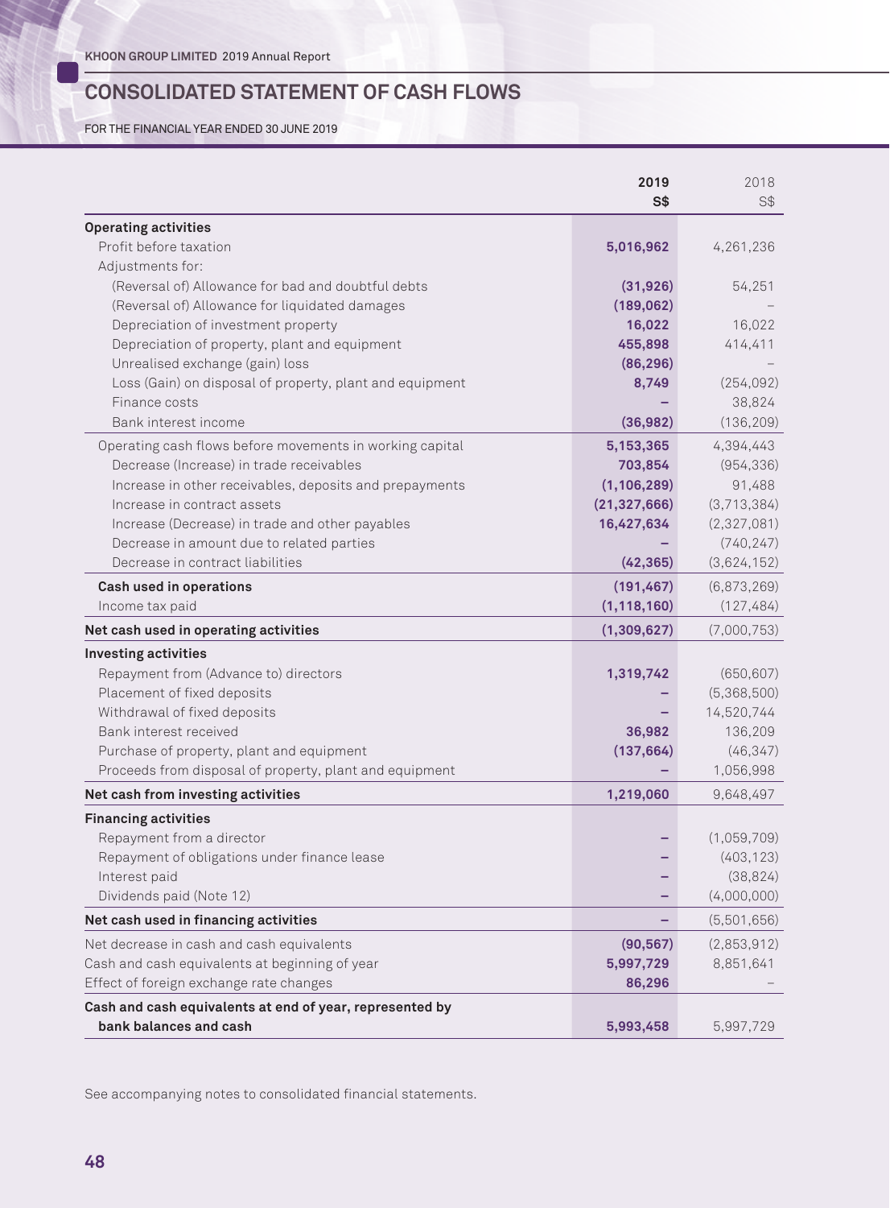## CONSOLIDATED STATEMENT OF CASH FLOWS

FOR THE FINANCIAL YEAR ENDED 30 JUNE 2019

| | 2019<br>S$ | 2018<br>S$ |
|---|---|---|
| **Operating activities** | | |
| Profit before taxation | **5,016,962** | 4,261,236 |
| Adjustments for: | | |
| (Reversal of) Allowance for bad and doubtful debts | **(31,926)** | 54,251 |
| (Reversal of) Allowance for liquidated damages | **(189,062)** | – |
| Depreciation of investment property | **16,022** | 16,022 |
| Depreciation of property, plant and equipment | **455,898** | 414,411 |
| Unrealised exchange (gain) loss | **(86,296)** | – |
| Loss (Gain) on disposal of property, plant and equipment | **8,749** | (254,092) |
| Finance costs | **–** | 38,824 |
| Bank interest income | **(36,982)** | (136,209) |
| Operating cash flows before movements in working capital | **5,153,365** | 4,394,443 |
| Decrease (Increase) in trade receivables | **703,854** | (954,336) |
| Increase in other receivables, deposits and prepayments | **(1,106,289)** | 91,488 |
| Increase in contract assets | **(21,327,666)** | (3,713,384) |
| Increase (Decrease) in trade and other payables | **16,427,634** | (2,327,081) |
| Decrease in amount due to related parties | **–** | (740,247) |
| Decrease in contract liabilities | **(42,365)** | (3,624,152) |
| **Cash used in operations** | **(191,467)** | (6,873,269) |
| Income tax paid | **(1,118,160)** | (127,484) |
| **Net cash used in operating activities** | **(1,309,627)** | (7,000,753) |
| **Investing activities** | | |
| Repayment from (Advance to) directors | **1,319,742** | (650,607) |
| Placement of fixed deposits | **–** | (5,368,500) |
| Withdrawal of fixed deposits | **–** | 14,520,744 |
| Bank interest received | **36,982** | 136,209 |
| Purchase of property, plant and equipment | **(137,664)** | (46,347) |
| Proceeds from disposal of property, plant and equipment | **–** | 1,056,998 |
| **Net cash from investing activities** | **1,219,060** | 9,648,497 |
| **Financing activities** | | |
| Repayment from a director | **–** | (1,059,709) |
| Repayment of obligations under finance lease | **–** | (403,123) |
| Interest paid | **–** | (38,824) |
| Dividends paid (Note 12) | **–** | (4,000,000) |
| **Net cash used in financing activities** | **–** | (5,501,656) |
| Net decrease in cash and cash equivalents | **(90,567)** | (2,853,912) |
| Cash and cash equivalents at beginning of year | **5,997,729** | 8,851,641 |
| Effect of foreign exchange rate changes | **86,296** | – |
| **Cash and cash equivalents at end of year, represented by bank balances and cash** | **5,993,458** | 5,997,729 |

See accompanying notes to consolidated financial statements.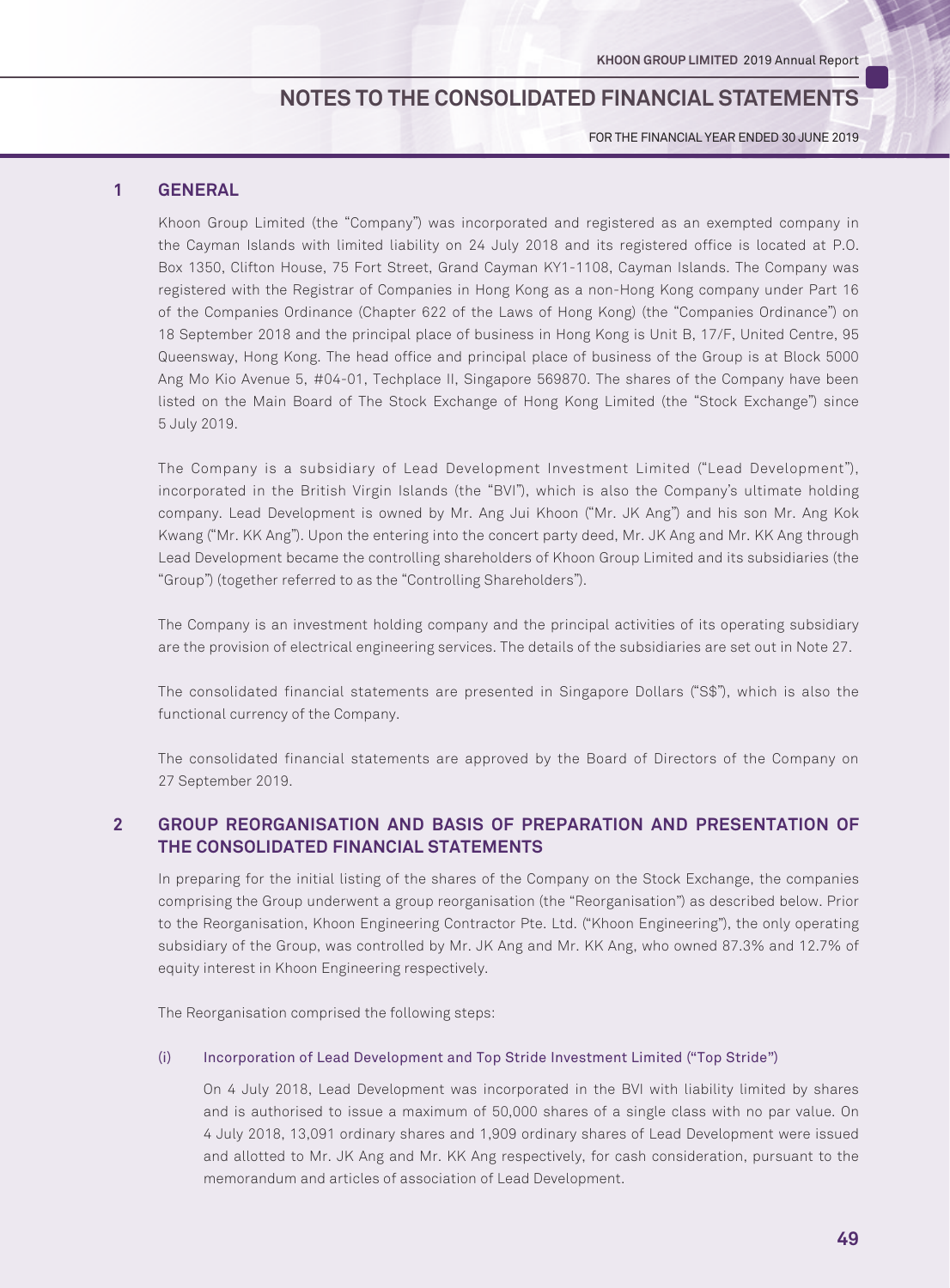# NOTES TO THE CONSOLIDATED FINANCIAL STATEMENTS

FOR THE FINANCIAL YEAR ENDED 30 JUNE 2019

## 1 GENERAL

Khoon Group Limited (the "Company") was incorporated and registered as an exempted company in the Cayman Islands with limited liability on 24 July 2018 and its registered office is located at P.O. Box 1350, Clifton House, 75 Fort Street, Grand Cayman KY1-1108, Cayman Islands. The Company was registered with the Registrar of Companies in Hong Kong as a non-Hong Kong company under Part 16 of the Companies Ordinance (Chapter 622 of the Laws of Hong Kong) (the "Companies Ordinance") on 18 September 2018 and the principal place of business in Hong Kong is Unit B, 17/F, United Centre, 95 Queensway, Hong Kong. The head office and principal place of business of the Group is at Block 5000 Ang Mo Kio Avenue 5, #04-01, Techplace II, Singapore 569870. The shares of the Company have been listed on the Main Board of The Stock Exchange of Hong Kong Limited (the "Stock Exchange") since 5 July 2019.

The Company is a subsidiary of Lead Development Investment Limited ("Lead Development"), incorporated in the British Virgin Islands (the "BVI"), which is also the Company's ultimate holding company. Lead Development is owned by Mr. Ang Jui Khoon ("Mr. JK Ang") and his son Mr. Ang Kok Kwang ("Mr. KK Ang"). Upon the entering into the concert party deed, Mr. JK Ang and Mr. KK Ang through Lead Development became the controlling shareholders of Khoon Group Limited and its subsidiaries (the "Group") (together referred to as the "Controlling Shareholders").

The Company is an investment holding company and the principal activities of its operating subsidiary are the provision of electrical engineering services. The details of the subsidiaries are set out in Note 27.

The consolidated financial statements are presented in Singapore Dollars ("S$"), which is also the functional currency of the Company.

The consolidated financial statements are approved by the Board of Directors of the Company on 27 September 2019.

## 2 GROUP REORGANISATION AND BASIS OF PREPARATION AND PRESENTATION OF THE CONSOLIDATED FINANCIAL STATEMENTS

In preparing for the initial listing of the shares of the Company on the Stock Exchange, the companies comprising the Group underwent a group reorganisation (the "Reorganisation") as described below. Prior to the Reorganisation, Khoon Engineering Contractor Pte. Ltd. ("Khoon Engineering"), the only operating subsidiary of the Group, was controlled by Mr. JK Ang and Mr. KK Ang, who owned 87.3% and 12.7% of equity interest in Khoon Engineering respectively.

The Reorganisation comprised the following steps:

### (i) Incorporation of Lead Development and Top Stride Investment Limited ("Top Stride")

On 4 July 2018, Lead Development was incorporated in the BVI with liability limited by shares and is authorised to issue a maximum of 50,000 shares of a single class with no par value. On 4 July 2018, 13,091 ordinary shares and 1,909 ordinary shares of Lead Development were issued and allotted to Mr. JK Ang and Mr. KK Ang respectively, for cash consideration, pursuant to the memorandum and articles of association of Lead Development.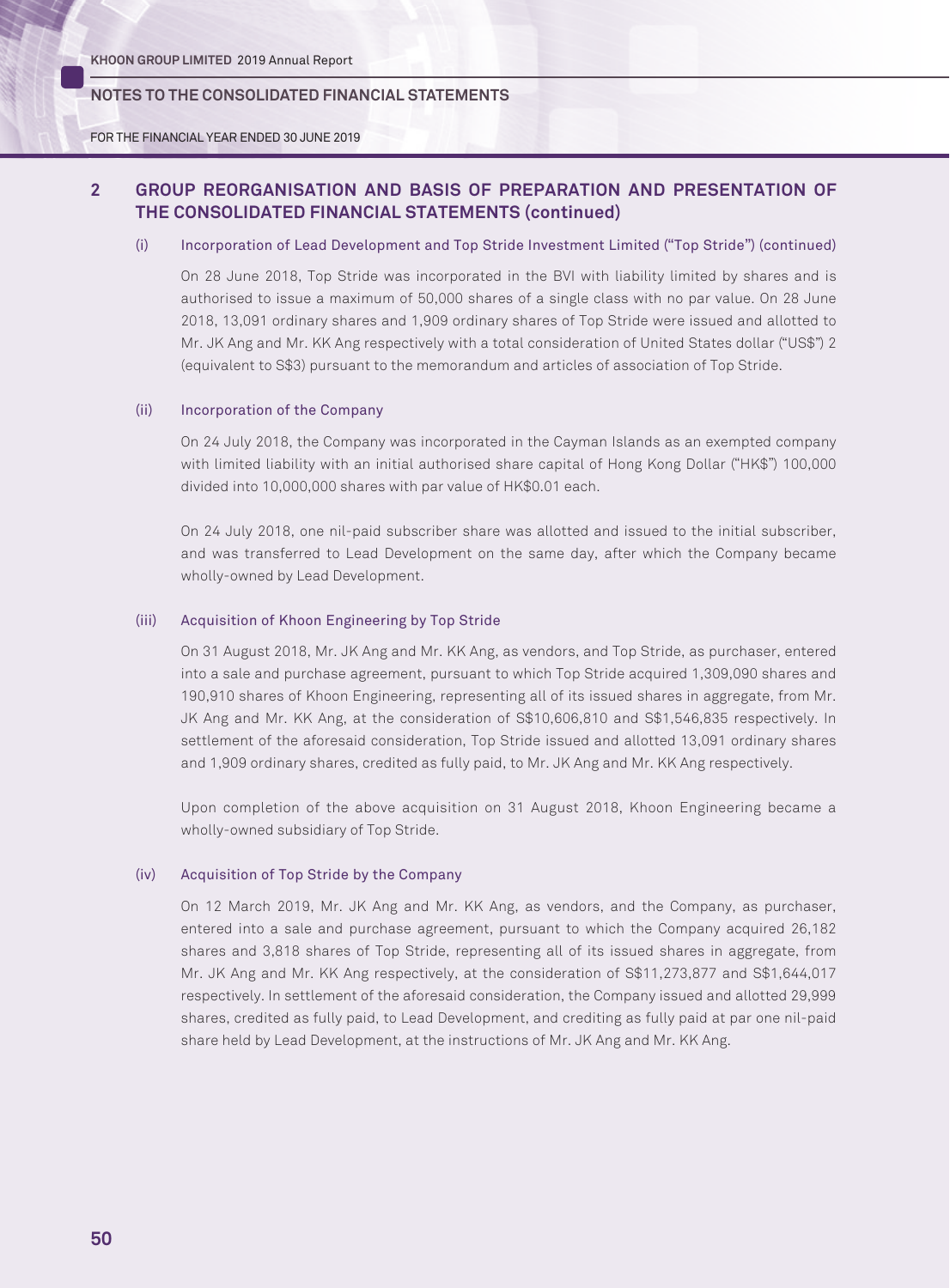## 2 GROUP REORGANISATION AND BASIS OF PREPARATION AND PRESENTATION OF THE CONSOLIDATED FINANCIAL STATEMENTS (continued)

### (i) Incorporation of Lead Development and Top Stride Investment Limited ("Top Stride") (continued)

On 28 June 2018, Top Stride was incorporated in the BVI with liability limited by shares and is authorised to issue a maximum of 50,000 shares of a single class with no par value. On 28 June 2018, 13,091 ordinary shares and 1,909 ordinary shares of Top Stride were issued and allotted to Mr. JK Ang and Mr. KK Ang respectively with a total consideration of United States dollar ("US$") 2 (equivalent to S$3) pursuant to the memorandum and articles of association of Top Stride.

### (ii) Incorporation of the Company

On 24 July 2018, the Company was incorporated in the Cayman Islands as an exempted company with limited liability with an initial authorised share capital of Hong Kong Dollar ("HK$") 100,000 divided into 10,000,000 shares with par value of HK$0.01 each.

On 24 July 2018, one nil-paid subscriber share was allotted and issued to the initial subscriber, and was transferred to Lead Development on the same day, after which the Company became wholly-owned by Lead Development.

### (iii) Acquisition of Khoon Engineering by Top Stride

On 31 August 2018, Mr. JK Ang and Mr. KK Ang, as vendors, and Top Stride, as purchaser, entered into a sale and purchase agreement, pursuant to which Top Stride acquired 1,309,090 shares and 190,910 shares of Khoon Engineering, representing all of its issued shares in aggregate, from Mr. JK Ang and Mr. KK Ang, at the consideration of S$10,606,810 and S$1,546,835 respectively. In settlement of the aforesaid consideration, Top Stride issued and allotted 13,091 ordinary shares and 1,909 ordinary shares, credited as fully paid, to Mr. JK Ang and Mr. KK Ang respectively.

Upon completion of the above acquisition on 31 August 2018, Khoon Engineering became a wholly-owned subsidiary of Top Stride.

### (iv) Acquisition of Top Stride by the Company

On 12 March 2019, Mr. JK Ang and Mr. KK Ang, as vendors, and the Company, as purchaser, entered into a sale and purchase agreement, pursuant to which the Company acquired 26,182 shares and 3,818 shares of Top Stride, representing all of its issued shares in aggregate, from Mr. JK Ang and Mr. KK Ang respectively, at the consideration of S$11,273,877 and S$1,644,017 respectively. In settlement of the aforesaid consideration, the Company issued and allotted 29,999 shares, credited as fully paid, to Lead Development, and crediting as fully paid at par one nil-paid share held by Lead Development, at the instructions of Mr. JK Ang and Mr. KK Ang.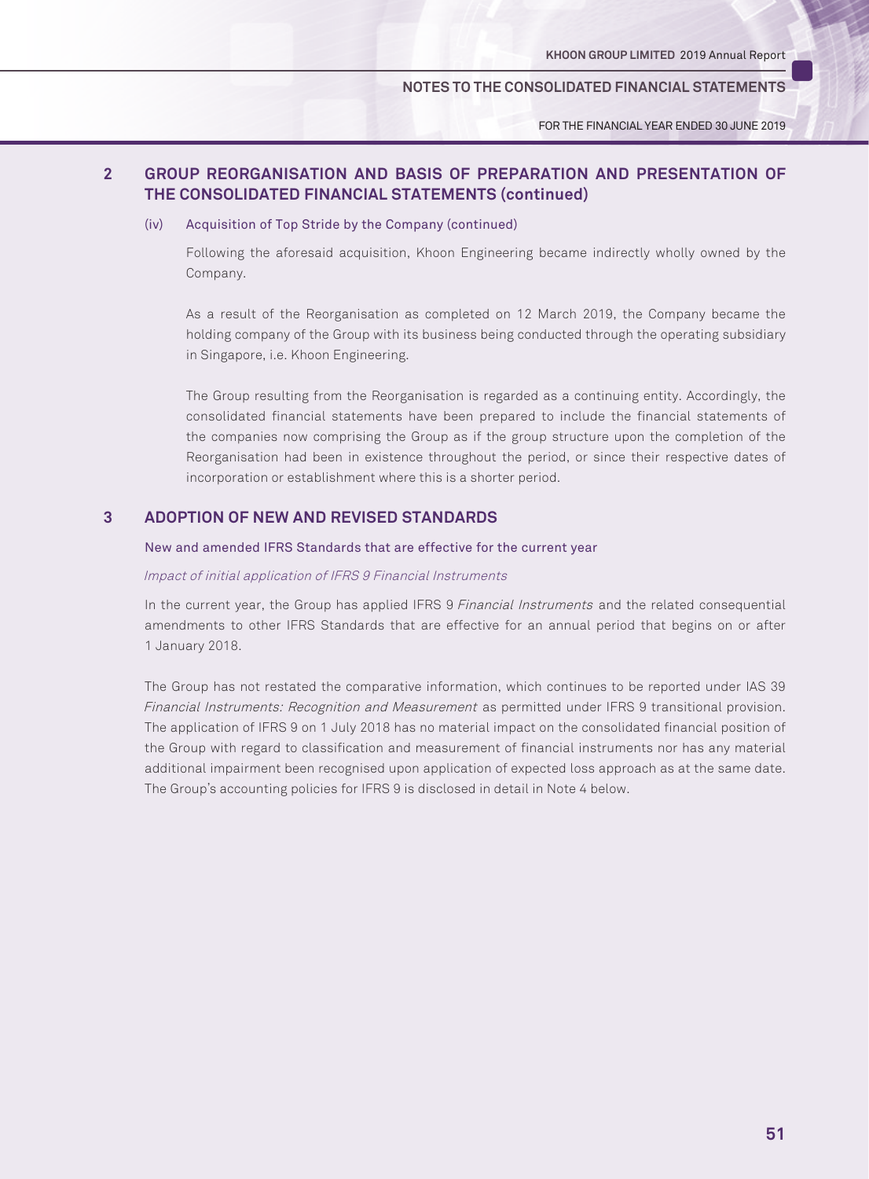## 2 GROUP REORGANISATION AND BASIS OF PREPARATION AND PRESENTATION OF THE CONSOLIDATED FINANCIAL STATEMENTS (continued)

### (iv) Acquisition of Top Stride by the Company (continued)

Following the aforesaid acquisition, Khoon Engineering became indirectly wholly owned by the Company.

As a result of the Reorganisation as completed on 12 March 2019, the Company became the holding company of the Group with its business being conducted through the operating subsidiary in Singapore, i.e. Khoon Engineering.

The Group resulting from the Reorganisation is regarded as a continuing entity. Accordingly, the consolidated financial statements have been prepared to include the financial statements of the companies now comprising the Group as if the group structure upon the completion of the Reorganisation had been in existence throughout the period, or since their respective dates of incorporation or establishment where this is a shorter period.

## 3 ADOPTION OF NEW AND REVISED STANDARDS

### New and amended IFRS Standards that are effective for the current year

*Impact of initial application of IFRS 9 Financial Instruments*

In the current year, the Group has applied IFRS 9 *Financial Instruments* and the related consequential amendments to other IFRS Standards that are effective for an annual period that begins on or after 1 January 2018.

The Group has not restated the comparative information, which continues to be reported under IAS 39 *Financial Instruments: Recognition and Measurement* as permitted under IFRS 9 transitional provision. The application of IFRS 9 on 1 July 2018 has no material impact on the consolidated financial position of the Group with regard to classification and measurement of financial instruments nor has any material additional impairment been recognised upon application of expected loss approach as at the same date. The Group's accounting policies for IFRS 9 is disclosed in detail in Note 4 below.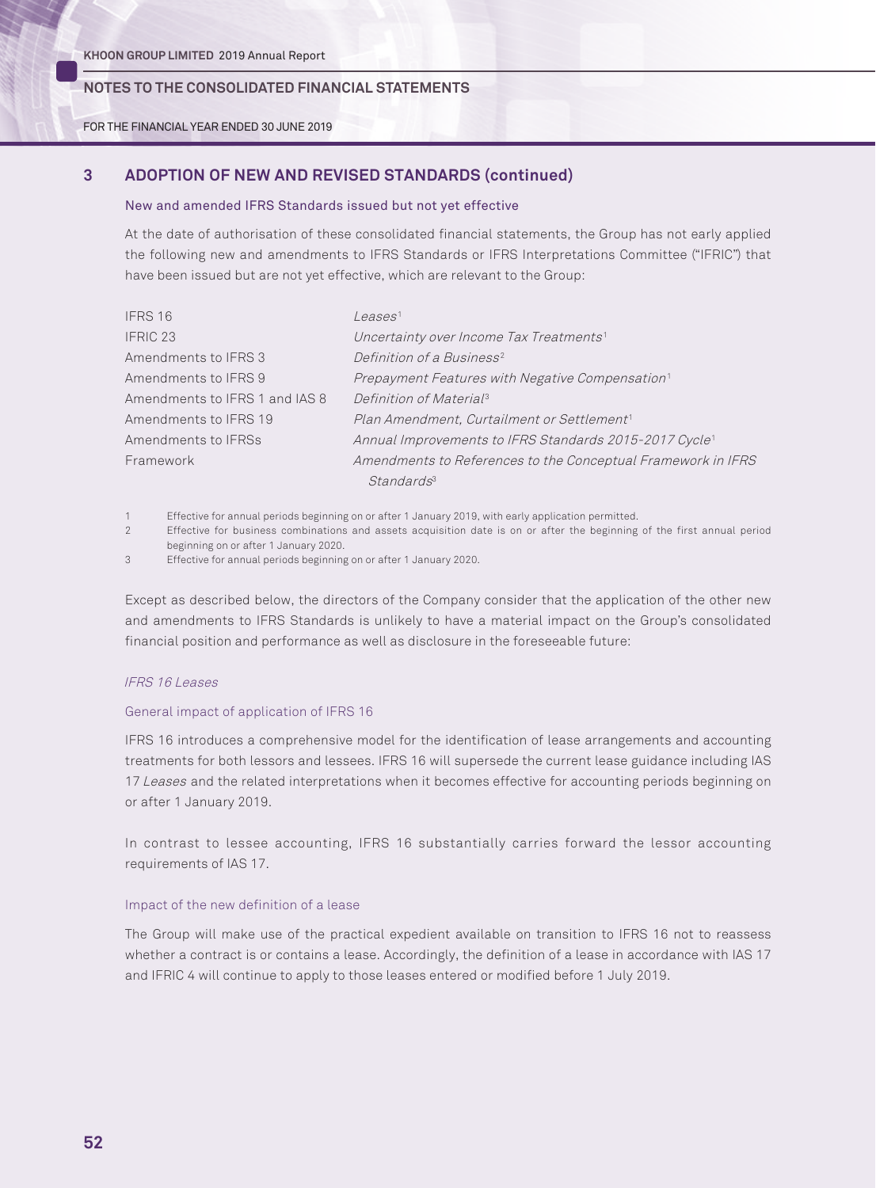## 3 ADOPTION OF NEW AND REVISED STANDARDS (continued)

### New and amended IFRS Standards issued but not yet effective

At the date of authorisation of these consolidated financial statements, the Group has not early applied the following new and amendments to IFRS Standards or IFRS Interpretations Committee ("IFRIC") that have been issued but are not yet effective, which are relevant to the Group:

| | |
|---|---|
| IFRS 16 | *Leases*[1] |
| IFRIC 23 | *Uncertainty over Income Tax Treatments*[1] |
| Amendments to IFRS 3 | *Definition of a Business*[2] |
| Amendments to IFRS 9 | *Prepayment Features with Negative Compensation*[1] |
| Amendments to IFRS 1 and IAS 8 | *Definition of Material*[3] |
| Amendments to IFRS 19 | *Plan Amendment, Curtailment or Settlement*[1] |
| Amendments to IFRSs | *Annual Improvements to IFRS Standards 2015-2017 Cycle*[1] |
| Framework | *Amendments to References to the Conceptual Framework in IFRS Standards*[3] |

1 Effective for annual periods beginning on or after 1 January 2019, with early application permitted.

2 Effective for business combinations and assets acquisition date is on or after the beginning of the first annual period beginning on or after 1 January 2020.

3 Effective for annual periods beginning on or after 1 January 2020.

Except as described below, the directors of the Company consider that the application of the other new and amendments to IFRS Standards is unlikely to have a material impact on the Group's consolidated financial position and performance as well as disclosure in the foreseeable future:

*IFRS 16 Leases*

General impact of application of IFRS 16

IFRS 16 introduces a comprehensive model for the identification of lease arrangements and accounting treatments for both lessors and lessees. IFRS 16 will supersede the current lease guidance including IAS 17 *Leases* and the related interpretations when it becomes effective for accounting periods beginning on or after 1 January 2019.

In contrast to lessee accounting, IFRS 16 substantially carries forward the lessor accounting requirements of IAS 17.

Impact of the new definition of a lease

The Group will make use of the practical expedient available on transition to IFRS 16 not to reassess whether a contract is or contains a lease. Accordingly, the definition of a lease in accordance with IAS 17 and IFRIC 4 will continue to apply to those leases entered or modified before 1 July 2019.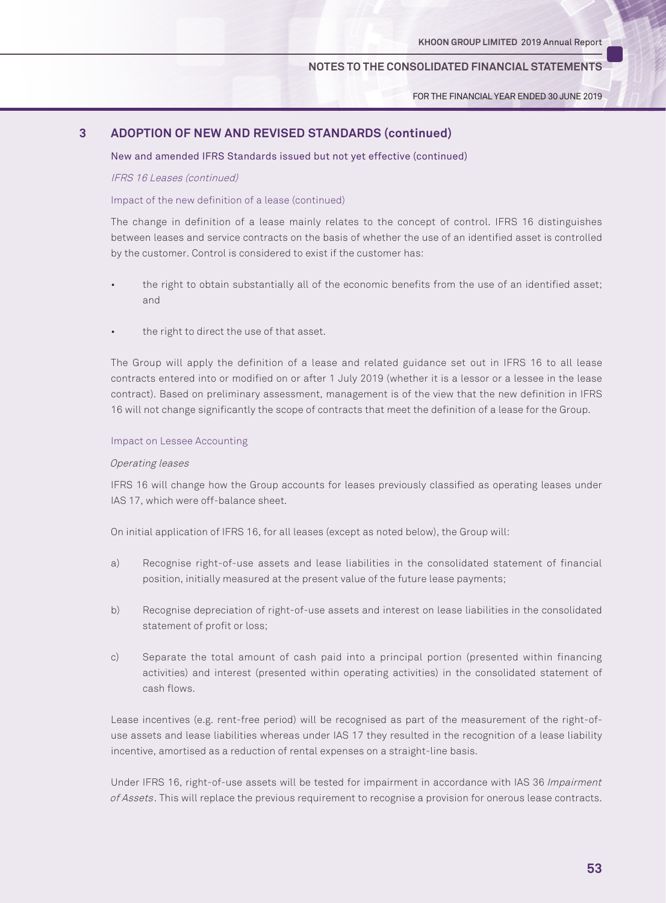## 3 ADOPTION OF NEW AND REVISED STANDARDS (continued)

### New and amended IFRS Standards issued but not yet effective (continued)

*IFRS 16 Leases (continued)*

Impact of the new definition of a lease (continued)

The change in definition of a lease mainly relates to the concept of control. IFRS 16 distinguishes between leases and service contracts on the basis of whether the use of an identified asset is controlled by the customer. Control is considered to exist if the customer has:

- the right to obtain substantially all of the economic benefits from the use of an identified asset; and
- the right to direct the use of that asset.

The Group will apply the definition of a lease and related guidance set out in IFRS 16 to all lease contracts entered into or modified on or after 1 July 2019 (whether it is a lessor or a lessee in the lease contract). Based on preliminary assessment, management is of the view that the new definition in IFRS 16 will not change significantly the scope of contracts that meet the definition of a lease for the Group.

Impact on Lessee Accounting

*Operating leases*

IFRS 16 will change how the Group accounts for leases previously classified as operating leases under IAS 17, which were off-balance sheet.

On initial application of IFRS 16, for all leases (except as noted below), the Group will:

a) Recognise right-of-use assets and lease liabilities in the consolidated statement of financial position, initially measured at the present value of the future lease payments;

b) Recognise depreciation of right-of-use assets and interest on lease liabilities in the consolidated statement of profit or loss;

c) Separate the total amount of cash paid into a principal portion (presented within financing activities) and interest (presented within operating activities) in the consolidated statement of cash flows.

Lease incentives (e.g. rent-free period) will be recognised as part of the measurement of the right-of-use assets and lease liabilities whereas under IAS 17 they resulted in the recognition of a lease liability incentive, amortised as a reduction of rental expenses on a straight-line basis.

Under IFRS 16, right-of-use assets will be tested for impairment in accordance with IAS 36 *Impairment of Assets*. This will replace the previous requirement to recognise a provision for onerous lease contracts.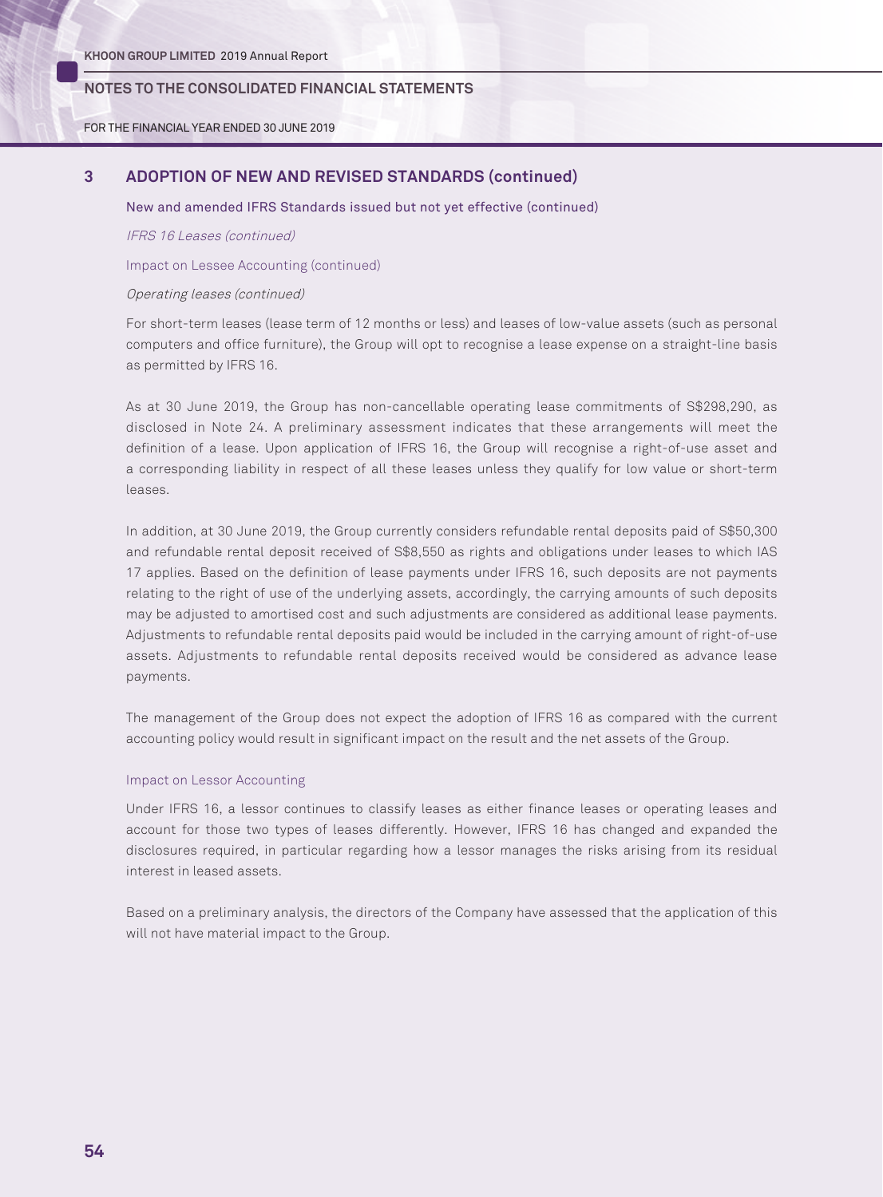## 3 ADOPTION OF NEW AND REVISED STANDARDS (continued)

New and amended IFRS Standards issued but not yet effective (continued)

*IFRS 16 Leases (continued)*

Impact on Lessee Accounting (continued)

*Operating leases (continued)*

For short-term leases (lease term of 12 months or less) and leases of low-value assets (such as personal computers and office furniture), the Group will opt to recognise a lease expense on a straight-line basis as permitted by IFRS 16.

As at 30 June 2019, the Group has non-cancellable operating lease commitments of S$298,290, as disclosed in Note 24. A preliminary assessment indicates that these arrangements will meet the definition of a lease. Upon application of IFRS 16, the Group will recognise a right-of-use asset and a corresponding liability in respect of all these leases unless they qualify for low value or short-term leases.

In addition, at 30 June 2019, the Group currently considers refundable rental deposits paid of S$50,300 and refundable rental deposit received of S$8,550 as rights and obligations under leases to which IAS 17 applies. Based on the definition of lease payments under IFRS 16, such deposits are not payments relating to the right of use of the underlying assets, accordingly, the carrying amounts of such deposits may be adjusted to amortised cost and such adjustments are considered as additional lease payments. Adjustments to refundable rental deposits paid would be included in the carrying amount of right-of-use assets. Adjustments to refundable rental deposits received would be considered as advance lease payments.

The management of the Group does not expect the adoption of IFRS 16 as compared with the current accounting policy would result in significant impact on the result and the net assets of the Group.

Impact on Lessor Accounting

Under IFRS 16, a lessor continues to classify leases as either finance leases or operating leases and account for those two types of leases differently. However, IFRS 16 has changed and expanded the disclosures required, in particular regarding how a lessor manages the risks arising from its residual interest in leased assets.

Based on a preliminary analysis, the directors of the Company have assessed that the application of this will not have material impact to the Group.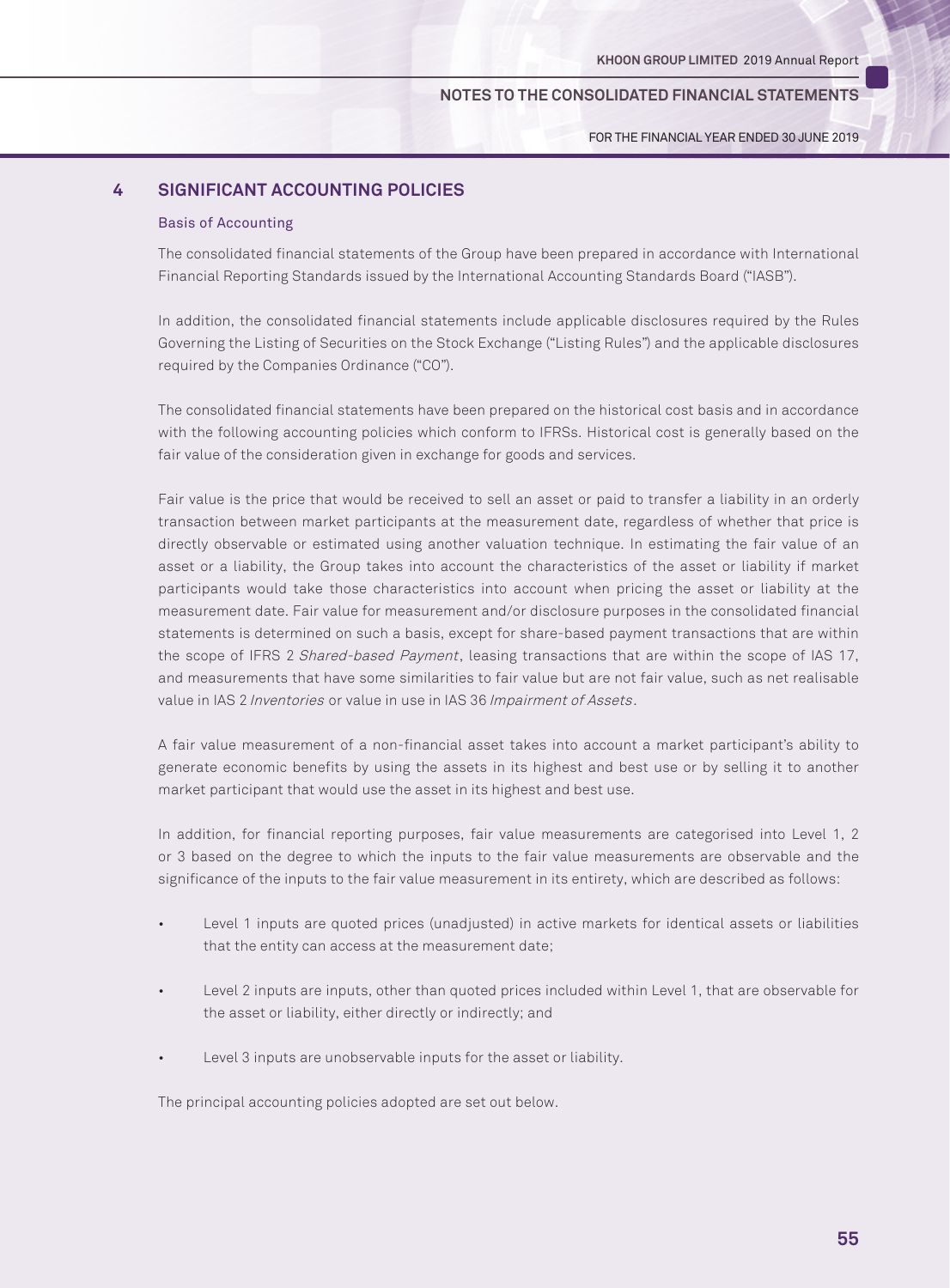## 4 SIGNIFICANT ACCOUNTING POLICIES

### Basis of Accounting

The consolidated financial statements of the Group have been prepared in accordance with International Financial Reporting Standards issued by the International Accounting Standards Board ("IASB").

In addition, the consolidated financial statements include applicable disclosures required by the Rules Governing the Listing of Securities on the Stock Exchange ("Listing Rules") and the applicable disclosures required by the Companies Ordinance ("CO").

The consolidated financial statements have been prepared on the historical cost basis and in accordance with the following accounting policies which conform to IFRSs. Historical cost is generally based on the fair value of the consideration given in exchange for goods and services.

Fair value is the price that would be received to sell an asset or paid to transfer a liability in an orderly transaction between market participants at the measurement date, regardless of whether that price is directly observable or estimated using another valuation technique. In estimating the fair value of an asset or a liability, the Group takes into account the characteristics of the asset or liability if market participants would take those characteristics into account when pricing the asset or liability at the measurement date. Fair value for measurement and/or disclosure purposes in the consolidated financial statements is determined on such a basis, except for share-based payment transactions that are within the scope of IFRS 2 *Shared-based Payment*, leasing transactions that are within the scope of IAS 17, and measurements that have some similarities to fair value but are not fair value, such as net realisable value in IAS 2 *Inventories* or value in use in IAS 36 *Impairment of Assets*.

A fair value measurement of a non-financial asset takes into account a market participant's ability to generate economic benefits by using the assets in its highest and best use or by selling it to another market participant that would use the asset in its highest and best use.

In addition, for financial reporting purposes, fair value measurements are categorised into Level 1, 2 or 3 based on the degree to which the inputs to the fair value measurements are observable and the significance of the inputs to the fair value measurement in its entirety, which are described as follows:

- Level 1 inputs are quoted prices (unadjusted) in active markets for identical assets or liabilities that the entity can access at the measurement date;
- Level 2 inputs are inputs, other than quoted prices included within Level 1, that are observable for the asset or liability, either directly or indirectly; and
- Level 3 inputs are unobservable inputs for the asset or liability.

The principal accounting policies adopted are set out below.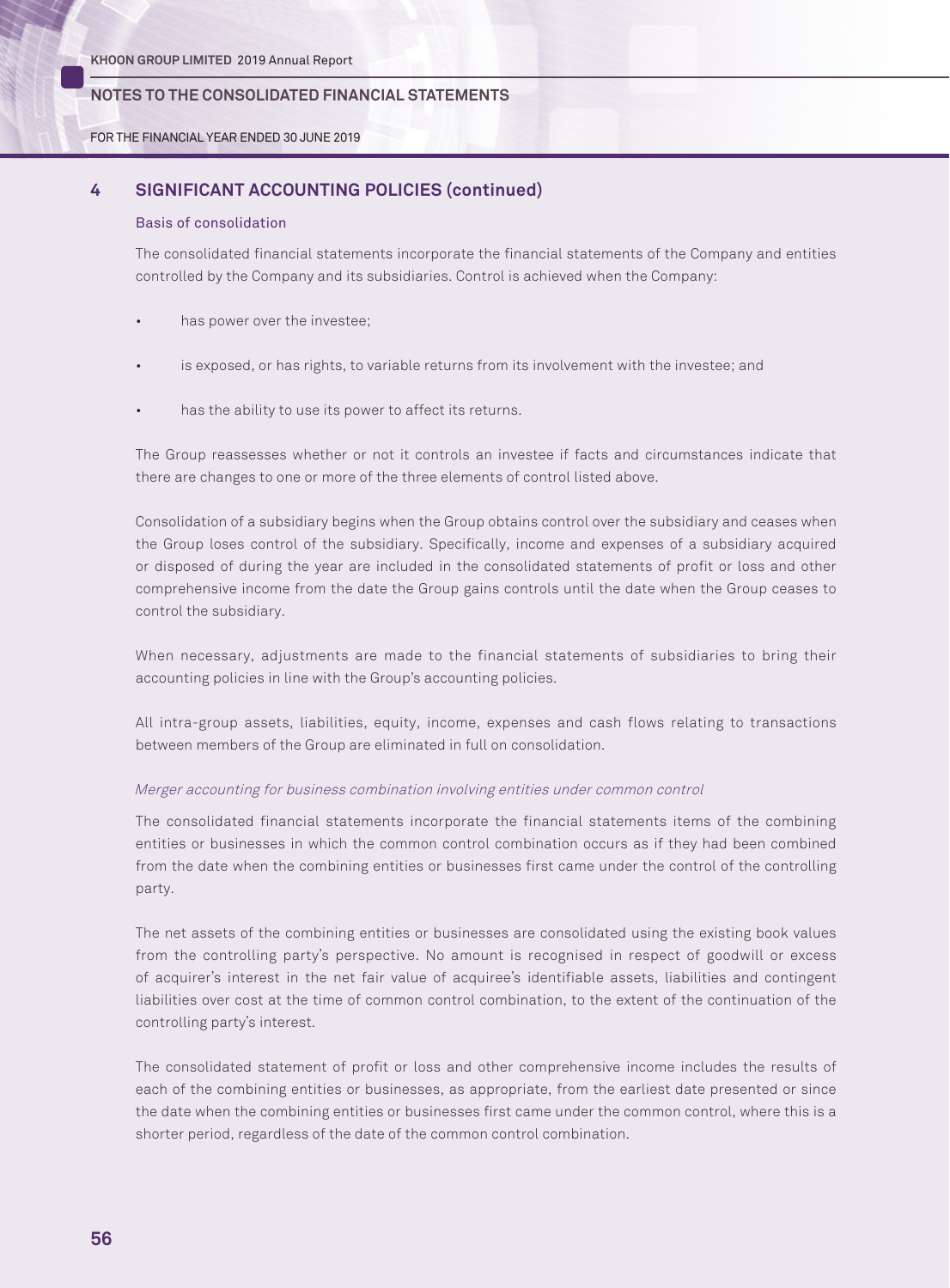## 4 SIGNIFICANT ACCOUNTING POLICIES (continued)

### Basis of consolidation

The consolidated financial statements incorporate the financial statements of the Company and entities controlled by the Company and its subsidiaries. Control is achieved when the Company:

- has power over the investee;
- is exposed, or has rights, to variable returns from its involvement with the investee; and
- has the ability to use its power to affect its returns.

The Group reassesses whether or not it controls an investee if facts and circumstances indicate that there are changes to one or more of the three elements of control listed above.

Consolidation of a subsidiary begins when the Group obtains control over the subsidiary and ceases when the Group loses control of the subsidiary. Specifically, income and expenses of a subsidiary acquired or disposed of during the year are included in the consolidated statements of profit or loss and other comprehensive income from the date the Group gains controls until the date when the Group ceases to control the subsidiary.

When necessary, adjustments are made to the financial statements of subsidiaries to bring their accounting policies in line with the Group's accounting policies.

All intra-group assets, liabilities, equity, income, expenses and cash flows relating to transactions between members of the Group are eliminated in full on consolidation.

*Merger accounting for business combination involving entities under common control*

The consolidated financial statements incorporate the financial statements items of the combining entities or businesses in which the common control combination occurs as if they had been combined from the date when the combining entities or businesses first came under the control of the controlling party.

The net assets of the combining entities or businesses are consolidated using the existing book values from the controlling party's perspective. No amount is recognised in respect of goodwill or excess of acquirer's interest in the net fair value of acquiree's identifiable assets, liabilities and contingent liabilities over cost at the time of common control combination, to the extent of the continuation of the controlling party's interest.

The consolidated statement of profit or loss and other comprehensive income includes the results of each of the combining entities or businesses, as appropriate, from the earliest date presented or since the date when the combining entities or businesses first came under the common control, where this is a shorter period, regardless of the date of the common control combination.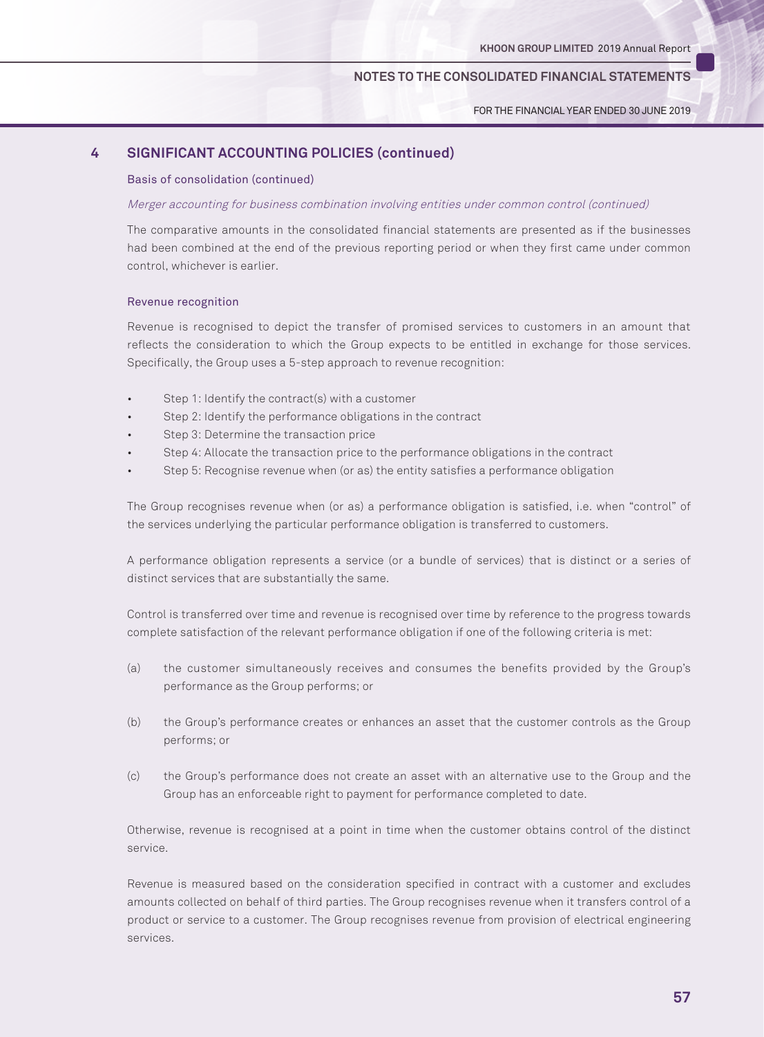## 4 SIGNIFICANT ACCOUNTING POLICIES (continued)

### Basis of consolidation (continued)

*Merger accounting for business combination involving entities under common control (continued)*

The comparative amounts in the consolidated financial statements are presented as if the businesses had been combined at the end of the previous reporting period or when they first came under common control, whichever is earlier.

### Revenue recognition

Revenue is recognised to depict the transfer of promised services to customers in an amount that reflects the consideration to which the Group expects to be entitled in exchange for those services. Specifically, the Group uses a 5-step approach to revenue recognition:

- Step 1: Identify the contract(s) with a customer
- Step 2: Identify the performance obligations in the contract
- Step 3: Determine the transaction price
- Step 4: Allocate the transaction price to the performance obligations in the contract
- Step 5: Recognise revenue when (or as) the entity satisfies a performance obligation

The Group recognises revenue when (or as) a performance obligation is satisfied, i.e. when "control" of the services underlying the particular performance obligation is transferred to customers.

A performance obligation represents a service (or a bundle of services) that is distinct or a series of distinct services that are substantially the same.

Control is transferred over time and revenue is recognised over time by reference to the progress towards complete satisfaction of the relevant performance obligation if one of the following criteria is met:

(a) the customer simultaneously receives and consumes the benefits provided by the Group's performance as the Group performs; or

(b) the Group's performance creates or enhances an asset that the customer controls as the Group performs; or

(c) the Group's performance does not create an asset with an alternative use to the Group and the Group has an enforceable right to payment for performance completed to date.

Otherwise, revenue is recognised at a point in time when the customer obtains control of the distinct service.

Revenue is measured based on the consideration specified in contract with a customer and excludes amounts collected on behalf of third parties. The Group recognises revenue when it transfers control of a product or service to a customer. The Group recognises revenue from provision of electrical engineering services.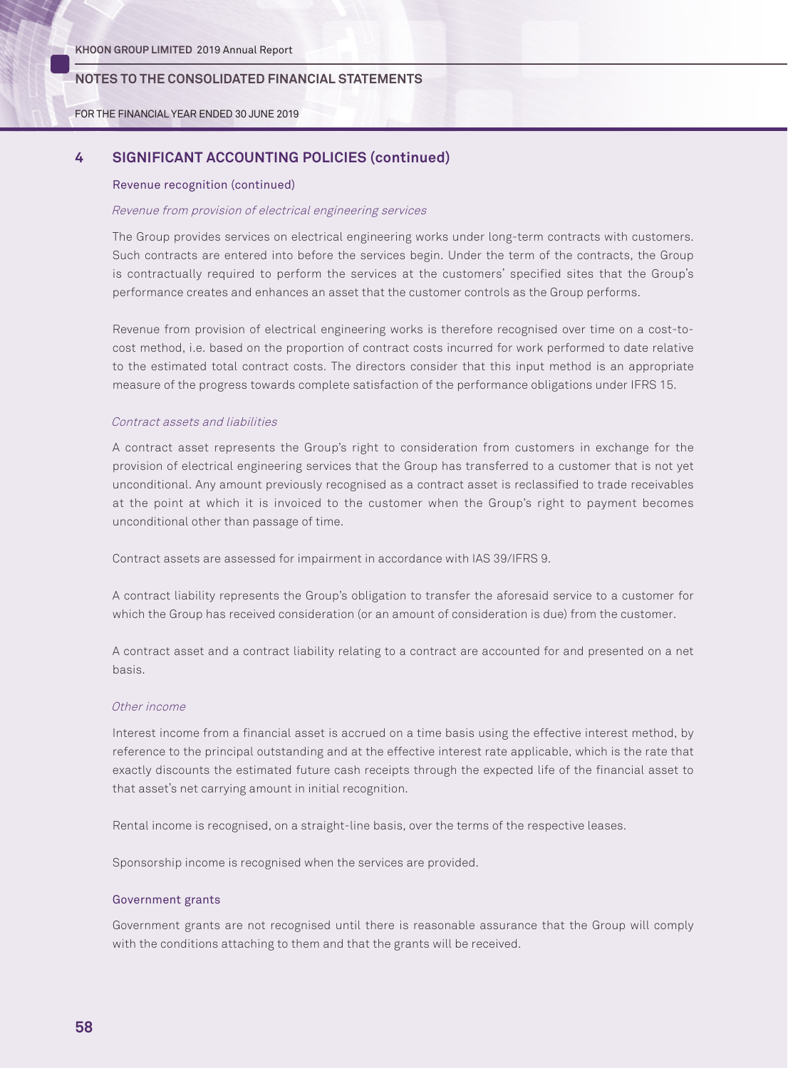## 4 SIGNIFICANT ACCOUNTING POLICIES (continued)

### Revenue recognition (continued)

*Revenue from provision of electrical engineering services*

The Group provides services on electrical engineering works under long-term contracts with customers. Such contracts are entered into before the services begin. Under the term of the contracts, the Group is contractually required to perform the services at the customers' specified sites that the Group's performance creates and enhances an asset that the customer controls as the Group performs.

Revenue from provision of electrical engineering works is therefore recognised over time on a cost-to-cost method, i.e. based on the proportion of contract costs incurred for work performed to date relative to the estimated total contract costs. The directors consider that this input method is an appropriate measure of the progress towards complete satisfaction of the performance obligations under IFRS 15.

*Contract assets and liabilities*

A contract asset represents the Group's right to consideration from customers in exchange for the provision of electrical engineering services that the Group has transferred to a customer that is not yet unconditional. Any amount previously recognised as a contract asset is reclassified to trade receivables at the point at which it is invoiced to the customer when the Group's right to payment becomes unconditional other than passage of time.

Contract assets are assessed for impairment in accordance with IAS 39/IFRS 9.

A contract liability represents the Group's obligation to transfer the aforesaid service to a customer for which the Group has received consideration (or an amount of consideration is due) from the customer.

A contract asset and a contract liability relating to a contract are accounted for and presented on a net basis.

*Other income*

Interest income from a financial asset is accrued on a time basis using the effective interest method, by reference to the principal outstanding and at the effective interest rate applicable, which is the rate that exactly discounts the estimated future cash receipts through the expected life of the financial asset to that asset's net carrying amount in initial recognition.

Rental income is recognised, on a straight-line basis, over the terms of the respective leases.

Sponsorship income is recognised when the services are provided.

### Government grants

Government grants are not recognised until there is reasonable assurance that the Group will comply with the conditions attaching to them and that the grants will be received.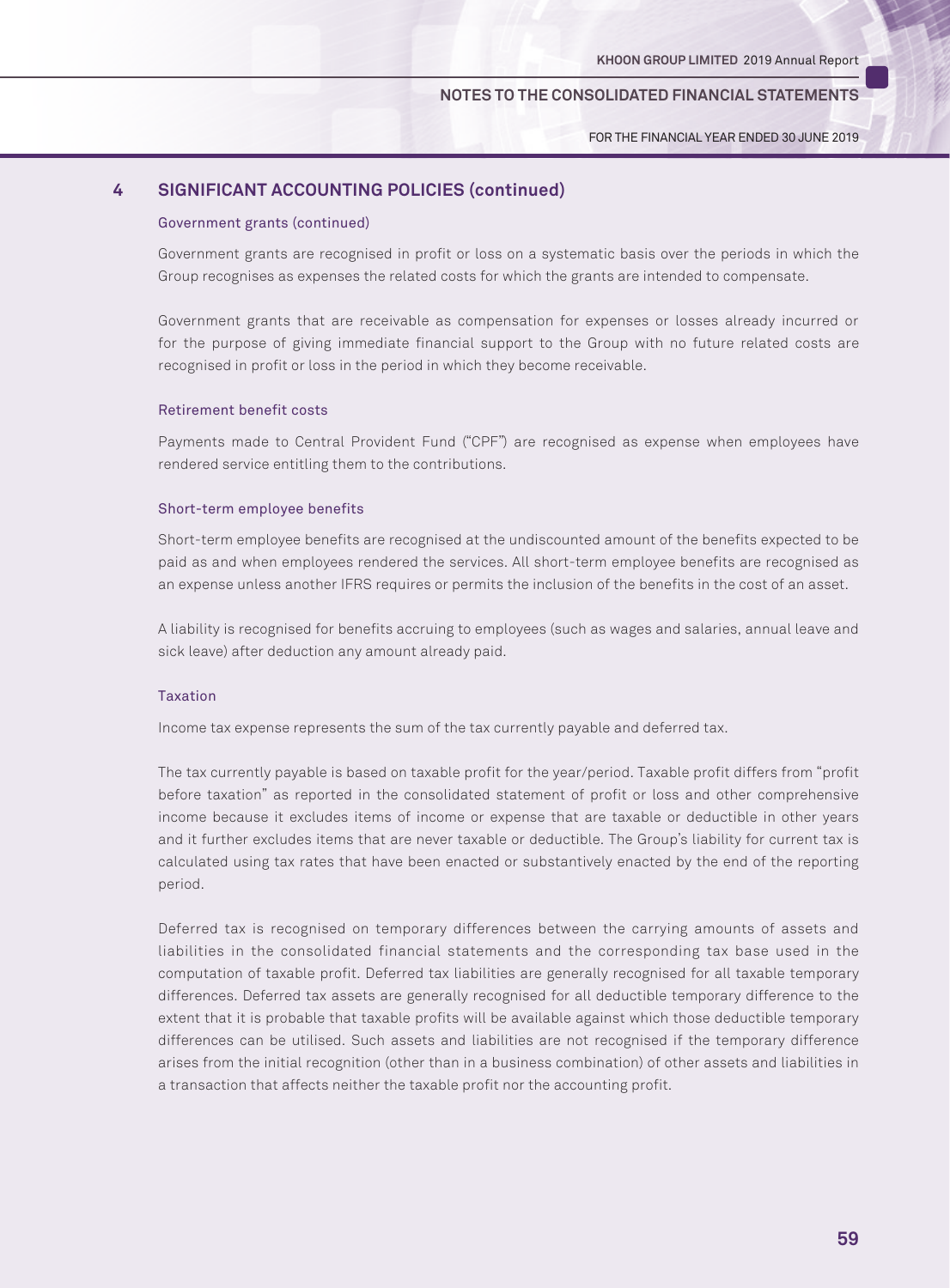## 4 SIGNIFICANT ACCOUNTING POLICIES (continued)

### Government grants (continued)

Government grants are recognised in profit or loss on a systematic basis over the periods in which the Group recognises as expenses the related costs for which the grants are intended to compensate.

Government grants that are receivable as compensation for expenses or losses already incurred or for the purpose of giving immediate financial support to the Group with no future related costs are recognised in profit or loss in the period in which they become receivable.

### Retirement benefit costs

Payments made to Central Provident Fund ("CPF") are recognised as expense when employees have rendered service entitling them to the contributions.

### Short-term employee benefits

Short-term employee benefits are recognised at the undiscounted amount of the benefits expected to be paid as and when employees rendered the services. All short-term employee benefits are recognised as an expense unless another IFRS requires or permits the inclusion of the benefits in the cost of an asset.

A liability is recognised for benefits accruing to employees (such as wages and salaries, annual leave and sick leave) after deduction any amount already paid.

### Taxation

Income tax expense represents the sum of the tax currently payable and deferred tax.

The tax currently payable is based on taxable profit for the year/period. Taxable profit differs from "profit before taxation" as reported in the consolidated statement of profit or loss and other comprehensive income because it excludes items of income or expense that are taxable or deductible in other years and it further excludes items that are never taxable or deductible. The Group's liability for current tax is calculated using tax rates that have been enacted or substantively enacted by the end of the reporting period.

Deferred tax is recognised on temporary differences between the carrying amounts of assets and liabilities in the consolidated financial statements and the corresponding tax base used in the computation of taxable profit. Deferred tax liabilities are generally recognised for all taxable temporary differences. Deferred tax assets are generally recognised for all deductible temporary difference to the extent that it is probable that taxable profits will be available against which those deductible temporary differences can be utilised. Such assets and liabilities are not recognised if the temporary difference arises from the initial recognition (other than in a business combination) of other assets and liabilities in a transaction that affects neither the taxable profit nor the accounting profit.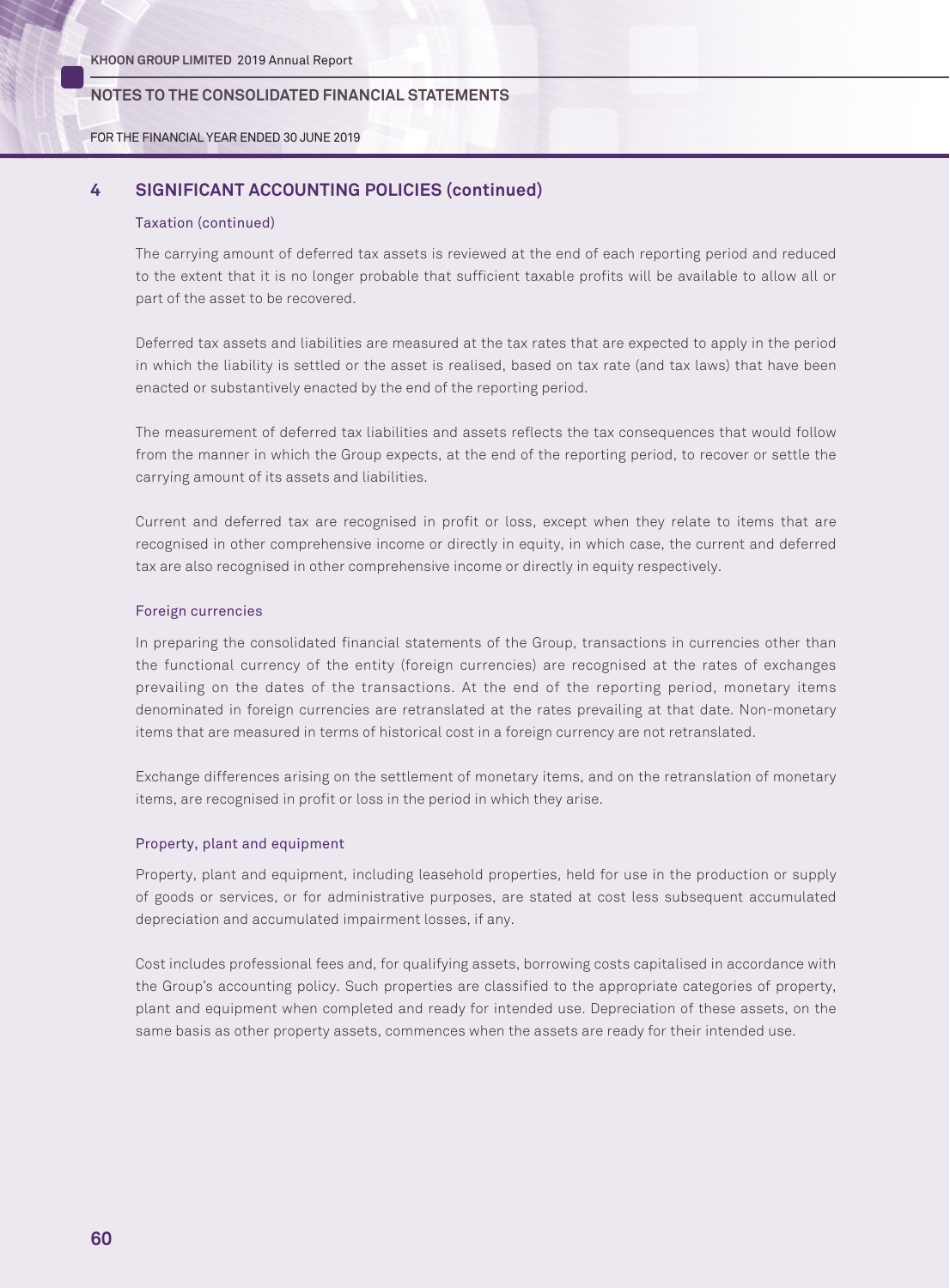## 4 SIGNIFICANT ACCOUNTING POLICIES (continued)

### Taxation (continued)

The carrying amount of deferred tax assets is reviewed at the end of each reporting period and reduced to the extent that it is no longer probable that sufficient taxable profits will be available to allow all or part of the asset to be recovered.

Deferred tax assets and liabilities are measured at the tax rates that are expected to apply in the period in which the liability is settled or the asset is realised, based on tax rate (and tax laws) that have been enacted or substantively enacted by the end of the reporting period.

The measurement of deferred tax liabilities and assets reflects the tax consequences that would follow from the manner in which the Group expects, at the end of the reporting period, to recover or settle the carrying amount of its assets and liabilities.

Current and deferred tax are recognised in profit or loss, except when they relate to items that are recognised in other comprehensive income or directly in equity, in which case, the current and deferred tax are also recognised in other comprehensive income or directly in equity respectively.

### Foreign currencies

In preparing the consolidated financial statements of the Group, transactions in currencies other than the functional currency of the entity (foreign currencies) are recognised at the rates of exchanges prevailing on the dates of the transactions. At the end of the reporting period, monetary items denominated in foreign currencies are retranslated at the rates prevailing at that date. Non-monetary items that are measured in terms of historical cost in a foreign currency are not retranslated.

Exchange differences arising on the settlement of monetary items, and on the retranslation of monetary items, are recognised in profit or loss in the period in which they arise.

### Property, plant and equipment

Property, plant and equipment, including leasehold properties, held for use in the production or supply of goods or services, or for administrative purposes, are stated at cost less subsequent accumulated depreciation and accumulated impairment losses, if any.

Cost includes professional fees and, for qualifying assets, borrowing costs capitalised in accordance with the Group's accounting policy. Such properties are classified to the appropriate categories of property, plant and equipment when completed and ready for intended use. Depreciation of these assets, on the same basis as other property assets, commences when the assets are ready for their intended use.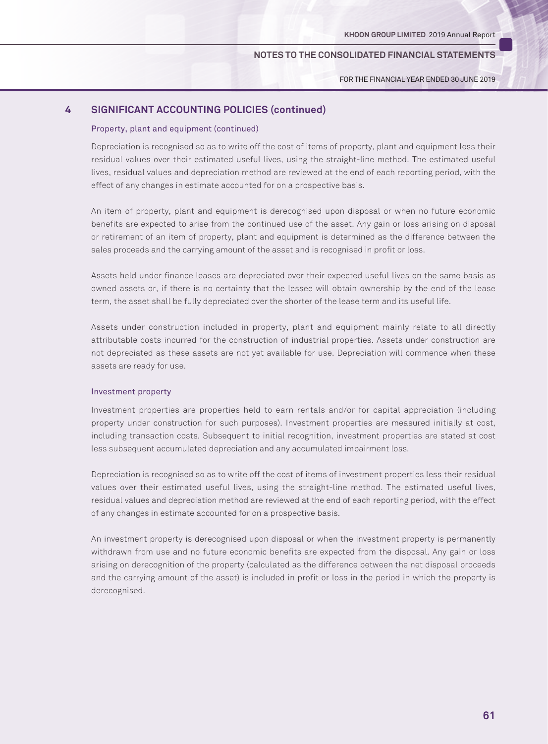## 4 SIGNIFICANT ACCOUNTING POLICIES (continued)

### Property, plant and equipment (continued)

Depreciation is recognised so as to write off the cost of items of property, plant and equipment less their residual values over their estimated useful lives, using the straight-line method. The estimated useful lives, residual values and depreciation method are reviewed at the end of each reporting period, with the effect of any changes in estimate accounted for on a prospective basis.

An item of property, plant and equipment is derecognised upon disposal or when no future economic benefits are expected to arise from the continued use of the asset. Any gain or loss arising on disposal or retirement of an item of property, plant and equipment is determined as the difference between the sales proceeds and the carrying amount of the asset and is recognised in profit or loss.

Assets held under finance leases are depreciated over their expected useful lives on the same basis as owned assets or, if there is no certainty that the lessee will obtain ownership by the end of the lease term, the asset shall be fully depreciated over the shorter of the lease term and its useful life.

Assets under construction included in property, plant and equipment mainly relate to all directly attributable costs incurred for the construction of industrial properties. Assets under construction are not depreciated as these assets are not yet available for use. Depreciation will commence when these assets are ready for use.

### Investment property

Investment properties are properties held to earn rentals and/or for capital appreciation (including property under construction for such purposes). Investment properties are measured initially at cost, including transaction costs. Subsequent to initial recognition, investment properties are stated at cost less subsequent accumulated depreciation and any accumulated impairment loss.

Depreciation is recognised so as to write off the cost of items of investment properties less their residual values over their estimated useful lives, using the straight-line method. The estimated useful lives, residual values and depreciation method are reviewed at the end of each reporting period, with the effect of any changes in estimate accounted for on a prospective basis.

An investment property is derecognised upon disposal or when the investment property is permanently withdrawn from use and no future economic benefits are expected from the disposal. Any gain or loss arising on derecognition of the property (calculated as the difference between the net disposal proceeds and the carrying amount of the asset) is included in profit or loss in the period in which the property is derecognised.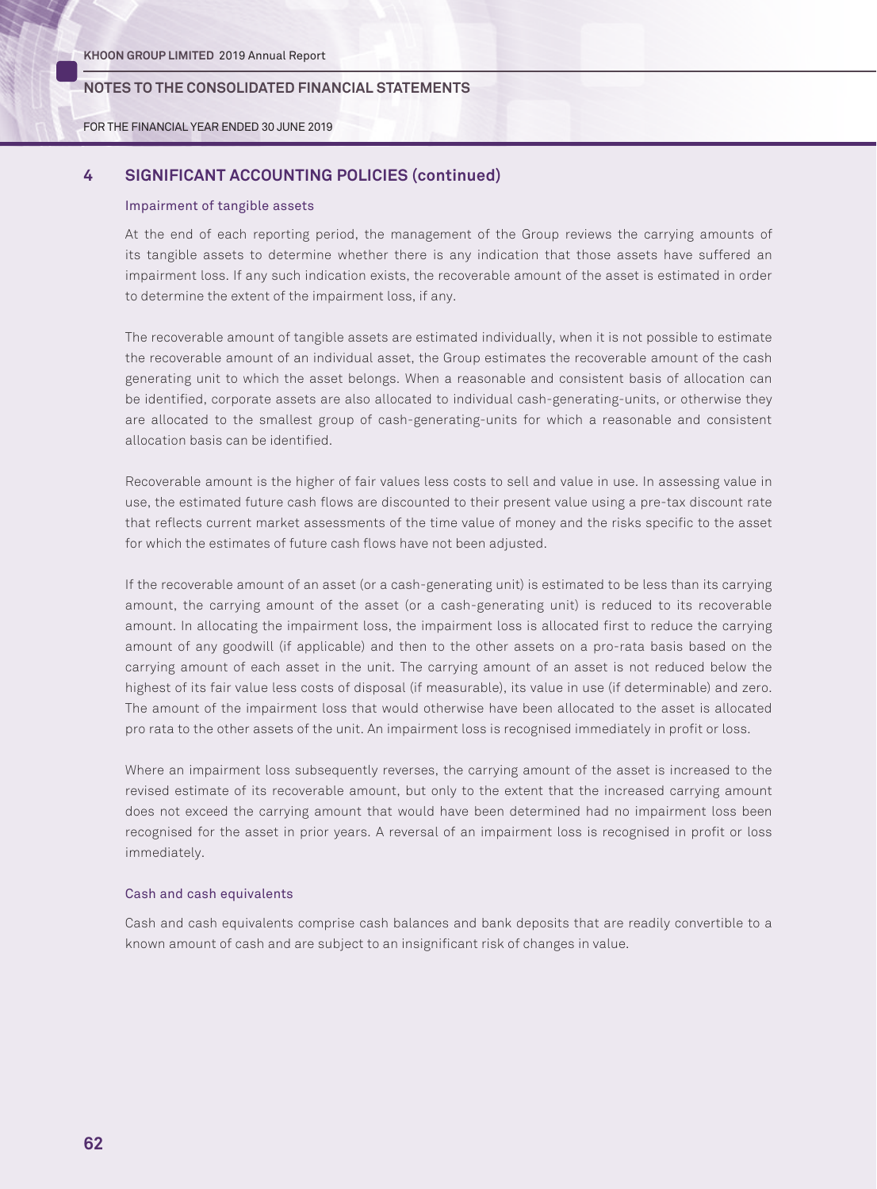## 4 SIGNIFICANT ACCOUNTING POLICIES (continued)

### Impairment of tangible assets

At the end of each reporting period, the management of the Group reviews the carrying amounts of its tangible assets to determine whether there is any indication that those assets have suffered an impairment loss. If any such indication exists, the recoverable amount of the asset is estimated in order to determine the extent of the impairment loss, if any.

The recoverable amount of tangible assets are estimated individually, when it is not possible to estimate the recoverable amount of an individual asset, the Group estimates the recoverable amount of the cash generating unit to which the asset belongs. When a reasonable and consistent basis of allocation can be identified, corporate assets are also allocated to individual cash-generating-units, or otherwise they are allocated to the smallest group of cash-generating-units for which a reasonable and consistent allocation basis can be identified.

Recoverable amount is the higher of fair values less costs to sell and value in use. In assessing value in use, the estimated future cash flows are discounted to their present value using a pre-tax discount rate that reflects current market assessments of the time value of money and the risks specific to the asset for which the estimates of future cash flows have not been adjusted.

If the recoverable amount of an asset (or a cash-generating unit) is estimated to be less than its carrying amount, the carrying amount of the asset (or a cash-generating unit) is reduced to its recoverable amount. In allocating the impairment loss, the impairment loss is allocated first to reduce the carrying amount of any goodwill (if applicable) and then to the other assets on a pro-rata basis based on the carrying amount of each asset in the unit. The carrying amount of an asset is not reduced below the highest of its fair value less costs of disposal (if measurable), its value in use (if determinable) and zero. The amount of the impairment loss that would otherwise have been allocated to the asset is allocated pro rata to the other assets of the unit. An impairment loss is recognised immediately in profit or loss.

Where an impairment loss subsequently reverses, the carrying amount of the asset is increased to the revised estimate of its recoverable amount, but only to the extent that the increased carrying amount does not exceed the carrying amount that would have been determined had no impairment loss been recognised for the asset in prior years. A reversal of an impairment loss is recognised in profit or loss immediately.

### Cash and cash equivalents

Cash and cash equivalents comprise cash balances and bank deposits that are readily convertible to a known amount of cash and are subject to an insignificant risk of changes in value.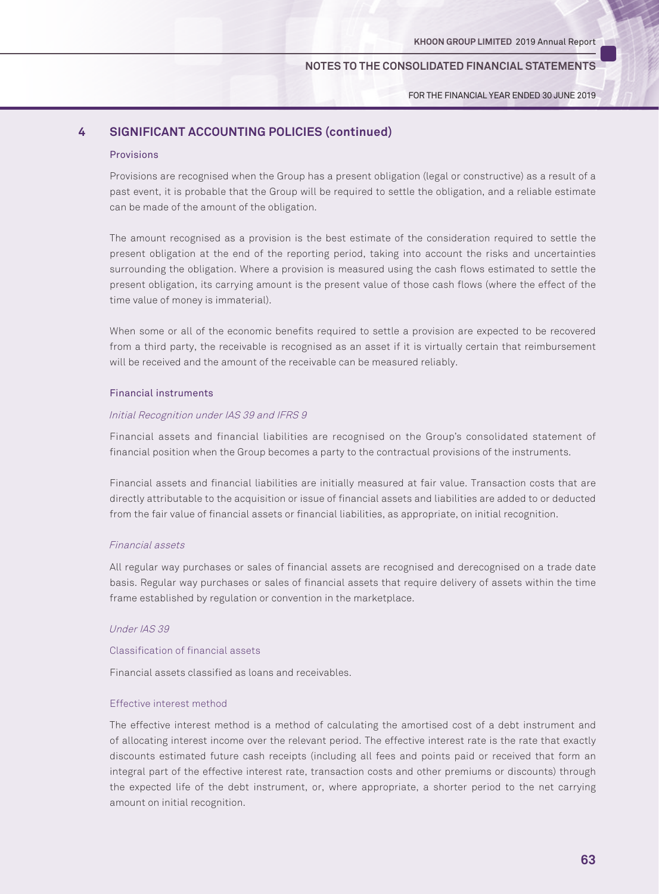## 4 SIGNIFICANT ACCOUNTING POLICIES (continued)

### Provisions

Provisions are recognised when the Group has a present obligation (legal or constructive) as a result of a past event, it is probable that the Group will be required to settle the obligation, and a reliable estimate can be made of the amount of the obligation.

The amount recognised as a provision is the best estimate of the consideration required to settle the present obligation at the end of the reporting period, taking into account the risks and uncertainties surrounding the obligation. Where a provision is measured using the cash flows estimated to settle the present obligation, its carrying amount is the present value of those cash flows (where the effect of the time value of money is immaterial).

When some or all of the economic benefits required to settle a provision are expected to be recovered from a third party, the receivable is recognised as an asset if it is virtually certain that reimbursement will be received and the amount of the receivable can be measured reliably.

### Financial instruments

*Initial Recognition under IAS 39 and IFRS 9*

Financial assets and financial liabilities are recognised on the Group's consolidated statement of financial position when the Group becomes a party to the contractual provisions of the instruments.

Financial assets and financial liabilities are initially measured at fair value. Transaction costs that are directly attributable to the acquisition or issue of financial assets and liabilities are added to or deducted from the fair value of financial assets or financial liabilities, as appropriate, on initial recognition.

*Financial assets*

All regular way purchases or sales of financial assets are recognised and derecognised on a trade date basis. Regular way purchases or sales of financial assets that require delivery of assets within the time frame established by regulation or convention in the marketplace.

*Under IAS 39*

Classification of financial assets

Financial assets classified as loans and receivables.

Effective interest method

The effective interest method is a method of calculating the amortised cost of a debt instrument and of allocating interest income over the relevant period. The effective interest rate is the rate that exactly discounts estimated future cash receipts (including all fees and points paid or received that form an integral part of the effective interest rate, transaction costs and other premiums or discounts) through the expected life of the debt instrument, or, where appropriate, a shorter period to the net carrying amount on initial recognition.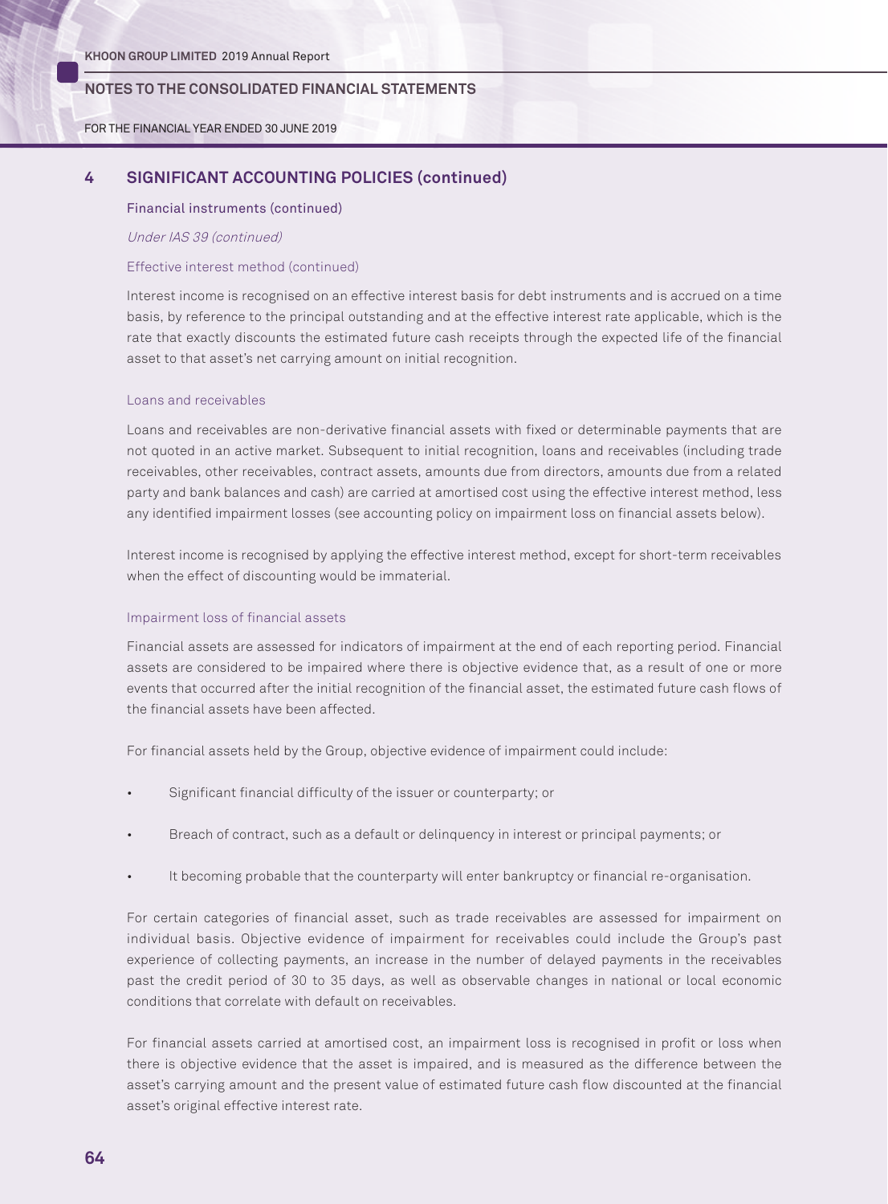## 4 SIGNIFICANT ACCOUNTING POLICIES (continued)

### Financial instruments (continued)

*Under IAS 39 (continued)*

Effective interest method (continued)

Interest income is recognised on an effective interest basis for debt instruments and is accrued on a time basis, by reference to the principal outstanding and at the effective interest rate applicable, which is the rate that exactly discounts the estimated future cash receipts through the expected life of the financial asset to that asset's net carrying amount on initial recognition.

Loans and receivables

Loans and receivables are non-derivative financial assets with fixed or determinable payments that are not quoted in an active market. Subsequent to initial recognition, loans and receivables (including trade receivables, other receivables, contract assets, amounts due from directors, amounts due from a related party and bank balances and cash) are carried at amortised cost using the effective interest method, less any identified impairment losses (see accounting policy on impairment loss on financial assets below).

Interest income is recognised by applying the effective interest method, except for short-term receivables when the effect of discounting would be immaterial.

Impairment loss of financial assets

Financial assets are assessed for indicators of impairment at the end of each reporting period. Financial assets are considered to be impaired where there is objective evidence that, as a result of one or more events that occurred after the initial recognition of the financial asset, the estimated future cash flows of the financial assets have been affected.

For financial assets held by the Group, objective evidence of impairment could include:

- Significant financial difficulty of the issuer or counterparty; or
- Breach of contract, such as a default or delinquency in interest or principal payments; or
- It becoming probable that the counterparty will enter bankruptcy or financial re-organisation.

For certain categories of financial asset, such as trade receivables are assessed for impairment on individual basis. Objective evidence of impairment for receivables could include the Group's past experience of collecting payments, an increase in the number of delayed payments in the receivables past the credit period of 30 to 35 days, as well as observable changes in national or local economic conditions that correlate with default on receivables.

For financial assets carried at amortised cost, an impairment loss is recognised in profit or loss when there is objective evidence that the asset is impaired, and is measured as the difference between the asset's carrying amount and the present value of estimated future cash flow discounted at the financial asset's original effective interest rate.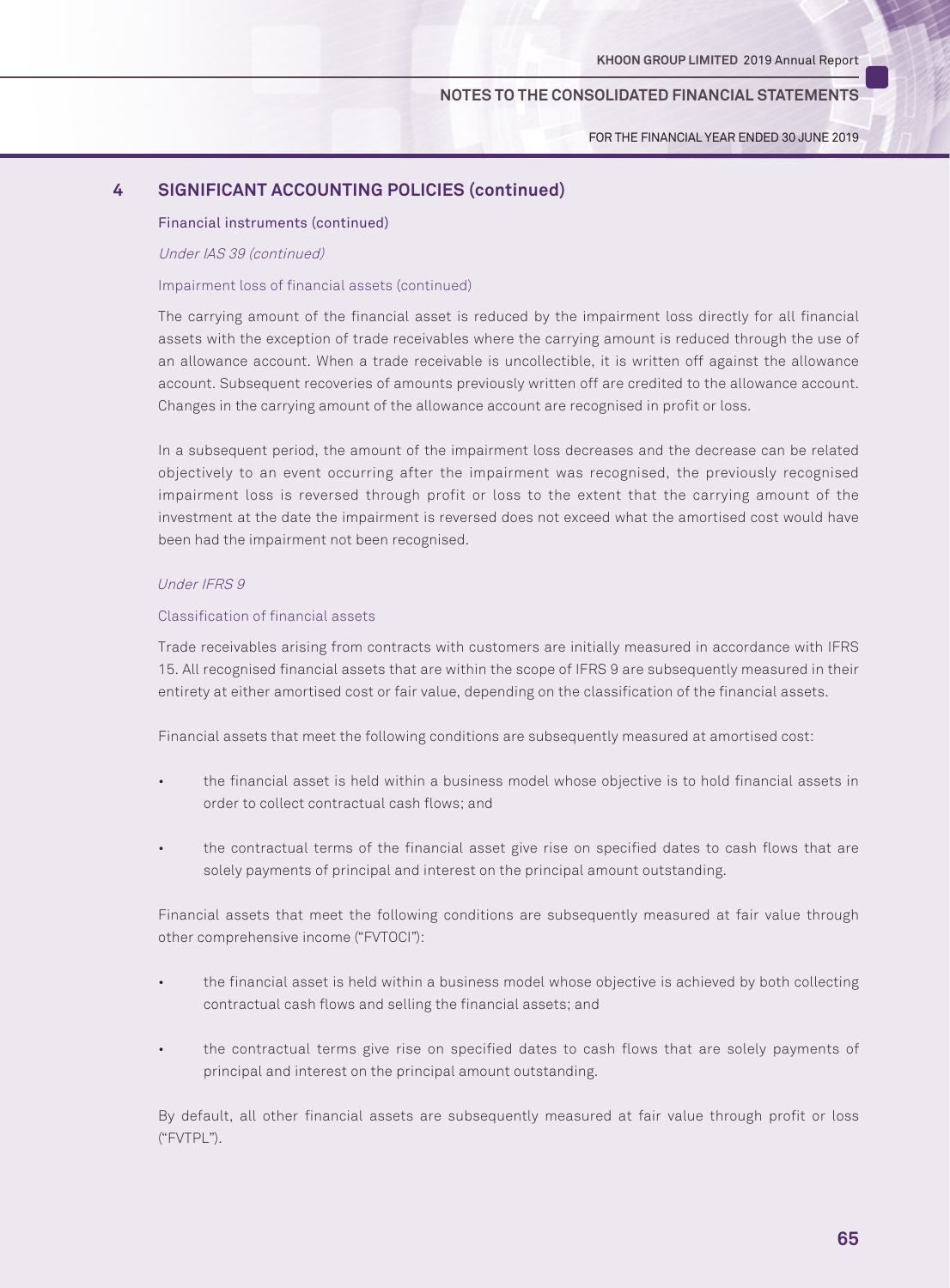## 4 SIGNIFICANT ACCOUNTING POLICIES (continued)

### Financial instruments (continued)

*Under IAS 39 (continued)*

Impairment loss of financial assets (continued)

The carrying amount of the financial asset is reduced by the impairment loss directly for all financial assets with the exception of trade receivables where the carrying amount is reduced through the use of an allowance account. When a trade receivable is uncollectible, it is written off against the allowance account. Subsequent recoveries of amounts previously written off are credited to the allowance account. Changes in the carrying amount of the allowance account are recognised in profit or loss.

In a subsequent period, the amount of the impairment loss decreases and the decrease can be related objectively to an event occurring after the impairment was recognised, the previously recognised impairment loss is reversed through profit or loss to the extent that the carrying amount of the investment at the date the impairment is reversed does not exceed what the amortised cost would have been had the impairment not been recognised.

*Under IFRS 9*

Classification of financial assets

Trade receivables arising from contracts with customers are initially measured in accordance with IFRS 15. All recognised financial assets that are within the scope of IFRS 9 are subsequently measured in their entirety at either amortised cost or fair value, depending on the classification of the financial assets.

Financial assets that meet the following conditions are subsequently measured at amortised cost:

- the financial asset is held within a business model whose objective is to hold financial assets in order to collect contractual cash flows; and
- the contractual terms of the financial asset give rise on specified dates to cash flows that are solely payments of principal and interest on the principal amount outstanding.

Financial assets that meet the following conditions are subsequently measured at fair value through other comprehensive income ("FVTOCI"):

- the financial asset is held within a business model whose objective is achieved by both collecting contractual cash flows and selling the financial assets; and
- the contractual terms give rise on specified dates to cash flows that are solely payments of principal and interest on the principal amount outstanding.

By default, all other financial assets are subsequently measured at fair value through profit or loss ("FVTPL").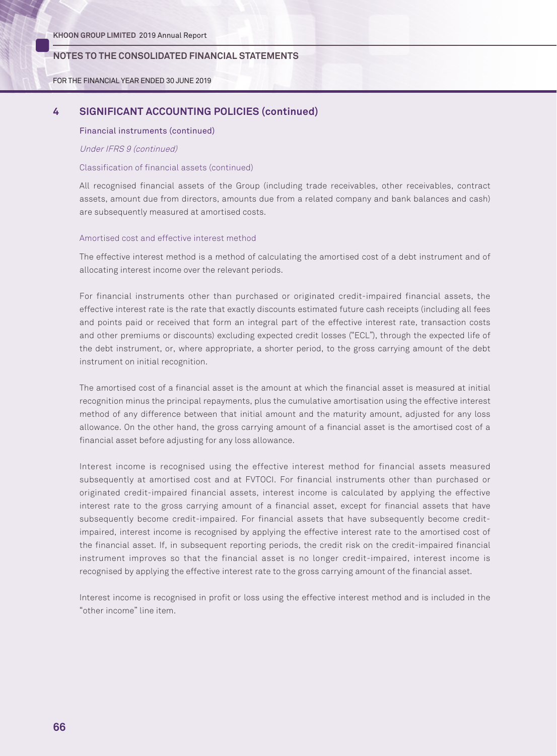## 4 SIGNIFICANT ACCOUNTING POLICIES (continued)

### Financial instruments (continued)

*Under IFRS 9 (continued)*

Classification of financial assets (continued)

All recognised financial assets of the Group (including trade receivables, other receivables, contract assets, amount due from directors, amounts due from a related company and bank balances and cash) are subsequently measured at amortised costs.

Amortised cost and effective interest method

The effective interest method is a method of calculating the amortised cost of a debt instrument and of allocating interest income over the relevant periods.

For financial instruments other than purchased or originated credit-impaired financial assets, the effective interest rate is the rate that exactly discounts estimated future cash receipts (including all fees and points paid or received that form an integral part of the effective interest rate, transaction costs and other premiums or discounts) excluding expected credit losses ("ECL"), through the expected life of the debt instrument, or, where appropriate, a shorter period, to the gross carrying amount of the debt instrument on initial recognition.

The amortised cost of a financial asset is the amount at which the financial asset is measured at initial recognition minus the principal repayments, plus the cumulative amortisation using the effective interest method of any difference between that initial amount and the maturity amount, adjusted for any loss allowance. On the other hand, the gross carrying amount of a financial asset is the amortised cost of a financial asset before adjusting for any loss allowance.

Interest income is recognised using the effective interest method for financial assets measured subsequently at amortised cost and at FVTOCI. For financial instruments other than purchased or originated credit-impaired financial assets, interest income is calculated by applying the effective interest rate to the gross carrying amount of a financial asset, except for financial assets that have subsequently become credit-impaired. For financial assets that have subsequently become credit-impaired, interest income is recognised by applying the effective interest rate to the amortised cost of the financial asset. If, in subsequent reporting periods, the credit risk on the credit-impaired financial instrument improves so that the financial asset is no longer credit-impaired, interest income is recognised by applying the effective interest rate to the gross carrying amount of the financial asset.

Interest income is recognised in profit or loss using the effective interest method and is included in the "other income" line item.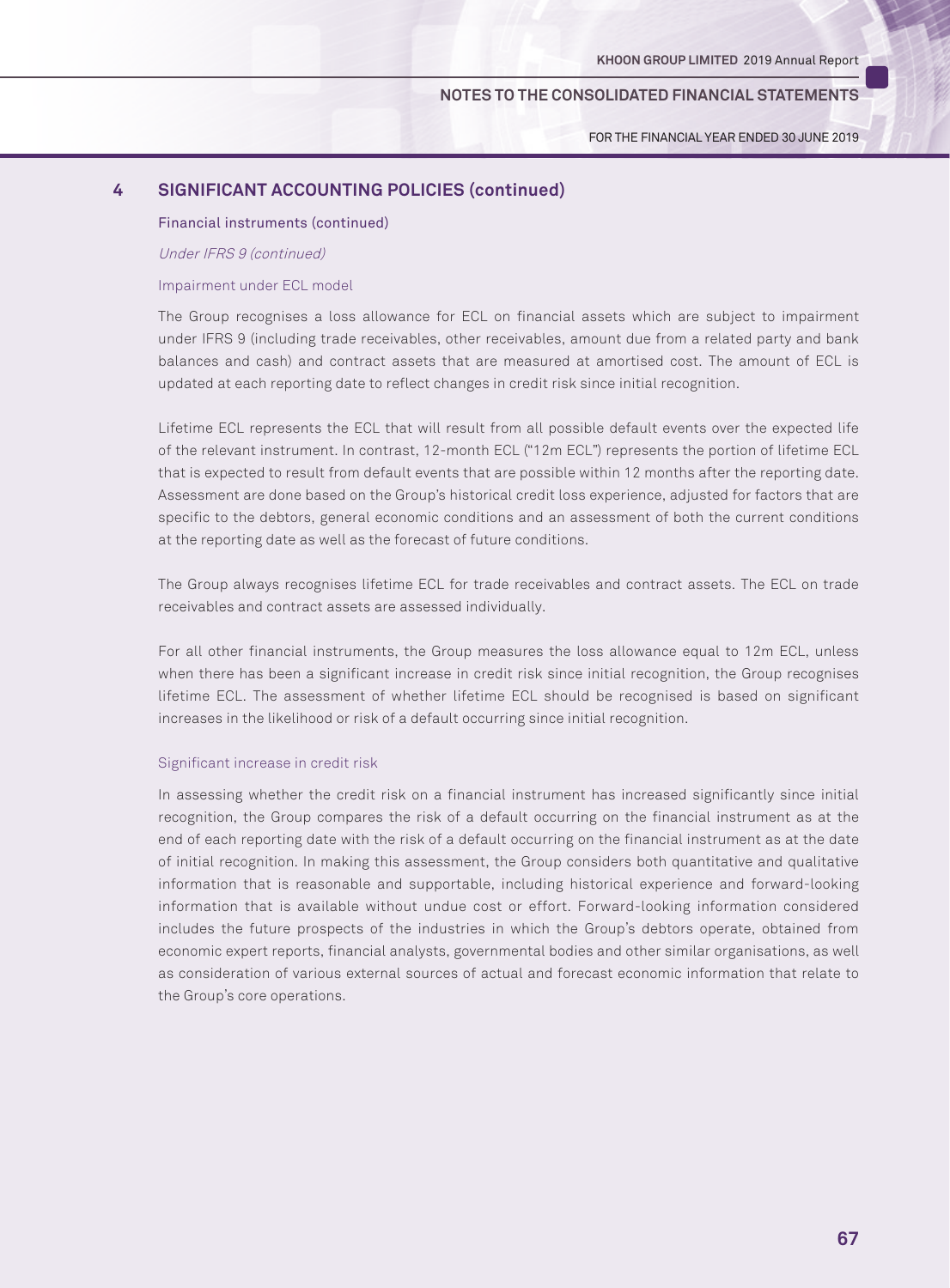## 4 SIGNIFICANT ACCOUNTING POLICIES (continued)

### Financial instruments (continued)

*Under IFRS 9 (continued)*

Impairment under ECL model

The Group recognises a loss allowance for ECL on financial assets which are subject to impairment under IFRS 9 (including trade receivables, other receivables, amount due from a related party and bank balances and cash) and contract assets that are measured at amortised cost. The amount of ECL is updated at each reporting date to reflect changes in credit risk since initial recognition.

Lifetime ECL represents the ECL that will result from all possible default events over the expected life of the relevant instrument. In contrast, 12-month ECL ("12m ECL") represents the portion of lifetime ECL that is expected to result from default events that are possible within 12 months after the reporting date. Assessment are done based on the Group's historical credit loss experience, adjusted for factors that are specific to the debtors, general economic conditions and an assessment of both the current conditions at the reporting date as well as the forecast of future conditions.

The Group always recognises lifetime ECL for trade receivables and contract assets. The ECL on trade receivables and contract assets are assessed individually.

For all other financial instruments, the Group measures the loss allowance equal to 12m ECL, unless when there has been a significant increase in credit risk since initial recognition, the Group recognises lifetime ECL. The assessment of whether lifetime ECL should be recognised is based on significant increases in the likelihood or risk of a default occurring since initial recognition.

Significant increase in credit risk

In assessing whether the credit risk on a financial instrument has increased significantly since initial recognition, the Group compares the risk of a default occurring on the financial instrument as at the end of each reporting date with the risk of a default occurring on the financial instrument as at the date of initial recognition. In making this assessment, the Group considers both quantitative and qualitative information that is reasonable and supportable, including historical experience and forward-looking information that is available without undue cost or effort. Forward-looking information considered includes the future prospects of the industries in which the Group's debtors operate, obtained from economic expert reports, financial analysts, governmental bodies and other similar organisations, as well as consideration of various external sources of actual and forecast economic information that relate to the Group's core operations.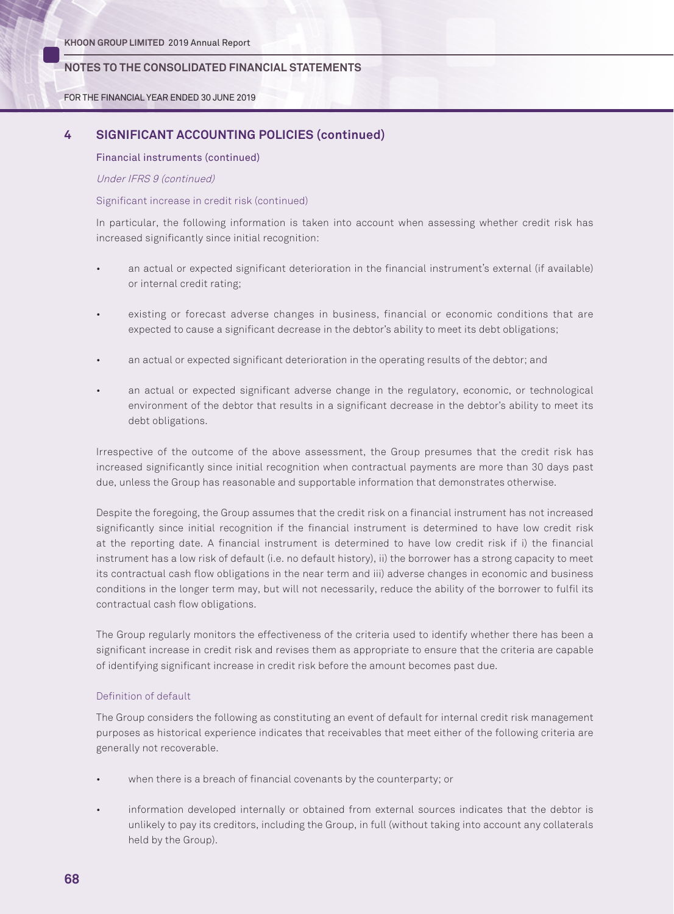## 4 SIGNIFICANT ACCOUNTING POLICIES (continued)

### Financial instruments (continued)

*Under IFRS 9 (continued)*

Significant increase in credit risk (continued)

In particular, the following information is taken into account when assessing whether credit risk has increased significantly since initial recognition:

- an actual or expected significant deterioration in the financial instrument's external (if available) or internal credit rating;
- existing or forecast adverse changes in business, financial or economic conditions that are expected to cause a significant decrease in the debtor's ability to meet its debt obligations;
- an actual or expected significant deterioration in the operating results of the debtor; and
- an actual or expected significant adverse change in the regulatory, economic, or technological environment of the debtor that results in a significant decrease in the debtor's ability to meet its debt obligations.

Irrespective of the outcome of the above assessment, the Group presumes that the credit risk has increased significantly since initial recognition when contractual payments are more than 30 days past due, unless the Group has reasonable and supportable information that demonstrates otherwise.

Despite the foregoing, the Group assumes that the credit risk on a financial instrument has not increased significantly since initial recognition if the financial instrument is determined to have low credit risk at the reporting date. A financial instrument is determined to have low credit risk if i) the financial instrument has a low risk of default (i.e. no default history), ii) the borrower has a strong capacity to meet its contractual cash flow obligations in the near term and iii) adverse changes in economic and business conditions in the longer term may, but will not necessarily, reduce the ability of the borrower to fulfil its contractual cash flow obligations.

The Group regularly monitors the effectiveness of the criteria used to identify whether there has been a significant increase in credit risk and revises them as appropriate to ensure that the criteria are capable of identifying significant increase in credit risk before the amount becomes past due.

Definition of default

The Group considers the following as constituting an event of default for internal credit risk management purposes as historical experience indicates that receivables that meet either of the following criteria are generally not recoverable.

- when there is a breach of financial covenants by the counterparty; or
- information developed internally or obtained from external sources indicates that the debtor is unlikely to pay its creditors, including the Group, in full (without taking into account any collaterals held by the Group).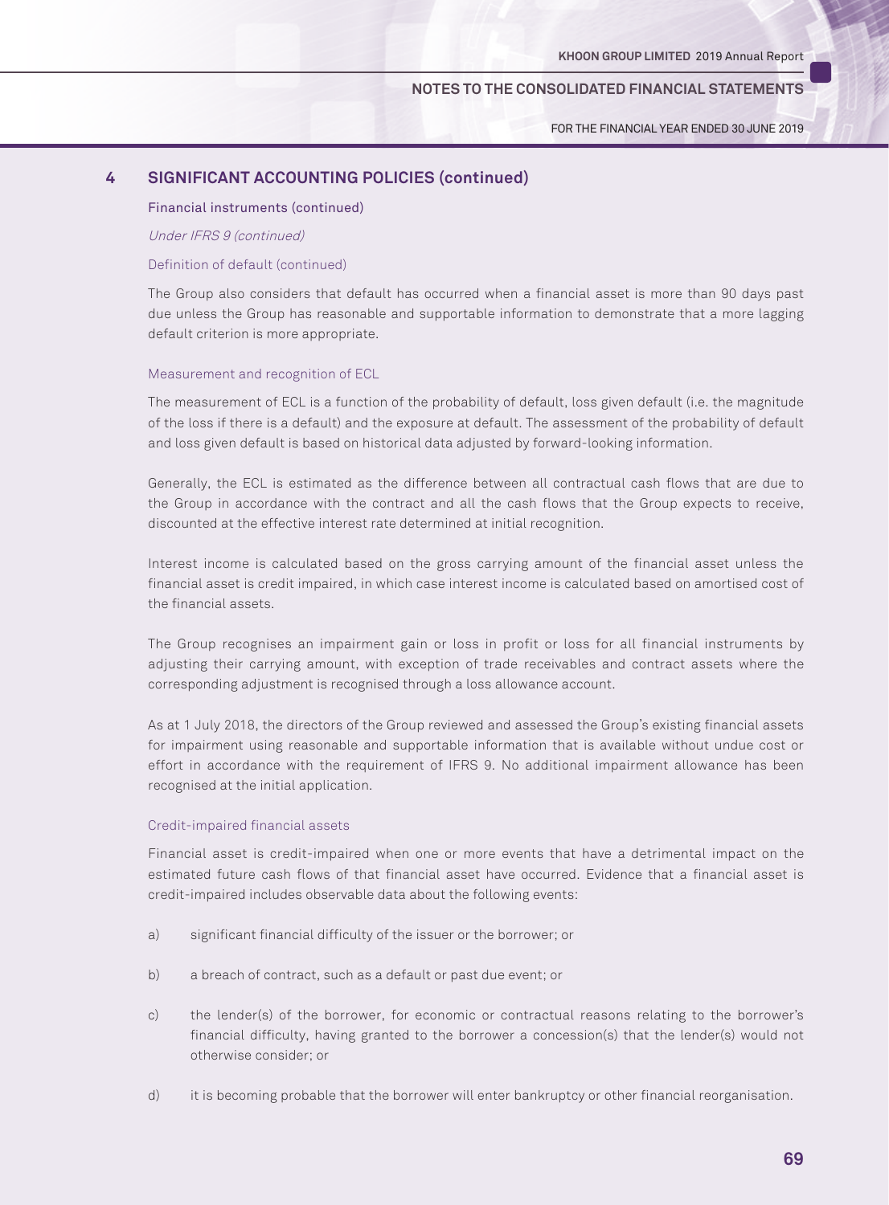## 4 SIGNIFICANT ACCOUNTING POLICIES (continued)

### Financial instruments (continued)

*Under IFRS 9 (continued)*

Definition of default (continued)

The Group also considers that default has occurred when a financial asset is more than 90 days past due unless the Group has reasonable and supportable information to demonstrate that a more lagging default criterion is more appropriate.

Measurement and recognition of ECL

The measurement of ECL is a function of the probability of default, loss given default (i.e. the magnitude of the loss if there is a default) and the exposure at default. The assessment of the probability of default and loss given default is based on historical data adjusted by forward-looking information.

Generally, the ECL is estimated as the difference between all contractual cash flows that are due to the Group in accordance with the contract and all the cash flows that the Group expects to receive, discounted at the effective interest rate determined at initial recognition.

Interest income is calculated based on the gross carrying amount of the financial asset unless the financial asset is credit impaired, in which case interest income is calculated based on amortised cost of the financial assets.

The Group recognises an impairment gain or loss in profit or loss for all financial instruments by adjusting their carrying amount, with exception of trade receivables and contract assets where the corresponding adjustment is recognised through a loss allowance account.

As at 1 July 2018, the directors of the Group reviewed and assessed the Group's existing financial assets for impairment using reasonable and supportable information that is available without undue cost or effort in accordance with the requirement of IFRS 9. No additional impairment allowance has been recognised at the initial application.

Credit-impaired financial assets

Financial asset is credit-impaired when one or more events that have a detrimental impact on the estimated future cash flows of that financial asset have occurred. Evidence that a financial asset is credit-impaired includes observable data about the following events:

a) significant financial difficulty of the issuer or the borrower; or

b) a breach of contract, such as a default or past due event; or

c) the lender(s) of the borrower, for economic or contractual reasons relating to the borrower's financial difficulty, having granted to the borrower a concession(s) that the lender(s) would not otherwise consider; or

d) it is becoming probable that the borrower will enter bankruptcy or other financial reorganisation.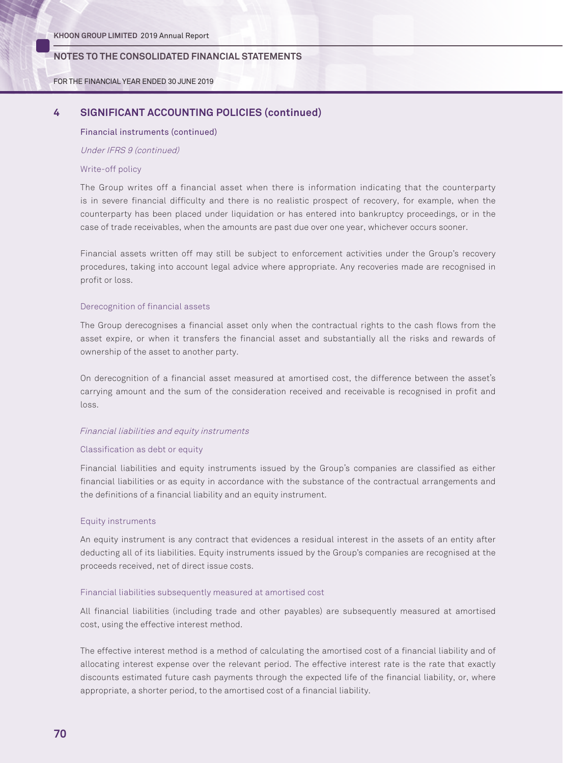## 4 SIGNIFICANT ACCOUNTING POLICIES (continued)

### Financial instruments (continued)

*Under IFRS 9 (continued)*

Write-off policy

The Group writes off a financial asset when there is information indicating that the counterparty is in severe financial difficulty and there is no realistic prospect of recovery, for example, when the counterparty has been placed under liquidation or has entered into bankruptcy proceedings, or in the case of trade receivables, when the amounts are past due over one year, whichever occurs sooner.

Financial assets written off may still be subject to enforcement activities under the Group's recovery procedures, taking into account legal advice where appropriate. Any recoveries made are recognised in profit or loss.

Derecognition of financial assets

The Group derecognises a financial asset only when the contractual rights to the cash flows from the asset expire, or when it transfers the financial asset and substantially all the risks and rewards of ownership of the asset to another party.

On derecognition of a financial asset measured at amortised cost, the difference between the asset's carrying amount and the sum of the consideration received and receivable is recognised in profit and loss.

*Financial liabilities and equity instruments*

Classification as debt or equity

Financial liabilities and equity instruments issued by the Group's companies are classified as either financial liabilities or as equity in accordance with the substance of the contractual arrangements and the definitions of a financial liability and an equity instrument.

Equity instruments

An equity instrument is any contract that evidences a residual interest in the assets of an entity after deducting all of its liabilities. Equity instruments issued by the Group's companies are recognised at the proceeds received, net of direct issue costs.

Financial liabilities subsequently measured at amortised cost

All financial liabilities (including trade and other payables) are subsequently measured at amortised cost, using the effective interest method.

The effective interest method is a method of calculating the amortised cost of a financial liability and of allocating interest expense over the relevant period. The effective interest rate is the rate that exactly discounts estimated future cash payments through the expected life of the financial liability, or, where appropriate, a shorter period, to the amortised cost of a financial liability.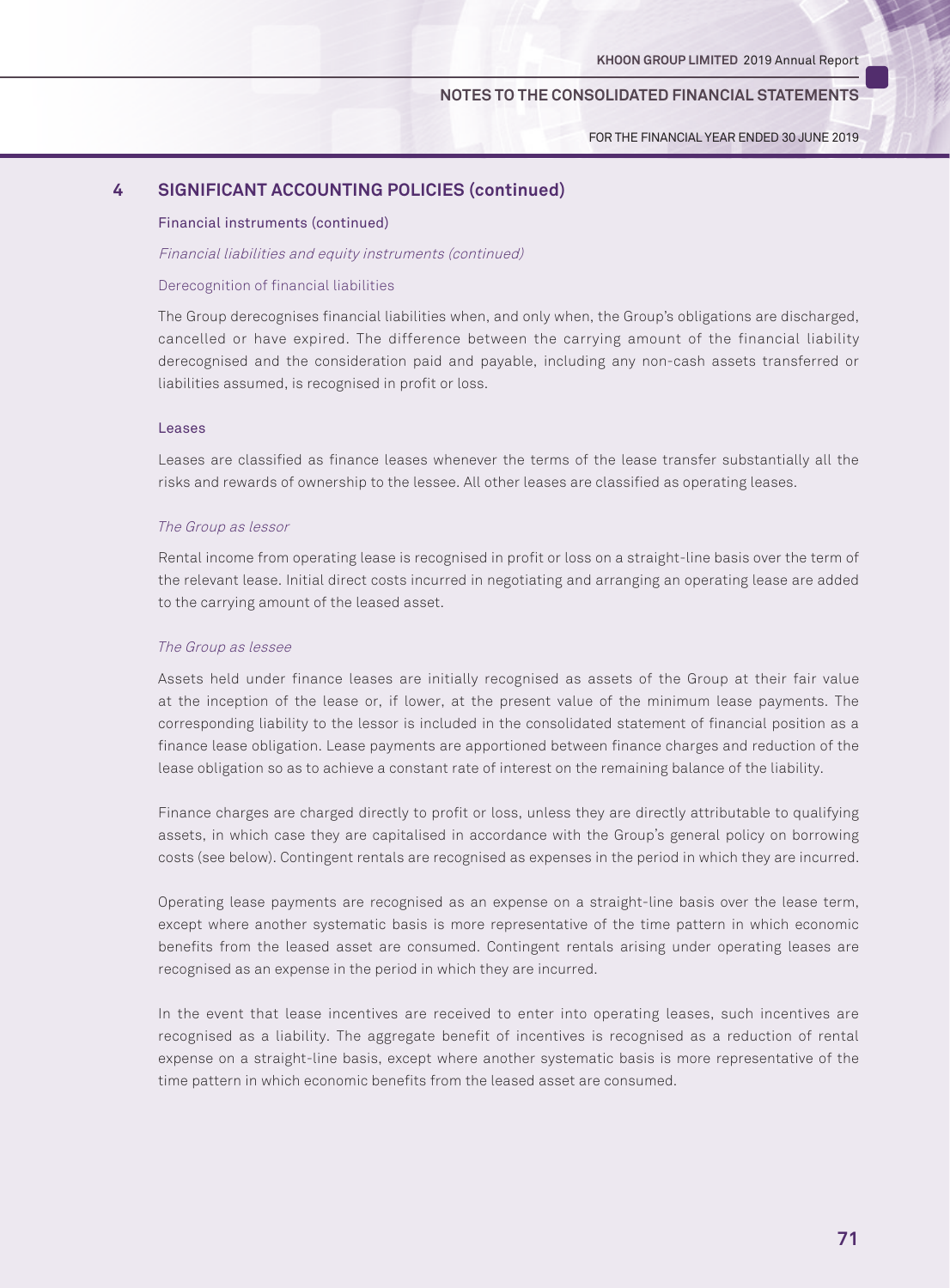## 4 SIGNIFICANT ACCOUNTING POLICIES (continued)

### Financial instruments (continued)

*Financial liabilities and equity instruments (continued)*

Derecognition of financial liabilities

The Group derecognises financial liabilities when, and only when, the Group's obligations are discharged, cancelled or have expired. The difference between the carrying amount of the financial liability derecognised and the consideration paid and payable, including any non-cash assets transferred or liabilities assumed, is recognised in profit or loss.

### Leases

Leases are classified as finance leases whenever the terms of the lease transfer substantially all the risks and rewards of ownership to the lessee. All other leases are classified as operating leases.

*The Group as lessor*

Rental income from operating lease is recognised in profit or loss on a straight-line basis over the term of the relevant lease. Initial direct costs incurred in negotiating and arranging an operating lease are added to the carrying amount of the leased asset.

*The Group as lessee*

Assets held under finance leases are initially recognised as assets of the Group at their fair value at the inception of the lease or, if lower, at the present value of the minimum lease payments. The corresponding liability to the lessor is included in the consolidated statement of financial position as a finance lease obligation. Lease payments are apportioned between finance charges and reduction of the lease obligation so as to achieve a constant rate of interest on the remaining balance of the liability.

Finance charges are charged directly to profit or loss, unless they are directly attributable to qualifying assets, in which case they are capitalised in accordance with the Group's general policy on borrowing costs (see below). Contingent rentals are recognised as expenses in the period in which they are incurred.

Operating lease payments are recognised as an expense on a straight-line basis over the lease term, except where another systematic basis is more representative of the time pattern in which economic benefits from the leased asset are consumed. Contingent rentals arising under operating leases are recognised as an expense in the period in which they are incurred.

In the event that lease incentives are received to enter into operating leases, such incentives are recognised as a liability. The aggregate benefit of incentives is recognised as a reduction of rental expense on a straight-line basis, except where another systematic basis is more representative of the time pattern in which economic benefits from the leased asset are consumed.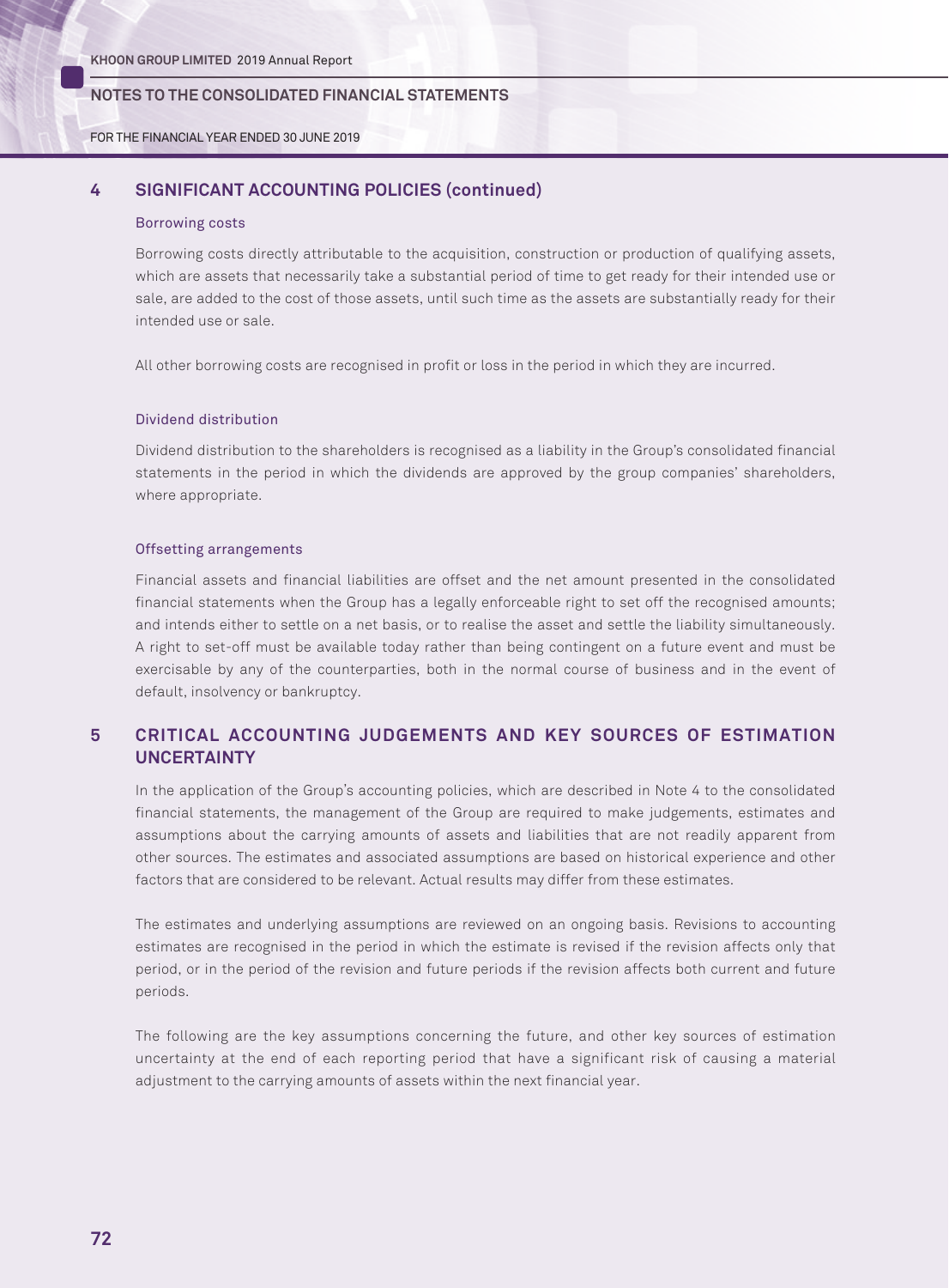## 4 SIGNIFICANT ACCOUNTING POLICIES (continued)

### Borrowing costs

Borrowing costs directly attributable to the acquisition, construction or production of qualifying assets, which are assets that necessarily take a substantial period of time to get ready for their intended use or sale, are added to the cost of those assets, until such time as the assets are substantially ready for their intended use or sale.

All other borrowing costs are recognised in profit or loss in the period in which they are incurred.

### Dividend distribution

Dividend distribution to the shareholders is recognised as a liability in the Group's consolidated financial statements in the period in which the dividends are approved by the group companies' shareholders, where appropriate.

### Offsetting arrangements

Financial assets and financial liabilities are offset and the net amount presented in the consolidated financial statements when the Group has a legally enforceable right to set off the recognised amounts; and intends either to settle on a net basis, or to realise the asset and settle the liability simultaneously. A right to set-off must be available today rather than being contingent on a future event and must be exercisable by any of the counterparties, both in the normal course of business and in the event of default, insolvency or bankruptcy.

## 5 CRITICAL ACCOUNTING JUDGEMENTS AND KEY SOURCES OF ESTIMATION UNCERTAINTY

In the application of the Group's accounting policies, which are described in Note 4 to the consolidated financial statements, the management of the Group are required to make judgements, estimates and assumptions about the carrying amounts of assets and liabilities that are not readily apparent from other sources. The estimates and associated assumptions are based on historical experience and other factors that are considered to be relevant. Actual results may differ from these estimates.

The estimates and underlying assumptions are reviewed on an ongoing basis. Revisions to accounting estimates are recognised in the period in which the estimate is revised if the revision affects only that period, or in the period of the revision and future periods if the revision affects both current and future periods.

The following are the key assumptions concerning the future, and other key sources of estimation uncertainty at the end of each reporting period that have a significant risk of causing a material adjustment to the carrying amounts of assets within the next financial year.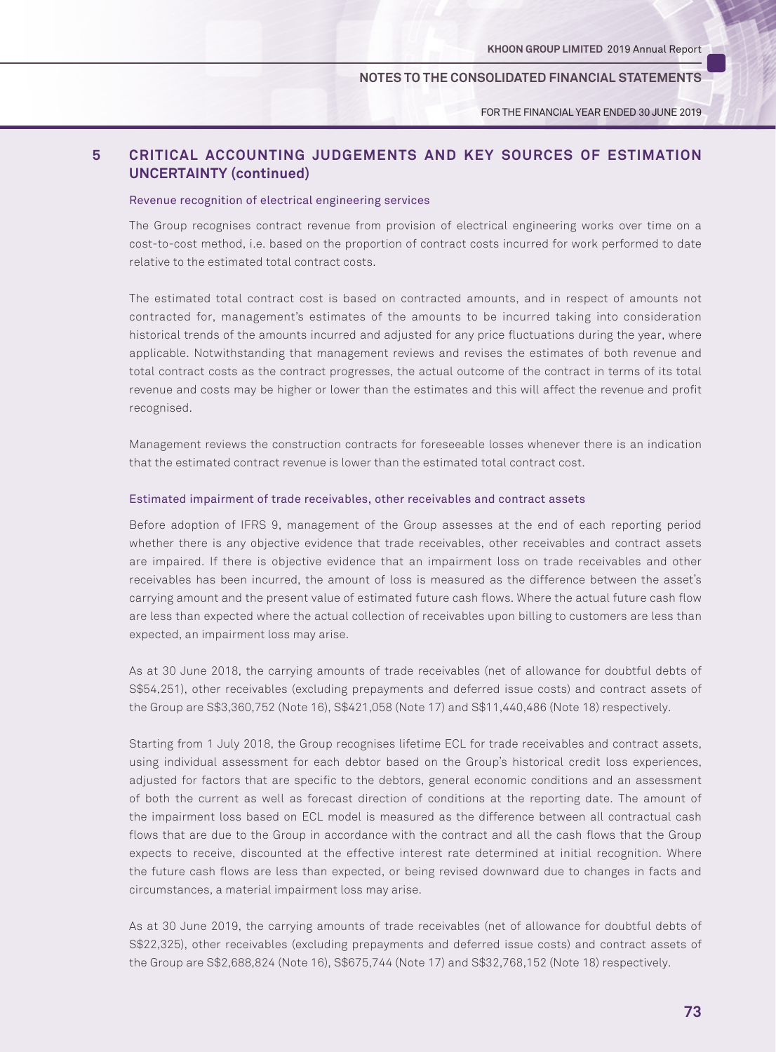## 5 CRITICAL ACCOUNTING JUDGEMENTS AND KEY SOURCES OF ESTIMATION UNCERTAINTY (continued)

### Revenue recognition of electrical engineering services

The Group recognises contract revenue from provision of electrical engineering works over time on a cost-to-cost method, i.e. based on the proportion of contract costs incurred for work performed to date relative to the estimated total contract costs.

The estimated total contract cost is based on contracted amounts, and in respect of amounts not contracted for, management's estimates of the amounts to be incurred taking into consideration historical trends of the amounts incurred and adjusted for any price fluctuations during the year, where applicable. Notwithstanding that management reviews and revises the estimates of both revenue and total contract costs as the contract progresses, the actual outcome of the contract in terms of its total revenue and costs may be higher or lower than the estimates and this will affect the revenue and profit recognised.

Management reviews the construction contracts for foreseeable losses whenever there is an indication that the estimated contract revenue is lower than the estimated total contract cost.

### Estimated impairment of trade receivables, other receivables and contract assets

Before adoption of IFRS 9, management of the Group assesses at the end of each reporting period whether there is any objective evidence that trade receivables, other receivables and contract assets are impaired. If there is objective evidence that an impairment loss on trade receivables and other receivables has been incurred, the amount of loss is measured as the difference between the asset's carrying amount and the present value of estimated future cash flows. Where the actual future cash flow are less than expected where the actual collection of receivables upon billing to customers are less than expected, an impairment loss may arise.

As at 30 June 2018, the carrying amounts of trade receivables (net of allowance for doubtful debts of S$54,251), other receivables (excluding prepayments and deferred issue costs) and contract assets of the Group are S$3,360,752 (Note 16), S$421,058 (Note 17) and S$11,440,486 (Note 18) respectively.

Starting from 1 July 2018, the Group recognises lifetime ECL for trade receivables and contract assets, using individual assessment for each debtor based on the Group's historical credit loss experiences, adjusted for factors that are specific to the debtors, general economic conditions and an assessment of both the current as well as forecast direction of conditions at the reporting date. The amount of the impairment loss based on ECL model is measured as the difference between all contractual cash flows that are due to the Group in accordance with the contract and all the cash flows that the Group expects to receive, discounted at the effective interest rate determined at initial recognition. Where the future cash flows are less than expected, or being revised downward due to changes in facts and circumstances, a material impairment loss may arise.

As at 30 June 2019, the carrying amounts of trade receivables (net of allowance for doubtful debts of S$22,325), other receivables (excluding prepayments and deferred issue costs) and contract assets of the Group are S$2,688,824 (Note 16), S$675,744 (Note 17) and S$32,768,152 (Note 18) respectively.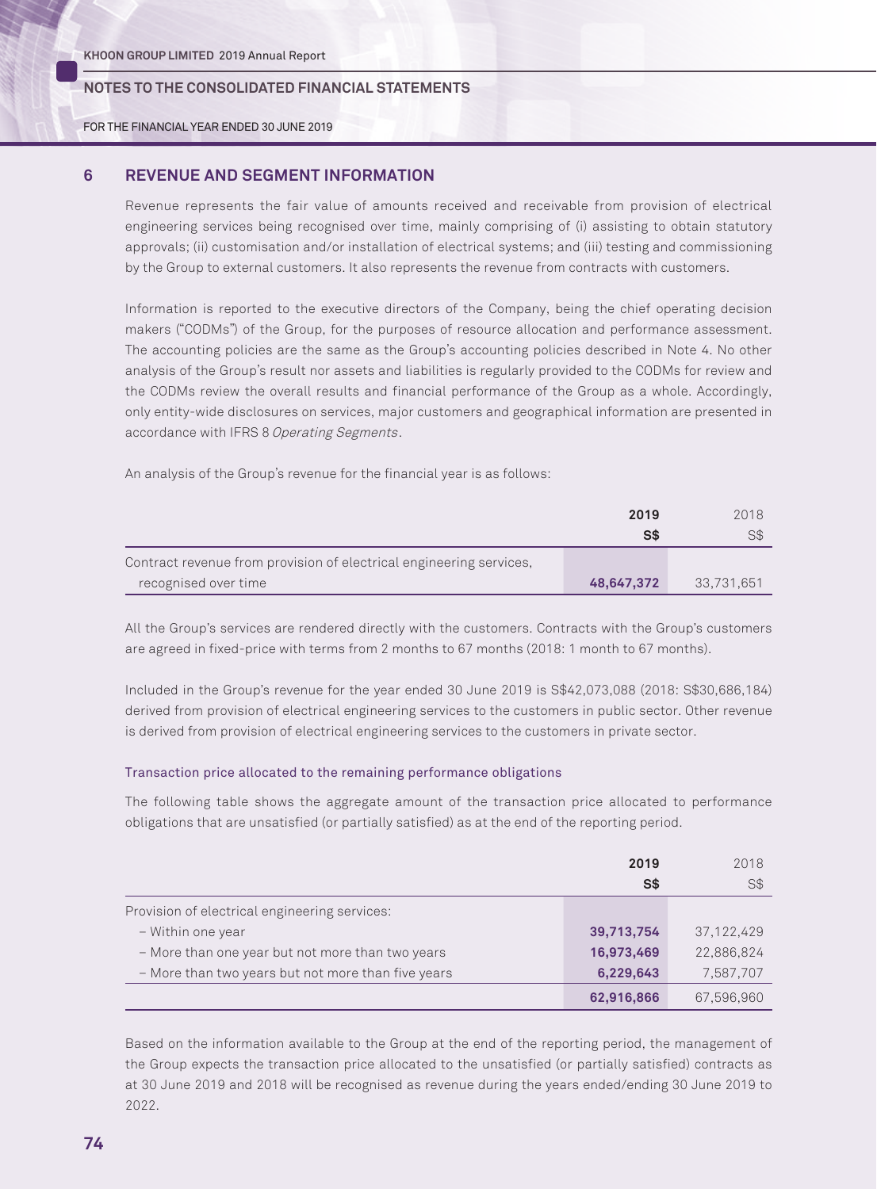## 6 REVENUE AND SEGMENT INFORMATION

Revenue represents the fair value of amounts received and receivable from provision of electrical engineering services being recognised over time, mainly comprising of (i) assisting to obtain statutory approvals; (ii) customisation and/or installation of electrical systems; and (iii) testing and commissioning by the Group to external customers. It also represents the revenue from contracts with customers.

Information is reported to the executive directors of the Company, being the chief operating decision makers ("CODMs") of the Group, for the purposes of resource allocation and performance assessment. The accounting policies are the same as the Group's accounting policies described in Note 4. No other analysis of the Group's result nor assets and liabilities is regularly provided to the CODMs for review and the CODMs review the overall results and financial performance of the Group as a whole. Accordingly, only entity-wide disclosures on services, major customers and geographical information are presented in accordance with IFRS 8 *Operating Segments*.

An analysis of the Group's revenue for the financial year is as follows:

| | **2019** | 2018 |
|---|---|---|
| | **S$** | S$ |
| Contract revenue from provision of electrical engineering services, recognised over time | **48,647,372** | 33,731,651 |

All the Group's services are rendered directly with the customers. Contracts with the Group's customers are agreed in fixed-price with terms from 2 months to 67 months (2018: 1 month to 67 months).

Included in the Group's revenue for the year ended 30 June 2019 is S$42,073,088 (2018: S$30,686,184) derived from provision of electrical engineering services to the customers in public sector. Other revenue is derived from provision of electrical engineering services to the customers in private sector.

### Transaction price allocated to the remaining performance obligations

The following table shows the aggregate amount of the transaction price allocated to performance obligations that are unsatisfied (or partially satisfied) as at the end of the reporting period.

| | **2019** | 2018 |
|---|---|---|
| | **S$** | S$ |
| Provision of electrical engineering services: | | |
| – Within one year | **39,713,754** | 37,122,429 |
| – More than one year but not more than two years | **16,973,469** | 22,886,824 |
| – More than two years but not more than five years | **6,229,643** | 7,587,707 |
| | **62,916,866** | 67,596,960 |

Based on the information available to the Group at the end of the reporting period, the management of the Group expects the transaction price allocated to the unsatisfied (or partially satisfied) contracts as at 30 June 2019 and 2018 will be recognised as revenue during the years ended/ending 30 June 2019 to 2022.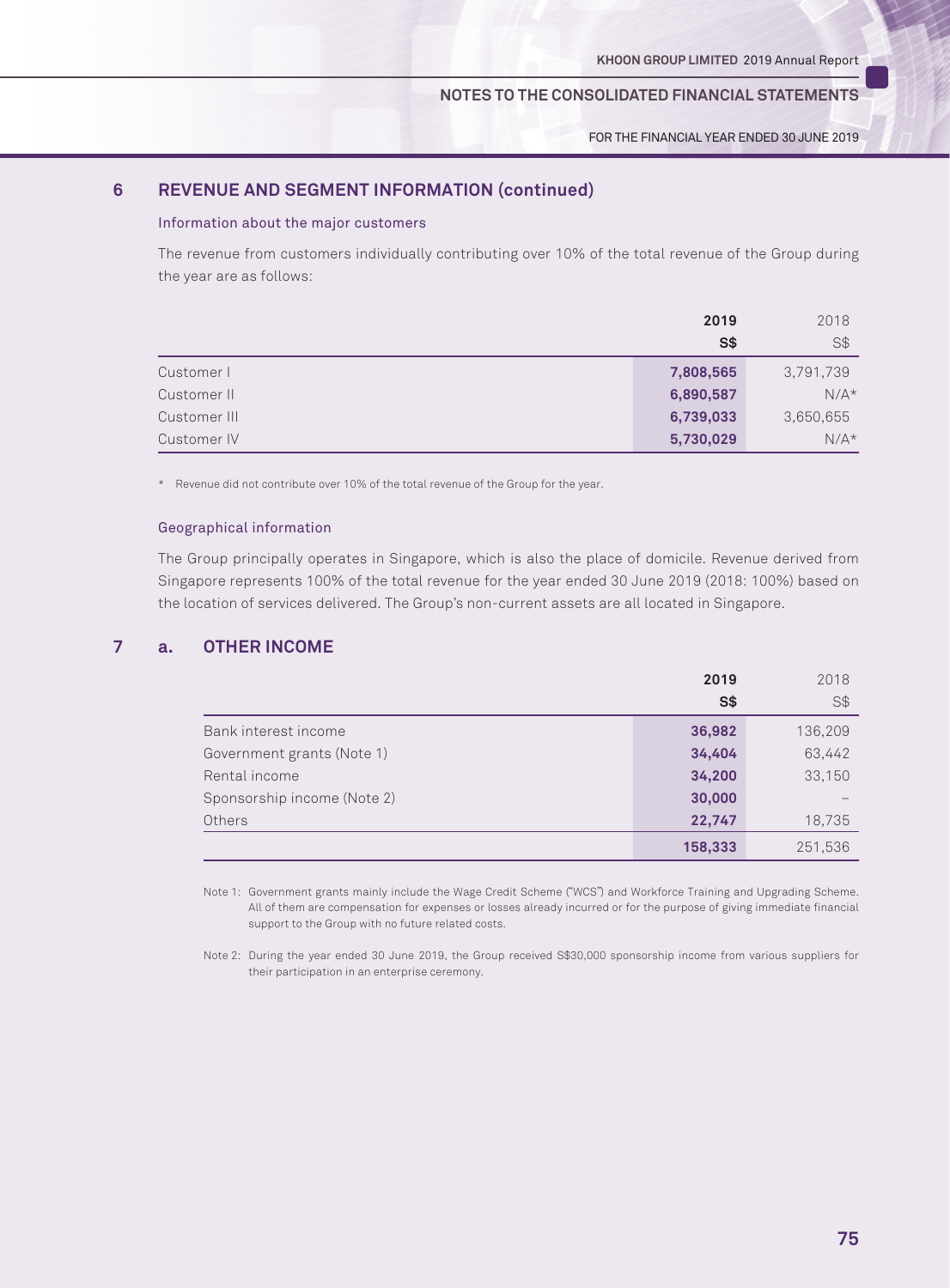## 6 REVENUE AND SEGMENT INFORMATION (continued)

### Information about the major customers

The revenue from customers individually contributing over 10% of the total revenue of the Group during the year are as follows:

| | 2019 | 2018 |
|---|---|---|
| | S$ | S$ |
| Customer I | 7,808,565 | 3,791,739 |
| Customer II | 6,890,587 | N/A* |
| Customer III | 6,739,033 | 3,650,655 |
| Customer IV | 5,730,029 | N/A* |

\* Revenue did not contribute over 10% of the total revenue of the Group for the year.

### Geographical information

The Group principally operates in Singapore, which is also the place of domicile. Revenue derived from Singapore represents 100% of the total revenue for the year ended 30 June 2019 (2018: 100%) based on the location of services delivered. The Group's non-current assets are all located in Singapore.

## 7 a. OTHER INCOME

| | 2019 | 2018 |
|---|---|---|
| | S$ | S$ |
| Bank interest income | 36,982 | 136,209 |
| Government grants (Note 1) | 34,404 | 63,442 |
| Rental income | 34,200 | 33,150 |
| Sponsorship income (Note 2) | 30,000 | – |
| Others | 22,747 | 18,735 |
| | 158,333 | 251,536 |

Note 1: Government grants mainly include the Wage Credit Scheme ("WCS") and Workforce Training and Upgrading Scheme. All of them are compensation for expenses or losses already incurred or for the purpose of giving immediate financial support to the Group with no future related costs.

Note 2: During the year ended 30 June 2019, the Group received S$30,000 sponsorship income from various suppliers for their participation in an enterprise ceremony.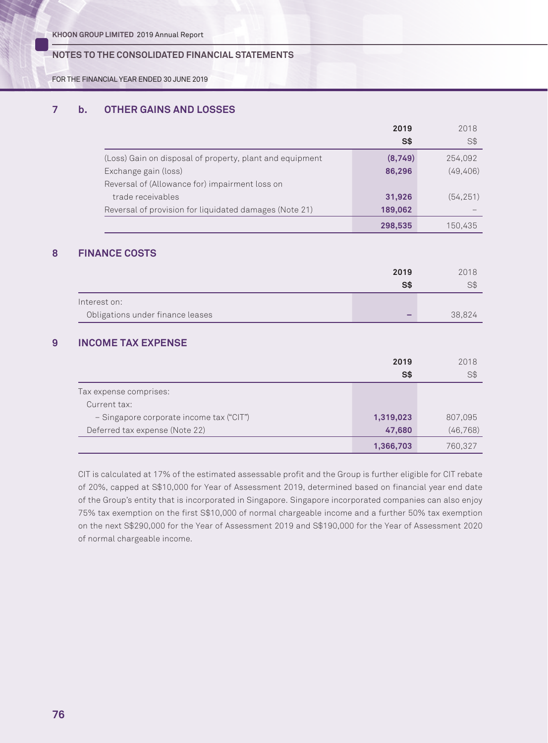## 7 b. OTHER GAINS AND LOSSES

| | 2019 S$ | 2018 S$ |
|---|---|---|
| (Loss) Gain on disposal of property, plant and equipment | (8,749) | 254,092 |
| Exchange gain (loss) | 86,296 | (49,406) |
| Reversal of (Allowance for) impairment loss on trade receivables | 31,926 | (54,251) |
| Reversal of provision for liquidated damages (Note 21) | 189,062 | – |
| | 298,535 | 150,435 |

## 8 FINANCE COSTS

| | 2019 S$ | 2018 S$ |
|---|---|---|
| Interest on: | | |
| Obligations under finance leases | – | 38,824 |

## 9 INCOME TAX EXPENSE

| | 2019 S$ | 2018 S$ |
|---|---|---|
| Tax expense comprises: | | |
| Current tax: | | |
| – Singapore corporate income tax ("CIT") | 1,319,023 | 807,095 |
| Deferred tax expense (Note 22) | 47,680 | (46,768) |
| | 1,366,703 | 760,327 |

CIT is calculated at 17% of the estimated assessable profit and the Group is further eligible for CIT rebate of 20%, capped at S$10,000 for Year of Assessment 2019, determined based on financial year end date of the Group's entity that is incorporated in Singapore. Singapore incorporated companies can also enjoy 75% tax exemption on the first S$10,000 of normal chargeable income and a further 50% tax exemption on the next S$290,000 for the Year of Assessment 2019 and S$190,000 for the Year of Assessment 2020 of normal chargeable income.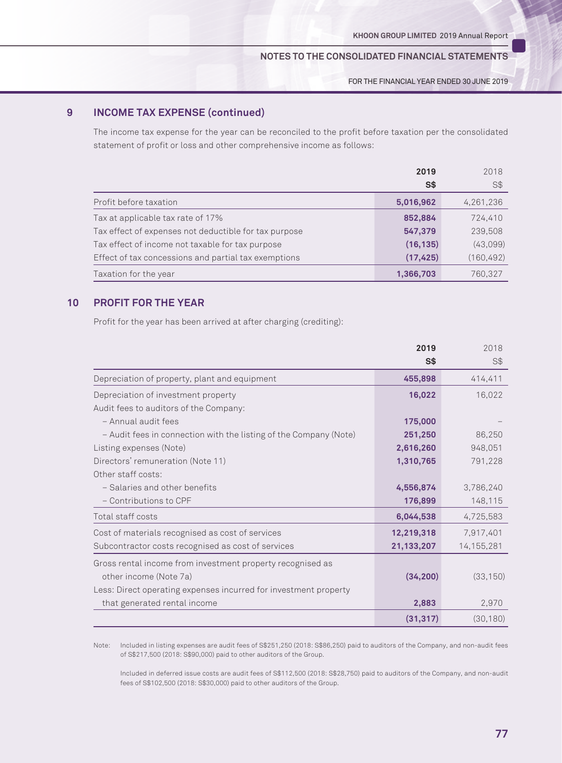## 9 INCOME TAX EXPENSE (continued)

The income tax expense for the year can be reconciled to the profit before taxation per the consolidated statement of profit or loss and other comprehensive income as follows:

| | 2019 S$ | 2018 S$ |
|---|---|---|
| Profit before taxation | 5,016,962 | 4,261,236 |
| Tax at applicable tax rate of 17% | 852,884 | 724,410 |
| Tax effect of expenses not deductible for tax purpose | 547,379 | 239,508 |
| Tax effect of income not taxable for tax purpose | (16,135) | (43,099) |
| Effect of tax concessions and partial tax exemptions | (17,425) | (160,492) |
| Taxation for the year | 1,366,703 | 760,327 |

## 10 PROFIT FOR THE YEAR

Profit for the year has been arrived at after charging (crediting):

| | 2019 S$ | 2018 S$ |
|---|---|---|
| Depreciation of property, plant and equipment | 455,898 | 414,411 |
| Depreciation of investment property | 16,022 | 16,022 |
| Audit fees to auditors of the Company: | | |
| – Annual audit fees | 175,000 | – |
| – Audit fees in connection with the listing of the Company (Note) | 251,250 | 86,250 |
| Listing expenses (Note) | 2,616,260 | 948,051 |
| Directors' remuneration (Note 11) | 1,310,765 | 791,228 |
| Other staff costs: | | |
| – Salaries and other benefits | 4,556,874 | 3,786,240 |
| – Contributions to CPF | 176,899 | 148,115 |
| Total staff costs | 6,044,538 | 4,725,583 |
| Cost of materials recognised as cost of services | 12,219,318 | 7,917,401 |
| Subcontractor costs recognised as cost of services | 21,133,207 | 14,155,281 |
| Gross rental income from investment property recognised as other income (Note 7a) | (34,200) | (33,150) |
| Less: Direct operating expenses incurred for investment property that generated rental income | 2,883 | 2,970 |
| | (31,317) | (30,180) |

Note: Included in listing expenses are audit fees of S$251,250 (2018: S$86,250) paid to auditors of the Company, and non-audit fees of S$217,500 (2018: S$90,000) paid to other auditors of the Group.

Included in deferred issue costs are audit fees of S$112,500 (2018: S$28,750) paid to auditors of the Company, and non-audit fees of S$102,500 (2018: S$30,000) paid to other auditors of the Group.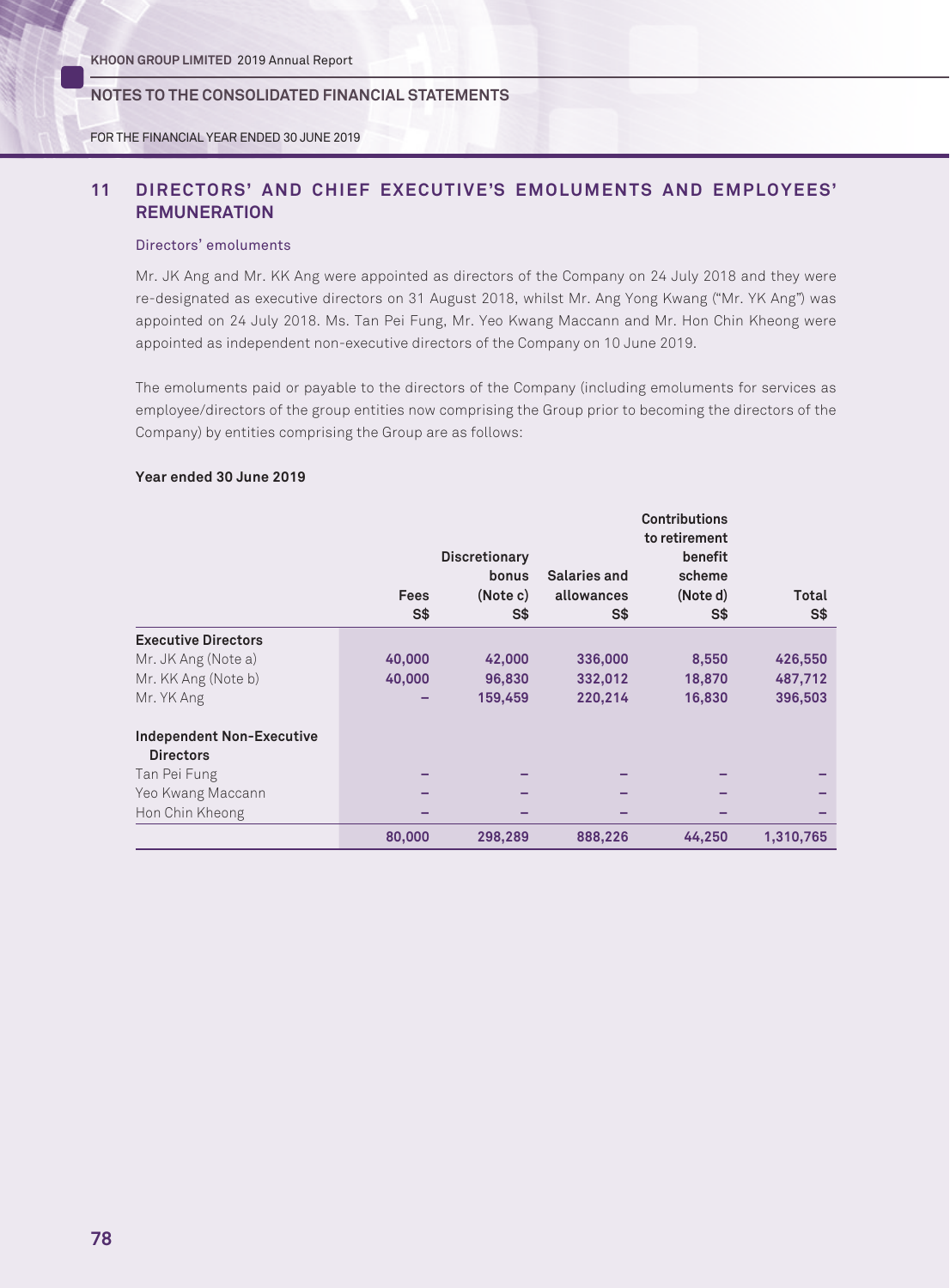## 11 DIRECTORS' AND CHIEF EXECUTIVE'S EMOLUMENTS AND EMPLOYEES' REMUNERATION

### Directors' emoluments

Mr. JK Ang and Mr. KK Ang were appointed as directors of the Company on 24 July 2018 and they were re-designated as executive directors on 31 August 2018, whilst Mr. Ang Yong Kwang ("Mr. YK Ang") was appointed on 24 July 2018. Ms. Tan Pei Fung, Mr. Yeo Kwang Maccann and Mr. Hon Chin Kheong were appointed as independent non-executive directors of the Company on 10 June 2019.

The emoluments paid or payable to the directors of the Company (including emoluments for services as employee/directors of the group entities now comprising the Group prior to becoming the directors of the Company) by entities comprising the Group are as follows:

**Year ended 30 June 2019**

| | Fees S$ | Discretionary bonus (Note c) S$ | Salaries and allowances S$ | Contributions to retirement benefit scheme (Note d) S$ | Total S$ |
|---|---|---|---|---|---|
| **Executive Directors** | | | | | |
| Mr. JK Ang (Note a) | 40,000 | 42,000 | 336,000 | 8,550 | 426,550 |
| Mr. KK Ang (Note b) | 40,000 | 96,830 | 332,012 | 18,870 | 487,712 |
| Mr. YK Ang | – | 159,459 | 220,214 | 16,830 | 396,503 |
| **Independent Non-Executive Directors** | | | | | |
| Tan Pei Fung | – | – | – | – | – |
| Yeo Kwang Maccann | – | – | – | – | – |
| Hon Chin Kheong | – | – | – | – | – |
| | 80,000 | 298,289 | 888,226 | 44,250 | 1,310,765 |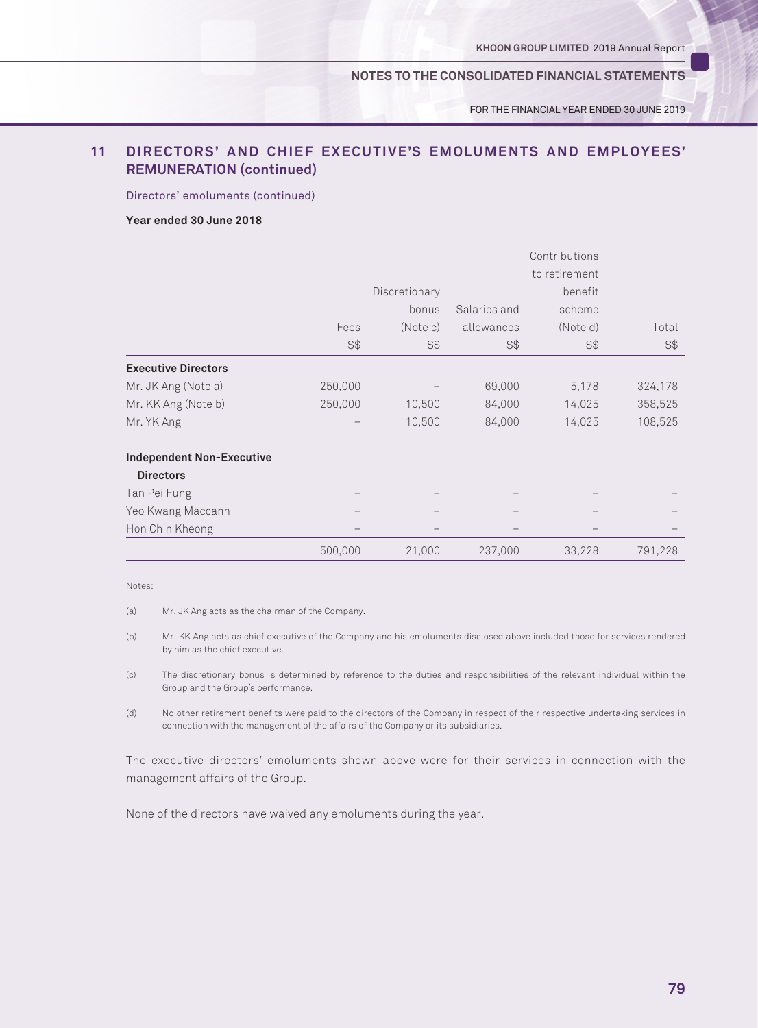## 11 DIRECTORS' AND CHIEF EXECUTIVE'S EMOLUMENTS AND EMPLOYEES' REMUNERATION (continued)

Directors' emoluments (continued)

**Year ended 30 June 2018**

| | Fees | Discretionary bonus (Note c) | Salaries and allowances | Contributions to retirement benefit scheme (Note d) | Total |
|---|---|---|---|---|---|
| | S$ | S$ | S$ | S$ | S$ |
| **Executive Directors** | | | | | |
| Mr. JK Ang (Note a) | 250,000 | – | 69,000 | 5,178 | 324,178 |
| Mr. KK Ang (Note b) | 250,000 | 10,500 | 84,000 | 14,025 | 358,525 |
| Mr. YK Ang | – | 10,500 | 84,000 | 14,025 | 108,525 |
| **Independent Non-Executive Directors** | | | | | |
| Tan Pei Fung | – | – | – | – | – |
| Yeo Kwang Maccann | – | – | – | – | – |
| Hon Chin Kheong | – | – | – | – | – |
| | 500,000 | 21,000 | 237,000 | 33,228 | 791,228 |

Notes:

(a) Mr. JK Ang acts as the chairman of the Company.

(b) Mr. KK Ang acts as chief executive of the Company and his emoluments disclosed above included those for services rendered by him as the chief executive.

(c) The discretionary bonus is determined by reference to the duties and responsibilities of the relevant individual within the Group and the Group's performance.

(d) No other retirement benefits were paid to the directors of the Company in respect of their respective undertaking services in connection with the management of the affairs of the Company or its subsidiaries.

The executive directors' emoluments shown above were for their services in connection with the management affairs of the Group.

None of the directors have waived any emoluments during the year.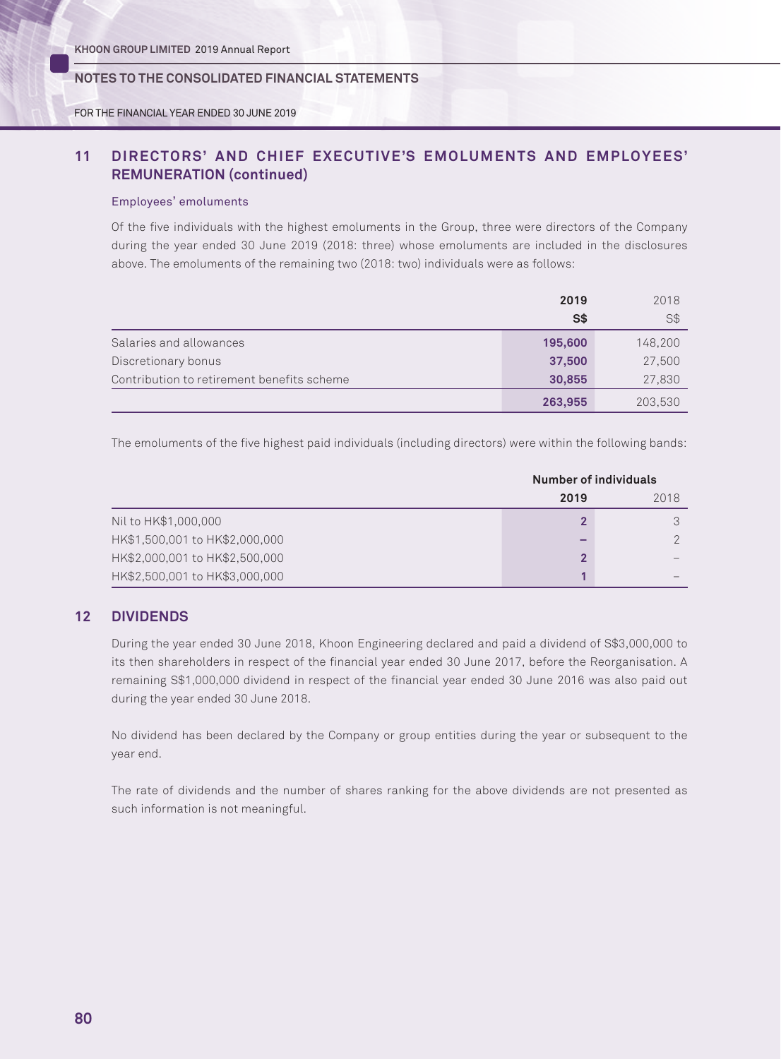## 11 DIRECTORS' AND CHIEF EXECUTIVE'S EMOLUMENTS AND EMPLOYEES' REMUNERATION (continued)

### Employees' emoluments

Of the five individuals with the highest emoluments in the Group, three were directors of the Company during the year ended 30 June 2019 (2018: three) whose emoluments are included in the disclosures above. The emoluments of the remaining two (2018: two) individuals were as follows:

| | 2019 | 2018 |
|---|---|---|
| | S$ | S$ |
| Salaries and allowances | 195,600 | 148,200 |
| Discretionary bonus | 37,500 | 27,500 |
| Contribution to retirement benefits scheme | 30,855 | 27,830 |
| | 263,955 | 203,530 |

The emoluments of the five highest paid individuals (including directors) were within the following bands:

| | Number of individuals | |
|---|---|---|
| | 2019 | 2018 |
| Nil to HK$1,000,000 | 2 | 3 |
| HK$1,500,001 to HK$2,000,000 | – | 2 |
| HK$2,000,001 to HK$2,500,000 | 2 | – |
| HK$2,500,001 to HK$3,000,000 | 1 | – |

## 12 DIVIDENDS

During the year ended 30 June 2018, Khoon Engineering declared and paid a dividend of S$3,000,000 to its then shareholders in respect of the financial year ended 30 June 2017, before the Reorganisation. A remaining S$1,000,000 dividend in respect of the financial year ended 30 June 2016 was also paid out during the year ended 30 June 2018.

No dividend has been declared by the Company or group entities during the year or subsequent to the year end.

The rate of dividends and the number of shares ranking for the above dividends are not presented as such information is not meaningful.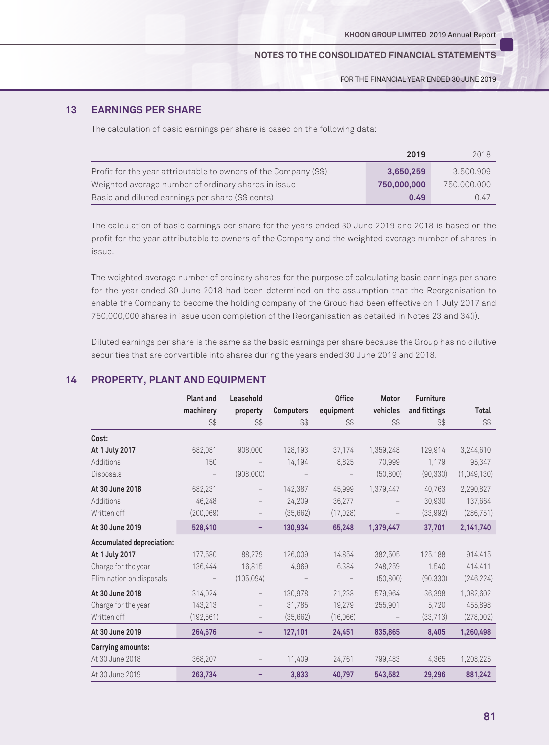## 13 EARNINGS PER SHARE

The calculation of basic earnings per share is based on the following data:

| | 2019 | 2018 |
|---|---|---|
| Profit for the year attributable to owners of the Company (S$) | **3,650,259** | 3,500,909 |
| Weighted average number of ordinary shares in issue | **750,000,000** | 750,000,000 |
| Basic and diluted earnings per share (S$ cents) | **0.49** | 0.47 |

The calculation of basic earnings per share for the years ended 30 June 2019 and 2018 is based on the profit for the year attributable to owners of the Company and the weighted average number of shares in issue.

The weighted average number of ordinary shares for the purpose of calculating basic earnings per share for the year ended 30 June 2018 had been determined on the assumption that the Reorganisation to enable the Company to become the holding company of the Group had been effective on 1 July 2017 and 750,000,000 shares in issue upon completion of the Reorganisation as detailed in Notes 23 and 34(i).

Diluted earnings per share is the same as the basic earnings per share because the Group has no dilutive securities that are convertible into shares during the years ended 30 June 2019 and 2018.

## 14 PROPERTY, PLANT AND EQUIPMENT

| | Plant and machinery | Leasehold property | Computers | Office equipment | Motor vehicles | Furniture and fittings | Total |
|---|---|---|---|---|---|---|---|
| | S$ | S$ | S$ | S$ | S$ | S$ | S$ |
| **Cost:** | | | | | | | |
| **At 1 July 2017** | 682,081 | 908,000 | 128,193 | 37,174 | 1,359,248 | 129,914 | 3,244,610 |
| Additions | 150 | – | 14,194 | 8,825 | 70,999 | 1,179 | 95,347 |
| Disposals | – | (908,000) | – | – | (50,800) | (90,330) | (1,049,130) |
| **At 30 June 2018** | 682,231 | – | 142,387 | 45,999 | 1,379,447 | 40,763 | 2,290,827 |
| Additions | 46,248 | – | 24,209 | 36,277 | – | 30,930 | 137,664 |
| Written off | (200,069) | – | (35,662) | (17,028) | – | (33,992) | (286,751) |
| **At 30 June 2019** | **528,410** | **–** | **130,934** | **65,248** | **1,379,447** | **37,701** | **2,141,740** |
| **Accumulated depreciation:** | | | | | | | |
| **At 1 July 2017** | 177,580 | 88,279 | 126,009 | 14,854 | 382,505 | 125,188 | 914,415 |
| Charge for the year | 136,444 | 16,815 | 4,969 | 6,384 | 248,259 | 1,540 | 414,411 |
| Elimination on disposals | – | (105,094) | – | – | (50,800) | (90,330) | (246,224) |
| **At 30 June 2018** | 314,024 | – | 130,978 | 21,238 | 579,964 | 36,398 | 1,082,602 |
| Charge for the year | 143,213 | – | 31,785 | 19,279 | 255,901 | 5,720 | 455,898 |
| Written off | (192,561) | – | (35,662) | (16,066) | – | (33,713) | (278,002) |
| **At 30 June 2019** | **264,676** | **–** | **127,101** | **24,451** | **835,865** | **8,405** | **1,260,498** |
| **Carrying amounts:** | | | | | | | |
| At 30 June 2018 | 368,207 | – | 11,409 | 24,761 | 799,483 | 4,365 | 1,208,225 |
| At 30 June 2019 | **263,734** | **–** | **3,833** | **40,797** | **543,582** | **29,296** | **881,242** |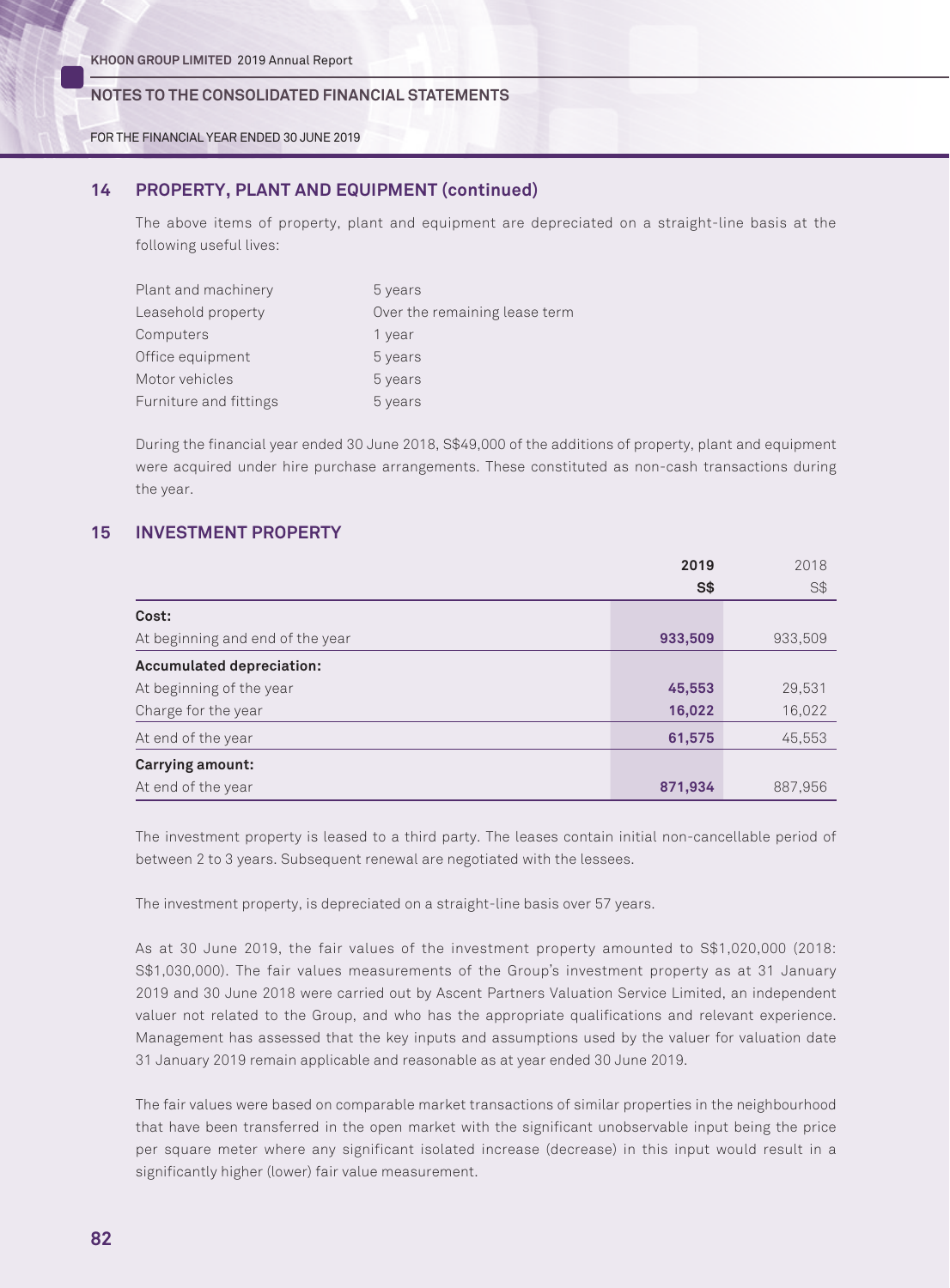## 14 PROPERTY, PLANT AND EQUIPMENT (continued)

The above items of property, plant and equipment are depreciated on a straight-line basis at the following useful lives:

| | |
|---|---|
| Plant and machinery | 5 years |
| Leasehold property | Over the remaining lease term |
| Computers | 1 year |
| Office equipment | 5 years |
| Motor vehicles | 5 years |
| Furniture and fittings | 5 years |

During the financial year ended 30 June 2018, S$49,000 of the additions of property, plant and equipment were acquired under hire purchase arrangements. These constituted as non-cash transactions during the year.

## 15 INVESTMENT PROPERTY

| | **2019** | 2018 |
|---|---|---|
| | **S$** | S$ |
| **Cost:** | | |
| At beginning and end of the year | **933,509** | 933,509 |
| **Accumulated depreciation:** | | |
| At beginning of the year | **45,553** | 29,531 |
| Charge for the year | **16,022** | 16,022 |
| At end of the year | **61,575** | 45,553 |
| **Carrying amount:** | | |
| At end of the year | **871,934** | 887,956 |

The investment property is leased to a third party. The leases contain initial non-cancellable period of between 2 to 3 years. Subsequent renewal are negotiated with the lessees.

The investment property, is depreciated on a straight-line basis over 57 years.

As at 30 June 2019, the fair values of the investment property amounted to S$1,020,000 (2018: S$1,030,000). The fair values measurements of the Group's investment property as at 31 January 2019 and 30 June 2018 were carried out by Ascent Partners Valuation Service Limited, an independent valuer not related to the Group, and who has the appropriate qualifications and relevant experience. Management has assessed that the key inputs and assumptions used by the valuer for valuation date 31 January 2019 remain applicable and reasonable as at year ended 30 June 2019.

The fair values were based on comparable market transactions of similar properties in the neighbourhood that have been transferred in the open market with the significant unobservable input being the price per square meter where any significant isolated increase (decrease) in this input would result in a significantly higher (lower) fair value measurement.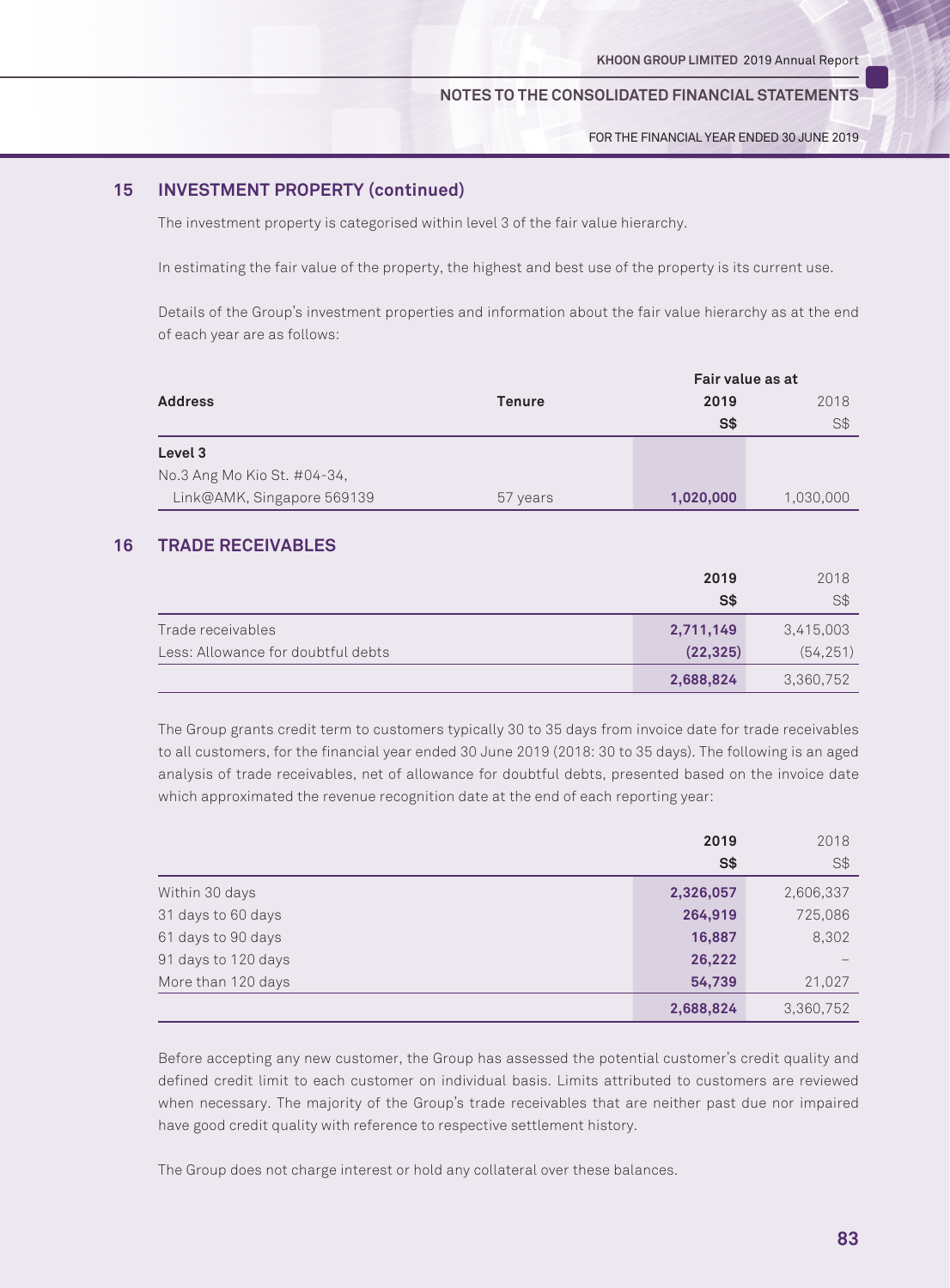## 15 INVESTMENT PROPERTY (continued)

The investment property is categorised within level 3 of the fair value hierarchy.

In estimating the fair value of the property, the highest and best use of the property is its current use.

Details of the Group's investment properties and information about the fair value hierarchy as at the end of each year are as follows:

| Address | Tenure | Fair value as at | |
|---|---|---|---|
| | | **2019** | 2018 |
| | | **S$** | S$ |
| **Level 3** | | | |
| No.3 Ang Mo Kio St. #04-34, Link@AMK, Singapore 569139 | 57 years | **1,020,000** | 1,030,000 |

## 16 TRADE RECEIVABLES

| | **2019** | 2018 |
|---|---|---|
| | **S$** | S$ |
| Trade receivables | **2,711,149** | 3,415,003 |
| Less: Allowance for doubtful debts | **(22,325)** | (54,251) |
| | **2,688,824** | 3,360,752 |

The Group grants credit term to customers typically 30 to 35 days from invoice date for trade receivables to all customers, for the financial year ended 30 June 2019 (2018: 30 to 35 days). The following is an aged analysis of trade receivables, net of allowance for doubtful debts, presented based on the invoice date which approximated the revenue recognition date at the end of each reporting year:

| | **2019** | 2018 |
|---|---|---|
| | **S$** | S$ |
| Within 30 days | **2,326,057** | 2,606,337 |
| 31 days to 60 days | **264,919** | 725,086 |
| 61 days to 90 days | **16,887** | 8,302 |
| 91 days to 120 days | **26,222** | – |
| More than 120 days | **54,739** | 21,027 |
| | **2,688,824** | 3,360,752 |

Before accepting any new customer, the Group has assessed the potential customer's credit quality and defined credit limit to each customer on individual basis. Limits attributed to customers are reviewed when necessary. The majority of the Group's trade receivables that are neither past due nor impaired have good credit quality with reference to respective settlement history.

The Group does not charge interest or hold any collateral over these balances.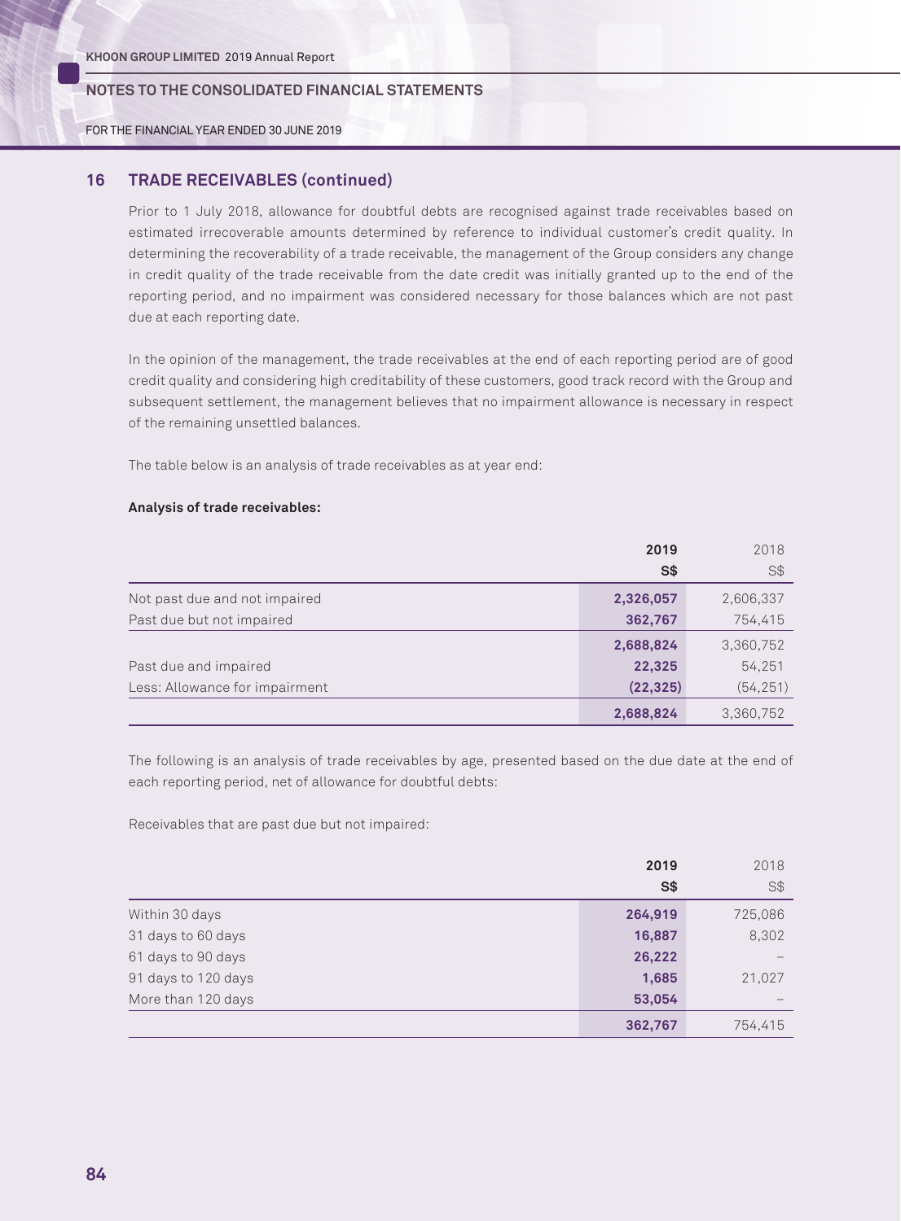## 16 TRADE RECEIVABLES (continued)

Prior to 1 July 2018, allowance for doubtful debts are recognised against trade receivables based on estimated irrecoverable amounts determined by reference to individual customer's credit quality. In determining the recoverability of a trade receivable, the management of the Group considers any change in credit quality of the trade receivable from the date credit was initially granted up to the end of the reporting period, and no impairment was considered necessary for those balances which are not past due at each reporting date.

In the opinion of the management, the trade receivables at the end of each reporting period are of good credit quality and considering high creditability of these customers, good track record with the Group and subsequent settlement, the management believes that no impairment allowance is necessary in respect of the remaining unsettled balances.

The table below is an analysis of trade receivables as at year end:

**Analysis of trade receivables:**

| | **2019** | 2018 |
|---|---|---|
| | **S$** | S$ |
| Not past due and not impaired | **2,326,057** | 2,606,337 |
| Past due but not impaired | **362,767** | 754,415 |
| | **2,688,824** | 3,360,752 |
| Past due and impaired | **22,325** | 54,251 |
| Less: Allowance for impairment | **(22,325)** | (54,251) |
| | **2,688,824** | 3,360,752 |

The following is an analysis of trade receivables by age, presented based on the due date at the end of each reporting period, net of allowance for doubtful debts:

Receivables that are past due but not impaired:

| | **2019** | 2018 |
|---|---|---|
| | **S$** | S$ |
| Within 30 days | **264,919** | 725,086 |
| 31 days to 60 days | **16,887** | 8,302 |
| 61 days to 90 days | **26,222** | – |
| 91 days to 120 days | **1,685** | 21,027 |
| More than 120 days | **53,054** | – |
| | **362,767** | 754,415 |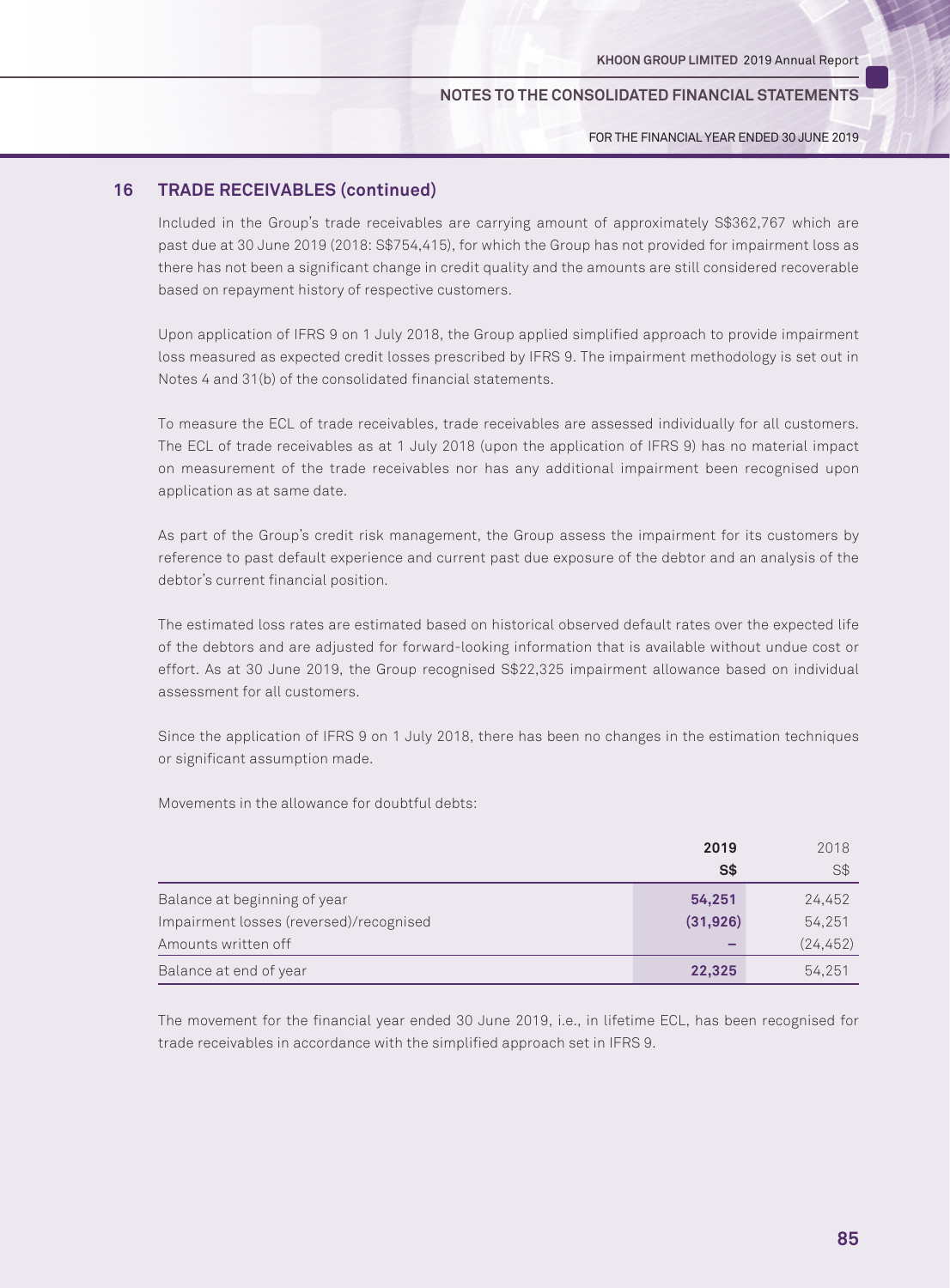## 16 TRADE RECEIVABLES (continued)

Included in the Group's trade receivables are carrying amount of approximately S$362,767 which are past due at 30 June 2019 (2018: S$754,415), for which the Group has not provided for impairment loss as there has not been a significant change in credit quality and the amounts are still considered recoverable based on repayment history of respective customers.

Upon application of IFRS 9 on 1 July 2018, the Group applied simplified approach to provide impairment loss measured as expected credit losses prescribed by IFRS 9. The impairment methodology is set out in Notes 4 and 31(b) of the consolidated financial statements.

To measure the ECL of trade receivables, trade receivables are assessed individually for all customers. The ECL of trade receivables as at 1 July 2018 (upon the application of IFRS 9) has no material impact on measurement of the trade receivables nor has any additional impairment been recognised upon application as at same date.

As part of the Group's credit risk management, the Group assess the impairment for its customers by reference to past default experience and current past due exposure of the debtor and an analysis of the debtor's current financial position.

The estimated loss rates are estimated based on historical observed default rates over the expected life of the debtors and are adjusted for forward-looking information that is available without undue cost or effort. As at 30 June 2019, the Group recognised S$22,325 impairment allowance based on individual assessment for all customers.

Since the application of IFRS 9 on 1 July 2018, there has been no changes in the estimation techniques or significant assumption made.

Movements in the allowance for doubtful debts:

| | **2019** | 2018 |
|---|---|---|
| | **S$** | S$ |
| Balance at beginning of year | **54,251** | 24,452 |
| Impairment losses (reversed)/recognised | **(31,926)** | 54,251 |
| Amounts written off | **–** | (24,452) |
| Balance at end of year | **22,325** | 54,251 |

The movement for the financial year ended 30 June 2019, i.e., in lifetime ECL, has been recognised for trade receivables in accordance with the simplified approach set in IFRS 9.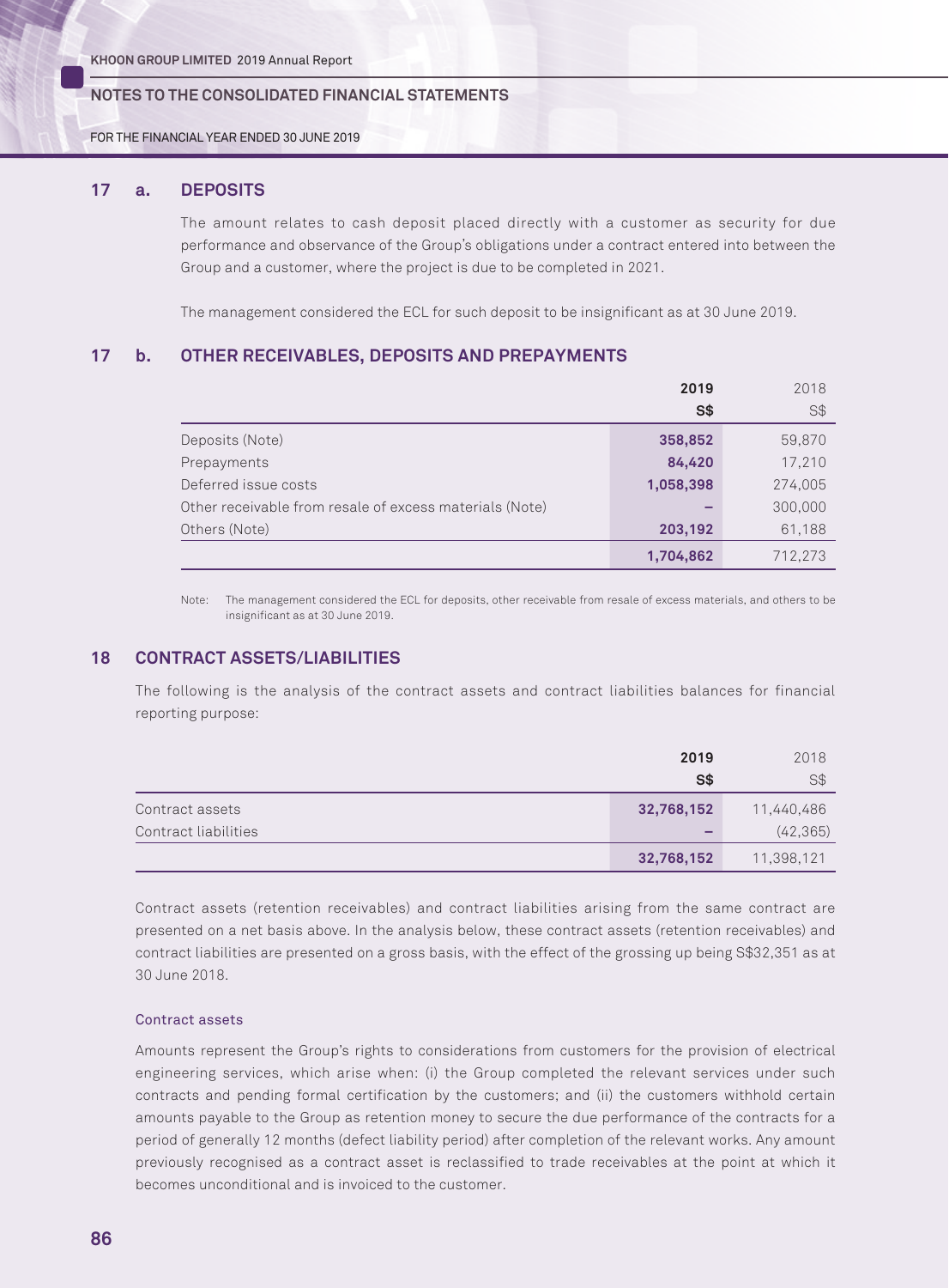## 17 a. DEPOSITS

The amount relates to cash deposit placed directly with a customer as security for due performance and observance of the Group's obligations under a contract entered into between the Group and a customer, where the project is due to be completed in 2021.

The management considered the ECL for such deposit to be insignificant as at 30 June 2019.

## 17 b. OTHER RECEIVABLES, DEPOSITS AND PREPAYMENTS

| | **2019** | 2018 |
|---|---|---|
| | **S$** | S$ |
| Deposits (Note) | **358,852** | 59,870 |
| Prepayments | **84,420** | 17,210 |
| Deferred issue costs | **1,058,398** | 274,005 |
| Other receivable from resale of excess materials (Note) | **–** | 300,000 |
| Others (Note) | **203,192** | 61,188 |
| | **1,704,862** | 712,273 |

Note: The management considered the ECL for deposits, other receivable from resale of excess materials, and others to be insignificant as at 30 June 2019.

## 18 CONTRACT ASSETS/LIABILITIES

The following is the analysis of the contract assets and contract liabilities balances for financial reporting purpose:

| | **2019** | 2018 |
|---|---|---|
| | **S$** | S$ |
| Contract assets | **32,768,152** | 11,440,486 |
| Contract liabilities | **–** | (42,365) |
| | **32,768,152** | 11,398,121 |

Contract assets (retention receivables) and contract liabilities arising from the same contract are presented on a net basis above. In the analysis below, these contract assets (retention receivables) and contract liabilities are presented on a gross basis, with the effect of the grossing up being S$32,351 as at 30 June 2018.

### Contract assets

Amounts represent the Group's rights to considerations from customers for the provision of electrical engineering services, which arise when: (i) the Group completed the relevant services under such contracts and pending formal certification by the customers; and (ii) the customers withhold certain amounts payable to the Group as retention money to secure the due performance of the contracts for a period of generally 12 months (defect liability period) after completion of the relevant works. Any amount previously recognised as a contract asset is reclassified to trade receivables at the point at which it becomes unconditional and is invoiced to the customer.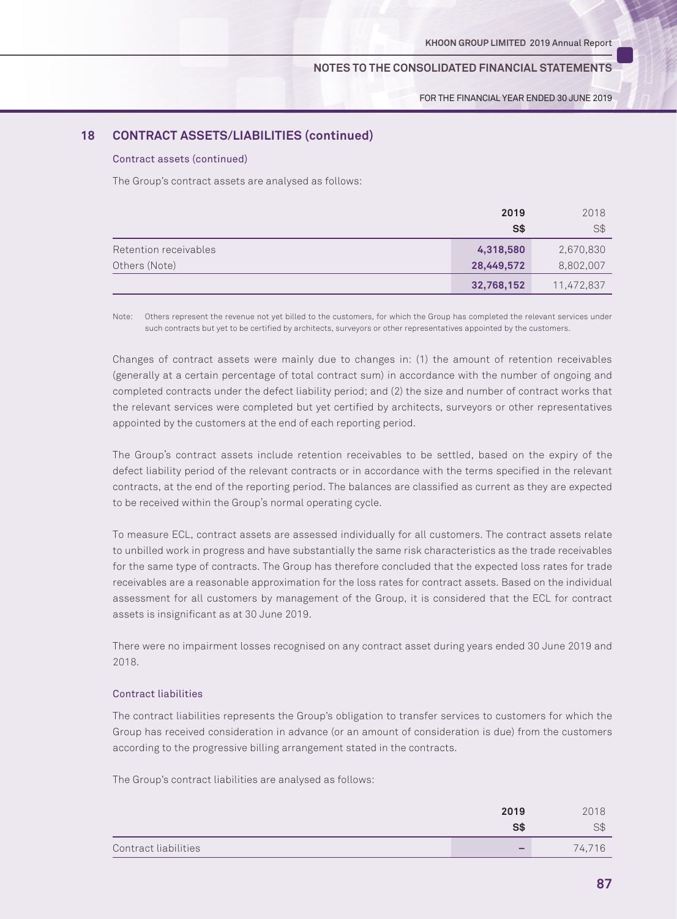## 18 CONTRACT ASSETS/LIABILITIES (continued)

### Contract assets (continued)

The Group's contract assets are analysed as follows:

| | 2019<br>S$ | 2018<br>S$ |
|---|---|---|
| Retention receivables | 4,318,580 | 2,670,830 |
| Others (Note) | 28,449,572 | 8,802,007 |
| | 32,768,152 | 11,472,837 |

Note: Others represent the revenue not yet billed to the customers, for which the Group has completed the relevant services under such contracts but yet to be certified by architects, surveyors or other representatives appointed by the customers.

Changes of contract assets were mainly due to changes in: (1) the amount of retention receivables (generally at a certain percentage of total contract sum) in accordance with the number of ongoing and completed contracts under the defect liability period; and (2) the size and number of contract works that the relevant services were completed but yet certified by architects, surveyors or other representatives appointed by the customers at the end of each reporting period.

The Group's contract assets include retention receivables to be settled, based on the expiry of the defect liability period of the relevant contracts or in accordance with the terms specified in the relevant contracts, at the end of the reporting period. The balances are classified as current as they are expected to be received within the Group's normal operating cycle.

To measure ECL, contract assets are assessed individually for all customers. The contract assets relate to unbilled work in progress and have substantially the same risk characteristics as the trade receivables for the same type of contracts. The Group has therefore concluded that the expected loss rates for trade receivables are a reasonable approximation for the loss rates for contract assets. Based on the individual assessment for all customers by management of the Group, it is considered that the ECL for contract assets is insignificant as at 30 June 2019.

There were no impairment losses recognised on any contract asset during years ended 30 June 2019 and 2018.

### Contract liabilities

The contract liabilities represents the Group's obligation to transfer services to customers for which the Group has received consideration in advance (or an amount of consideration is due) from the customers according to the progressive billing arrangement stated in the contracts.

The Group's contract liabilities are analysed as follows:

| | 2019<br>S$ | 2018<br>S$ |
|---|---|---|
| Contract liabilities | – | 74,716 |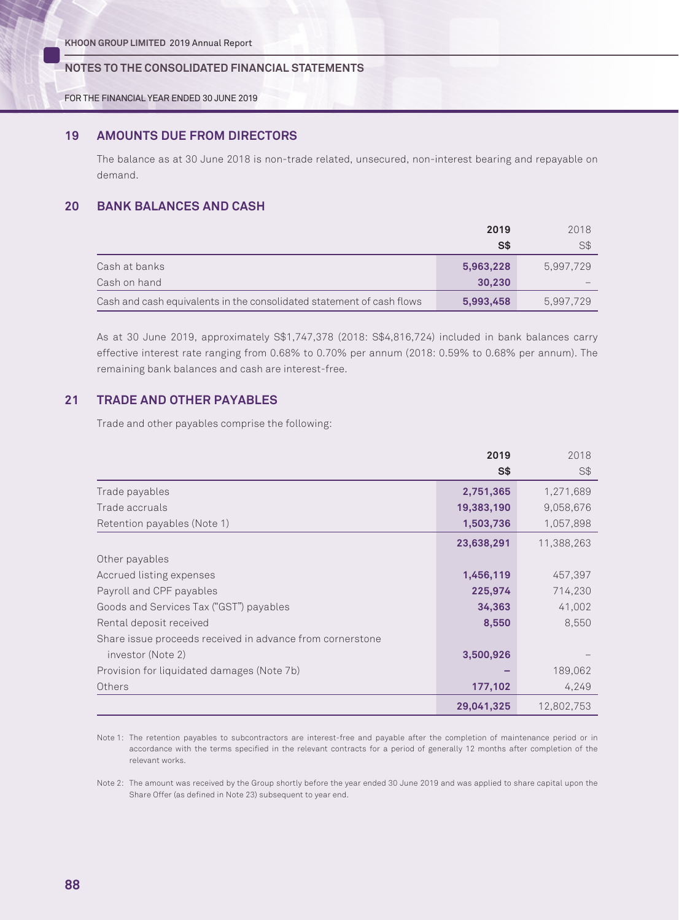## 19 AMOUNTS DUE FROM DIRECTORS

The balance as at 30 June 2018 is non-trade related, unsecured, non-interest bearing and repayable on demand.

## 20 BANK BALANCES AND CASH

| | 2019 | 2018 |
|---|---|---|
| | S$ | S$ |
| Cash at banks | 5,963,228 | 5,997,729 |
| Cash on hand | 30,230 | – |
| Cash and cash equivalents in the consolidated statement of cash flows | 5,993,458 | 5,997,729 |

As at 30 June 2019, approximately S$1,747,378 (2018: S$4,816,724) included in bank balances carry effective interest rate ranging from 0.68% to 0.70% per annum (2018: 0.59% to 0.68% per annum). The remaining bank balances and cash are interest-free.

## 21 TRADE AND OTHER PAYABLES

Trade and other payables comprise the following:

| | 2019 | 2018 |
|---|---|---|
| | S$ | S$ |
| Trade payables | 2,751,365 | 1,271,689 |
| Trade accruals | 19,383,190 | 9,058,676 |
| Retention payables (Note 1) | 1,503,736 | 1,057,898 |
| | 23,638,291 | 11,388,263 |
| Other payables | | |
| Accrued listing expenses | 1,456,119 | 457,397 |
| Payroll and CPF payables | 225,974 | 714,230 |
| Goods and Services Tax ("GST") payables | 34,363 | 41,002 |
| Rental deposit received | 8,550 | 8,550 |
| Share issue proceeds received in advance from cornerstone investor (Note 2) | 3,500,926 | – |
| Provision for liquidated damages (Note 7b) | – | 189,062 |
| Others | 177,102 | 4,249 |
| | 29,041,325 | 12,802,753 |

Note 1: The retention payables to subcontractors are interest-free and payable after the completion of maintenance period or in accordance with the terms specified in the relevant contracts for a period of generally 12 months after completion of the relevant works.

Note 2: The amount was received by the Group shortly before the year ended 30 June 2019 and was applied to share capital upon the Share Offer (as defined in Note 23) subsequent to year end.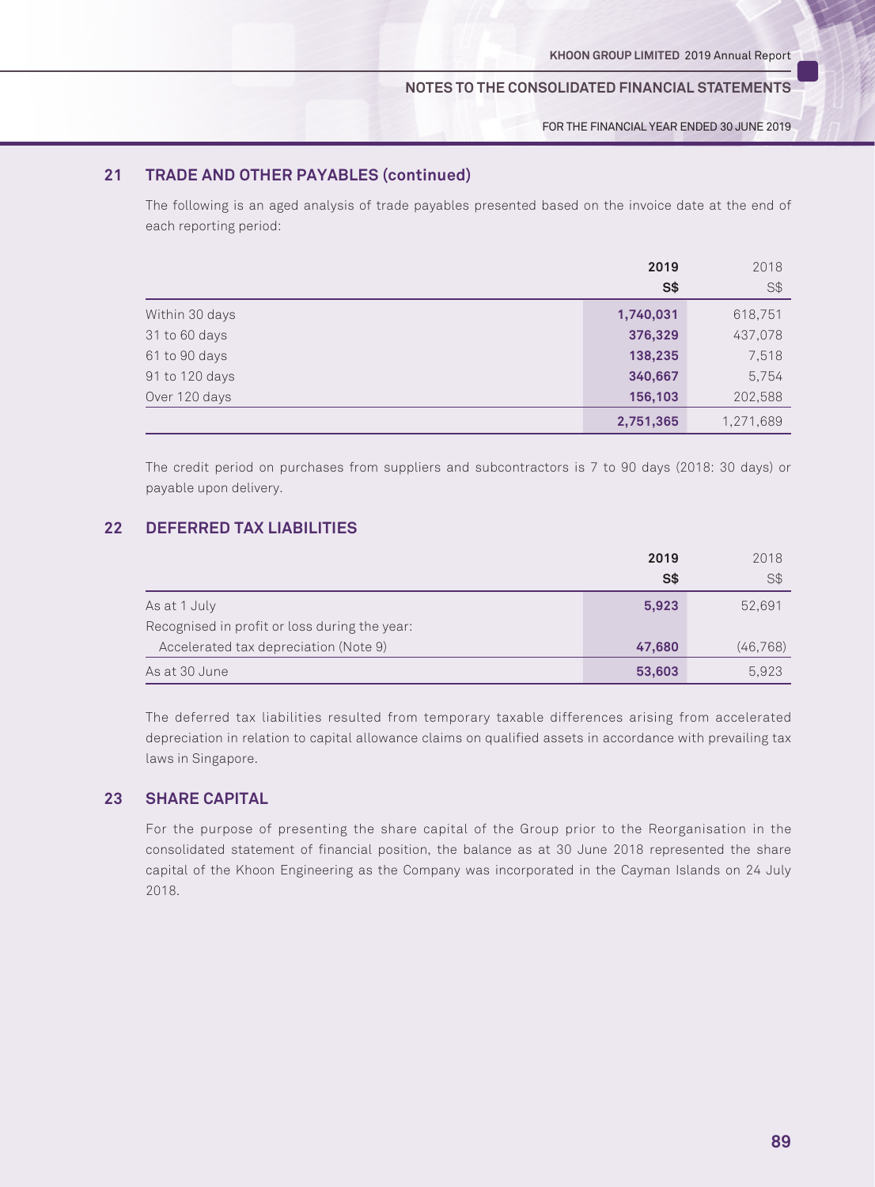## 21 TRADE AND OTHER PAYABLES (continued)

The following is an aged analysis of trade payables presented based on the invoice date at the end of each reporting period:

| | **2019** | 2018 |
|---|---|---|
| | **S$** | S$ |
| Within 30 days | **1,740,031** | 618,751 |
| 31 to 60 days | **376,329** | 437,078 |
| 61 to 90 days | **138,235** | 7,518 |
| 91 to 120 days | **340,667** | 5,754 |
| Over 120 days | **156,103** | 202,588 |
| | **2,751,365** | 1,271,689 |

The credit period on purchases from suppliers and subcontractors is 7 to 90 days (2018: 30 days) or payable upon delivery.

## 22 DEFERRED TAX LIABILITIES

| | **2019** | 2018 |
|---|---|---|
| | **S$** | S$ |
| As at 1 July | **5,923** | 52,691 |
| Recognised in profit or loss during the year: | | |
| Accelerated tax depreciation (Note 9) | **47,680** | (46,768) |
| As at 30 June | **53,603** | 5,923 |

The deferred tax liabilities resulted from temporary taxable differences arising from accelerated depreciation in relation to capital allowance claims on qualified assets in accordance with prevailing tax laws in Singapore.

## 23 SHARE CAPITAL

For the purpose of presenting the share capital of the Group prior to the Reorganisation in the consolidated statement of financial position, the balance as at 30 June 2018 represented the share capital of the Khoon Engineering as the Company was incorporated in the Cayman Islands on 24 July 2018.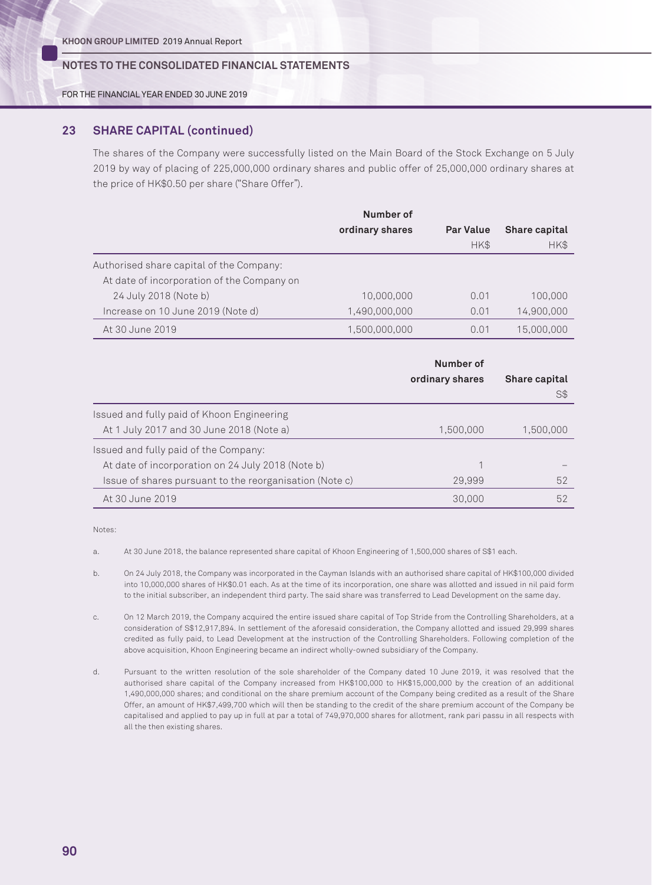## 23 SHARE CAPITAL (continued)

The shares of the Company were successfully listed on the Main Board of the Stock Exchange on 5 July 2019 by way of placing of 225,000,000 ordinary shares and public offer of 25,000,000 ordinary shares at the price of HK$0.50 per share ("Share Offer").

| | Number of ordinary shares | Par Value | Share capital |
|---|---|---|---|
| | | HK$ | HK$ |
| Authorised share capital of the Company: | | | |
| At date of incorporation of the Company on 24 July 2018 (Note b) | 10,000,000 | 0.01 | 100,000 |
| Increase on 10 June 2019 (Note d) | 1,490,000,000 | 0.01 | 14,900,000 |
| At 30 June 2019 | 1,500,000,000 | 0.01 | 15,000,000 |

| | Number of ordinary shares | Share capital |
|---|---|---|
| | | S$ |
| Issued and fully paid of Khoon Engineering | | |
| At 1 July 2017 and 30 June 2018 (Note a) | 1,500,000 | 1,500,000 |
| Issued and fully paid of the Company: | | |
| At date of incorporation on 24 July 2018 (Note b) | 1 | – |
| Issue of shares pursuant to the reorganisation (Note c) | 29,999 | 52 |
| At 30 June 2019 | 30,000 | 52 |

Notes:

a. At 30 June 2018, the balance represented share capital of Khoon Engineering of 1,500,000 shares of S$1 each.

b. On 24 July 2018, the Company was incorporated in the Cayman Islands with an authorised share capital of HK$100,000 divided into 10,000,000 shares of HK$0.01 each. As at the time of its incorporation, one share was allotted and issued in nil paid form to the initial subscriber, an independent third party. The said share was transferred to Lead Development on the same day.

c. On 12 March 2019, the Company acquired the entire issued share capital of Top Stride from the Controlling Shareholders, at a consideration of S$12,917,894. In settlement of the aforesaid consideration, the Company allotted and issued 29,999 shares credited as fully paid, to Lead Development at the instruction of the Controlling Shareholders. Following completion of the above acquisition, Khoon Engineering became an indirect wholly-owned subsidiary of the Company.

d. Pursuant to the written resolution of the sole shareholder of the Company dated 10 June 2019, it was resolved that the authorised share capital of the Company increased from HK$100,000 to HK$15,000,000 by the creation of an additional 1,490,000,000 shares; and conditional on the share premium account of the Company being credited as a result of the Share Offer, an amount of HK$7,499,700 which will then be standing to the credit of the share premium account of the Company be capitalised and applied to pay up in full at par a total of 749,970,000 shares for allotment, rank pari passu in all respects with all the then existing shares.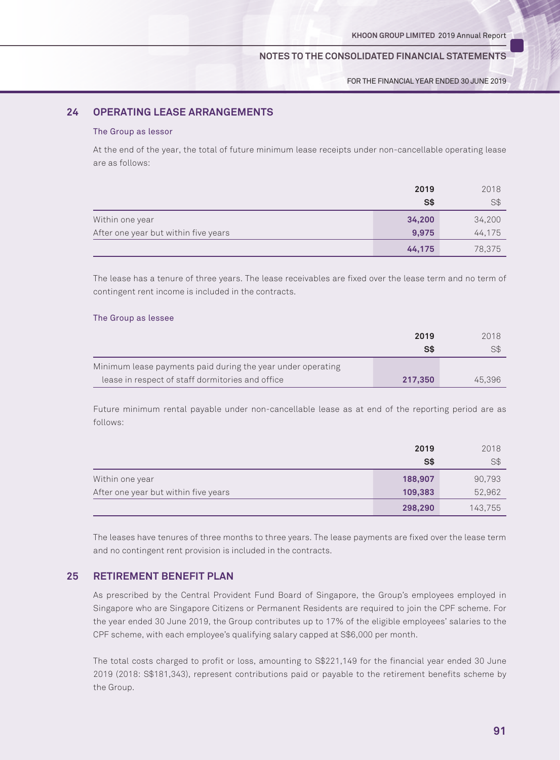## 24 OPERATING LEASE ARRANGEMENTS

### The Group as lessor

At the end of the year, the total of future minimum lease receipts under non-cancellable operating lease are as follows:

| | 2019 | 2018 |
|---|---|---|
| | S$ | S$ |
| Within one year | 34,200 | 34,200 |
| After one year but within five years | 9,975 | 44,175 |
| | 44,175 | 78,375 |

The lease has a tenure of three years. The lease receivables are fixed over the lease term and no term of contingent rent income is included in the contracts.

### The Group as lessee

| | 2019 | 2018 |
|---|---|---|
| | S$ | S$ |
| Minimum lease payments paid during the year under operating lease in respect of staff dormitories and office | 217,350 | 45,396 |

Future minimum rental payable under non-cancellable lease as at end of the reporting period are as follows:

| | 2019 | 2018 |
|---|---|---|
| | S$ | S$ |
| Within one year | 188,907 | 90,793 |
| After one year but within five years | 109,383 | 52,962 |
| | 298,290 | 143,755 |

The leases have tenures of three months to three years. The lease payments are fixed over the lease term and no contingent rent provision is included in the contracts.

## 25 RETIREMENT BENEFIT PLAN

As prescribed by the Central Provident Fund Board of Singapore, the Group's employees employed in Singapore who are Singapore Citizens or Permanent Residents are required to join the CPF scheme. For the year ended 30 June 2019, the Group contributes up to 17% of the eligible employees' salaries to the CPF scheme, with each employee's qualifying salary capped at S$6,000 per month.

The total costs charged to profit or loss, amounting to S$221,149 for the financial year ended 30 June 2019 (2018: S$181,343), represent contributions paid or payable to the retirement benefits scheme by the Group.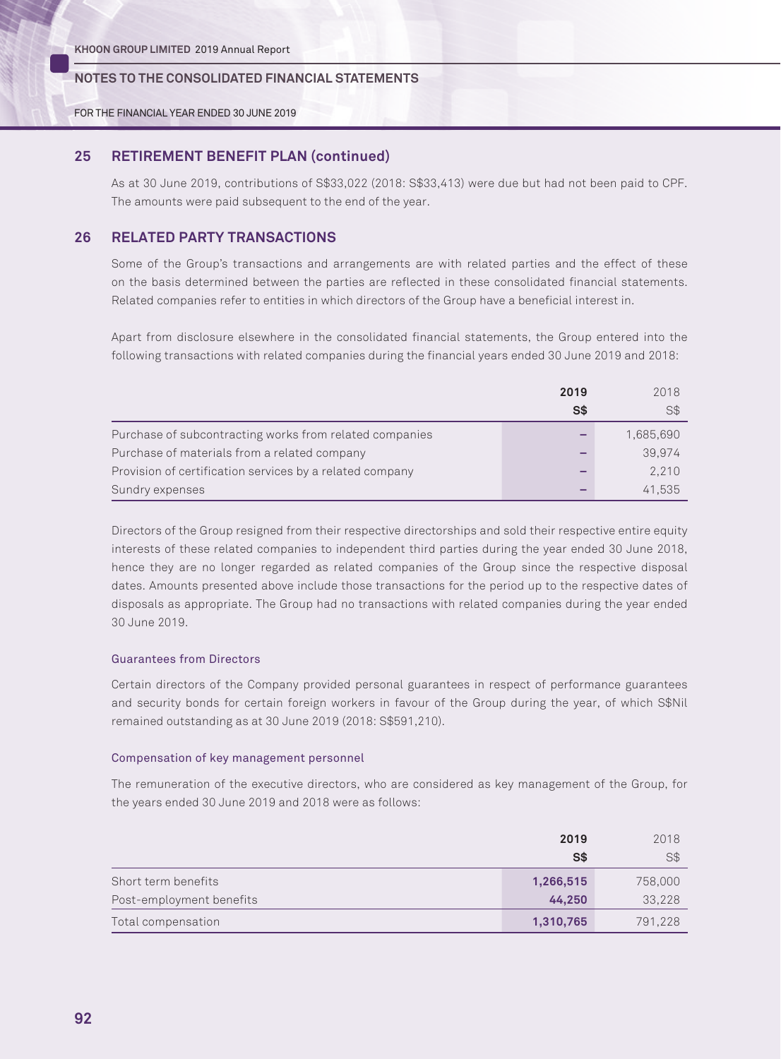## 25 RETIREMENT BENEFIT PLAN (continued)

As at 30 June 2019, contributions of S$33,022 (2018: S$33,413) were due but had not been paid to CPF. The amounts were paid subsequent to the end of the year.

## 26 RELATED PARTY TRANSACTIONS

Some of the Group's transactions and arrangements are with related parties and the effect of these on the basis determined between the parties are reflected in these consolidated financial statements. Related companies refer to entities in which directors of the Group have a beneficial interest in.

Apart from disclosure elsewhere in the consolidated financial statements, the Group entered into the following transactions with related companies during the financial years ended 30 June 2019 and 2018:

| | **2019** | 2018 |
|---|---|---|
| | **S$** | S$ |
| Purchase of subcontracting works from related companies | – | 1,685,690 |
| Purchase of materials from a related company | – | 39,974 |
| Provision of certification services by a related company | – | 2,210 |
| Sundry expenses | – | 41,535 |

Directors of the Group resigned from their respective directorships and sold their respective entire equity interests of these related companies to independent third parties during the year ended 30 June 2018, hence they are no longer regarded as related companies of the Group since the respective disposal dates. Amounts presented above include those transactions for the period up to the respective dates of disposals as appropriate. The Group had no transactions with related companies during the year ended 30 June 2019.

### Guarantees from Directors

Certain directors of the Company provided personal guarantees in respect of performance guarantees and security bonds for certain foreign workers in favour of the Group during the year, of which S$Nil remained outstanding as at 30 June 2019 (2018: S$591,210).

### Compensation of key management personnel

The remuneration of the executive directors, who are considered as key management of the Group, for the years ended 30 June 2019 and 2018 were as follows:

| | **2019** | 2018 |
|---|---|---|
| | **S$** | S$ |
| Short term benefits | **1,266,515** | 758,000 |
| Post-employment benefits | **44,250** | 33,228 |
| Total compensation | **1,310,765** | 791,228 |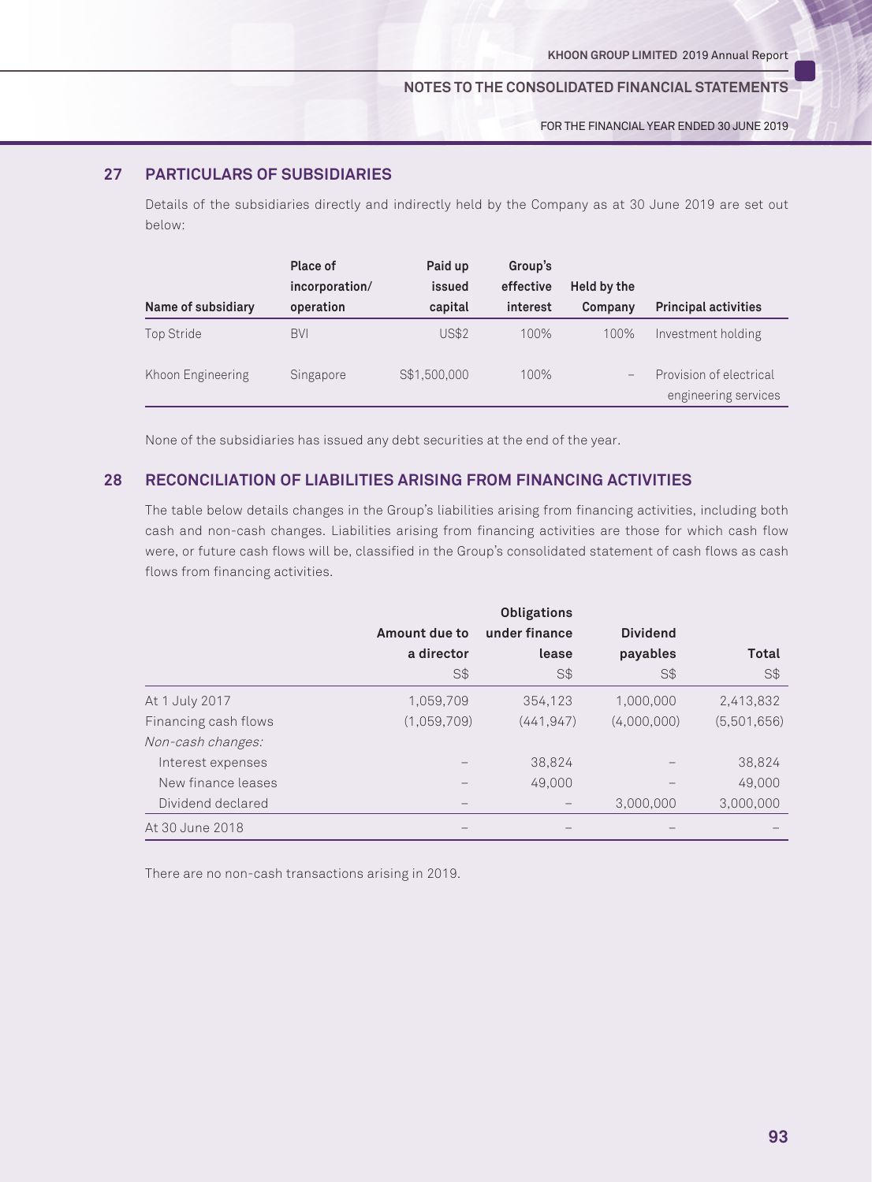## 27 PARTICULARS OF SUBSIDIARIES

Details of the subsidiaries directly and indirectly held by the Company as at 30 June 2019 are set out below:

| Name of subsidiary | Place of incorporation/ operation | Paid up issued capital | Group's effective interest | Held by the Company | Principal activities |
|---|---|---|---|---|---|
| Top Stride | BVI | US$2 | 100% | 100% | Investment holding |
| Khoon Engineering | Singapore | S$1,500,000 | 100% | – | Provision of electrical engineering services |

None of the subsidiaries has issued any debt securities at the end of the year.

## 28 RECONCILIATION OF LIABILITIES ARISING FROM FINANCING ACTIVITIES

The table below details changes in the Group's liabilities arising from financing activities, including both cash and non-cash changes. Liabilities arising from financing activities are those for which cash flow were, or future cash flows will be, classified in the Group's consolidated statement of cash flows as cash flows from financing activities.

| | Amount due to a director | Obligations under finance lease | Dividend payables | Total |
|---|---|---|---|---|
| | S$ | S$ | S$ | S$ |
| At 1 July 2017 | 1,059,709 | 354,123 | 1,000,000 | 2,413,832 |
| Financing cash flows | (1,059,709) | (441,947) | (4,000,000) | (5,501,656) |
| *Non-cash changes:* | | | | |
| Interest expenses | – | 38,824 | – | 38,824 |
| New finance leases | – | 49,000 | – | 49,000 |
| Dividend declared | – | – | 3,000,000 | 3,000,000 |
| At 30 June 2018 | – | – | – | – |

There are no non-cash transactions arising in 2019.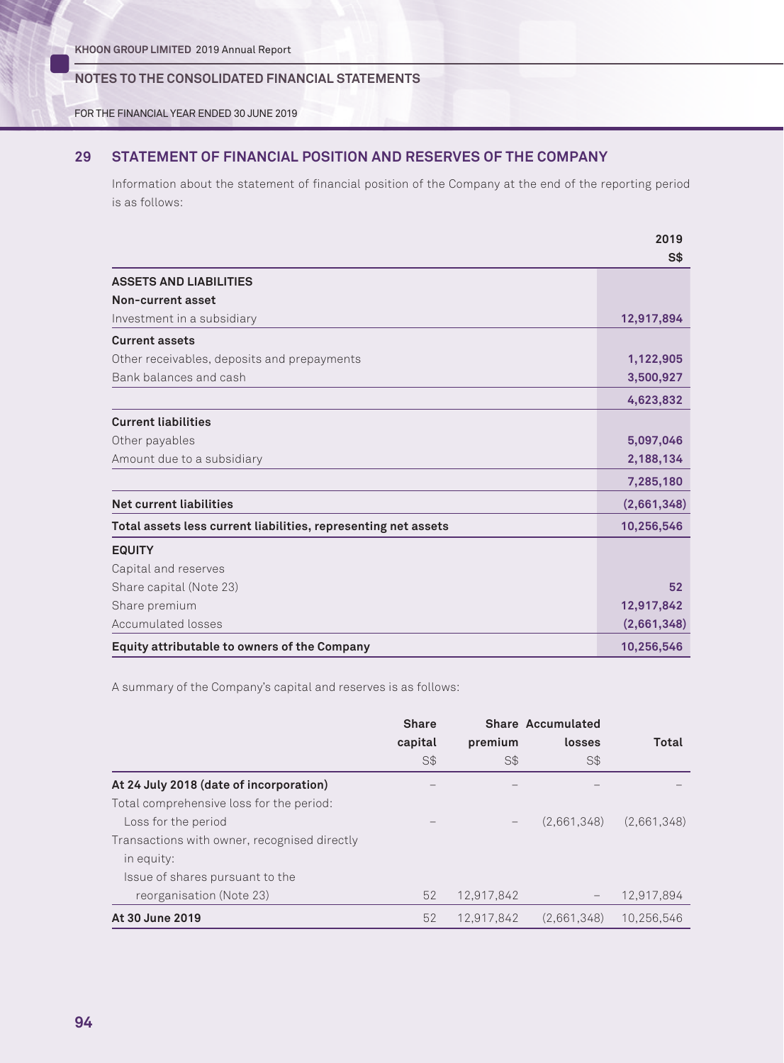## 29 STATEMENT OF FINANCIAL POSITION AND RESERVES OF THE COMPANY

Information about the statement of financial position of the Company at the end of the reporting period is as follows:

| | 2019 |
|---|---|
| | S$ |
| **ASSETS AND LIABILITIES** | |
| **Non-current asset** | |
| Investment in a subsidiary | **12,917,894** |
| **Current assets** | |
| Other receivables, deposits and prepayments | **1,122,905** |
| Bank balances and cash | **3,500,927** |
| | **4,623,832** |
| **Current liabilities** | |
| Other payables | **5,097,046** |
| Amount due to a subsidiary | **2,188,134** |
| | **7,285,180** |
| **Net current liabilities** | **(2,661,348)** |
| **Total assets less current liabilities, representing net assets** | **10,256,546** |
| **EQUITY** | |
| Capital and reserves | |
| Share capital (Note 23) | **52** |
| Share premium | **12,917,842** |
| Accumulated losses | **(2,661,348)** |
| **Equity attributable to owners of the Company** | **10,256,546** |

A summary of the Company's capital and reserves is as follows:

| | Share capital | Share premium | Accumulated losses | Total |
|---|---|---|---|---|
| | S$ | S$ | S$ | |
| **At 24 July 2018 (date of incorporation)** | – | – | – | – |
| Total comprehensive loss for the period: | | | | |
| Loss for the period | – | – | (2,661,348) | (2,661,348) |
| Transactions with owner, recognised directly in equity: | | | | |
| Issue of shares pursuant to the reorganisation (Note 23) | 52 | 12,917,842 | – | 12,917,894 |
| **At 30 June 2019** | 52 | 12,917,842 | (2,661,348) | 10,256,546 |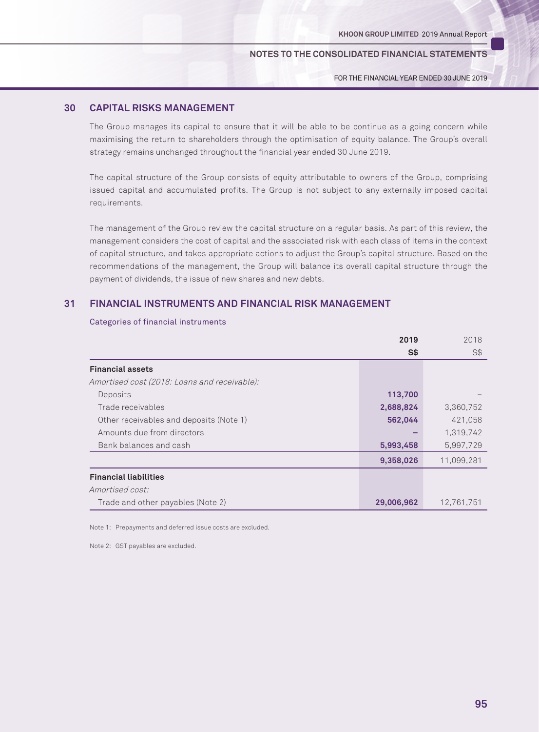## 30 CAPITAL RISKS MANAGEMENT

The Group manages its capital to ensure that it will be able to be continue as a going concern while maximising the return to shareholders through the optimisation of equity balance. The Group's overall strategy remains unchanged throughout the financial year ended 30 June 2019.

The capital structure of the Group consists of equity attributable to owners of the Group, comprising issued capital and accumulated profits. The Group is not subject to any externally imposed capital requirements.

The management of the Group review the capital structure on a regular basis. As part of this review, the management considers the cost of capital and the associated risk with each class of items in the context of capital structure, and takes appropriate actions to adjust the Group's capital structure. Based on the recommendations of the management, the Group will balance its overall capital structure through the payment of dividends, the issue of new shares and new debts.

## 31 FINANCIAL INSTRUMENTS AND FINANCIAL RISK MANAGEMENT

Categories of financial instruments

| | 2019 | 2018 |
|---|---|---|
| | S$ | S$ |
| **Financial assets** | | |
| *Amortised cost (2018: Loans and receivable):* | | |
| Deposits | 113,700 | – |
| Trade receivables | 2,688,824 | 3,360,752 |
| Other receivables and deposits (Note 1) | 562,044 | 421,058 |
| Amounts due from directors | – | 1,319,742 |
| Bank balances and cash | 5,993,458 | 5,997,729 |
| | 9,358,026 | 11,099,281 |
| **Financial liabilities** | | |
| *Amortised cost:* | | |
| Trade and other payables (Note 2) | 29,006,962 | 12,761,751 |

Note 1: Prepayments and deferred issue costs are excluded.

Note 2: GST payables are excluded.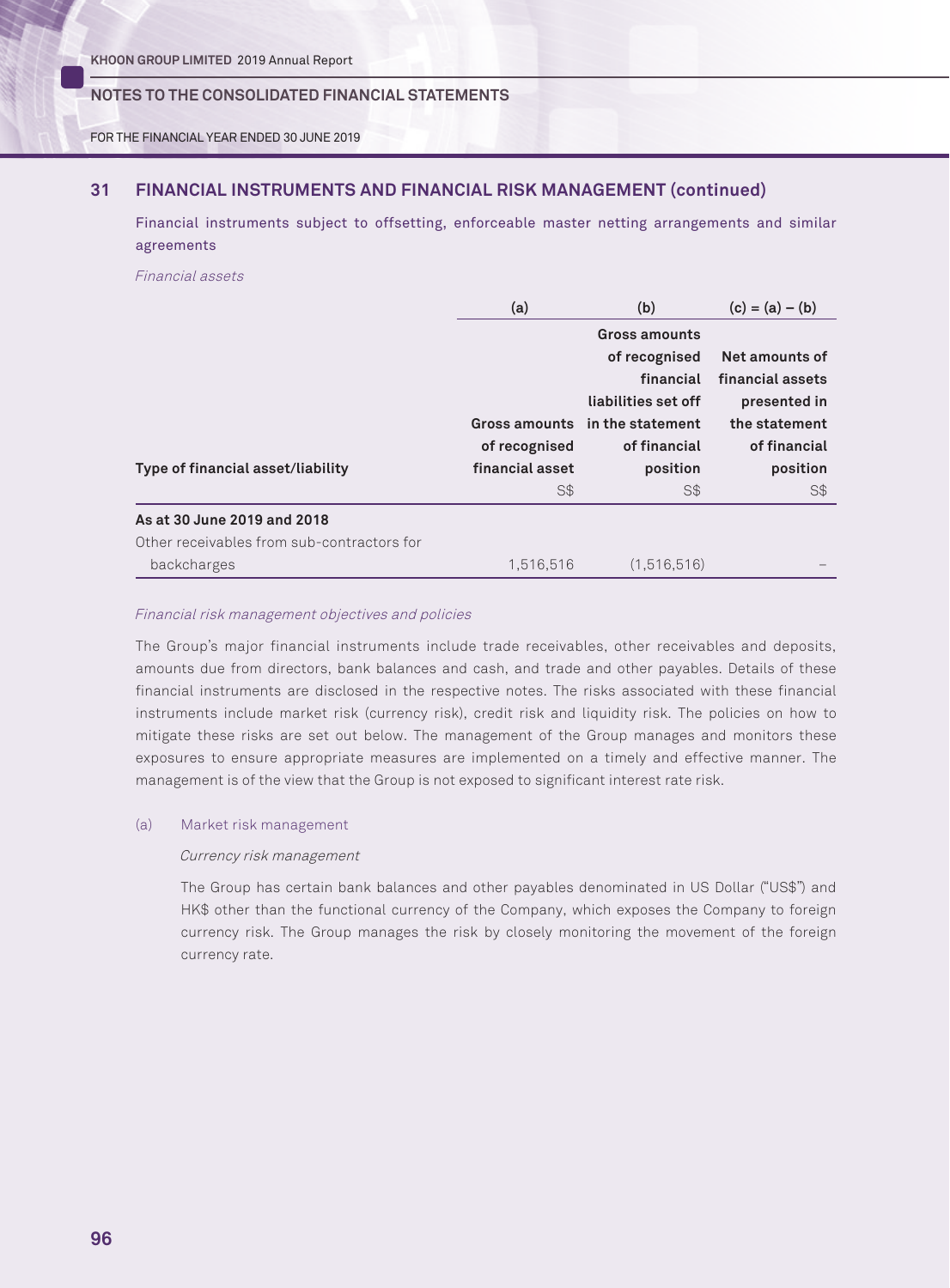## 31 FINANCIAL INSTRUMENTS AND FINANCIAL RISK MANAGEMENT (continued)

Financial instruments subject to offsetting, enforceable master netting arrangements and similar agreements

*Financial assets*

| | (a) | (b) | (c) = (a) – (b) |
|---|---|---|---|
| **Type of financial asset/liability** | **Gross amounts of recognised financial asset** | **Gross amounts of recognised financial liabilities set off in the statement of financial position** | **Net amounts of financial assets presented in the statement of financial position** |
| | S$ | S$ | S$ |
| **As at 30 June 2019 and 2018** | | | |
| Other receivables from sub-contractors for backcharges | 1,516,516 | (1,516,516) | – |

*Financial risk management objectives and policies*

The Group's major financial instruments include trade receivables, other receivables and deposits, amounts due from directors, bank balances and cash, and trade and other payables. Details of these financial instruments are disclosed in the respective notes. The risks associated with these financial instruments include market risk (currency risk), credit risk and liquidity risk. The policies on how to mitigate these risks are set out below. The management of the Group manages and monitors these exposures to ensure appropriate measures are implemented on a timely and effective manner. The management is of the view that the Group is not exposed to significant interest rate risk.

(a) Market risk management

*Currency risk management*

The Group has certain bank balances and other payables denominated in US Dollar ("US$") and HK$ other than the functional currency of the Company, which exposes the Company to foreign currency risk. The Group manages the risk by closely monitoring the movement of the foreign currency rate.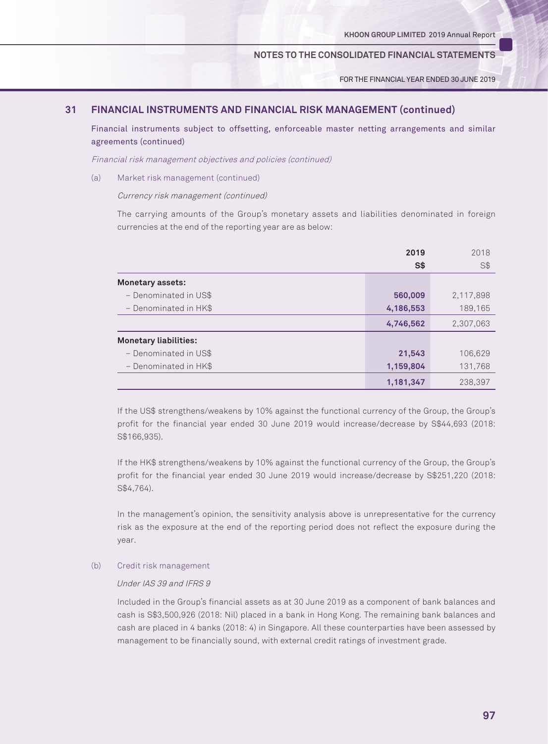## 31 FINANCIAL INSTRUMENTS AND FINANCIAL RISK MANAGEMENT (continued)

Financial instruments subject to offsetting, enforceable master netting arrangements and similar agreements (continued)

*Financial risk management objectives and policies (continued)*

(a) Market risk management (continued)

*Currency risk management (continued)*

The carrying amounts of the Group's monetary assets and liabilities denominated in foreign currencies at the end of the reporting year are as below:

| | 2019 | 2018 |
|---|---|---|
| | S$ | S$ |
| **Monetary assets:** | | |
| – Denominated in US$ | 560,009 | 2,117,898 |
| – Denominated in HK$ | 4,186,553 | 189,165 |
| | 4,746,562 | 2,307,063 |
| **Monetary liabilities:** | | |
| – Denominated in US$ | 21,543 | 106,629 |
| – Denominated in HK$ | 1,159,804 | 131,768 |
| | 1,181,347 | 238,397 |

If the US$ strengthens/weakens by 10% against the functional currency of the Group, the Group's profit for the financial year ended 30 June 2019 would increase/decrease by S$44,693 (2018: S$166,935).

If the HK$ strengthens/weakens by 10% against the functional currency of the Group, the Group's profit for the financial year ended 30 June 2019 would increase/decrease by S$251,220 (2018: S$4,764).

In the management's opinion, the sensitivity analysis above is unrepresentative for the currency risk as the exposure at the end of the reporting period does not reflect the exposure during the year.

(b) Credit risk management

*Under IAS 39 and IFRS 9*

Included in the Group's financial assets as at 30 June 2019 as a component of bank balances and cash is S$3,500,926 (2018: Nil) placed in a bank in Hong Kong. The remaining bank balances and cash are placed in 4 banks (2018: 4) in Singapore. All these counterparties have been assessed by management to be financially sound, with external credit ratings of investment grade.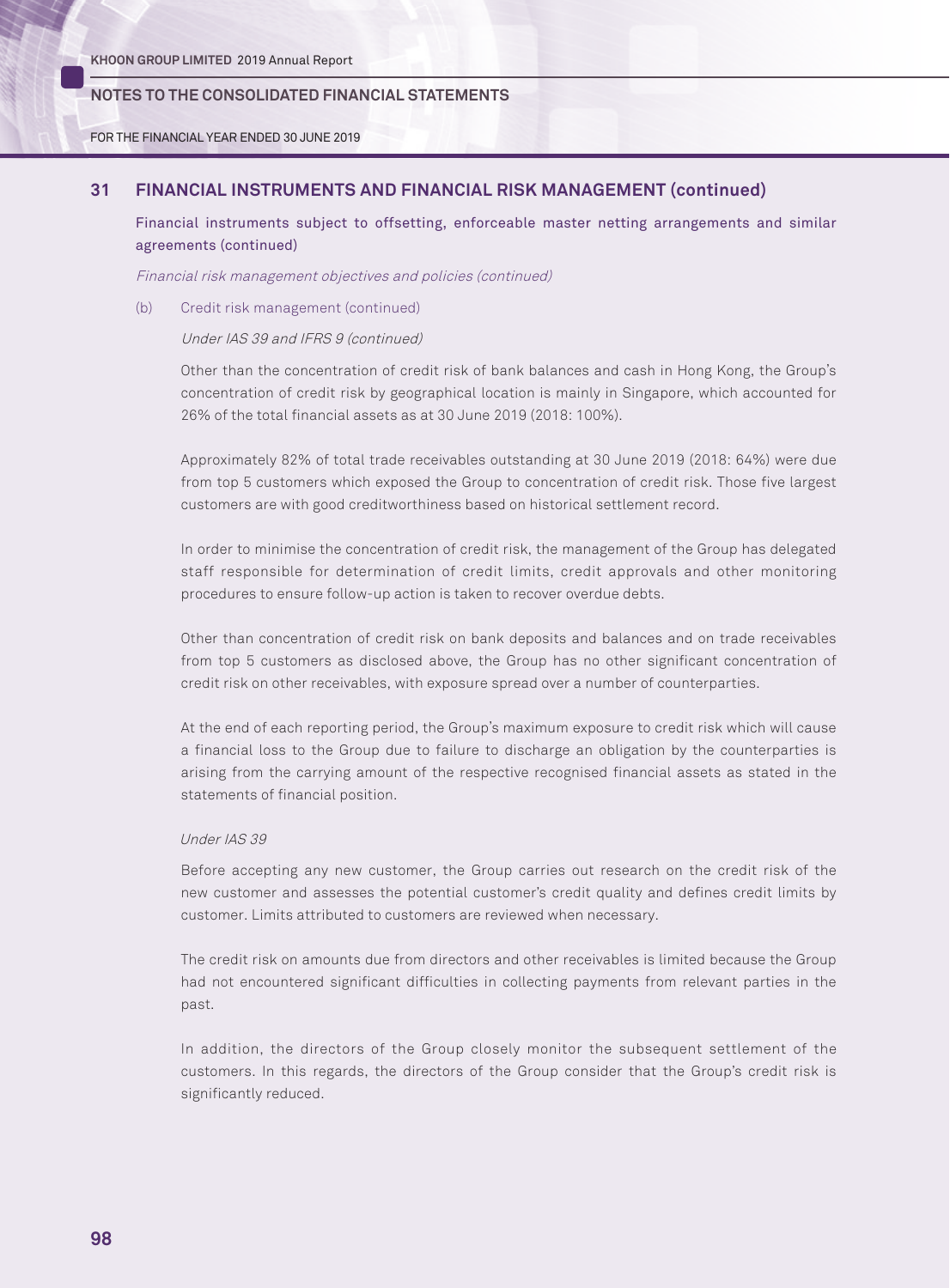## 31 FINANCIAL INSTRUMENTS AND FINANCIAL RISK MANAGEMENT (continued)

Financial instruments subject to offsetting, enforceable master netting arrangements and similar agreements (continued)

*Financial risk management objectives and policies (continued)*

(b) Credit risk management (continued)

*Under IAS 39 and IFRS 9 (continued)*

Other than the concentration of credit risk of bank balances and cash in Hong Kong, the Group's concentration of credit risk by geographical location is mainly in Singapore, which accounted for 26% of the total financial assets as at 30 June 2019 (2018: 100%).

Approximately 82% of total trade receivables outstanding at 30 June 2019 (2018: 64%) were due from top 5 customers which exposed the Group to concentration of credit risk. Those five largest customers are with good creditworthiness based on historical settlement record.

In order to minimise the concentration of credit risk, the management of the Group has delegated staff responsible for determination of credit limits, credit approvals and other monitoring procedures to ensure follow-up action is taken to recover overdue debts.

Other than concentration of credit risk on bank deposits and balances and on trade receivables from top 5 customers as disclosed above, the Group has no other significant concentration of credit risk on other receivables, with exposure spread over a number of counterparties.

At the end of each reporting period, the Group's maximum exposure to credit risk which will cause a financial loss to the Group due to failure to discharge an obligation by the counterparties is arising from the carrying amount of the respective recognised financial assets as stated in the statements of financial position.

*Under IAS 39*

Before accepting any new customer, the Group carries out research on the credit risk of the new customer and assesses the potential customer's credit quality and defines credit limits by customer. Limits attributed to customers are reviewed when necessary.

The credit risk on amounts due from directors and other receivables is limited because the Group had not encountered significant difficulties in collecting payments from relevant parties in the past.

In addition, the directors of the Group closely monitor the subsequent settlement of the customers. In this regards, the directors of the Group consider that the Group's credit risk is significantly reduced.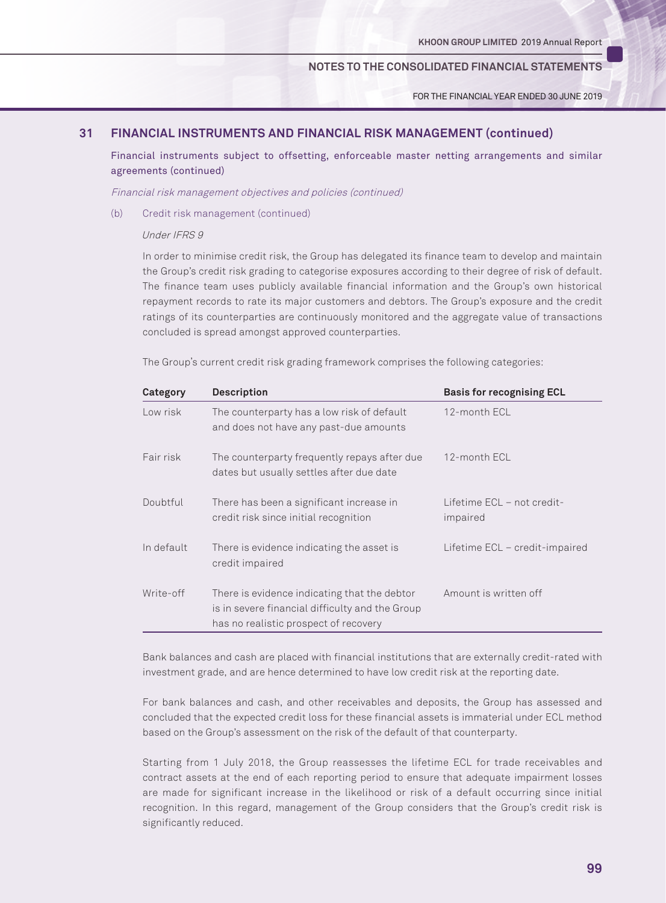## 31 FINANCIAL INSTRUMENTS AND FINANCIAL RISK MANAGEMENT (continued)

Financial instruments subject to offsetting, enforceable master netting arrangements and similar agreements (continued)

*Financial risk management objectives and policies (continued)*

(b) Credit risk management (continued)

*Under IFRS 9*

In order to minimise credit risk, the Group has delegated its finance team to develop and maintain the Group's credit risk grading to categorise exposures according to their degree of risk of default. The finance team uses publicly available financial information and the Group's own historical repayment records to rate its major customers and debtors. The Group's exposure and the credit ratings of its counterparties are continuously monitored and the aggregate value of transactions concluded is spread amongst approved counterparties.

The Group's current credit risk grading framework comprises the following categories:

| Category | Description | Basis for recognising ECL |
|---|---|---|
| Low risk | The counterparty has a low risk of default and does not have any past-due amounts | 12-month ECL |
| Fair risk | The counterparty frequently repays after due dates but usually settles after due date | 12-month ECL |
| Doubtful | There has been a significant increase in credit risk since initial recognition | Lifetime ECL – not credit-impaired |
| In default | There is evidence indicating the asset is credit impaired | Lifetime ECL – credit-impaired |
| Write-off | There is evidence indicating that the debtor is in severe financial difficulty and the Group has no realistic prospect of recovery | Amount is written off |

Bank balances and cash are placed with financial institutions that are externally credit-rated with investment grade, and are hence determined to have low credit risk at the reporting date.

For bank balances and cash, and other receivables and deposits, the Group has assessed and concluded that the expected credit loss for these financial assets is immaterial under ECL method based on the Group's assessment on the risk of the default of that counterparty.

Starting from 1 July 2018, the Group reassesses the lifetime ECL for trade receivables and contract assets at the end of each reporting period to ensure that adequate impairment losses are made for significant increase in the likelihood or risk of a default occurring since initial recognition. In this regard, management of the Group considers that the Group's credit risk is significantly reduced.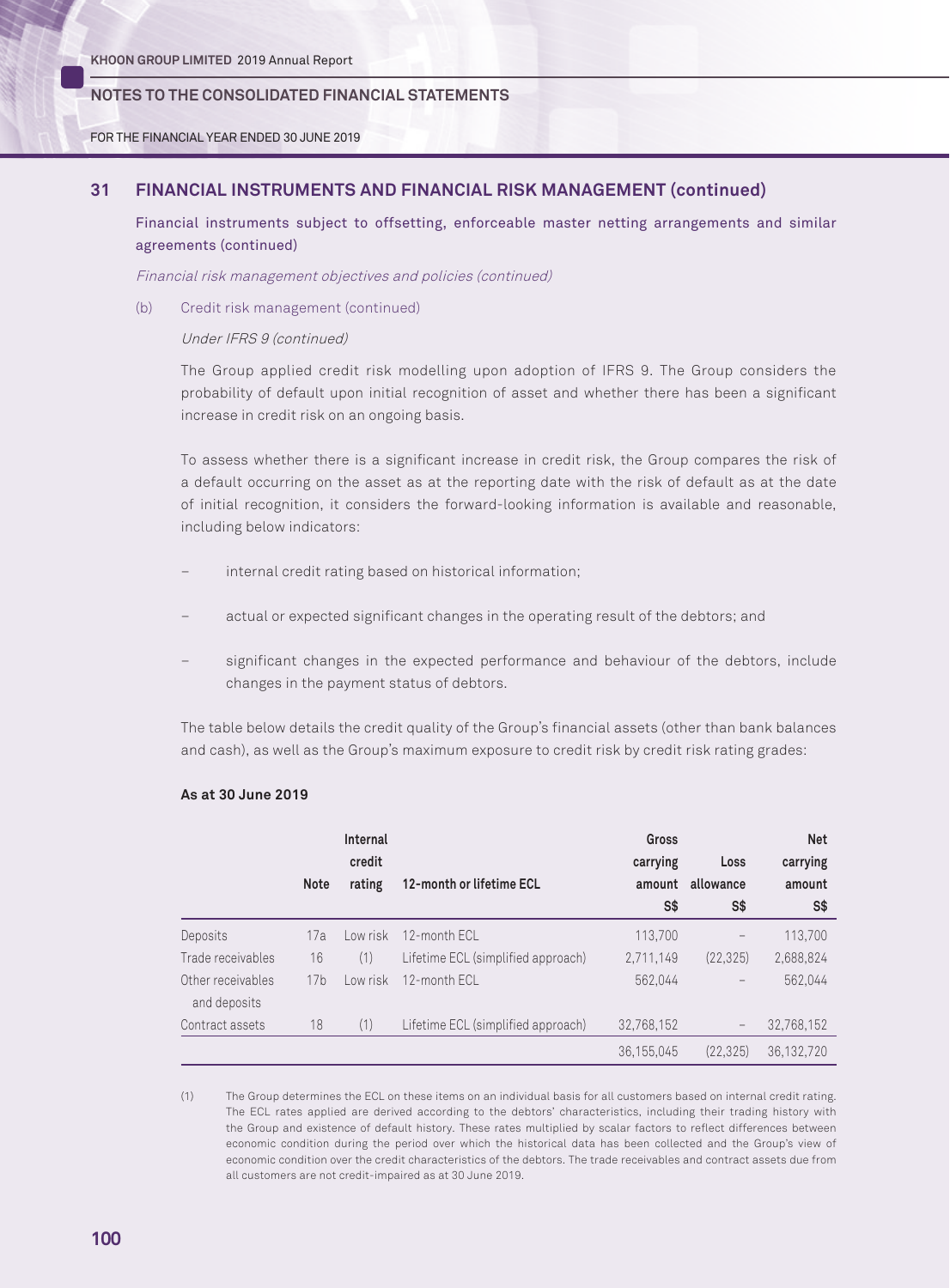## 31 FINANCIAL INSTRUMENTS AND FINANCIAL RISK MANAGEMENT (continued)

Financial instruments subject to offsetting, enforceable master netting arrangements and similar agreements (continued)

*Financial risk management objectives and policies (continued)*

(b) Credit risk management (continued)

*Under IFRS 9 (continued)*

The Group applied credit risk modelling upon adoption of IFRS 9. The Group considers the probability of default upon initial recognition of asset and whether there has been a significant increase in credit risk on an ongoing basis.

To assess whether there is a significant increase in credit risk, the Group compares the risk of a default occurring on the asset as at the reporting date with the risk of default as at the date of initial recognition, it considers the forward-looking information is available and reasonable, including below indicators:

- internal credit rating based on historical information;
- actual or expected significant changes in the operating result of the debtors; and
- significant changes in the expected performance and behaviour of the debtors, include changes in the payment status of debtors.

The table below details the credit quality of the Group's financial assets (other than bank balances and cash), as well as the Group's maximum exposure to credit risk by credit risk rating grades:

**As at 30 June 2019**

| | Note | Internal credit rating | 12-month or lifetime ECL | Gross carrying amount S$ | Loss allowance S$ | Net carrying amount S$ |
|---|---|---|---|---|---|---|
| Deposits | 17a | Low risk | 12-month ECL | 113,700 | – | 113,700 |
| Trade receivables | 16 | (1) | Lifetime ECL (simplified approach) | 2,711,149 | (22,325) | 2,688,824 |
| Other receivables and deposits | 17b | Low risk | 12-month ECL | 562,044 | – | 562,044 |
| Contract assets | 18 | (1) | Lifetime ECL (simplified approach) | 32,768,152 | – | 32,768,152 |
| | | | | 36,155,045 | (22,325) | 36,132,720 |

(1) The Group determines the ECL on these items on an individual basis for all customers based on internal credit rating. The ECL rates applied are derived according to the debtors' characteristics, including their trading history with the Group and existence of default history. These rates multiplied by scalar factors to reflect differences between economic condition during the period over which the historical data has been collected and the Group's view of economic condition over the credit characteristics of the debtors. The trade receivables and contract assets due from all customers are not credit-impaired as at 30 June 2019.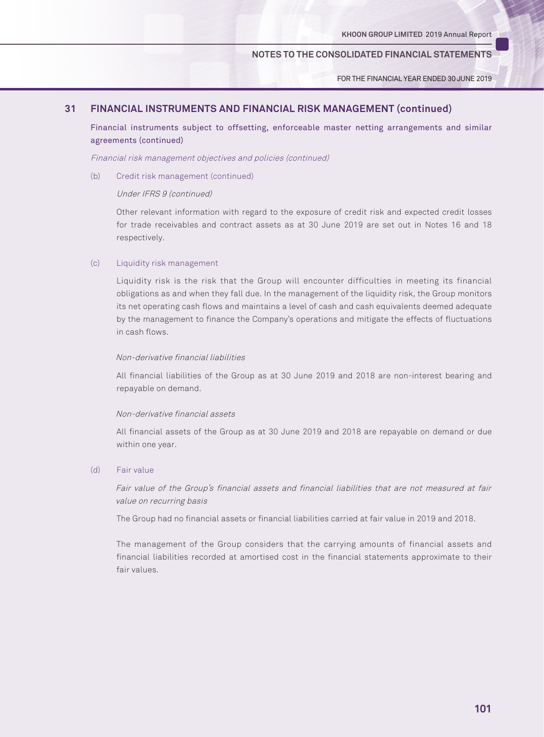## 31 FINANCIAL INSTRUMENTS AND FINANCIAL RISK MANAGEMENT (continued)

Financial instruments subject to offsetting, enforceable master netting arrangements and similar agreements (continued)

*Financial risk management objectives and policies (continued)*

(b) Credit risk management (continued)

*Under IFRS 9 (continued)*

Other relevant information with regard to the exposure of credit risk and expected credit losses for trade receivables and contract assets as at 30 June 2019 are set out in Notes 16 and 18 respectively.

(c) Liquidity risk management

Liquidity risk is the risk that the Group will encounter difficulties in meeting its financial obligations as and when they fall due. In the management of the liquidity risk, the Group monitors its net operating cash flows and maintains a level of cash and cash equivalents deemed adequate by the management to finance the Company's operations and mitigate the effects of fluctuations in cash flows.

*Non-derivative financial liabilities*

All financial liabilities of the Group as at 30 June 2019 and 2018 are non-interest bearing and repayable on demand.

*Non-derivative financial assets*

All financial assets of the Group as at 30 June 2019 and 2018 are repayable on demand or due within one year.

(d) Fair value

*Fair value of the Group's financial assets and financial liabilities that are not measured at fair value on recurring basis*

The Group had no financial assets or financial liabilities carried at fair value in 2019 and 2018.

The management of the Group considers that the carrying amounts of financial assets and financial liabilities recorded at amortised cost in the financial statements approximate to their fair values.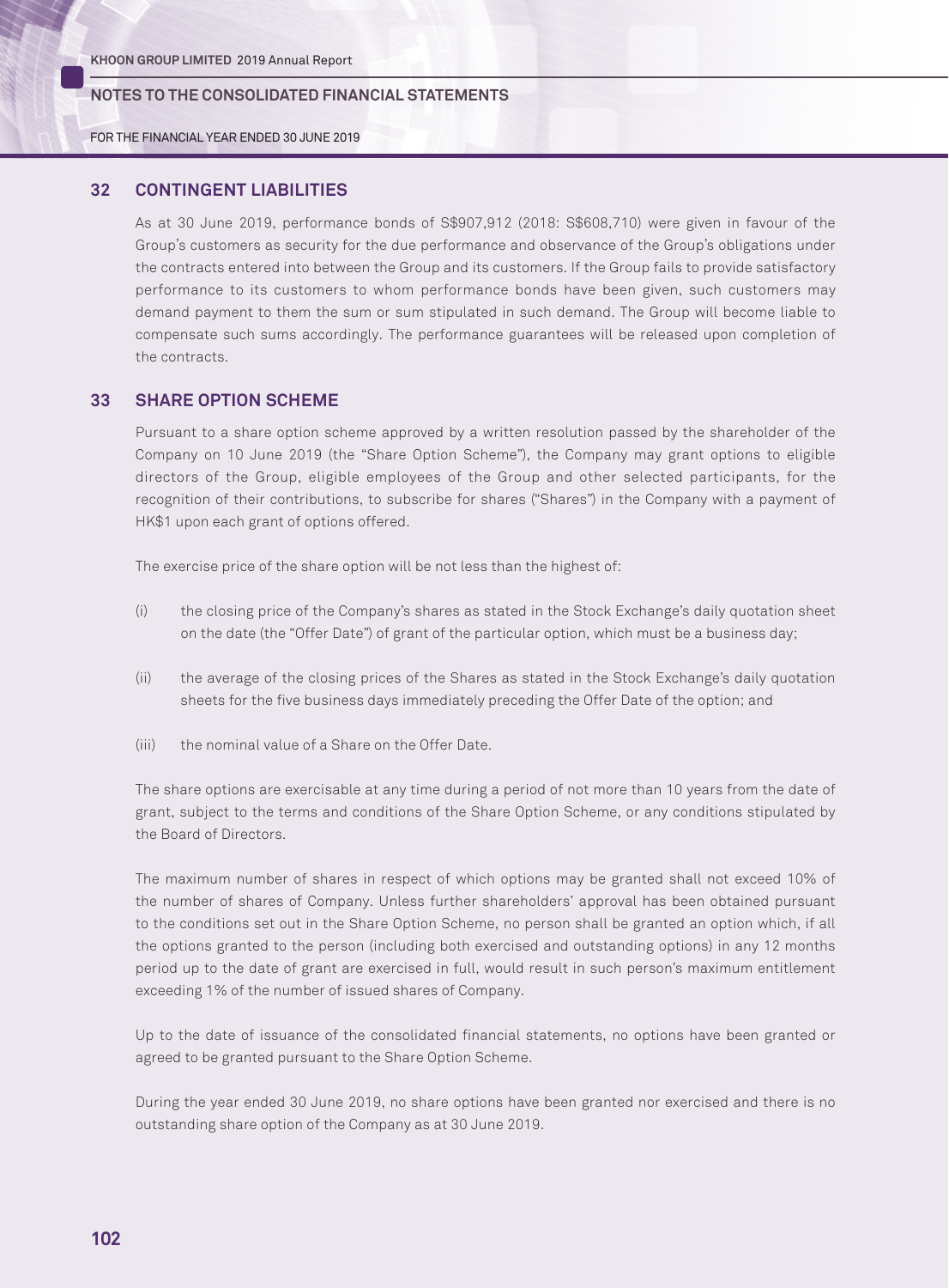## 32 CONTINGENT LIABILITIES

As at 30 June 2019, performance bonds of S$907,912 (2018: S$608,710) were given in favour of the Group's customers as security for the due performance and observance of the Group's obligations under the contracts entered into between the Group and its customers. If the Group fails to provide satisfactory performance to its customers to whom performance bonds have been given, such customers may demand payment to them the sum or sum stipulated in such demand. The Group will become liable to compensate such sums accordingly. The performance guarantees will be released upon completion of the contracts.

## 33 SHARE OPTION SCHEME

Pursuant to a share option scheme approved by a written resolution passed by the shareholder of the Company on 10 June 2019 (the "Share Option Scheme"), the Company may grant options to eligible directors of the Group, eligible employees of the Group and other selected participants, for the recognition of their contributions, to subscribe for shares ("Shares") in the Company with a payment of HK$1 upon each grant of options offered.

The exercise price of the share option will be not less than the highest of:

(i) the closing price of the Company's shares as stated in the Stock Exchange's daily quotation sheet on the date (the "Offer Date") of grant of the particular option, which must be a business day;

(ii) the average of the closing prices of the Shares as stated in the Stock Exchange's daily quotation sheets for the five business days immediately preceding the Offer Date of the option; and

(iii) the nominal value of a Share on the Offer Date.

The share options are exercisable at any time during a period of not more than 10 years from the date of grant, subject to the terms and conditions of the Share Option Scheme, or any conditions stipulated by the Board of Directors.

The maximum number of shares in respect of which options may be granted shall not exceed 10% of the number of shares of Company. Unless further shareholders' approval has been obtained pursuant to the conditions set out in the Share Option Scheme, no person shall be granted an option which, if all the options granted to the person (including both exercised and outstanding options) in any 12 months period up to the date of grant are exercised in full, would result in such person's maximum entitlement exceeding 1% of the number of issued shares of Company.

Up to the date of issuance of the consolidated financial statements, no options have been granted or agreed to be granted pursuant to the Share Option Scheme.

During the year ended 30 June 2019, no share options have been granted nor exercised and there is no outstanding share option of the Company as at 30 June 2019.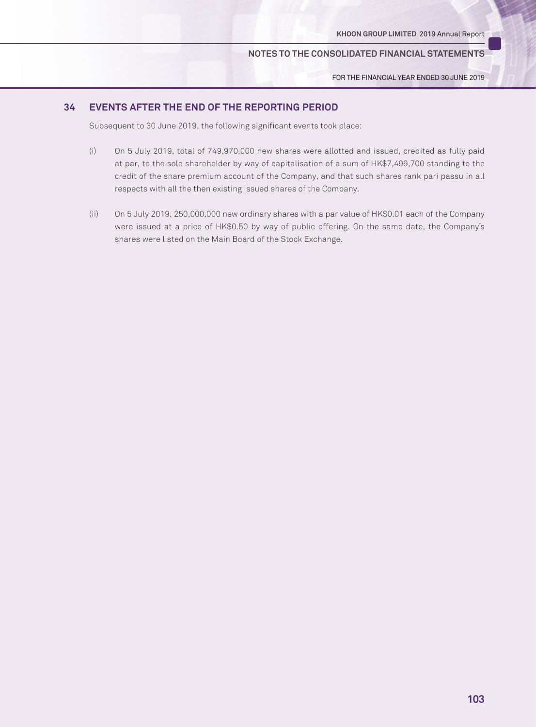## 34 EVENTS AFTER THE END OF THE REPORTING PERIOD

Subsequent to 30 June 2019, the following significant events took place:

(i) On 5 July 2019, total of 749,970,000 new shares were allotted and issued, credited as fully paid at par, to the sole shareholder by way of capitalisation of a sum of HK$7,499,700 standing to the credit of the share premium account of the Company, and that such shares rank pari passu in all respects with all the then existing issued shares of the Company.

(ii) On 5 July 2019, 250,000,000 new ordinary shares with a par value of HK$0.01 each of the Company were issued at a price of HK$0.50 by way of public offering. On the same date, the Company's shares were listed on the Main Board of the Stock Exchange.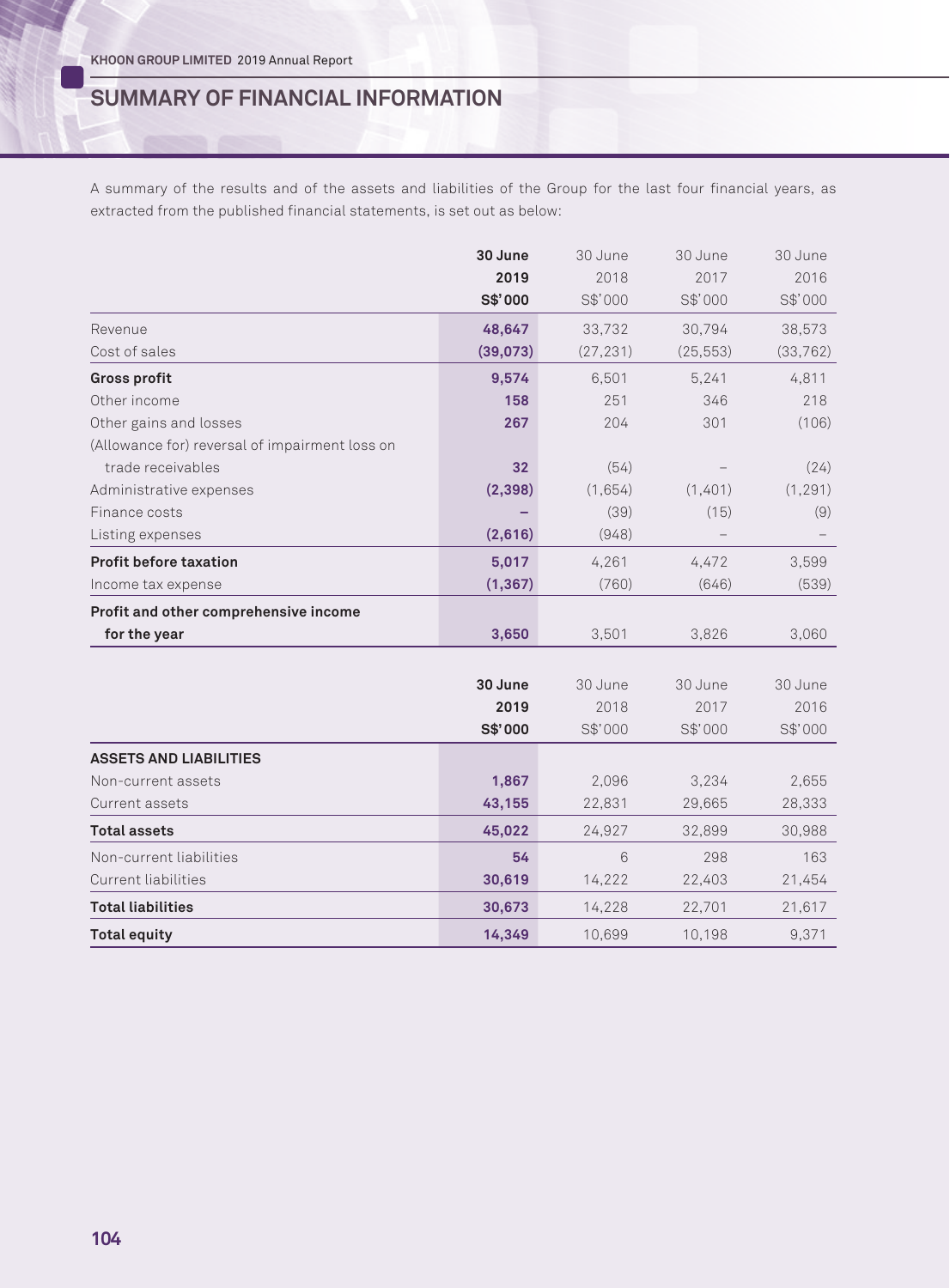# SUMMARY OF FINANCIAL INFORMATION

A summary of the results and of the assets and liabilities of the Group for the last four financial years, as extracted from the published financial statements, is set out as below:

| | 30 June 2019 S$'000 | 30 June 2018 S$'000 | 30 June 2017 S$'000 | 30 June 2016 S$'000 |
|---|---|---|---|---|
| Revenue | 48,647 | 33,732 | 30,794 | 38,573 |
| Cost of sales | (39,073) | (27,231) | (25,553) | (33,762) |
| **Gross profit** | 9,574 | 6,501 | 5,241 | 4,811 |
| Other income | 158 | 251 | 346 | 218 |
| Other gains and losses | 267 | 204 | 301 | (106) |
| (Allowance for) reversal of impairment loss on trade receivables | 32 | (54) | – | (24) |
| Administrative expenses | (2,398) | (1,654) | (1,401) | (1,291) |
| Finance costs | – | (39) | (15) | (9) |
| Listing expenses | (2,616) | (948) | – | – |
| **Profit before taxation** | 5,017 | 4,261 | 4,472 | 3,599 |
| Income tax expense | (1,367) | (760) | (646) | (539) |
| **Profit and other comprehensive income for the year** | 3,650 | 3,501 | 3,826 | 3,060 |

| | 30 June 2019 S$'000 | 30 June 2018 S$'000 | 30 June 2017 S$'000 | 30 June 2016 S$'000 |
|---|---|---|---|---|
| **ASSETS AND LIABILITIES** | | | | |
| Non-current assets | 1,867 | 2,096 | 3,234 | 2,655 |
| Current assets | 43,155 | 22,831 | 29,665 | 28,333 |
| **Total assets** | 45,022 | 24,927 | 32,899 | 30,988 |
| Non-current liabilities | 54 | 6 | 298 | 163 |
| Current liabilities | 30,619 | 14,222 | 22,403 | 21,454 |
| **Total liabilities** | 30,673 | 14,228 | 22,701 | 21,617 |
| **Total equity** | 14,349 | 10,699 | 10,198 | 9,371 |